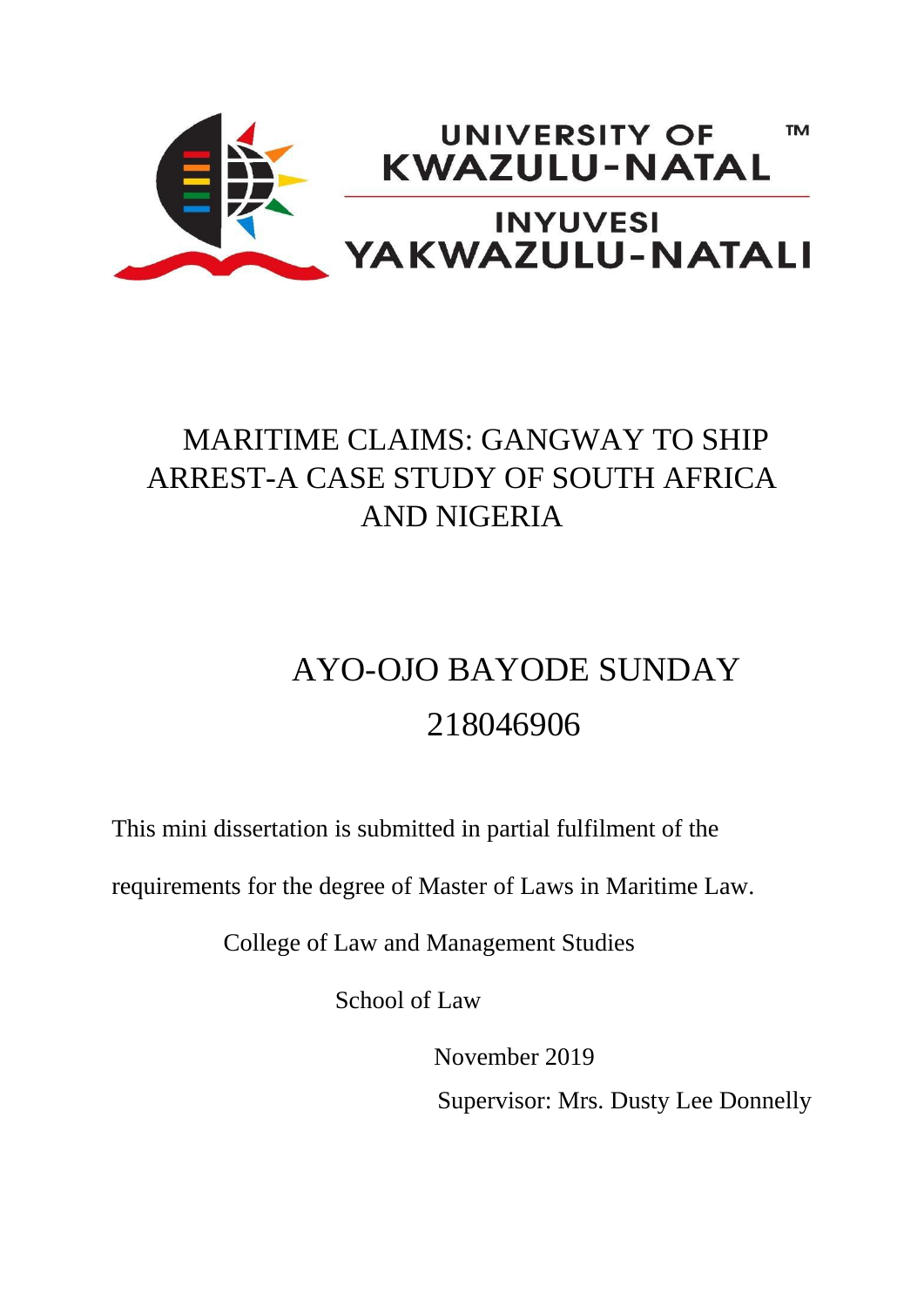UNIVERSITY OF KWAZULU-NATAL

INYUVESI YAKWAZULU-NATALI

# MARITIME CLAIMS: GANGWAY TO SHIP ARREST-A CASE STUDY OF SOUTH AFRICA AND NIGERIA

AYO-OJO BAYODE SUNDAY

218046906

This mini dissertation is submitted in partial fulfilment of the requirements for the degree of Master of Laws in Maritime Law.

College of Law and Management Studies

School of Law

November 2019

Supervisor: Mrs. Dusty Lee Donnelly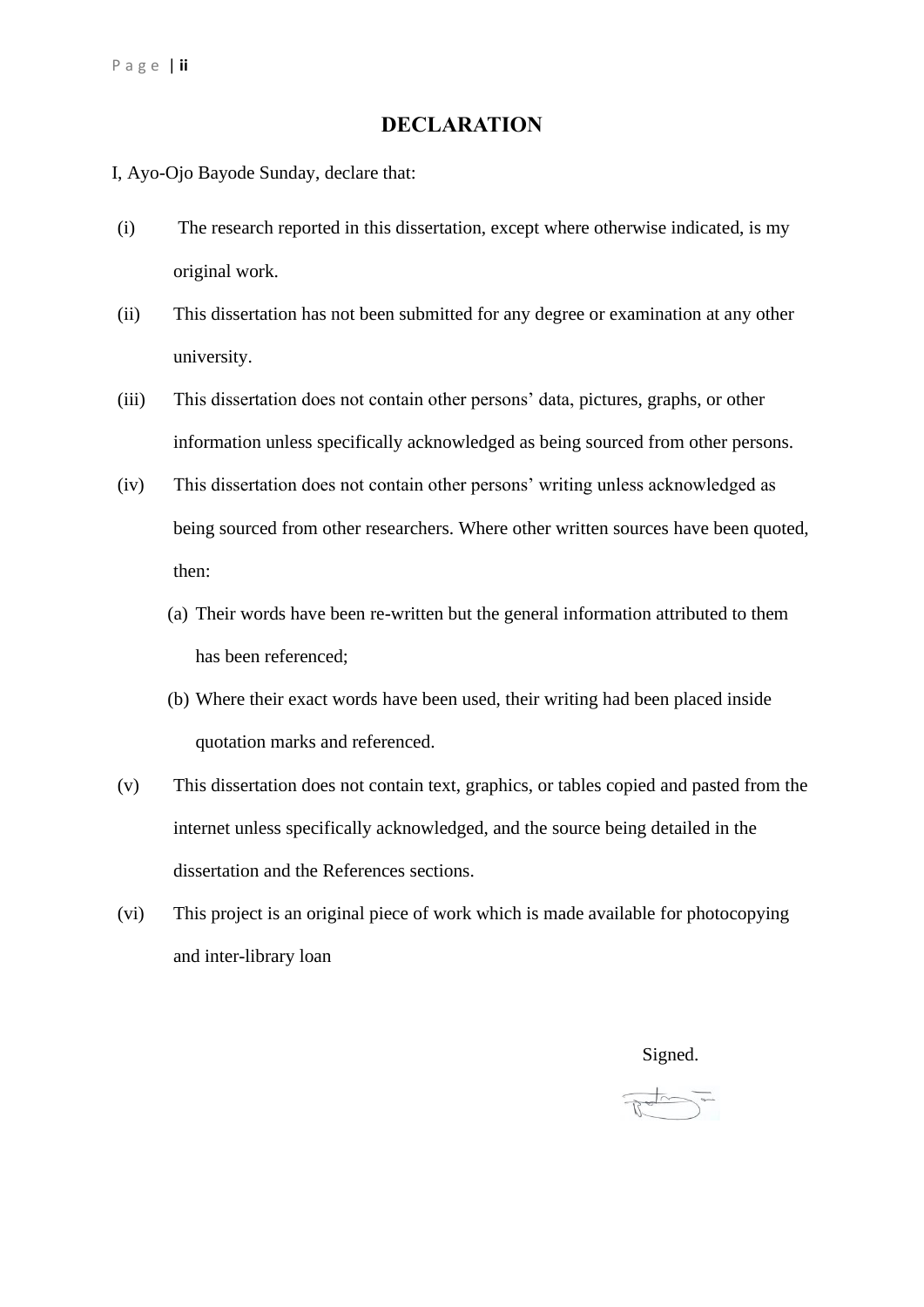# DECLARATION

I, Ayo-Ojo Bayode Sunday, declare that:

(i) The research reported in this dissertation, except where otherwise indicated, is my original work.

(ii) This dissertation has not been submitted for any degree or examination at any other university.

(iii) This dissertation does not contain other persons' data, pictures, graphs, or other information unless specifically acknowledged as being sourced from other persons.

(iv) This dissertation does not contain other persons' writing unless acknowledged as being sourced from other researchers. Where other written sources have been quoted, then:

  (a) Their words have been re-written but the general information attributed to them has been referenced;

  (b) Where their exact words have been used, their writing had been placed inside quotation marks and referenced.

(v) This dissertation does not contain text, graphics, or tables copied and pasted from the internet unless specifically acknowledged, and the source being detailed in the dissertation and the References sections.

(vi) This project is an original piece of work which is made available for photocopying and inter-library loan

Signed.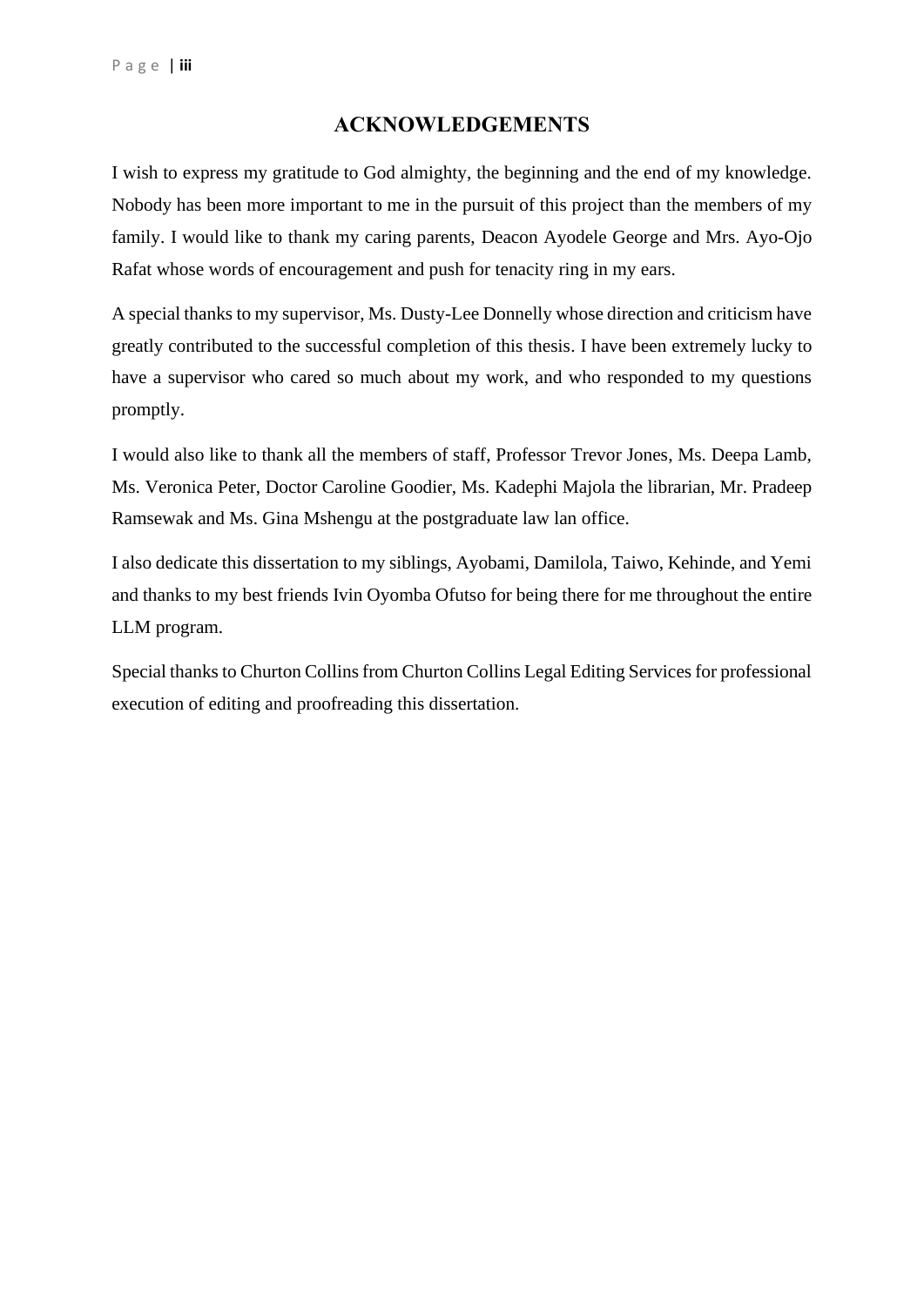# ACKNOWLEDGEMENTS

I wish to express my gratitude to God almighty, the beginning and the end of my knowledge. Nobody has been more important to me in the pursuit of this project than the members of my family. I would like to thank my caring parents, Deacon Ayodele George and Mrs. Ayo-Ojo Rafat whose words of encouragement and push for tenacity ring in my ears.

A special thanks to my supervisor, Ms. Dusty-Lee Donnelly whose direction and criticism have greatly contributed to the successful completion of this thesis. I have been extremely lucky to have a supervisor who cared so much about my work, and who responded to my questions promptly.

I would also like to thank all the members of staff, Professor Trevor Jones, Ms. Deepa Lamb, Ms. Veronica Peter, Doctor Caroline Goodier, Ms. Kadephi Majola the librarian, Mr. Pradeep Ramsewak and Ms. Gina Mshengu at the postgraduate law lan office.

I also dedicate this dissertation to my siblings, Ayobami, Damilola, Taiwo, Kehinde, and Yemi and thanks to my best friends Ivin Oyomba Ofutso for being there for me throughout the entire LLM program.

Special thanks to Churton Collins from Churton Collins Legal Editing Services for professional execution of editing and proofreading this dissertation.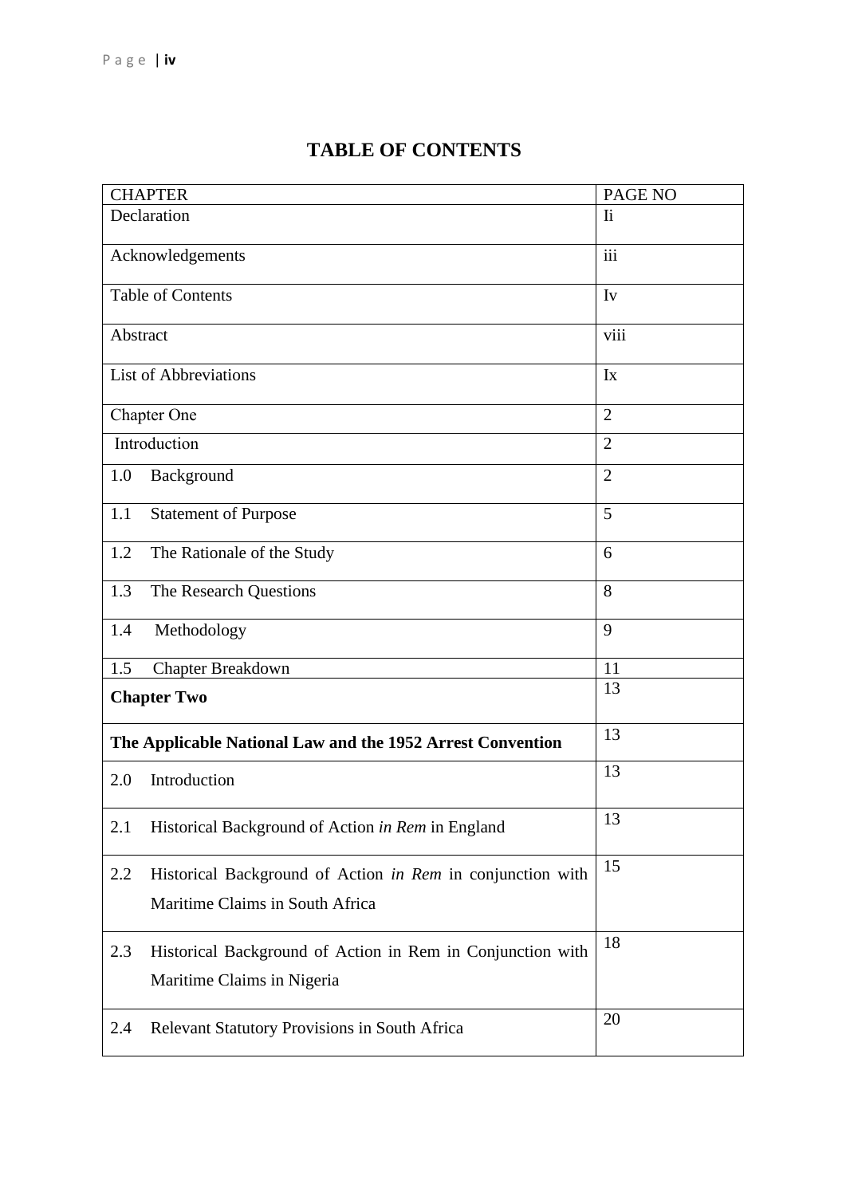# TABLE OF CONTENTS

| CHAPTER | PAGE NO |
|---|---|
| Declaration | Ii |
| Acknowledgements | iii |
| Table of Contents | Iv |
| Abstract | viii |
| List of Abbreviations | Ix |
| Chapter One | 2 |
| Introduction | 2 |
| 1.0 Background | 2 |
| 1.1 Statement of Purpose | 5 |
| 1.2 The Rationale of the Study | 6 |
| 1.3 The Research Questions | 8 |
| 1.4 Methodology | 9 |
| 1.5 Chapter Breakdown | 11 |
| **Chapter Two** | 13 |
| **The Applicable National Law and the 1952 Arrest Convention** | 13 |
| 2.0 Introduction | 13 |
| 2.1 Historical Background of Action *in Rem* in England | 13 |
| 2.2 Historical Background of Action *in Rem* in conjunction with Maritime Claims in South Africa | 15 |
| 2.3 Historical Background of Action in Rem in Conjunction with Maritime Claims in Nigeria | 18 |
| 2.4 Relevant Statutory Provisions in South Africa | 20 |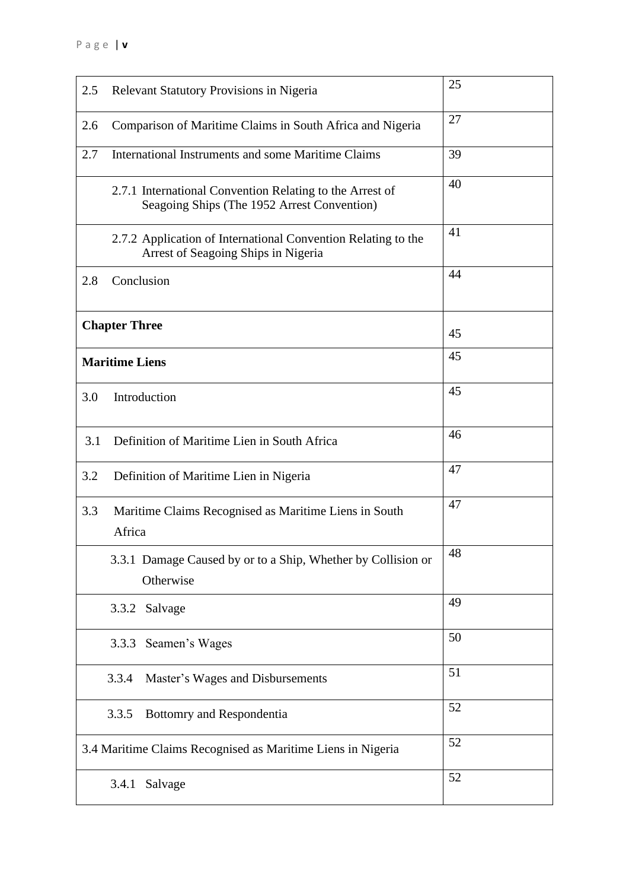| | |
|---|---|
| 2.5 Relevant Statutory Provisions in Nigeria | 25 |
| 2.6 Comparison of Maritime Claims in South Africa and Nigeria | 27 |
| 2.7 International Instruments and some Maritime Claims | 39 |
| 2.7.1 International Convention Relating to the Arrest of Seagoing Ships (The 1952 Arrest Convention) | 40 |
| 2.7.2 Application of International Convention Relating to the Arrest of Seagoing Ships in Nigeria | 41 |
| 2.8 Conclusion | 44 |
| **Chapter Three** | 45 |
| **Maritime Liens** | 45 |
| 3.0 Introduction | 45 |
| 3.1 Definition of Maritime Lien in South Africa | 46 |
| 3.2 Definition of Maritime Lien in Nigeria | 47 |
| 3.3 Maritime Claims Recognised as Maritime Liens in South Africa | 47 |
| 3.3.1 Damage Caused by or to a Ship, Whether by Collision or Otherwise | 48 |
| 3.3.2 Salvage | 49 |
| 3.3.3 Seamen's Wages | 50 |
| 3.3.4 Master's Wages and Disbursements | 51 |
| 3.3.5 Bottomry and Respondentia | 52 |
| 3.4 Maritime Claims Recognised as Maritime Liens in Nigeria | 52 |
| 3.4.1 Salvage | 52 |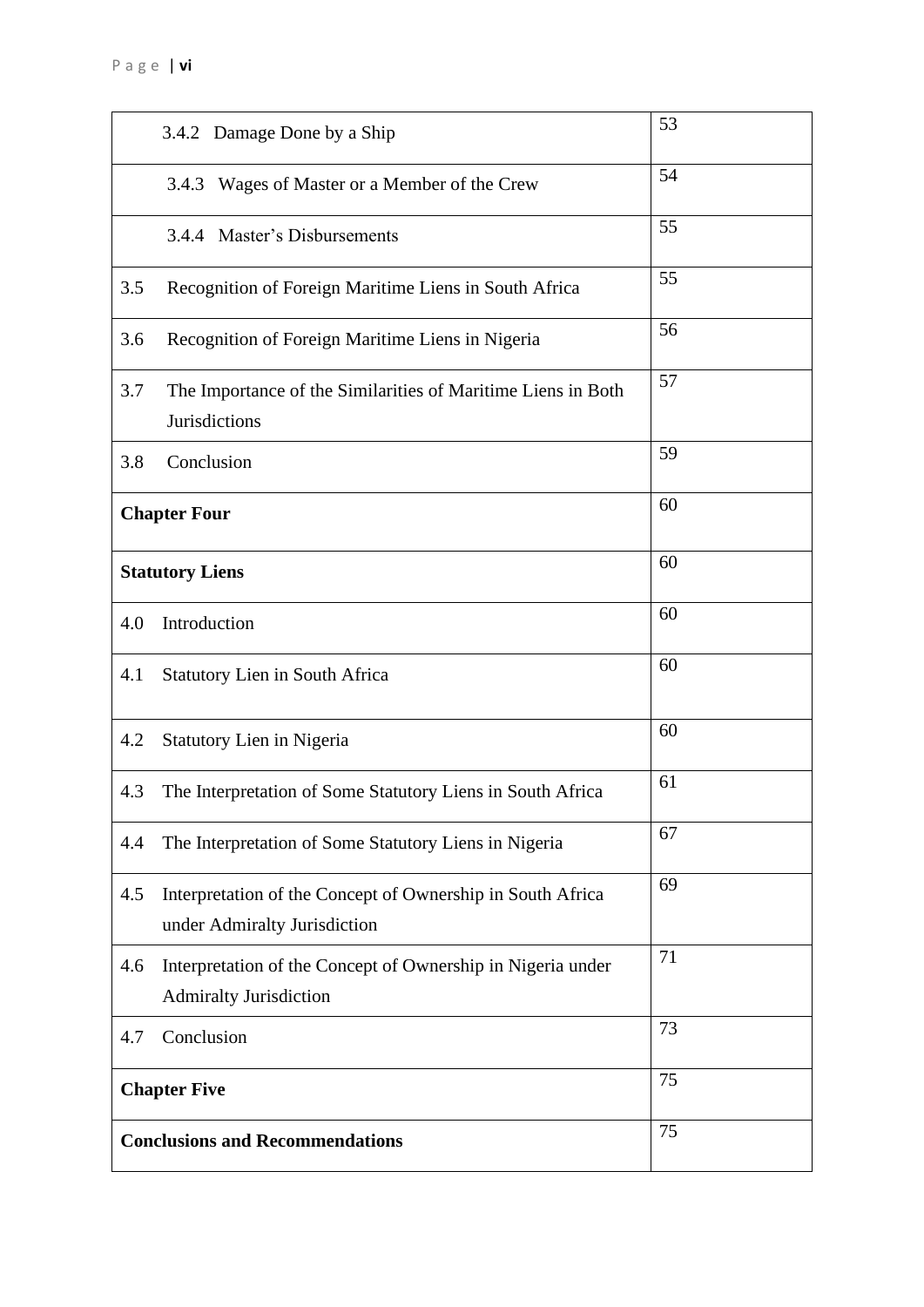| | |
|---|---|
| 3.4.2 Damage Done by a Ship | 53 |
| 3.4.3 Wages of Master or a Member of the Crew | 54 |
| 3.4.4 Master's Disbursements | 55 |
| 3.5 Recognition of Foreign Maritime Liens in South Africa | 55 |
| 3.6 Recognition of Foreign Maritime Liens in Nigeria | 56 |
| 3.7 The Importance of the Similarities of Maritime Liens in Both Jurisdictions | 57 |
| 3.8 Conclusion | 59 |
| **Chapter Four** | 60 |
| **Statutory Liens** | 60 |
| 4.0 Introduction | 60 |
| 4.1 Statutory Lien in South Africa | 60 |
| 4.2 Statutory Lien in Nigeria | 60 |
| 4.3 The Interpretation of Some Statutory Liens in South Africa | 61 |
| 4.4 The Interpretation of Some Statutory Liens in Nigeria | 67 |
| 4.5 Interpretation of the Concept of Ownership in South Africa under Admiralty Jurisdiction | 69 |
| 4.6 Interpretation of the Concept of Ownership in Nigeria under Admiralty Jurisdiction | 71 |
| 4.7 Conclusion | 73 |
| **Chapter Five** | 75 |
| **Conclusions and Recommendations** | 75 |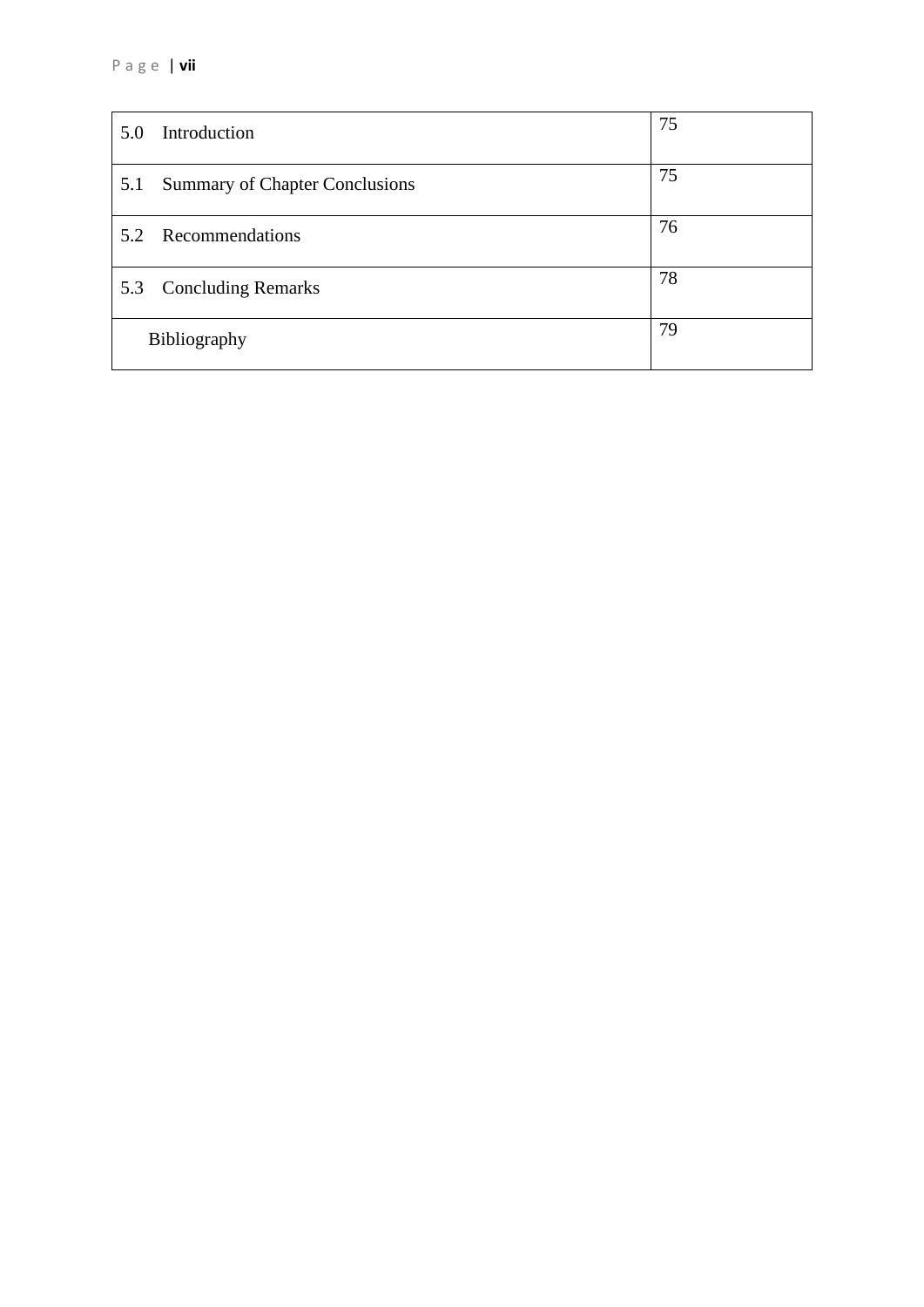| | |
|---|---|
| 5.0 Introduction | 75 |
| 5.1 Summary of Chapter Conclusions | 75 |
| 5.2 Recommendations | 76 |
| 5.3 Concluding Remarks | 78 |
| Bibliography | 79 |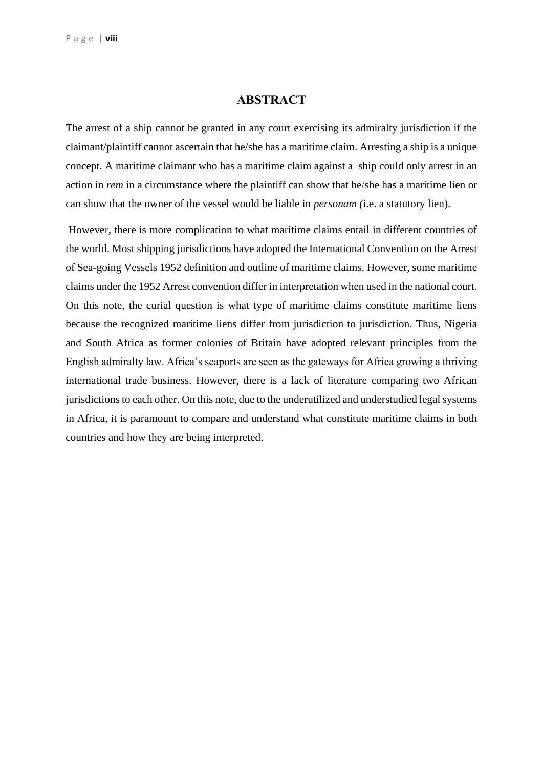# ABSTRACT

The arrest of a ship cannot be granted in any court exercising its admiralty jurisdiction if the claimant/plaintiff cannot ascertain that he/she has a maritime claim. Arresting a ship is a unique concept. A maritime claimant who has a maritime claim against a ship could only arrest in an action in *rem* in a circumstance where the plaintiff can show that he/she has a maritime lien or can show that the owner of the vessel would be liable in *personam (*i.e. a statutory lien).

However, there is more complication to what maritime claims entail in different countries of the world. Most shipping jurisdictions have adopted the International Convention on the Arrest of Sea-going Vessels 1952 definition and outline of maritime claims. However, some maritime claims under the 1952 Arrest convention differ in interpretation when used in the national court. On this note, the curial question is what type of maritime claims constitute maritime liens because the recognized maritime liens differ from jurisdiction to jurisdiction. Thus, Nigeria and South Africa as former colonies of Britain have adopted relevant principles from the English admiralty law. Africa's seaports are seen as the gateways for Africa growing a thriving international trade business. However, there is a lack of literature comparing two African jurisdictions to each other. On this note, due to the underutilized and understudied legal systems in Africa, it is paramount to compare and understand what constitute maritime claims in both countries and how they are being interpreted.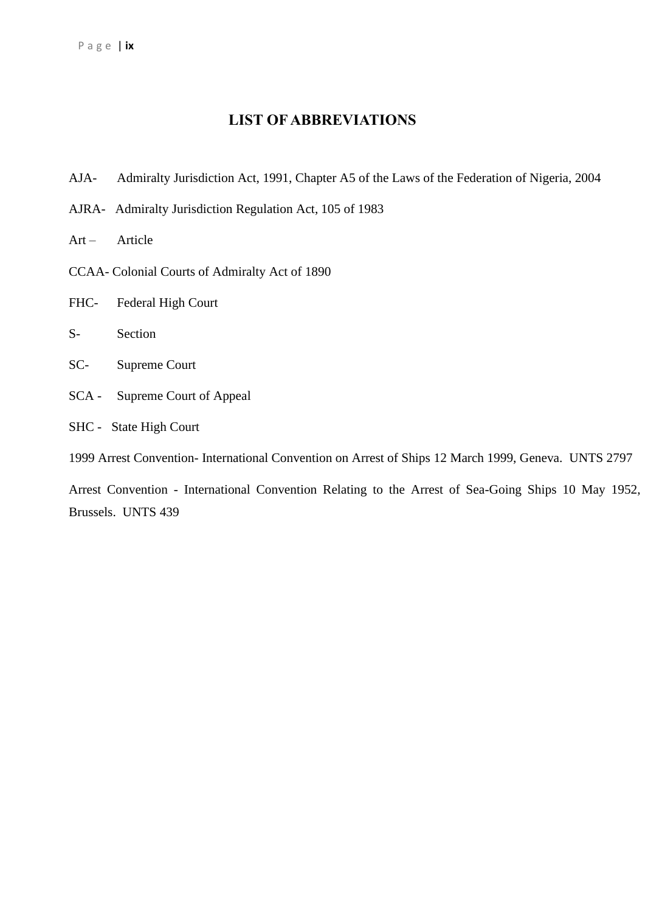# LIST OF ABBREVIATIONS

AJA- Admiralty Jurisdiction Act, 1991, Chapter A5 of the Laws of the Federation of Nigeria, 2004

AJRA- Admiralty Jurisdiction Regulation Act, 105 of 1983

Art – Article

CCAA- Colonial Courts of Admiralty Act of 1890

FHC- Federal High Court

S- Section

SC- Supreme Court

SCA - Supreme Court of Appeal

SHC - State High Court

1999 Arrest Convention- International Convention on Arrest of Ships 12 March 1999, Geneva. UNTS 2797

Arrest Convention - International Convention Relating to the Arrest of Sea-Going Ships 10 May 1952, Brussels. UNTS 439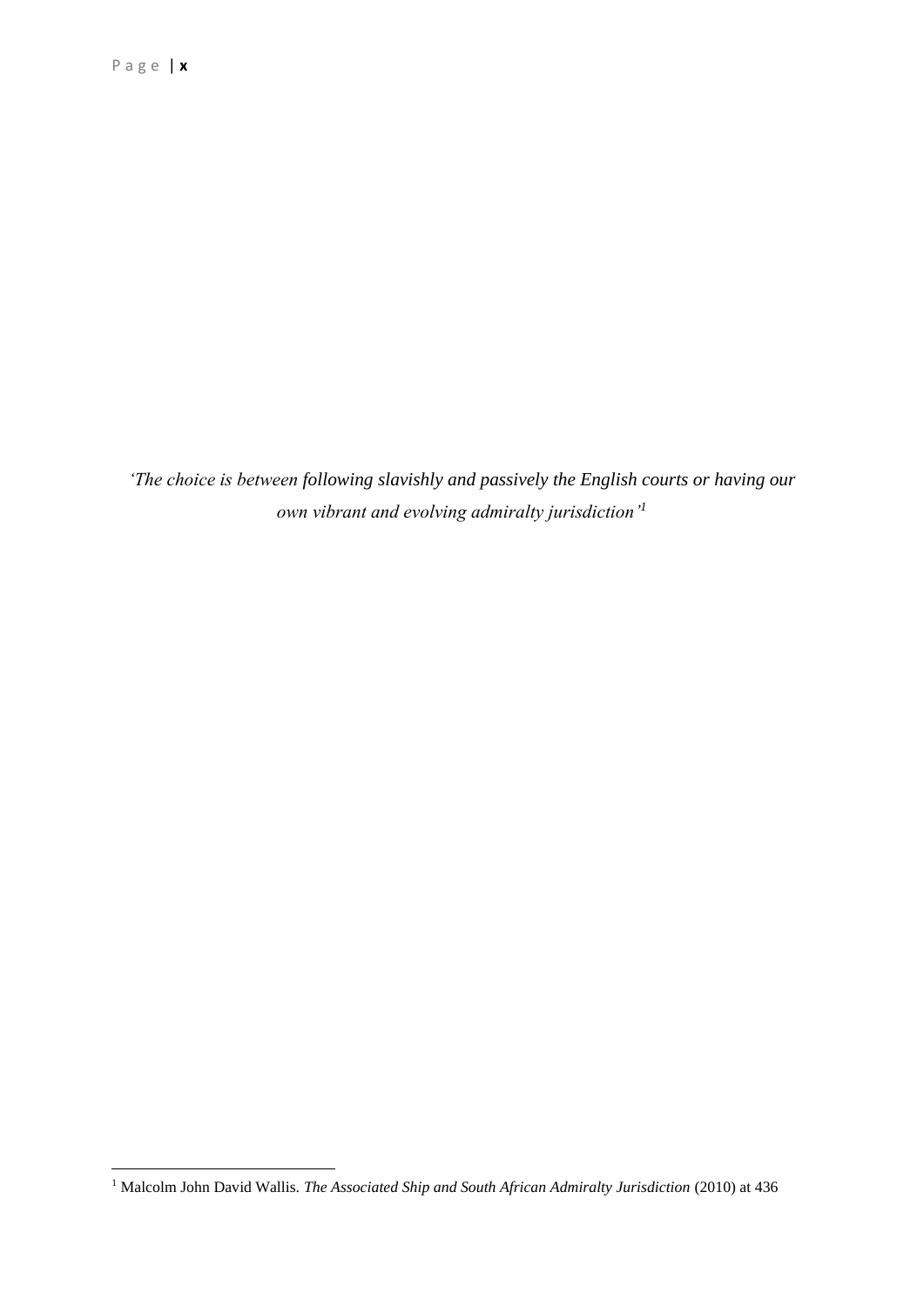*'The choice is between following slavishly and passively the English courts or having our own vibrant and evolving admiralty jurisdiction'*[1]

[1] Malcolm John David Wallis. *The Associated Ship and South African Admiralty Jurisdiction* (2010) at 436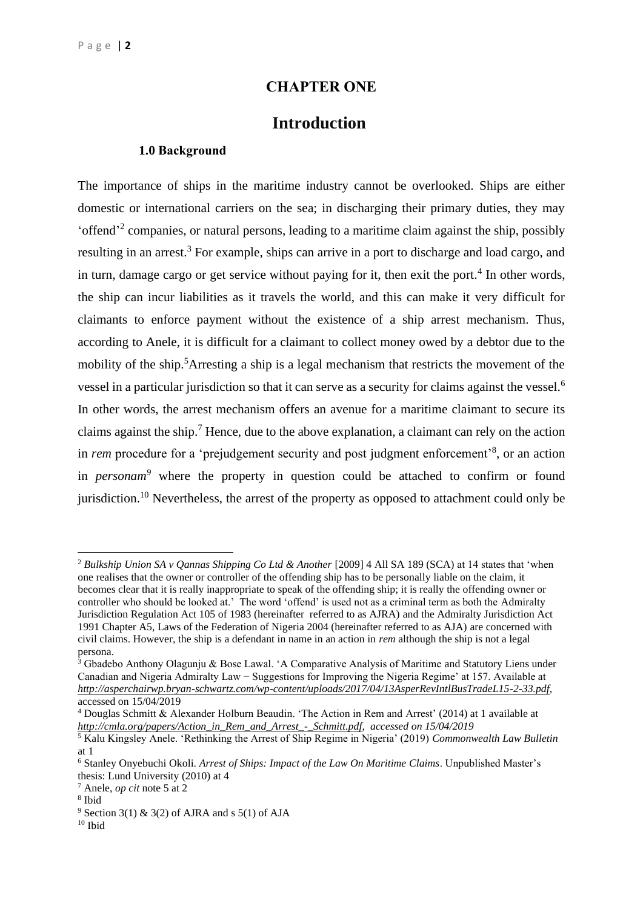# CHAPTER ONE

## Introduction

### 1.0 Background

The importance of ships in the maritime industry cannot be overlooked. Ships are either domestic or international carriers on the sea; in discharging their primary duties, they may 'offend'[2] companies, or natural persons, leading to a maritime claim against the ship, possibly resulting in an arrest.[3] For example, ships can arrive in a port to discharge and load cargo, and in turn, damage cargo or get service without paying for it, then exit the port.[4] In other words, the ship can incur liabilities as it travels the world, and this can make it very difficult for claimants to enforce payment without the existence of a ship arrest mechanism. Thus, according to Anele, it is difficult for a claimant to collect money owed by a debtor due to the mobility of the ship.[5]Arresting a ship is a legal mechanism that restricts the movement of the vessel in a particular jurisdiction so that it can serve as a security for claims against the vessel.[6] In other words, the arrest mechanism offers an avenue for a maritime claimant to secure its claims against the ship.[7] Hence, due to the above explanation, a claimant can rely on the action in *rem* procedure for a 'prejudgement security and post judgment enforcement'[8], or an action in *personam*[9] where the property in question could be attached to confirm or found jurisdiction.[10] Nevertheless, the arrest of the property as opposed to attachment could only be

---

[2] *Bulkship Union SA v Qannas Shipping Co Ltd & Another* [2009] 4 All SA 189 (SCA) at 14 states that 'when one realises that the owner or controller of the offending ship has to be personally liable on the claim, it becomes clear that it is really inappropriate to speak of the offending ship; it is really the offending owner or controller who should be looked at.' The word 'offend' is used not as a criminal term as both the Admiralty Jurisdiction Regulation Act 105 of 1983 (hereinafter referred to as AJRA) and the Admiralty Jurisdiction Act 1991 Chapter A5, Laws of the Federation of Nigeria 2004 (hereinafter referred to as AJA) are concerned with civil claims. However, the ship is a defendant in name in an action in *rem* although the ship is not a legal persona.

[3] Gbadebo Anthony Olagunju & Bose Lawal. 'A Comparative Analysis of Maritime and Statutory Liens under Canadian and Nigeria Admiralty Law − Suggestions for Improving the Nigeria Regime' at 157. Available at *http://asperchairwp.bryan-schwartz.com/wp-content/uploads/2017/04/13AsperRevIntlBusTradeL15-2-33.pdf*, accessed on 15/04/2019

[4] Douglas Schmitt & Alexander Holburn Beaudin. 'The Action in Rem and Arrest' (2014) at 1 available at *http://cmla.org/papers/Action_in_Rem_and_Arrest_-_Schmitt.pdf, accessed on 15/04/2019*

[5] Kalu Kingsley Anele. 'Rethinking the Arrest of Ship Regime in Nigeria' (2019) *Commonwealth Law Bulletin* at 1

[6] Stanley Onyebuchi Okoli. *Arrest of Ships: Impact of the Law On Maritime Claims*. Unpublished Master's thesis: Lund University (2010) at 4

[7] Anele, *op cit* note 5 at 2

[8] Ibid

[9] Section 3(1) & 3(2) of AJRA and s 5(1) of AJA

[10] Ibid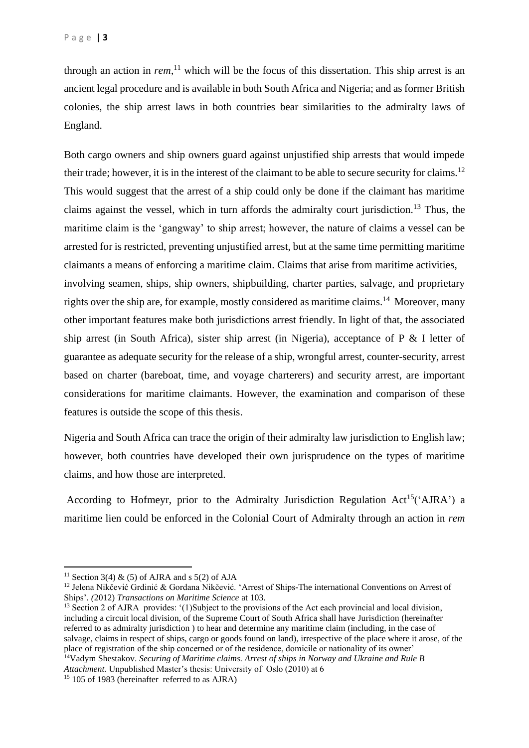through an action in *rem*,[11] which will be the focus of this dissertation. This ship arrest is an ancient legal procedure and is available in both South Africa and Nigeria; and as former British colonies, the ship arrest laws in both countries bear similarities to the admiralty laws of England.

Both cargo owners and ship owners guard against unjustified ship arrests that would impede their trade; however, it is in the interest of the claimant to be able to secure security for claims.[12] This would suggest that the arrest of a ship could only be done if the claimant has maritime claims against the vessel, which in turn affords the admiralty court jurisdiction.[13] Thus, the maritime claim is the 'gangway' to ship arrest; however, the nature of claims a vessel can be arrested for is restricted, preventing unjustified arrest, but at the same time permitting maritime claimants a means of enforcing a maritime claim. Claims that arise from maritime activities, involving seamen, ships, ship owners, shipbuilding, charter parties, salvage, and proprietary rights over the ship are, for example, mostly considered as maritime claims.[14] Moreover, many other important features make both jurisdictions arrest friendly. In light of that, the associated ship arrest (in South Africa), sister ship arrest (in Nigeria), acceptance of P & I letter of guarantee as adequate security for the release of a ship, wrongful arrest, counter-security, arrest based on charter (bareboat, time, and voyage charterers) and security arrest, are important considerations for maritime claimants. However, the examination and comparison of these features is outside the scope of this thesis.

Nigeria and South Africa can trace the origin of their admiralty law jurisdiction to English law; however, both countries have developed their own jurisprudence on the types of maritime claims, and how those are interpreted.

According to Hofmeyr, prior to the Admiralty Jurisdiction Regulation Act[15]('AJRA') a maritime lien could be enforced in the Colonial Court of Admiralty through an action in *rem*

---

[11] Section 3(4) & (5) of AJRA and s 5(2) of AJA

[12] Jelena Nikčević Grdinić & Gordana Nikčević. 'Arrest of Ships-The international Conventions on Arrest of Ships'. (2012) *Transactions on Maritime Science* at 103.

[13] Section 2 of AJRA provides: '(1)Subject to the provisions of the Act each provincial and local division, including a circuit local division, of the Supreme Court of South Africa shall have Jurisdiction (hereinafter referred to as admiralty jurisdiction ) to hear and determine any maritime claim (including, in the case of salvage, claims in respect of ships, cargo or goods found on land), irrespective of the place where it arose, of the place of registration of the ship concerned or of the residence, domicile or nationality of its owner'

[14] Vadym Shestakov. *Securing of Maritime claims. Arrest of ships in Norway and Ukraine and Rule B Attachment.* Unpublished Master's thesis: University of Oslo (2010) at 6

[15] 105 of 1983 (hereinafter referred to as AJRA)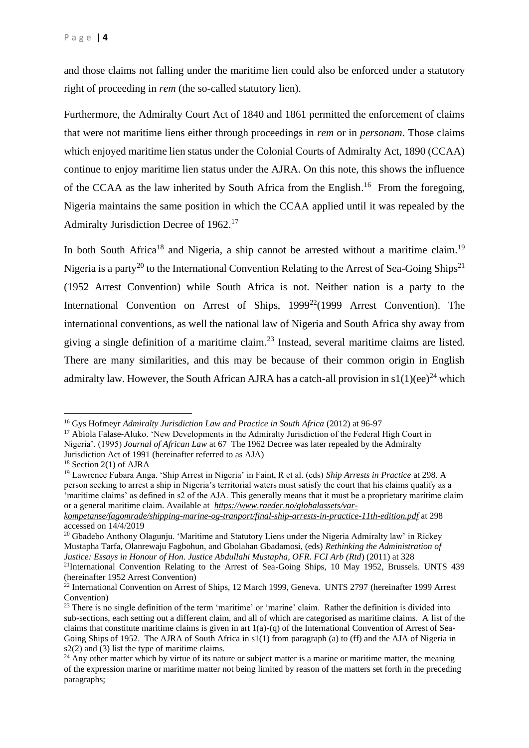and those claims not falling under the maritime lien could also be enforced under a statutory right of proceeding in *rem* (the so-called statutory lien).

Furthermore, the Admiralty Court Act of 1840 and 1861 permitted the enforcement of claims that were not maritime liens either through proceedings in *rem* or in *personam*. Those claims which enjoyed maritime lien status under the Colonial Courts of Admiralty Act, 1890 (CCAA) continue to enjoy maritime lien status under the AJRA. On this note, this shows the influence of the CCAA as the law inherited by South Africa from the English.[16] From the foregoing, Nigeria maintains the same position in which the CCAA applied until it was repealed by the Admiralty Jurisdiction Decree of 1962.[17]

In both South Africa[18] and Nigeria, a ship cannot be arrested without a maritime claim.[19] Nigeria is a party[20] to the International Convention Relating to the Arrest of Sea-Going Ships[21] (1952 Arrest Convention) while South Africa is not. Neither nation is a party to the International Convention on Arrest of Ships, 1999[22](1999 Arrest Convention). The international conventions, as well the national law of Nigeria and South Africa shy away from giving a single definition of a maritime claim.[23] Instead, several maritime claims are listed. There are many similarities, and this may be because of their common origin in English admiralty law. However, the South African AJRA has a catch-all provision in s1(1)(ee)[24] which

---

[16] Gys Hofmeyr *Admiralty Jurisdiction Law and Practice in South Africa* (2012) at 96-97

[17] Abiola Falase-Aluko. 'New Developments in the Admiralty Jurisdiction of the Federal High Court in Nigeria'. (1995) *Journal of African Law* at 67 The 1962 Decree was later repealed by the Admiralty Jurisdiction Act of 1991 (hereinafter referred to as AJA)

[18] Section 2(1) of AJRA

[19] Lawrence Fubara Anga. 'Ship Arrest in Nigeria' in Faint, R et al. (eds) *Ship Arrests in Practice* at 298. A person seeking to arrest a ship in Nigeria's territorial waters must satisfy the court that his claims qualify as a 'maritime claims' as defined in s2 of the AJA. This generally means that it must be a proprietary maritime claim or a general maritime claim. Available at *https://www.raeder.no/globalassets/var-kompetanse/fagomrade/shipping-marine-og-tranport/final-ship-arrests-in-practice-11th-edition.pdf* at 298 accessed on 14/4/2019

[20] Gbadebo Anthony Olagunju. 'Maritime and Statutory Liens under the Nigeria Admiralty law' in Rickey Mustapha Tarfa, Olanrewaju Fagbohun, and Gbolahan Gbadamosi, (eds) *Rethinking the Administration of Justice: Essays in Honour of Hon. Justice Abdullahi Mustapha, OFR. FCI Arb (Rtd*) (2011) at 328

[21] International Convention Relating to the Arrest of Sea-Going Ships, 10 May 1952, Brussels. UNTS 439 (hereinafter 1952 Arrest Convention)

[22] International Convention on Arrest of Ships, 12 March 1999, Geneva. UNTS 2797 (hereinafter 1999 Arrest Convention)

[23] There is no single definition of the term 'maritime' or 'marine' claim. Rather the definition is divided into sub-sections, each setting out a different claim, and all of which are categorised as maritime claims. A list of the claims that constitute maritime claims is given in art 1(a)-(q) of the International Convention of Arrest of Sea-Going Ships of 1952. The AJRA of South Africa in s1(1) from paragraph (a) to (ff) and the AJA of Nigeria in s2(2) and (3) list the type of maritime claims.

[24] Any other matter which by virtue of its nature or subject matter is a marine or maritime matter, the meaning of the expression marine or maritime matter not being limited by reason of the matters set forth in the preceding paragraphs;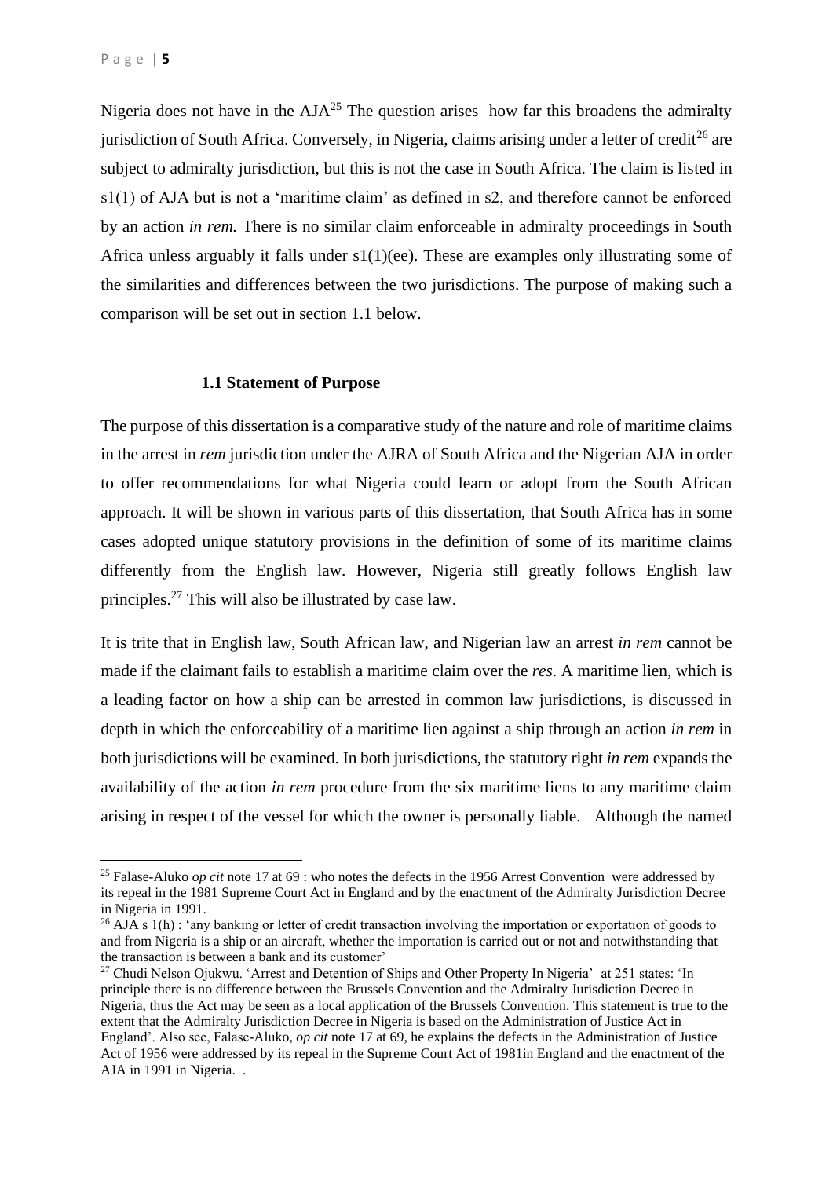Nigeria does not have in the AJA[25] The question arises how far this broadens the admiralty jurisdiction of South Africa. Conversely, in Nigeria, claims arising under a letter of credit[26] are subject to admiralty jurisdiction, but this is not the case in South Africa. The claim is listed in s1(1) of AJA but is not a 'maritime claim' as defined in s2, and therefore cannot be enforced by an action *in rem.* There is no similar claim enforceable in admiralty proceedings in South Africa unless arguably it falls under s1(1)(ee). These are examples only illustrating some of the similarities and differences between the two jurisdictions. The purpose of making such a comparison will be set out in section 1.1 below.

### 1.1 Statement of Purpose

The purpose of this dissertation is a comparative study of the nature and role of maritime claims in the arrest in *rem* jurisdiction under the AJRA of South Africa and the Nigerian AJA in order to offer recommendations for what Nigeria could learn or adopt from the South African approach. It will be shown in various parts of this dissertation, that South Africa has in some cases adopted unique statutory provisions in the definition of some of its maritime claims differently from the English law. However, Nigeria still greatly follows English law principles.[27] This will also be illustrated by case law.

It is trite that in English law, South African law, and Nigerian law an arrest *in rem* cannot be made if the claimant fails to establish a maritime claim over the *res*. A maritime lien, which is a leading factor on how a ship can be arrested in common law jurisdictions, is discussed in depth in which the enforceability of a maritime lien against a ship through an action *in rem* in both jurisdictions will be examined. In both jurisdictions, the statutory right *in rem* expands the availability of the action *in rem* procedure from the six maritime liens to any maritime claim arising in respect of the vessel for which the owner is personally liable. Although the named

---

[25] Falase-Aluko *op cit* note 17 at 69 : who notes the defects in the 1956 Arrest Convention were addressed by its repeal in the 1981 Supreme Court Act in England and by the enactment of the Admiralty Jurisdiction Decree in Nigeria in 1991.

[26] AJA s 1(h) : 'any banking or letter of credit transaction involving the importation or exportation of goods to and from Nigeria is a ship or an aircraft, whether the importation is carried out or not and notwithstanding that the transaction is between a bank and its customer'

[27] Chudi Nelson Ojukwu. 'Arrest and Detention of Ships and Other Property In Nigeria' at 251 states: 'In principle there is no difference between the Brussels Convention and the Admiralty Jurisdiction Decree in Nigeria, thus the Act may be seen as a local application of the Brussels Convention. This statement is true to the extent that the Admiralty Jurisdiction Decree in Nigeria is based on the Administration of Justice Act in England'. Also see, Falase-Aluko, *op cit* note 17 at 69, he explains the defects in the Administration of Justice Act of 1956 were addressed by its repeal in the Supreme Court Act of 1981in England and the enactment of the AJA in 1991 in Nigeria. .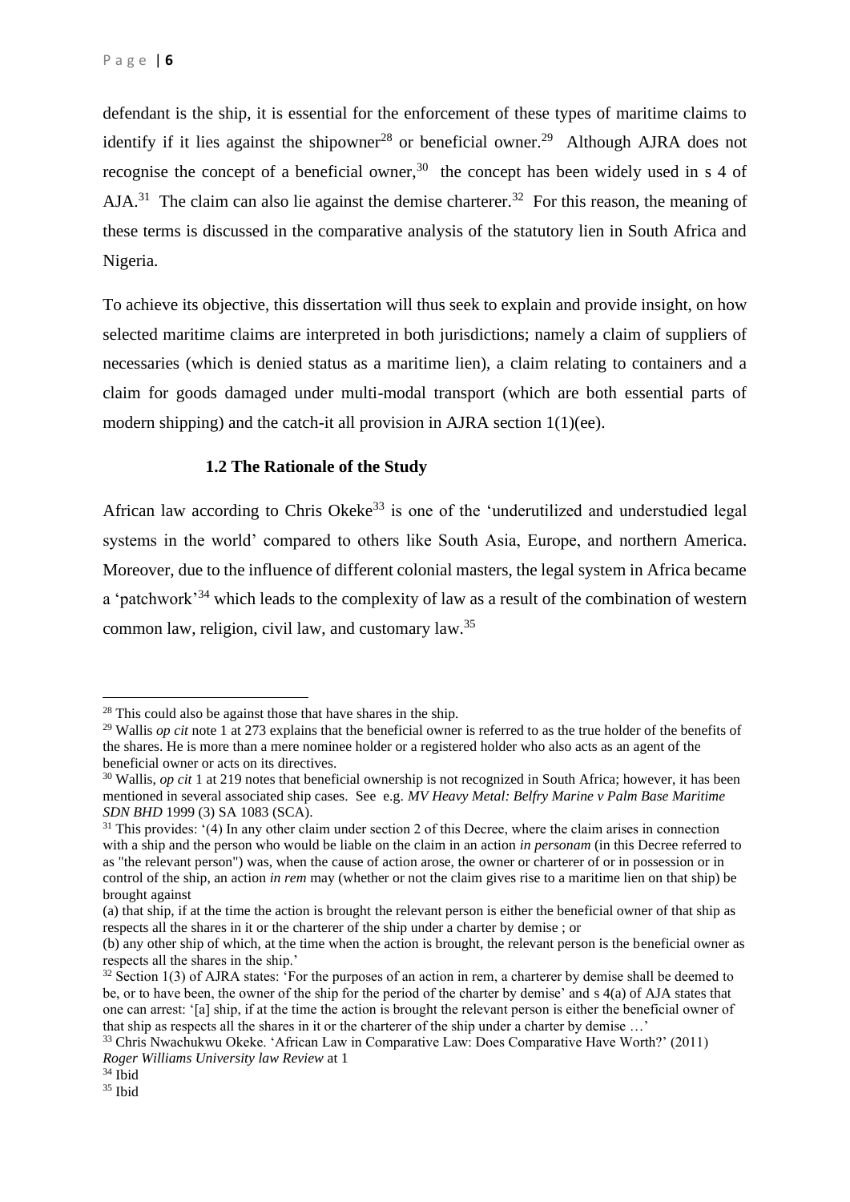defendant is the ship, it is essential for the enforcement of these types of maritime claims to identify if it lies against the shipowner[28] or beneficial owner.[29] Although AJRA does not recognise the concept of a beneficial owner,[30] the concept has been widely used in s 4 of AJA.[31] The claim can also lie against the demise charterer.[32] For this reason, the meaning of these terms is discussed in the comparative analysis of the statutory lien in South Africa and Nigeria.

To achieve its objective, this dissertation will thus seek to explain and provide insight, on how selected maritime claims are interpreted in both jurisdictions; namely a claim of suppliers of necessaries (which is denied status as a maritime lien), a claim relating to containers and a claim for goods damaged under multi-modal transport (which are both essential parts of modern shipping) and the catch-it all provision in AJRA section 1(1)(ee).

### 1.2 The Rationale of the Study

African law according to Chris Okeke[33] is one of the 'underutilized and understudied legal systems in the world' compared to others like South Asia, Europe, and northern America. Moreover, due to the influence of different colonial masters, the legal system in Africa became a 'patchwork'[34] which leads to the complexity of law as a result of the combination of western common law, religion, civil law, and customary law.[35]

---

[28] This could also be against those that have shares in the ship.

[29] Wallis *op cit* note 1 at 273 explains that the beneficial owner is referred to as the true holder of the benefits of the shares. He is more than a mere nominee holder or a registered holder who also acts as an agent of the beneficial owner or acts on its directives.

[30] Wallis, *op cit* 1 at 219 notes that beneficial ownership is not recognized in South Africa; however, it has been mentioned in several associated ship cases. See e.g. *MV Heavy Metal: Belfry Marine v Palm Base Maritime SDN BHD* 1999 (3) SA 1083 (SCA).

[31] This provides: '(4) In any other claim under section 2 of this Decree, where the claim arises in connection with a ship and the person who would be liable on the claim in an action *in personam* (in this Decree referred to as "the relevant person") was, when the cause of action arose, the owner or charterer of or in possession or in control of the ship, an action *in rem* may (whether or not the claim gives rise to a maritime lien on that ship) be brought against

(a) that ship, if at the time the action is brought the relevant person is either the beneficial owner of that ship as respects all the shares in it or the charterer of the ship under a charter by demise ; or

(b) any other ship of which, at the time when the action is brought, the relevant person is the beneficial owner as respects all the shares in the ship.'

[32] Section 1(3) of AJRA states: 'For the purposes of an action in rem, a charterer by demise shall be deemed to be, or to have been, the owner of the ship for the period of the charter by demise' and s 4(a) of AJA states that one can arrest: '[a] ship, if at the time the action is brought the relevant person is either the beneficial owner of that ship as respects all the shares in it or the charterer of the ship under a charter by demise …'

[33] Chris Nwachukwu Okeke. 'African Law in Comparative Law: Does Comparative Have Worth?' (2011) *Roger Williams University law Review* at 1

[34] Ibid

[35] Ibid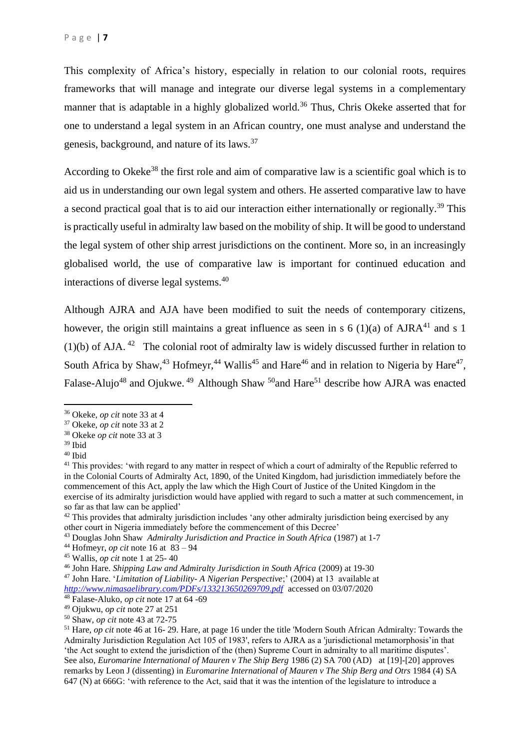This complexity of Africa's history, especially in relation to our colonial roots, requires frameworks that will manage and integrate our diverse legal systems in a complementary manner that is adaptable in a highly globalized world.[36] Thus, Chris Okeke asserted that for one to understand a legal system in an African country, one must analyse and understand the genesis, background, and nature of its laws.[37]

According to Okeke[38] the first role and aim of comparative law is a scientific goal which is to aid us in understanding our own legal system and others. He asserted comparative law to have a second practical goal that is to aid our interaction either internationally or regionally.[39] This is practically useful in admiralty law based on the mobility of ship. It will be good to understand the legal system of other ship arrest jurisdictions on the continent. More so, in an increasingly globalised world, the use of comparative law is important for continued education and interactions of diverse legal systems.[40]

Although AJRA and AJA have been modified to suit the needs of contemporary citizens, however, the origin still maintains a great influence as seen in s 6 (1)(a) of AJRA[41] and s 1 (1)(b) of AJA.[42] The colonial root of admiralty law is widely discussed further in relation to South Africa by Shaw,[43] Hofmeyr,[44] Wallis[45] and Hare[46] and in relation to Nigeria by Hare[47], Falase-Alujo[48] and Ojukwe.[49] Although Shaw[50] and Hare[51] describe how AJRA was enacted

---

[36] Okeke, *op cit* note 33 at 4

[37] Okeke, *op cit* note 33 at 2

[38] Okeke *op cit* note 33 at 3

[39] Ibid

[40] Ibid

[41] This provides: 'with regard to any matter in respect of which a court of admiralty of the Republic referred to in the Colonial Courts of Admiralty Act, 1890, of the United Kingdom, had jurisdiction immediately before the commencement of this Act, apply the law which the High Court of Justice of the United Kingdom in the exercise of its admiralty jurisdiction would have applied with regard to such a matter at such commencement, in so far as that law can be applied'

[42] This provides that admiralty jurisdiction includes 'any other admiralty jurisdiction being exercised by any other court in Nigeria immediately before the commencement of this Decree'

[43] Douglas John Shaw *Admiralty Jurisdiction and Practice in South Africa* (1987) at 1-7

[44] Hofmeyr, *op cit* note 16 at 83 – 94

[45] Wallis, *op cit* note 1 at 25- 40

[46] John Hare. *Shipping Law and Admiralty Jurisdiction in South Africa* (2009) at 19-30

[47] John Hare. '*Limitation of Liability- A Nigerian Perspective*;' (2004) at 13 available at *http://www.nimasaelibrary.com/PDFs/133213650269709.pdf* accessed on 03/07/2020

[48] Falase-Aluko, *op cit* note 17 at 64 -69

[49] Ojukwu, *op cit* note 27 at 251

[50] Shaw, *op cit* note 43 at 72-75

[51] Hare, *op cit* note 46 at 16- 29. Hare, at page 16 under the title 'Modern South African Admiralty: Towards the Admiralty Jurisdiction Regulation Act 105 of 1983', refers to AJRA as a 'jurisdictional metamorphosis' in that 'the Act sought to extend the jurisdiction of the (then) Supreme Court in admiralty to all maritime disputes'. See also, *Euromarine International of Mauren v The Ship Berg* 1986 (2) SA 700 (AD) at [19]-[20] approves remarks by Leon J (dissenting) in *Euromarine International of Mauren v The Ship Berg and Otrs* 1984 (4) SA 647 (N) at 666G: 'with reference to the Act, said that it was the intention of the legislature to introduce a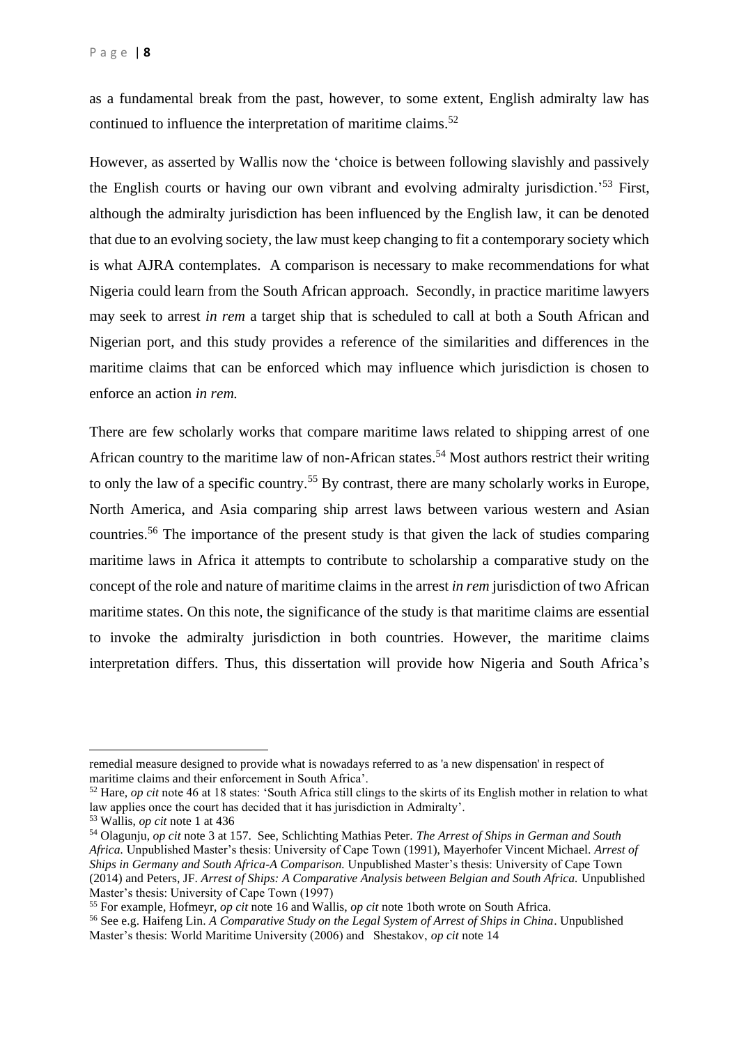as a fundamental break from the past, however, to some extent, English admiralty law has continued to influence the interpretation of maritime claims.[52]

However, as asserted by Wallis now the 'choice is between following slavishly and passively the English courts or having our own vibrant and evolving admiralty jurisdiction.'[53] First, although the admiralty jurisdiction has been influenced by the English law, it can be denoted that due to an evolving society, the law must keep changing to fit a contemporary society which is what AJRA contemplates. A comparison is necessary to make recommendations for what Nigeria could learn from the South African approach. Secondly, in practice maritime lawyers may seek to arrest *in rem* a target ship that is scheduled to call at both a South African and Nigerian port, and this study provides a reference of the similarities and differences in the maritime claims that can be enforced which may influence which jurisdiction is chosen to enforce an action *in rem.*

There are few scholarly works that compare maritime laws related to shipping arrest of one African country to the maritime law of non-African states.[54] Most authors restrict their writing to only the law of a specific country.[55] By contrast, there are many scholarly works in Europe, North America, and Asia comparing ship arrest laws between various western and Asian countries.[56] The importance of the present study is that given the lack of studies comparing maritime laws in Africa it attempts to contribute to scholarship a comparative study on the concept of the role and nature of maritime claims in the arrest *in rem* jurisdiction of two African maritime states. On this note, the significance of the study is that maritime claims are essential to invoke the admiralty jurisdiction in both countries. However, the maritime claims interpretation differs. Thus, this dissertation will provide how Nigeria and South Africa's

---

remedial measure designed to provide what is nowadays referred to as 'a new dispensation' in respect of maritime claims and their enforcement in South Africa'.

[52] Hare, *op cit* note 46 at 18 states: 'South Africa still clings to the skirts of its English mother in relation to what law applies once the court has decided that it has jurisdiction in Admiralty'.

[53] Wallis, *op cit* note 1 at 436

[54] Olagunju, *op cit* note 3 at 157. See, Schlichting Mathias Peter. *The Arrest of Ships in German and South Africa.* Unpublished Master's thesis: University of Cape Town (1991), Mayerhofer Vincent Michael. *Arrest of Ships in Germany and South Africa-A Comparison.* Unpublished Master's thesis: University of Cape Town (2014) and Peters, JF. *Arrest of Ships: A Comparative Analysis between Belgian and South Africa.* Unpublished Master's thesis: University of Cape Town (1997)

[55] For example, Hofmeyr, *op cit* note 16 and Wallis, *op cit* note 1both wrote on South Africa.

[56] See e.g. Haifeng Lin. *A Comparative Study on the Legal System of Arrest of Ships in China*. Unpublished Master's thesis: World Maritime University (2006) and Shestakov, *op cit* note 14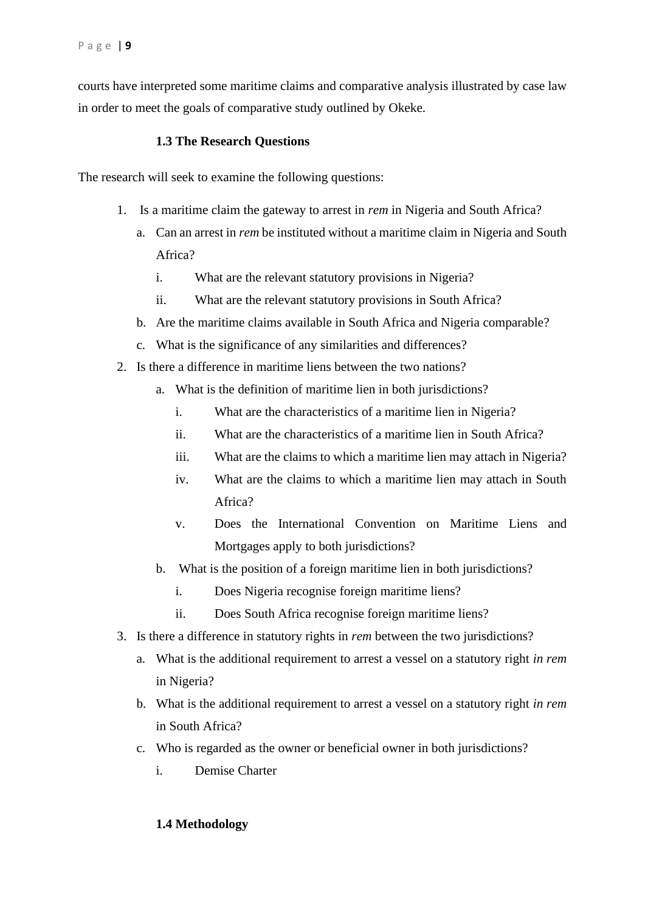courts have interpreted some maritime claims and comparative analysis illustrated by case law in order to meet the goals of comparative study outlined by Okeke.

### 1.3 The Research Questions

The research will seek to examine the following questions:

1. Is a maritime claim the gateway to arrest in *rem* in Nigeria and South Africa?
   a. Can an arrest in *rem* be instituted without a maritime claim in Nigeria and South Africa?
      i. What are the relevant statutory provisions in Nigeria?
      ii. What are the relevant statutory provisions in South Africa?
   b. Are the maritime claims available in South Africa and Nigeria comparable?
   c. What is the significance of any similarities and differences?
2. Is there a difference in maritime liens between the two nations?
   a. What is the definition of maritime lien in both jurisdictions?
      i. What are the characteristics of a maritime lien in Nigeria?
      ii. What are the characteristics of a maritime lien in South Africa?
      iii. What are the claims to which a maritime lien may attach in Nigeria?
      iv. What are the claims to which a maritime lien may attach in South Africa?
      v. Does the International Convention on Maritime Liens and Mortgages apply to both jurisdictions?
   b. What is the position of a foreign maritime lien in both jurisdictions?
      i. Does Nigeria recognise foreign maritime liens?
      ii. Does South Africa recognise foreign maritime liens?
3. Is there a difference in statutory rights in *rem* between the two jurisdictions?
   a. What is the additional requirement to arrest a vessel on a statutory right *in rem* in Nigeria?
   b. What is the additional requirement to arrest a vessel on a statutory right *in rem* in South Africa?
   c. Who is regarded as the owner or beneficial owner in both jurisdictions?
      i. Demise Charter

### 1.4 Methodology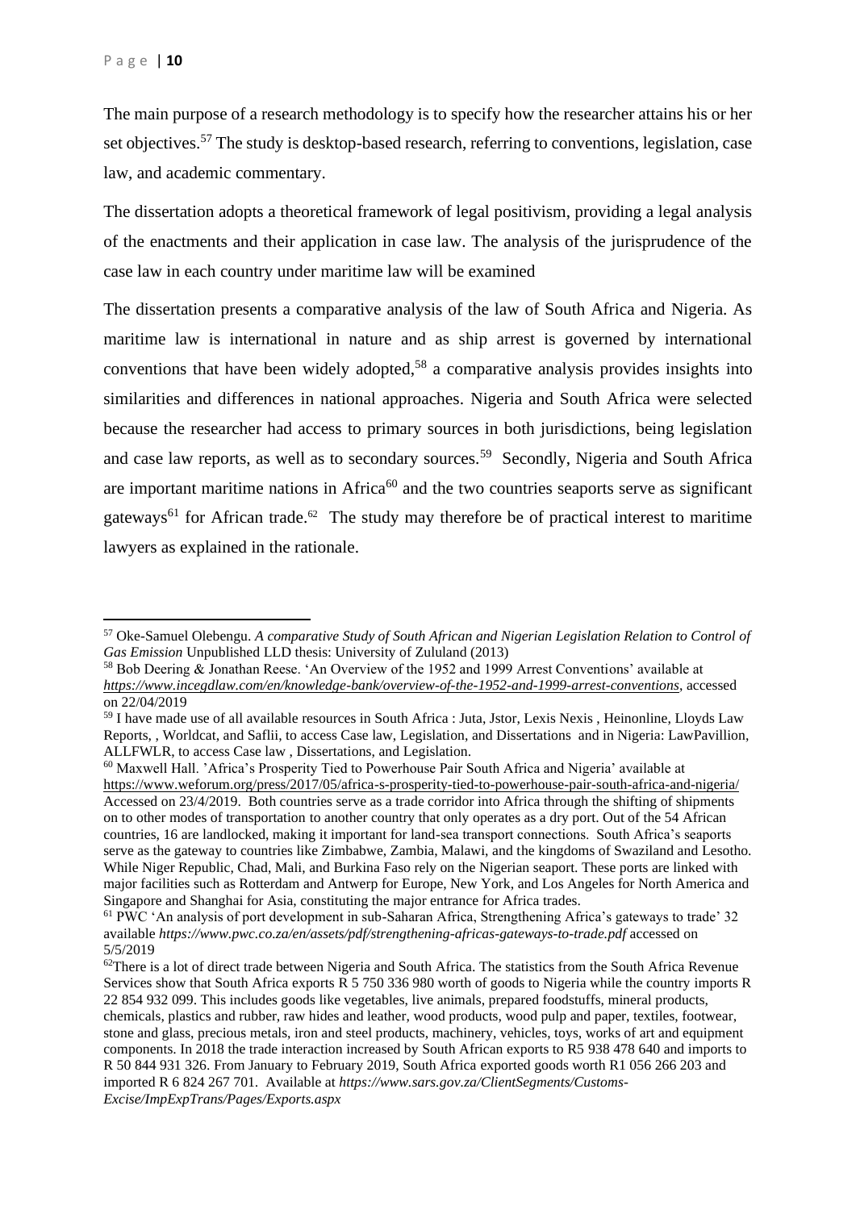The main purpose of a research methodology is to specify how the researcher attains his or her set objectives.[57] The study is desktop-based research, referring to conventions, legislation, case law, and academic commentary.

The dissertation adopts a theoretical framework of legal positivism, providing a legal analysis of the enactments and their application in case law. The analysis of the jurisprudence of the case law in each country under maritime law will be examined

The dissertation presents a comparative analysis of the law of South Africa and Nigeria. As maritime law is international in nature and as ship arrest is governed by international conventions that have been widely adopted,[58] a comparative analysis provides insights into similarities and differences in national approaches. Nigeria and South Africa were selected because the researcher had access to primary sources in both jurisdictions, being legislation and case law reports, as well as to secondary sources.[59] Secondly, Nigeria and South Africa are important maritime nations in Africa[60] and the two countries seaports serve as significant gateways[61] for African trade.[62] The study may therefore be of practical interest to maritime lawyers as explained in the rationale.

---

[57] Oke-Samuel Olebengu. *A comparative Study of South African and Nigerian Legislation Relation to Control of Gas Emission* Unpublished LLD thesis: University of Zululand (2013)

[58] Bob Deering & Jonathan Reese. 'An Overview of the 1952 and 1999 Arrest Conventions' available at *https://www.incegdlaw.com/en/knowledge-bank/overview-of-the-1952-and-1999-arrest-conventions*, accessed on 22/04/2019

[59] I have made use of all available resources in South Africa : Juta, Jstor, Lexis Nexis , Heinonline, Lloyds Law Reports, , Worldcat, and Saflii, to access Case law, Legislation, and Dissertations and in Nigeria: LawPavillion, ALLFWLR, to access Case law , Dissertations, and Legislation.

[60] Maxwell Hall. 'Africa's Prosperity Tied to Powerhouse Pair South Africa and Nigeria' available at https://www.weforum.org/press/2017/05/africa-s-prosperity-tied-to-powerhouse-pair-south-africa-and-nigeria/ Accessed on 23/4/2019. Both countries serve as a trade corridor into Africa through the shifting of shipments on to other modes of transportation to another country that only operates as a dry port. Out of the 54 African countries, 16 are landlocked, making it important for land-sea transport connections. South Africa's seaports serve as the gateway to countries like Zimbabwe, Zambia, Malawi, and the kingdoms of Swaziland and Lesotho. While Niger Republic, Chad, Mali, and Burkina Faso rely on the Nigerian seaport. These ports are linked with major facilities such as Rotterdam and Antwerp for Europe, New York, and Los Angeles for North America and Singapore and Shanghai for Asia, constituting the major entrance for Africa trades.

[61] PWC 'An analysis of port development in sub-Saharan Africa, Strengthening Africa's gateways to trade' 32 available *https://www.pwc.co.za/en/assets/pdf/strengthening-africas-gateways-to-trade.pdf* accessed on 5/5/2019

[62] There is a lot of direct trade between Nigeria and South Africa. The statistics from the South Africa Revenue Services show that South Africa exports R 5 750 336 980 worth of goods to Nigeria while the country imports R 22 854 932 099. This includes goods like vegetables, live animals, prepared foodstuffs, mineral products, chemicals, plastics and rubber, raw hides and leather, wood products, wood pulp and paper, textiles, footwear, stone and glass, precious metals, iron and steel products, machinery, vehicles, toys, works of art and equipment components. In 2018 the trade interaction increased by South African exports to R5 938 478 640 and imports to R 50 844 931 326. From January to February 2019, South Africa exported goods worth R1 056 266 203 and imported R 6 824 267 701. Available at *https://www.sars.gov.za/ClientSegments/Customs-Excise/ImpExpTrans/Pages/Exports.aspx*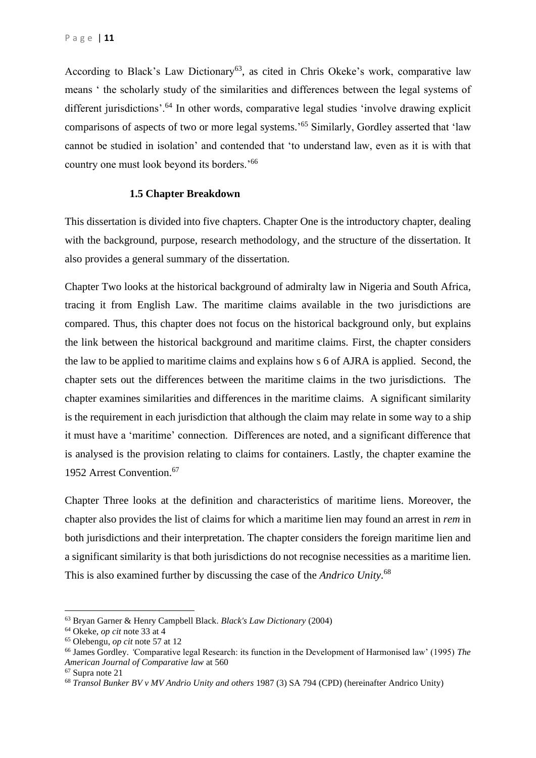According to Black's Law Dictionary[63], as cited in Chris Okeke's work, comparative law means ' the scholarly study of the similarities and differences between the legal systems of different jurisdictions'.[64] In other words, comparative legal studies 'involve drawing explicit comparisons of aspects of two or more legal systems.'[65] Similarly, Gordley asserted that 'law cannot be studied in isolation' and contended that 'to understand law, even as it is with that country one must look beyond its borders.'[66]

### 1.5 Chapter Breakdown

This dissertation is divided into five chapters. Chapter One is the introductory chapter, dealing with the background, purpose, research methodology, and the structure of the dissertation. It also provides a general summary of the dissertation.

Chapter Two looks at the historical background of admiralty law in Nigeria and South Africa, tracing it from English Law. The maritime claims available in the two jurisdictions are compared. Thus, this chapter does not focus on the historical background only, but explains the link between the historical background and maritime claims. First, the chapter considers the law to be applied to maritime claims and explains how s 6 of AJRA is applied. Second, the chapter sets out the differences between the maritime claims in the two jurisdictions. The chapter examines similarities and differences in the maritime claims. A significant similarity is the requirement in each jurisdiction that although the claim may relate in some way to a ship it must have a 'maritime' connection. Differences are noted, and a significant difference that is analysed is the provision relating to claims for containers. Lastly, the chapter examine the 1952 Arrest Convention.[67]

Chapter Three looks at the definition and characteristics of maritime liens. Moreover, the chapter also provides the list of claims for which a maritime lien may found an arrest in *rem* in both jurisdictions and their interpretation. The chapter considers the foreign maritime lien and a significant similarity is that both jurisdictions do not recognise necessities as a maritime lien. This is also examined further by discussing the case of the *Andrico Unity.*[68]

---

[63] Bryan Garner & Henry Campbell Black. *Black's Law Dictionary* (2004)

[64] Okeke, *op cit* note 33 at 4

[65] Olebengu, *op cit* note 57 at 12

[66] James Gordley. 'Comparative legal Research: its function in the Development of Harmonised law' (1995) *The American Journal of Comparative law* at 560

[67] Supra note 21

[68] *Transol Bunker BV v MV Andrio Unity and others* 1987 (3) SA 794 (CPD) (hereinafter Andrico Unity)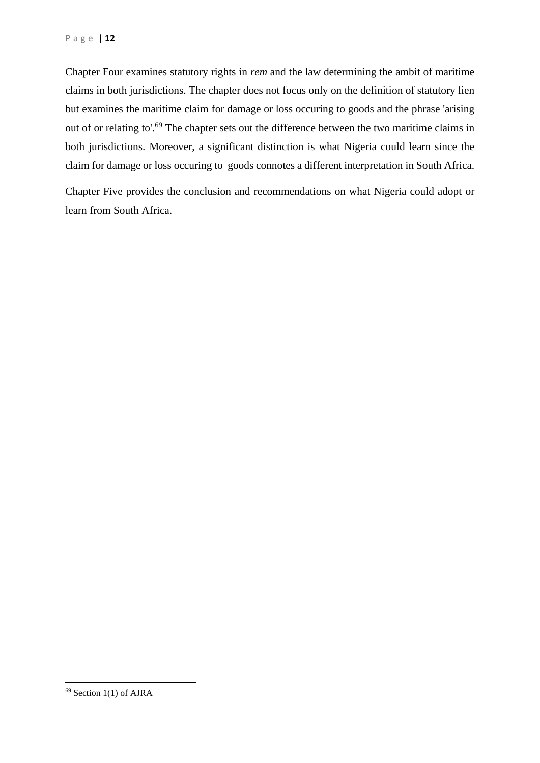Chapter Four examines statutory rights in *rem* and the law determining the ambit of maritime claims in both jurisdictions. The chapter does not focus only on the definition of statutory lien but examines the maritime claim for damage or loss occuring to goods and the phrase 'arising out of or relating to'.[69] The chapter sets out the difference between the two maritime claims in both jurisdictions. Moreover, a significant distinction is what Nigeria could learn since the claim for damage or loss occuring to goods connotes a different interpretation in South Africa.

Chapter Five provides the conclusion and recommendations on what Nigeria could adopt or learn from South Africa.

---

[69] Section 1(1) of AJRA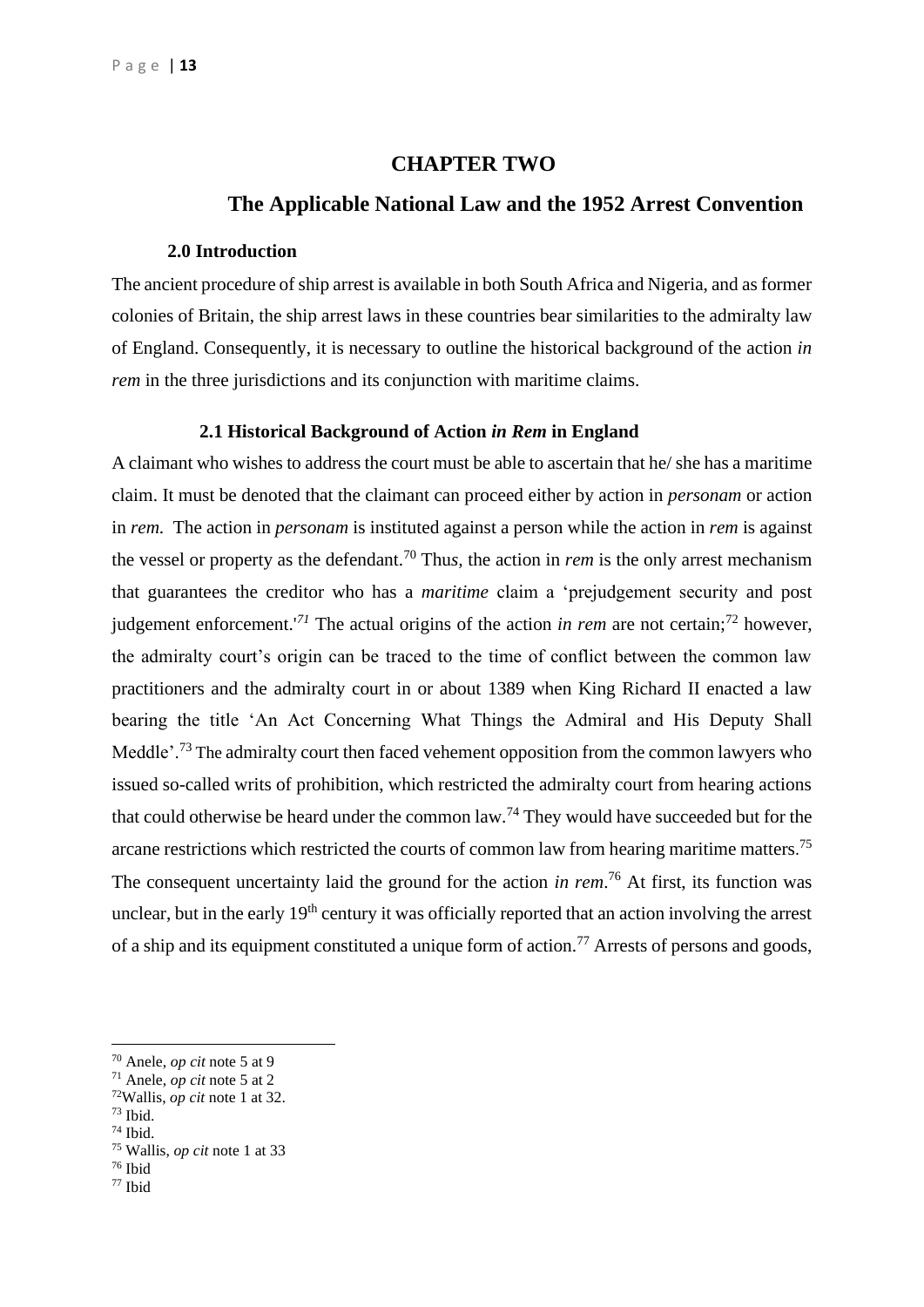# CHAPTER TWO

## The Applicable National Law and the 1952 Arrest Convention

### 2.0 Introduction

The ancient procedure of ship arrest is available in both South Africa and Nigeria, and as former colonies of Britain, the ship arrest laws in these countries bear similarities to the admiralty law of England. Consequently, it is necessary to outline the historical background of the action *in rem* in the three jurisdictions and its conjunction with maritime claims.

### 2.1 Historical Background of Action *in Rem* in England

A claimant who wishes to address the court must be able to ascertain that he/ she has a maritime claim. It must be denoted that the claimant can proceed either by action in *personam* or action in *rem.* The action in *personam* is instituted against a person while the action in *rem* is against the vessel or property as the defendant.[70] Thus, the action in *rem* is the only arrest mechanism that guarantees the creditor who has a *maritime* claim a 'prejudgement security and post judgement enforcement.'[71] The actual origins of the action *in rem* are not certain;[72] however, the admiralty court's origin can be traced to the time of conflict between the common law practitioners and the admiralty court in or about 1389 when King Richard II enacted a law bearing the title 'An Act Concerning What Things the Admiral and His Deputy Shall Meddle'.[73] The admiralty court then faced vehement opposition from the common lawyers who issued so-called writs of prohibition, which restricted the admiralty court from hearing actions that could otherwise be heard under the common law.[74] They would have succeeded but for the arcane restrictions which restricted the courts of common law from hearing maritime matters.[75] The consequent uncertainty laid the ground for the action *in rem*.[76] At first, its function was unclear, but in the early 19th century it was officially reported that an action involving the arrest of a ship and its equipment constituted a unique form of action.[77] Arrests of persons and goods,

---

[70] Anele, *op cit* note 5 at 9
[71] Anele, *op cit* note 5 at 2
[72] Wallis, *op cit* note 1 at 32.
[73] Ibid.
[74] Ibid.
[75] Wallis, *op cit* note 1 at 33
[76] Ibid
[77] Ibid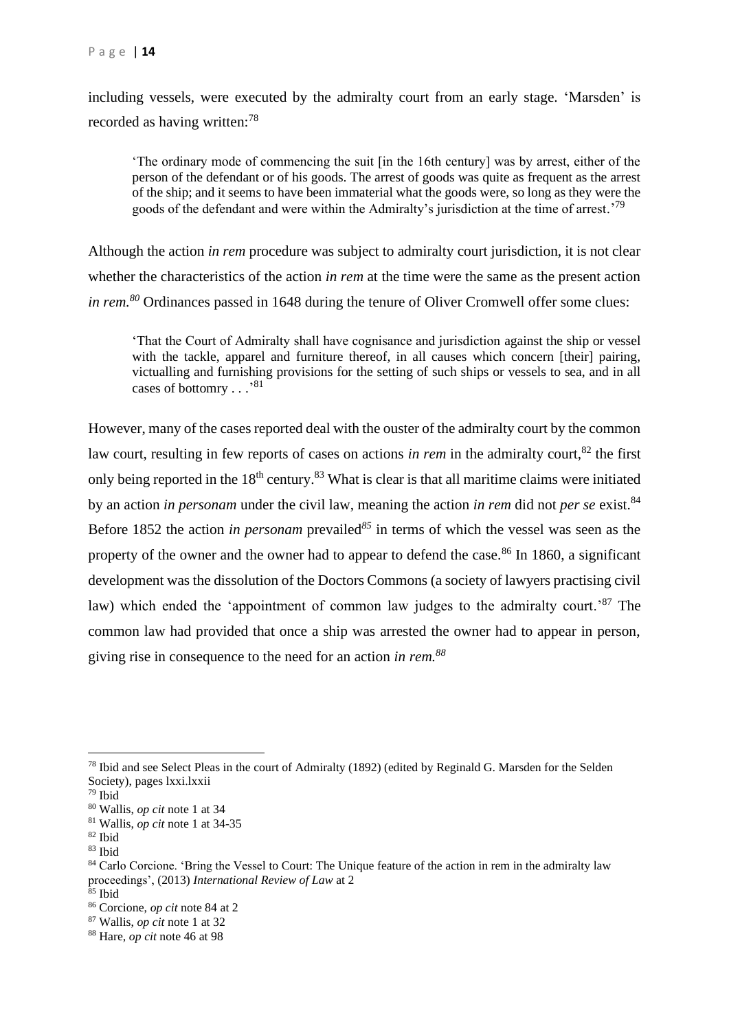including vessels, were executed by the admiralty court from an early stage. 'Marsden' is recorded as having written:[78]

> 'The ordinary mode of commencing the suit [in the 16th century] was by arrest, either of the person of the defendant or of his goods. The arrest of goods was quite as frequent as the arrest of the ship; and it seems to have been immaterial what the goods were, so long as they were the goods of the defendant and were within the Admiralty's jurisdiction at the time of arrest.'[79]

Although the action *in rem* procedure was subject to admiralty court jurisdiction, it is not clear whether the characteristics of the action *in rem* at the time were the same as the present action *in rem*.[80] Ordinances passed in 1648 during the tenure of Oliver Cromwell offer some clues:

> 'That the Court of Admiralty shall have cognisance and jurisdiction against the ship or vessel with the tackle, apparel and furniture thereof, in all causes which concern [their] pairing, victualling and furnishing provisions for the setting of such ships or vessels to sea, and in all cases of bottomry . . .'[81]

However, many of the cases reported deal with the ouster of the admiralty court by the common law court, resulting in few reports of cases on actions *in rem* in the admiralty court,[82] the first only being reported in the 18th century.[83] What is clear is that all maritime claims were initiated by an action *in personam* under the civil law, meaning the action *in rem* did not *per se* exist.[84] Before 1852 the action *in personam* prevailed[85] in terms of which the vessel was seen as the property of the owner and the owner had to appear to defend the case.[86] In 1860, a significant development was the dissolution of the Doctors Commons (a society of lawyers practising civil law) which ended the 'appointment of common law judges to the admiralty court.'[87] The common law had provided that once a ship was arrested the owner had to appear in person, giving rise in consequence to the need for an action *in rem.*[88]

---

[78] Ibid and see Select Pleas in the court of Admiralty (1892) (edited by Reginald G. Marsden for the Selden Society), pages lxxi.lxxii

[79] Ibid

[80] Wallis, *op cit* note 1 at 34

[81] Wallis, *op cit* note 1 at 34-35

[82] Ibid

[83] Ibid

[84] Carlo Corcione. 'Bring the Vessel to Court: The Unique feature of the action in rem in the admiralty law proceedings', (2013) *International Review of Law* at 2

[85] Ibid

[86] Corcione, *op cit* note 84 at 2

[87] Wallis, *op cit* note 1 at 32

[88] Hare, *op cit* note 46 at 98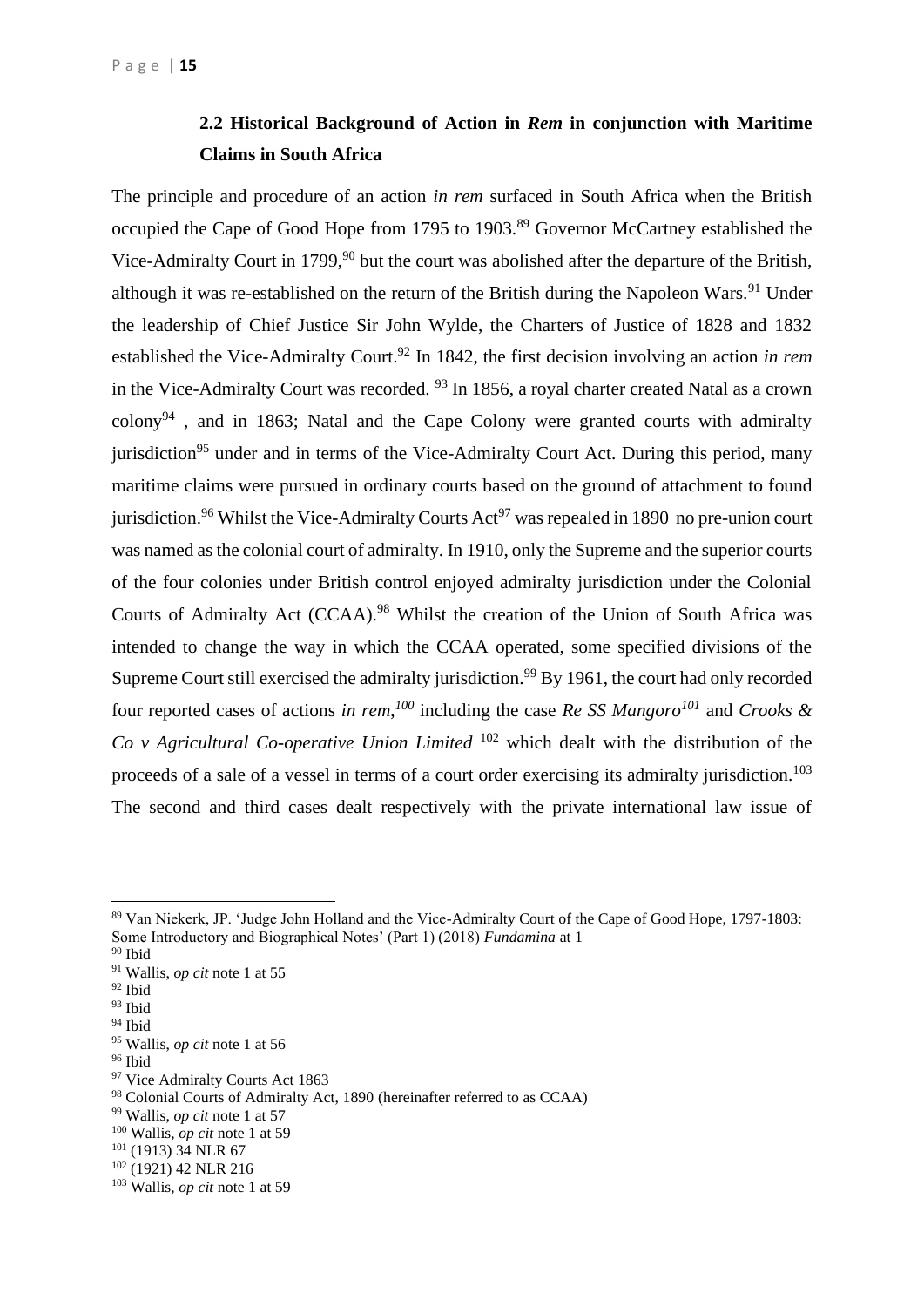## 2.2 Historical Background of Action in *Rem* in conjunction with Maritime Claims in South Africa

The principle and procedure of an action *in rem* surfaced in South Africa when the British occupied the Cape of Good Hope from 1795 to 1903.[89] Governor McCartney established the Vice-Admiralty Court in 1799,[90] but the court was abolished after the departure of the British, although it was re-established on the return of the British during the Napoleon Wars.[91] Under the leadership of Chief Justice Sir John Wylde, the Charters of Justice of 1828 and 1832 established the Vice-Admiralty Court.[92] In 1842, the first decision involving an action *in rem* in the Vice-Admiralty Court was recorded. [93] In 1856, a royal charter created Natal as a crown colony[94] , and in 1863; Natal and the Cape Colony were granted courts with admiralty jurisdiction[95] under and in terms of the Vice-Admiralty Court Act. During this period, many maritime claims were pursued in ordinary courts based on the ground of attachment to found jurisdiction.[96] Whilst the Vice-Admiralty Courts Act[97] was repealed in 1890 no pre-union court was named as the colonial court of admiralty. In 1910, only the Supreme and the superior courts of the four colonies under British control enjoyed admiralty jurisdiction under the Colonial Courts of Admiralty Act (CCAA).[98] Whilst the creation of the Union of South Africa was intended to change the way in which the CCAA operated, some specified divisions of the Supreme Court still exercised the admiralty jurisdiction.[99] By 1961, the court had only recorded four reported cases of actions *in rem*,[100] including the case *Re SS Mangoro*[101] and *Crooks & Co v Agricultural Co-operative Union Limited* [102] which dealt with the distribution of the proceeds of a sale of a vessel in terms of a court order exercising its admiralty jurisdiction.[103] The second and third cases dealt respectively with the private international law issue of

---

[89] Van Niekerk, JP. 'Judge John Holland and the Vice-Admiralty Court of the Cape of Good Hope, 1797-1803: Some Introductory and Biographical Notes' (Part 1) (2018) *Fundamina* at 1

[90] Ibid

[91] Wallis, *op cit* note 1 at 55

[92] Ibid

[93] Ibid

[94] Ibid

[95] Wallis, *op cit* note 1 at 56

[96] Ibid

[97] Vice Admiralty Courts Act 1863

[98] Colonial Courts of Admiralty Act, 1890 (hereinafter referred to as CCAA)

[99] Wallis, *op cit* note 1 at 57

[100] Wallis, *op cit* note 1 at 59

[101] (1913) 34 NLR 67

[102] (1921) 42 NLR 216

[103] Wallis, *op cit* note 1 at 59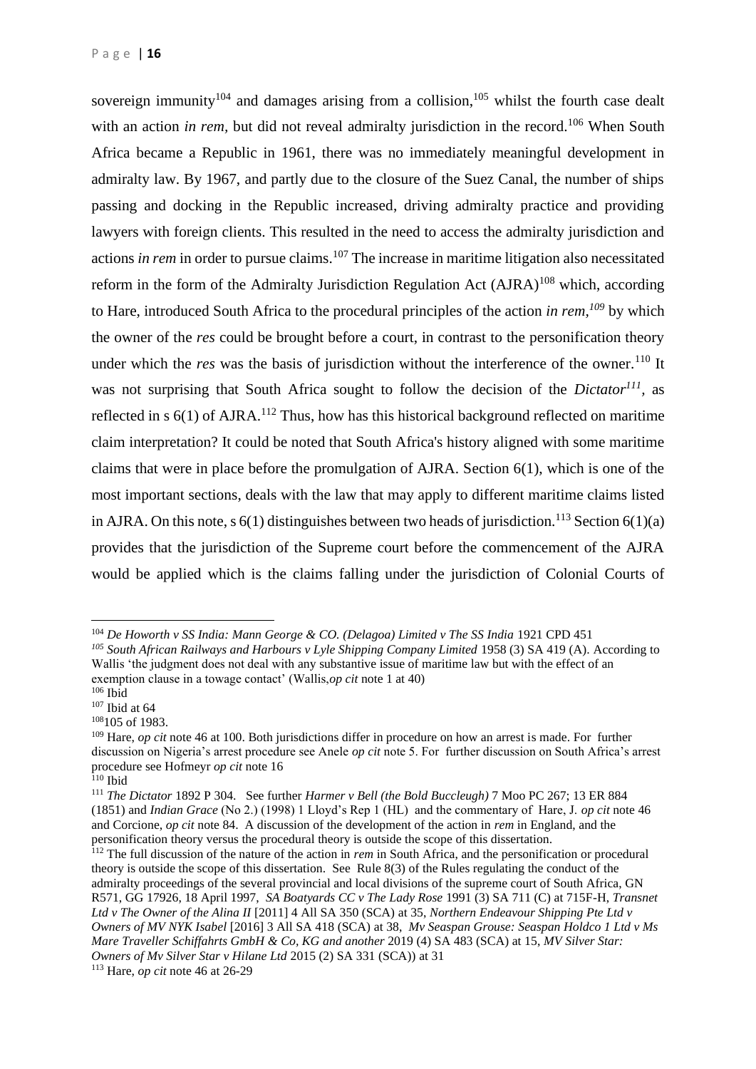sovereign immunity[104] and damages arising from a collision,[105] whilst the fourth case dealt with an action *in rem*, but did not reveal admiralty jurisdiction in the record.[106] When South Africa became a Republic in 1961, there was no immediately meaningful development in admiralty law. By 1967, and partly due to the closure of the Suez Canal, the number of ships passing and docking in the Republic increased, driving admiralty practice and providing lawyers with foreign clients. This resulted in the need to access the admiralty jurisdiction and actions *in rem* in order to pursue claims.[107] The increase in maritime litigation also necessitated reform in the form of the Admiralty Jurisdiction Regulation Act (AJRA)[108] which, according to Hare, introduced South Africa to the procedural principles of the action *in rem*,[109] by which the owner of the *res* could be brought before a court, in contrast to the personification theory under which the *res* was the basis of jurisdiction without the interference of the owner.[110] It was not surprising that South Africa sought to follow the decision of the *Dictator*[111], as reflected in s 6(1) of AJRA.[112] Thus, how has this historical background reflected on maritime claim interpretation? It could be noted that South Africa's history aligned with some maritime claims that were in place before the promulgation of AJRA. Section 6(1), which is one of the most important sections, deals with the law that may apply to different maritime claims listed in AJRA. On this note, s 6(1) distinguishes between two heads of jurisdiction.[113] Section 6(1)(a) provides that the jurisdiction of the Supreme court before the commencement of the AJRA would be applied which is the claims falling under the jurisdiction of Colonial Courts of

---

[104] *De Howorth v SS India: Mann George & CO. (Delagoa) Limited v The SS India* 1921 CPD 451

[105] *South African Railways and Harbours v Lyle Shipping Company Limited* 1958 (3) SA 419 (A). According to Wallis 'the judgment does not deal with any substantive issue of maritime law but with the effect of an exemption clause in a towage contact' (Wallis,*op cit* note 1 at 40)

[106] Ibid

[107] Ibid at 64

[108] 105 of 1983.

[109] Hare, *op cit* note 46 at 100. Both jurisdictions differ in procedure on how an arrest is made. For further discussion on Nigeria's arrest procedure see Anele *op cit* note 5. For further discussion on South Africa's arrest procedure see Hofmeyr *op cit* note 16

[110] Ibid

[111] *The Dictator* 1892 P 304. See further *Harmer v Bell (the Bold Buccleugh)* 7 Moo PC 267; 13 ER 884 (1851) and *Indian Grace* (No 2.) (1998) 1 Lloyd's Rep 1 (HL) and the commentary of Hare, J. *op cit* note 46 and Corcione, *op cit* note 84. A discussion of the development of the action in *rem* in England, and the personification theory versus the procedural theory is outside the scope of this dissertation.

[112] The full discussion of the nature of the action in *rem* in South Africa, and the personification or procedural theory is outside the scope of this dissertation. See Rule 8(3) of the Rules regulating the conduct of the admiralty proceedings of the several provincial and local divisions of the supreme court of South Africa, GN R571, GG 17926, 18 April 1997, *SA Boatyards CC v The Lady Rose* 1991 (3) SA 711 (C) at 715F-H, *Transnet Ltd v The Owner of the Alina II* [2011] 4 All SA 350 (SCA) at 35, *Northern Endeavour Shipping Pte Ltd v Owners of MV NYK Isabel* [2016] 3 All SA 418 (SCA) at 38, *Mv Seaspan Grouse: Seaspan Holdco 1 Ltd v Ms Mare Traveller Schiffahrts GmbH & Co, KG and another* 2019 (4) SA 483 (SCA) at 15, *MV Silver Star: Owners of Mv Silver Star v Hilane Ltd* 2015 (2) SA 331 (SCA)) at 31

[113] Hare, *op cit* note 46 at 26-29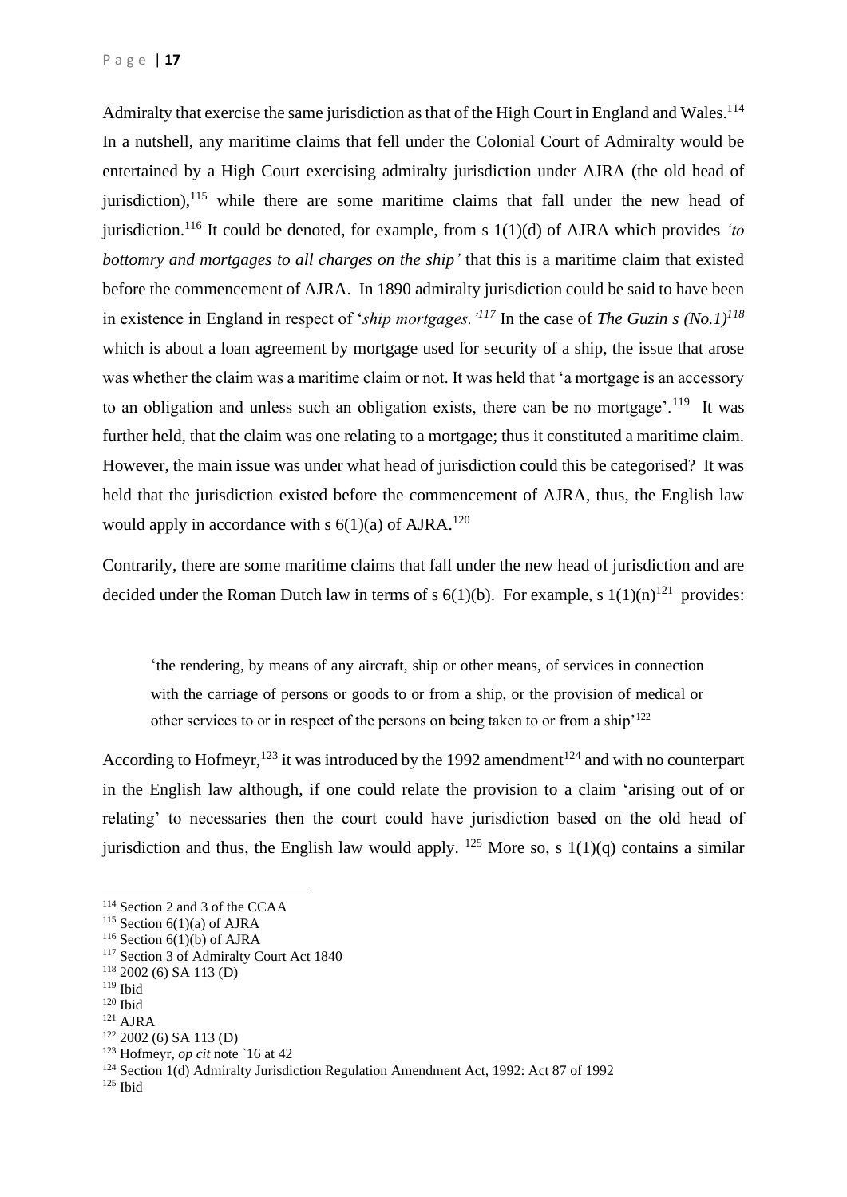Admiralty that exercise the same jurisdiction as that of the High Court in England and Wales.[114] In a nutshell, any maritime claims that fell under the Colonial Court of Admiralty would be entertained by a High Court exercising admiralty jurisdiction under AJRA (the old head of jurisdiction),[115] while there are some maritime claims that fall under the new head of jurisdiction.[116] It could be denoted, for example, from s 1(1)(d) of AJRA which provides *'to bottomry and mortgages to all charges on the ship'* that this is a maritime claim that existed before the commencement of AJRA. In 1890 admiralty jurisdiction could be said to have been in existence in England in respect of '*ship mortgages.'*[117] In the case of *The Guzin s (No.1)*[118] which is about a loan agreement by mortgage used for security of a ship, the issue that arose was whether the claim was a maritime claim or not. It was held that 'a mortgage is an accessory to an obligation and unless such an obligation exists, there can be no mortgage'.[119] It was further held, that the claim was one relating to a mortgage; thus it constituted a maritime claim. However, the main issue was under what head of jurisdiction could this be categorised? It was held that the jurisdiction existed before the commencement of AJRA, thus, the English law would apply in accordance with s 6(1)(a) of AJRA.[120]

Contrarily, there are some maritime claims that fall under the new head of jurisdiction and are decided under the Roman Dutch law in terms of s 6(1)(b). For example, s 1(1)(n)[121] provides:

> 'the rendering, by means of any aircraft, ship or other means, of services in connection with the carriage of persons or goods to or from a ship, or the provision of medical or other services to or in respect of the persons on being taken to or from a ship'[122]

According to Hofmeyr,[123] it was introduced by the 1992 amendment[124] and with no counterpart in the English law although, if one could relate the provision to a claim 'arising out of or relating' to necessaries then the court could have jurisdiction based on the old head of jurisdiction and thus, the English law would apply. [125] More so, s 1(1)(q) contains a similar

---

[114] Section 2 and 3 of the CCAA
[115] Section 6(1)(a) of AJRA
[116] Section 6(1)(b) of AJRA
[117] Section 3 of Admiralty Court Act 1840
[118] 2002 (6) SA 113 (D)
[119] Ibid
[120] Ibid
[121] AJRA
[122] 2002 (6) SA 113 (D)
[123] Hofmeyr, *op cit* note `16 at 42
[124] Section 1(d) Admiralty Jurisdiction Regulation Amendment Act, 1992: Act 87 of 1992
[125] Ibid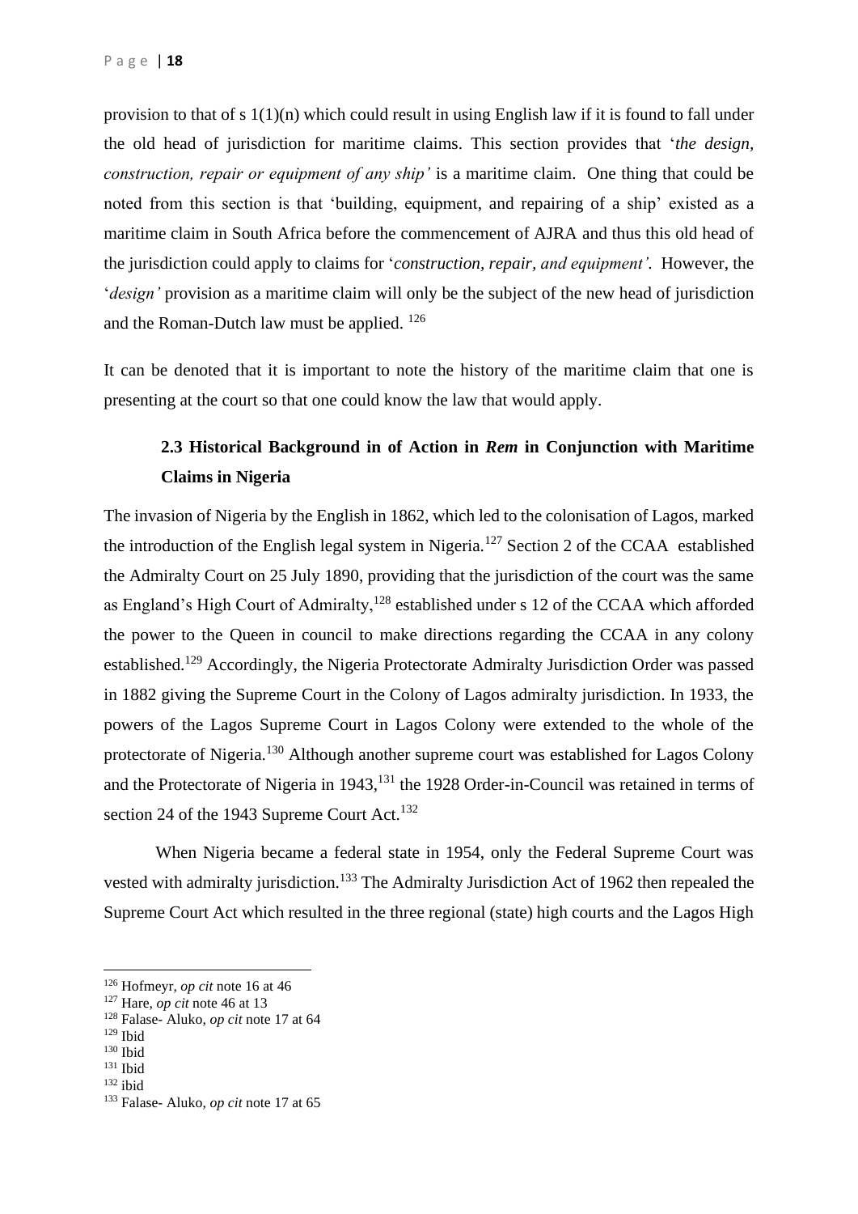provision to that of s 1(1)(n) which could result in using English law if it is found to fall under the old head of jurisdiction for maritime claims. This section provides that '*the design, construction, repair or equipment of any ship'* is a maritime claim. One thing that could be noted from this section is that 'building, equipment, and repairing of a ship' existed as a maritime claim in South Africa before the commencement of AJRA and thus this old head of the jurisdiction could apply to claims for '*construction, repair, and equipment'*. However, the '*design'* provision as a maritime claim will only be the subject of the new head of jurisdiction and the Roman-Dutch law must be applied. [126]

It can be denoted that it is important to note the history of the maritime claim that one is presenting at the court so that one could know the law that would apply.

### 2.3 Historical Background in of Action in *Rem* in Conjunction with Maritime Claims in Nigeria

The invasion of Nigeria by the English in 1862, which led to the colonisation of Lagos, marked the introduction of the English legal system in Nigeria.[127] Section 2 of the CCAA established the Admiralty Court on 25 July 1890, providing that the jurisdiction of the court was the same as England's High Court of Admiralty,[128] established under s 12 of the CCAA which afforded the power to the Queen in council to make directions regarding the CCAA in any colony established.[129] Accordingly, the Nigeria Protectorate Admiralty Jurisdiction Order was passed in 1882 giving the Supreme Court in the Colony of Lagos admiralty jurisdiction. In 1933, the powers of the Lagos Supreme Court in Lagos Colony were extended to the whole of the protectorate of Nigeria.[130] Although another supreme court was established for Lagos Colony and the Protectorate of Nigeria in 1943,[131] the 1928 Order-in-Council was retained in terms of section 24 of the 1943 Supreme Court Act.[132]

When Nigeria became a federal state in 1954, only the Federal Supreme Court was vested with admiralty jurisdiction.[133] The Admiralty Jurisdiction Act of 1962 then repealed the Supreme Court Act which resulted in the three regional (state) high courts and the Lagos High

[126] Hofmeyr, *op cit* note 16 at 46
[127] Hare, *op cit* note 46 at 13
[128] Falase- Aluko, *op cit* note 17 at 64
[129] Ibid
[130] Ibid
[131] Ibid
[132] ibid
[133] Falase- Aluko, *op cit* note 17 at 65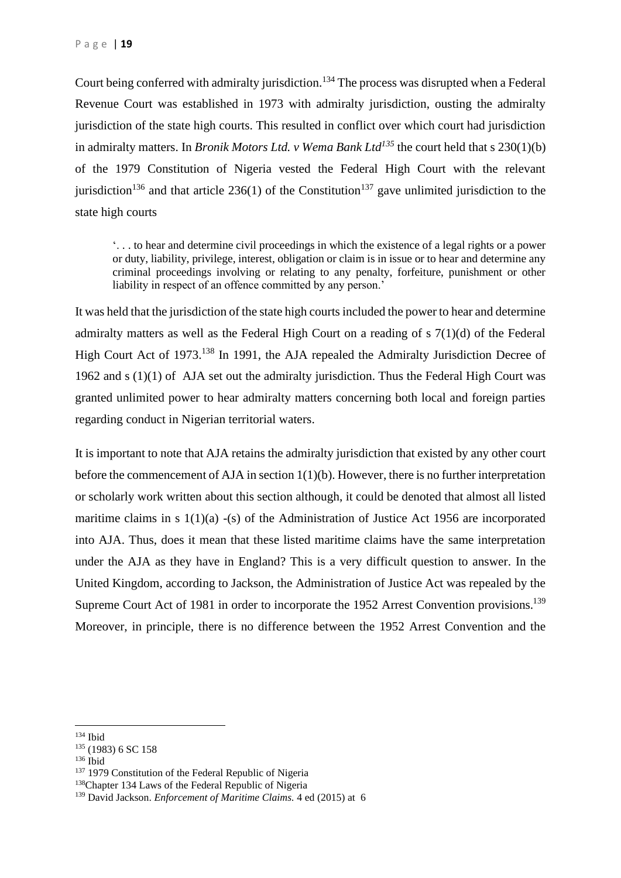Court being conferred with admiralty jurisdiction.[134] The process was disrupted when a Federal Revenue Court was established in 1973 with admiralty jurisdiction, ousting the admiralty jurisdiction of the state high courts. This resulted in conflict over which court had jurisdiction in admiralty matters. In *Bronik Motors Ltd. v Wema Bank Ltd*[135] the court held that s 230(1)(b) of the 1979 Constitution of Nigeria vested the Federal High Court with the relevant jurisdiction[136] and that article 236(1) of the Constitution[137] gave unlimited jurisdiction to the state high courts

> '. . . to hear and determine civil proceedings in which the existence of a legal rights or a power or duty, liability, privilege, interest, obligation or claim is in issue or to hear and determine any criminal proceedings involving or relating to any penalty, forfeiture, punishment or other liability in respect of an offence committed by any person.'

It was held that the jurisdiction of the state high courts included the power to hear and determine admiralty matters as well as the Federal High Court on a reading of s 7(1)(d) of the Federal High Court Act of 1973.[138] In 1991, the AJA repealed the Admiralty Jurisdiction Decree of 1962 and s (1)(1) of AJA set out the admiralty jurisdiction. Thus the Federal High Court was granted unlimited power to hear admiralty matters concerning both local and foreign parties regarding conduct in Nigerian territorial waters.

It is important to note that AJA retains the admiralty jurisdiction that existed by any other court before the commencement of AJA in section 1(1)(b). However, there is no further interpretation or scholarly work written about this section although, it could be denoted that almost all listed maritime claims in s 1(1)(a) -(s) of the Administration of Justice Act 1956 are incorporated into AJA. Thus, does it mean that these listed maritime claims have the same interpretation under the AJA as they have in England? This is a very difficult question to answer. In the United Kingdom, according to Jackson, the Administration of Justice Act was repealed by the Supreme Court Act of 1981 in order to incorporate the 1952 Arrest Convention provisions.[139] Moreover, in principle, there is no difference between the 1952 Arrest Convention and the

---

[134] Ibid

[135] (1983) 6 SC 158

[136] Ibid

[137] 1979 Constitution of the Federal Republic of Nigeria

[138] Chapter 134 Laws of the Federal Republic of Nigeria

[139] David Jackson. *Enforcement of Maritime Claims.* 4 ed (2015) at 6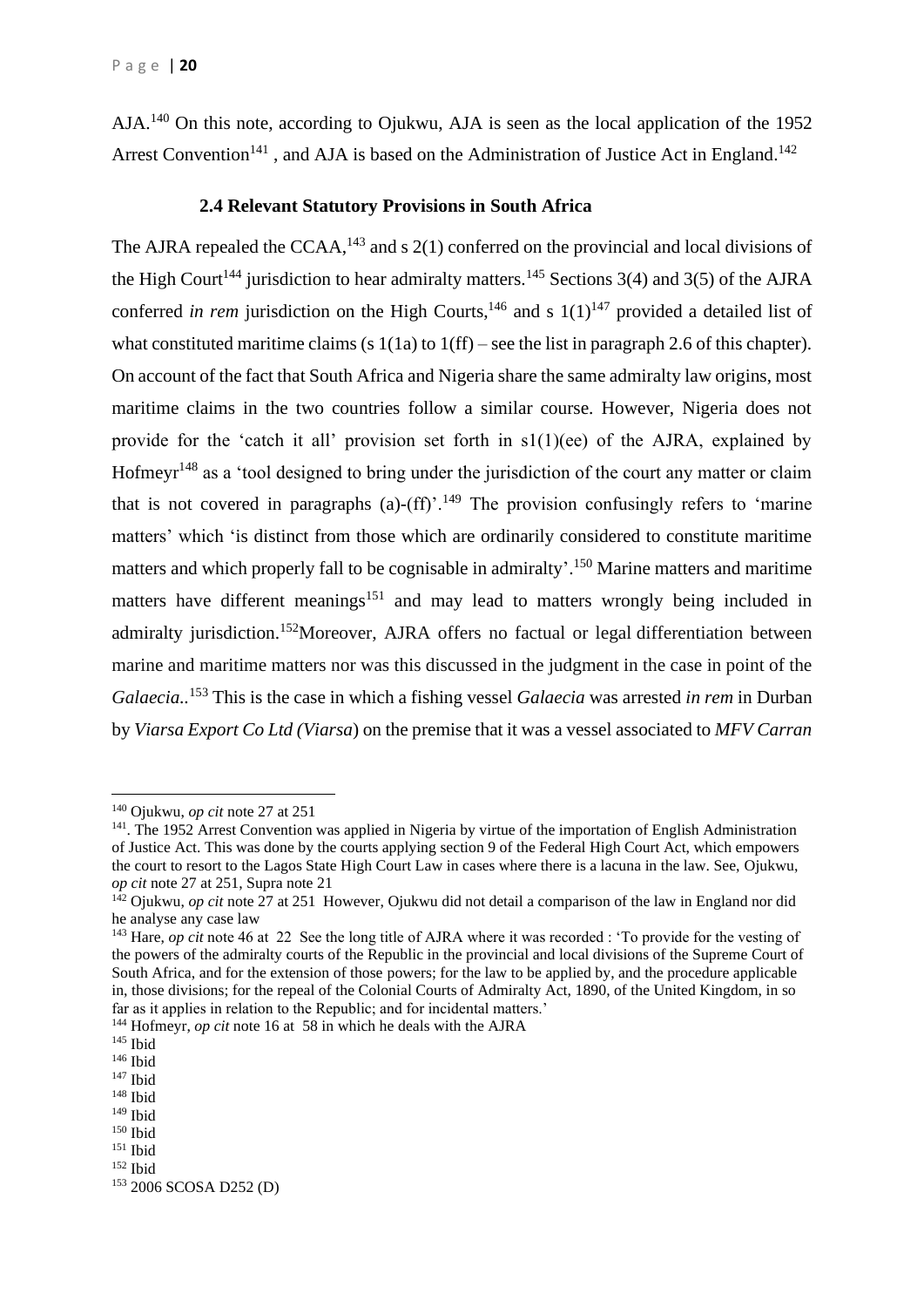AJA.[140] On this note, according to Ojukwu, AJA is seen as the local application of the 1952 Arrest Convention[141] , and AJA is based on the Administration of Justice Act in England.[142]

### 2.4 Relevant Statutory Provisions in South Africa

The AJRA repealed the CCAA,[143] and s 2(1) conferred on the provincial and local divisions of the High Court[144] jurisdiction to hear admiralty matters.[145] Sections 3(4) and 3(5) of the AJRA conferred *in rem* jurisdiction on the High Courts,[146] and s 1(1)[147] provided a detailed list of what constituted maritime claims (s 1(1a) to 1(ff) – see the list in paragraph 2.6 of this chapter). On account of the fact that South Africa and Nigeria share the same admiralty law origins, most maritime claims in the two countries follow a similar course. However, Nigeria does not provide for the 'catch it all' provision set forth in s1(1)(ee) of the AJRA, explained by Hofmeyr[148] as a 'tool designed to bring under the jurisdiction of the court any matter or claim that is not covered in paragraphs (a)-(ff)'.[149] The provision confusingly refers to 'marine matters' which 'is distinct from those which are ordinarily considered to constitute maritime matters and which properly fall to be cognisable in admiralty'.[150] Marine matters and maritime matters have different meanings[151] and may lead to matters wrongly being included in admiralty jurisdiction.[152]Moreover, AJRA offers no factual or legal differentiation between marine and maritime matters nor was this discussed in the judgment in the case in point of the *Galaecia.*.[153] This is the case in which a fishing vessel *Galaecia* was arrested *in rem* in Durban by *Viarsa Export Co Ltd (Viarsa*) on the premise that it was a vessel associated to *MFV Carran*

---

[140] Ojukwu, *op cit* note 27 at 251

[141]. The 1952 Arrest Convention was applied in Nigeria by virtue of the importation of English Administration of Justice Act. This was done by the courts applying section 9 of the Federal High Court Act, which empowers the court to resort to the Lagos State High Court Law in cases where there is a lacuna in the law. See, Ojukwu, *op cit* note 27 at 251, Supra note 21

[142] Ojukwu, *op cit* note 27 at 251 However, Ojukwu did not detail a comparison of the law in England nor did he analyse any case law

[143] Hare, *op cit* note 46 at 22 See the long title of AJRA where it was recorded : 'To provide for the vesting of the powers of the admiralty courts of the Republic in the provincial and local divisions of the Supreme Court of South Africa, and for the extension of those powers; for the law to be applied by, and the procedure applicable in, those divisions; for the repeal of the Colonial Courts of Admiralty Act, 1890, of the United Kingdom, in so far as it applies in relation to the Republic; and for incidental matters.'

[144] Hofmeyr, *op cit* note 16 at 58 in which he deals with the AJRA

[145] Ibid

[146] Ibid

[147] Ibid

[148] Ibid

[149] Ibid

[150] Ibid

[151] Ibid

[152] Ibid

[153] 2006 SCOSA D252 (D)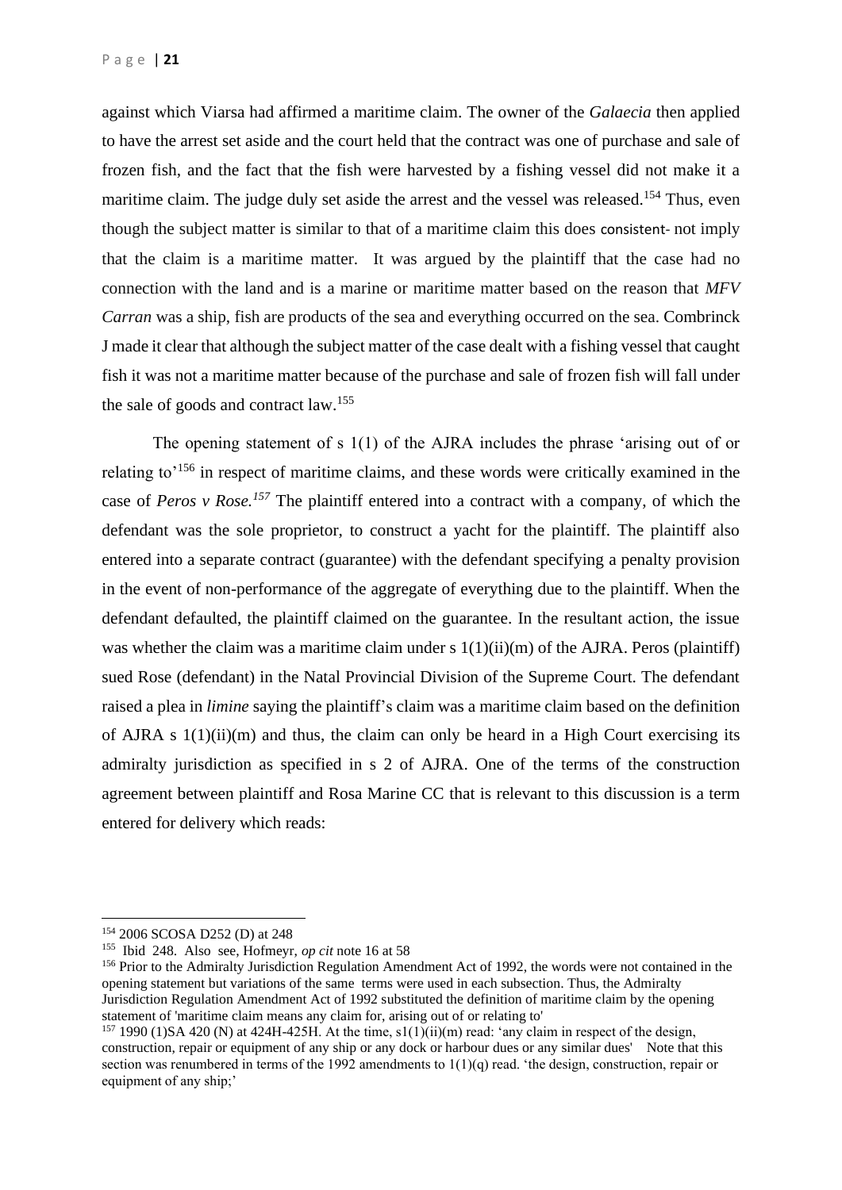against which Viarsa had affirmed a maritime claim. The owner of the *Galaecia* then applied to have the arrest set aside and the court held that the contract was one of purchase and sale of frozen fish, and the fact that the fish were harvested by a fishing vessel did not make it a maritime claim. The judge duly set aside the arrest and the vessel was released.[154] Thus, even though the subject matter is similar to that of a maritime claim this does consistent- not imply that the claim is a maritime matter. It was argued by the plaintiff that the case had no connection with the land and is a marine or maritime matter based on the reason that *MFV Carran* was a ship, fish are products of the sea and everything occurred on the sea. Combrinck J made it clear that although the subject matter of the case dealt with a fishing vessel that caught fish it was not a maritime matter because of the purchase and sale of frozen fish will fall under the sale of goods and contract law.[155]

The opening statement of s 1(1) of the AJRA includes the phrase 'arising out of or relating to'[156] in respect of maritime claims, and these words were critically examined in the case of *Peros v Rose.*[157] The plaintiff entered into a contract with a company, of which the defendant was the sole proprietor, to construct a yacht for the plaintiff. The plaintiff also entered into a separate contract (guarantee) with the defendant specifying a penalty provision in the event of non-performance of the aggregate of everything due to the plaintiff. When the defendant defaulted, the plaintiff claimed on the guarantee. In the resultant action, the issue was whether the claim was a maritime claim under s 1(1)(ii)(m) of the AJRA. Peros (plaintiff) sued Rose (defendant) in the Natal Provincial Division of the Supreme Court. The defendant raised a plea in *limine* saying the plaintiff's claim was a maritime claim based on the definition of AJRA s 1(1)(ii)(m) and thus, the claim can only be heard in a High Court exercising its admiralty jurisdiction as specified in s 2 of AJRA. One of the terms of the construction agreement between plaintiff and Rosa Marine CC that is relevant to this discussion is a term entered for delivery which reads:

---

[154] 2006 SCOSA D252 (D) at 248

[155] Ibid 248. Also see, Hofmeyr, *op cit* note 16 at 58

[156] Prior to the Admiralty Jurisdiction Regulation Amendment Act of 1992, the words were not contained in the opening statement but variations of the same terms were used in each subsection. Thus, the Admiralty Jurisdiction Regulation Amendment Act of 1992 substituted the definition of maritime claim by the opening statement of 'maritime claim means any claim for, arising out of or relating to'

[157] 1990 (1)SA 420 (N) at 424H-425H. At the time, s1(1)(ii)(m) read: 'any claim in respect of the design, construction, repair or equipment of any ship or any dock or harbour dues or any similar dues' Note that this section was renumbered in terms of the 1992 amendments to 1(1)(q) read. 'the design, construction, repair or equipment of any ship;'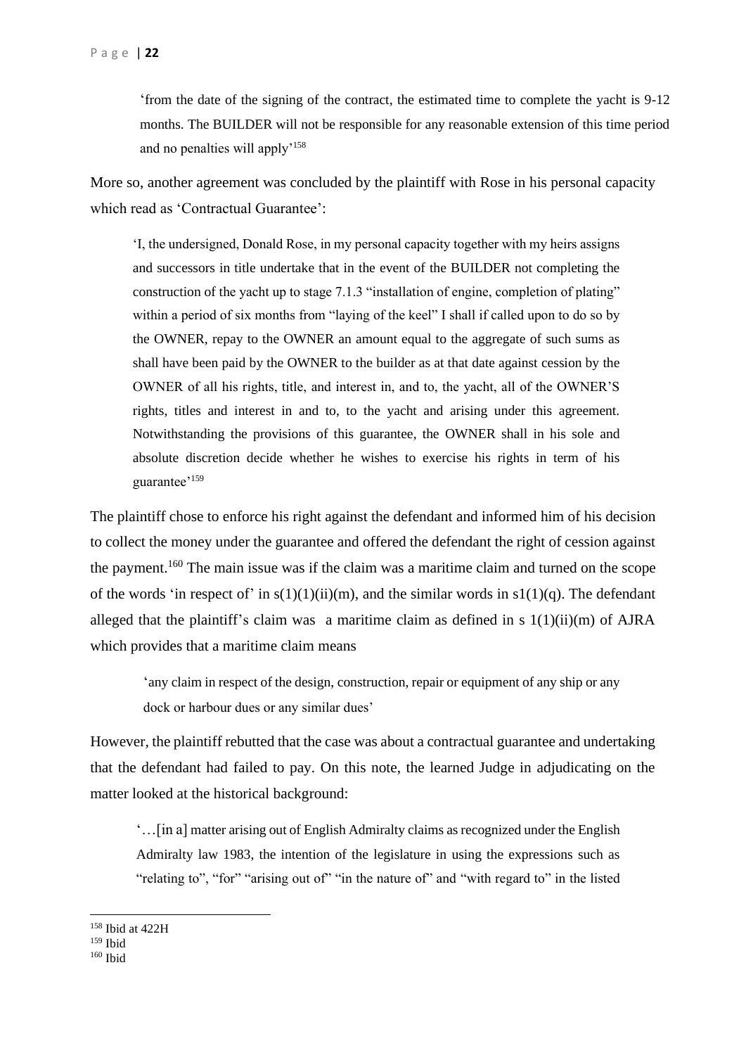> 'from the date of the signing of the contract, the estimated time to complete the yacht is 9-12 months. The BUILDER will not be responsible for any reasonable extension of this time period and no penalties will apply'[158]

More so, another agreement was concluded by the plaintiff with Rose in his personal capacity which read as 'Contractual Guarantee':

> 'I, the undersigned, Donald Rose, in my personal capacity together with my heirs assigns and successors in title undertake that in the event of the BUILDER not completing the construction of the yacht up to stage 7.1.3 "installation of engine, completion of plating" within a period of six months from "laying of the keel" I shall if called upon to do so by the OWNER, repay to the OWNER an amount equal to the aggregate of such sums as shall have been paid by the OWNER to the builder as at that date against cession by the OWNER of all his rights, title, and interest in, and to, the yacht, all of the OWNER'S rights, titles and interest in and to, to the yacht and arising under this agreement. Notwithstanding the provisions of this guarantee, the OWNER shall in his sole and absolute discretion decide whether he wishes to exercise his rights in term of his guarantee'[159]

The plaintiff chose to enforce his right against the defendant and informed him of his decision to collect the money under the guarantee and offered the defendant the right of cession against the payment.[160] The main issue was if the claim was a maritime claim and turned on the scope of the words 'in respect of' in s(1)(1)(ii)(m), and the similar words in s1(1)(q). The defendant alleged that the plaintiff's claim was a maritime claim as defined in s 1(1)(ii)(m) of AJRA which provides that a maritime claim means

> 'any claim in respect of the design, construction, repair or equipment of any ship or any dock or harbour dues or any similar dues'

However, the plaintiff rebutted that the case was about a contractual guarantee and undertaking that the defendant had failed to pay. On this note, the learned Judge in adjudicating on the matter looked at the historical background:

> '…[in a] matter arising out of English Admiralty claims as recognized under the English Admiralty law 1983, the intention of the legislature in using the expressions such as "relating to", "for" "arising out of" "in the nature of" and "with regard to" in the listed

---

[158] Ibid at 422H

[159] Ibid

[160] Ibid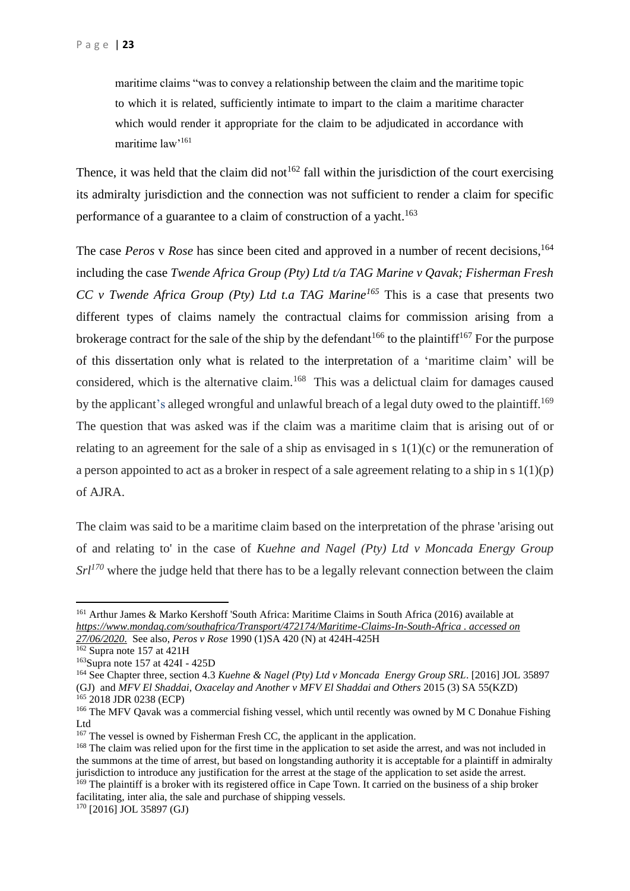maritime claims "was to convey a relationship between the claim and the maritime topic to which it is related, sufficiently intimate to impart to the claim a maritime character which would render it appropriate for the claim to be adjudicated in accordance with maritime law'[161]

Thence, it was held that the claim did not[162] fall within the jurisdiction of the court exercising its admiralty jurisdiction and the connection was not sufficient to render a claim for specific performance of a guarantee to a claim of construction of a yacht.[163]

The case *Peros* v *Rose* has since been cited and approved in a number of recent decisions,[164] including the case *Twende Africa Group (Pty) Ltd t/a TAG Marine v Qavak; Fisherman Fresh CC v Twende Africa Group (Pty) Ltd t.a TAG Marine*[165] This is a case that presents two different types of claims namely the contractual claims for commission arising from a brokerage contract for the sale of the ship by the defendant[166] to the plaintiff[167] For the purpose of this dissertation only what is related to the interpretation of a 'maritime claim' will be considered, which is the alternative claim.[168] This was a delictual claim for damages caused by the applicant's alleged wrongful and unlawful breach of a legal duty owed to the plaintiff.[169] The question that was asked was if the claim was a maritime claim that is arising out of or relating to an agreement for the sale of a ship as envisaged in s 1(1)(c) or the remuneration of a person appointed to act as a broker in respect of a sale agreement relating to a ship in s 1(1)(p) of AJRA.

The claim was said to be a maritime claim based on the interpretation of the phrase 'arising out of and relating to' in the case of *Kuehne and Nagel (Pty) Ltd v Moncada Energy Group Srl*[170] where the judge held that there has to be a legally relevant connection between the claim

---

[161] Arthur James & Marko Kershoff 'South Africa: Maritime Claims in South Africa (2016) available at *https://www.mondaq.com/southafrica/Transport/472174/Maritime-Claims-In-South-Africa . accessed on 27/06/2020.* See also, *Peros v Rose* 1990 (1)SA 420 (N) at 424H-425H

[162] Supra note 157 at 421H

[163] Supra note 157 at 424I - 425D

[164] See Chapter three, section 4.3 *Kuehne & Nagel (Pty) Ltd v Moncada Energy Group SRL*. [2016] JOL 35897 (GJ) and *MFV El Shaddai, Oxacelay and Another v MFV El Shaddai and Others* 2015 (3) SA 55(KZD)

[165] 2018 JDR 0238 (ECP)

[166] The MFV Qavak was a commercial fishing vessel, which until recently was owned by M C Donahue Fishing Ltd

[167] The vessel is owned by Fisherman Fresh CC, the applicant in the application.

[168] The claim was relied upon for the first time in the application to set aside the arrest, and was not included in the summons at the time of arrest, but based on longstanding authority it is acceptable for a plaintiff in admiralty jurisdiction to introduce any justification for the arrest at the stage of the application to set aside the arrest.

[169] The plaintiff is a broker with its registered office in Cape Town. It carried on the business of a ship broker facilitating, inter alia, the sale and purchase of shipping vessels.

[170] [2016] JOL 35897 (GJ)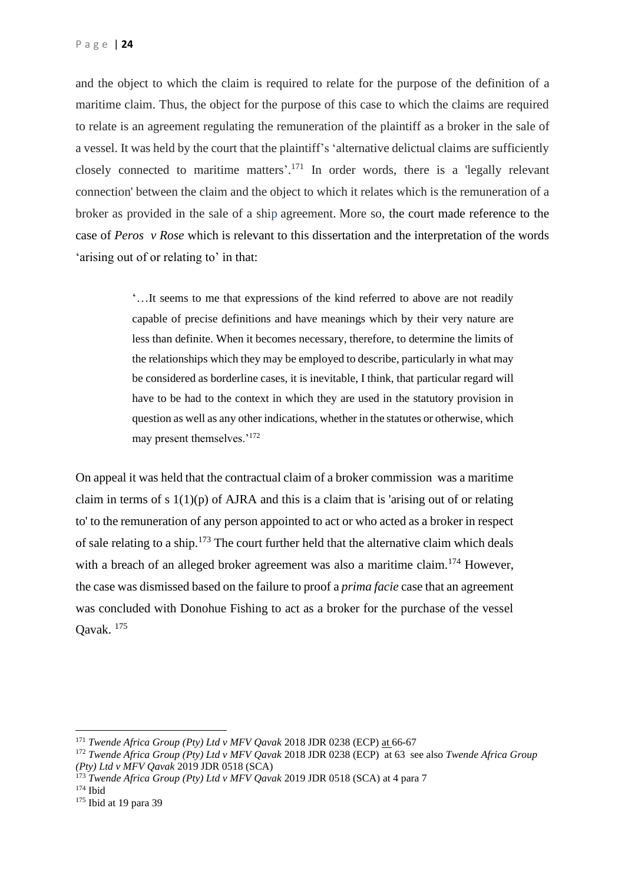and the object to which the claim is required to relate for the purpose of the definition of a maritime claim. Thus, the object for the purpose of this case to which the claims are required to relate is an agreement regulating the remuneration of the plaintiff as a broker in the sale of a vessel. It was held by the court that the plaintiff's 'alternative delictual claims are sufficiently closely connected to maritime matters'.[171] In order words, there is a 'legally relevant connection' between the claim and the object to which it relates which is the remuneration of a broker as provided in the sale of a ship agreement. More so, the court made reference to the case of *Peros v Rose* which is relevant to this dissertation and the interpretation of the words 'arising out of or relating to' in that:

> '…It seems to me that expressions of the kind referred to above are not readily capable of precise definitions and have meanings which by their very nature are less than definite. When it becomes necessary, therefore, to determine the limits of the relationships which they may be employed to describe, particularly in what may be considered as borderline cases, it is inevitable, I think, that particular regard will have to be had to the context in which they are used in the statutory provision in question as well as any other indications, whether in the statutes or otherwise, which may present themselves.'[172]

On appeal it was held that the contractual claim of a broker commission was a maritime claim in terms of s 1(1)(p) of AJRA and this is a claim that is 'arising out of or relating to' to the remuneration of any person appointed to act or who acted as a broker in respect of sale relating to a ship.[173] The court further held that the alternative claim which deals with a breach of an alleged broker agreement was also a maritime claim.[174] However, the case was dismissed based on the failure to proof a *prima facie* case that an agreement was concluded with Donohue Fishing to act as a broker for the purchase of the vessel Qavak. [175]

---

[171] *Twende Africa Group (Pty) Ltd v MFV Qavak* 2018 JDR 0238 (ECP) at 66-67

[172] *Twende Africa Group (Pty) Ltd v MFV Qavak* 2018 JDR 0238 (ECP) at 63 see also *Twende Africa Group (Pty) Ltd v MFV Qavak* 2019 JDR 0518 (SCA)

[173] *Twende Africa Group (Pty) Ltd v MFV Qavak* 2019 JDR 0518 (SCA) at 4 para 7

[174] Ibid

[175] Ibid at 19 para 39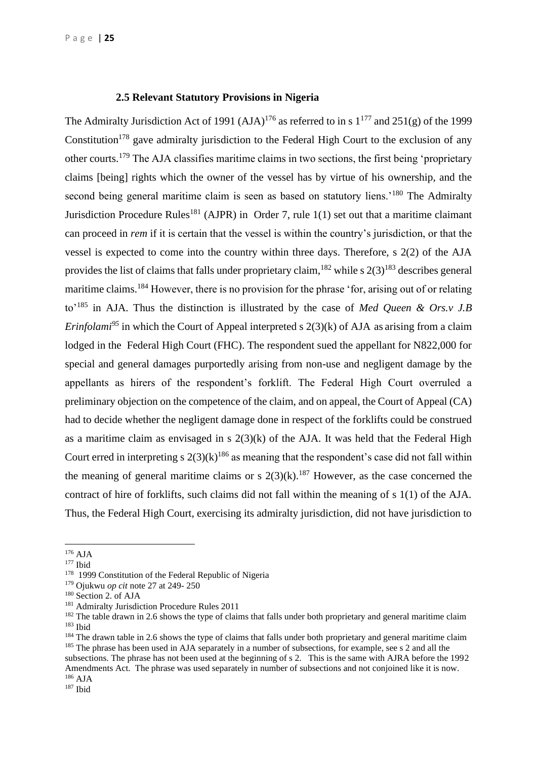### 2.5 Relevant Statutory Provisions in Nigeria

The Admiralty Jurisdiction Act of 1991 (AJA)[176] as referred to in s 1[177] and 251(g) of the 1999 Constitution[178] gave admiralty jurisdiction to the Federal High Court to the exclusion of any other courts.[179] The AJA classifies maritime claims in two sections, the first being 'proprietary claims [being] rights which the owner of the vessel has by virtue of his ownership, and the second being general maritime claim is seen as based on statutory liens.'[180] The Admiralty Jurisdiction Procedure Rules[181] (AJPR) in Order 7, rule 1(1) set out that a maritime claimant can proceed in *rem* if it is certain that the vessel is within the country's jurisdiction, or that the vessel is expected to come into the country within three days. Therefore, s 2(2) of the AJA provides the list of claims that falls under proprietary claim,[182] while s 2(3)[183] describes general maritime claims.[184] However, there is no provision for the phrase 'for, arising out of or relating to'[185] in AJA. Thus the distinction is illustrated by the case of *Med Queen & Ors.v J.B Erinfolami*[95] in which the Court of Appeal interpreted s 2(3)(k) of AJA as arising from a claim lodged in the Federal High Court (FHC). The respondent sued the appellant for N822,000 for special and general damages purportedly arising from non-use and negligent damage by the appellants as hirers of the respondent's forklift. The Federal High Court overruled a preliminary objection on the competence of the claim, and on appeal, the Court of Appeal (CA) had to decide whether the negligent damage done in respect of the forklifts could be construed as a maritime claim as envisaged in s 2(3)(k) of the AJA. It was held that the Federal High Court erred in interpreting s 2(3)(k)[186] as meaning that the respondent's case did not fall within the meaning of general maritime claims or s 2(3)(k).[187] However, as the case concerned the contract of hire of forklifts, such claims did not fall within the meaning of s 1(1) of the AJA. Thus, the Federal High Court, exercising its admiralty jurisdiction, did not have jurisdiction to

---

[176] AJA

[177] Ibid

[178] 1999 Constitution of the Federal Republic of Nigeria

[179] Ojukwu *op cit* note 27 at 249- 250

[180] Section 2. of AJA

[181] Admiralty Jurisdiction Procedure Rules 2011

[182] The table drawn in 2.6 shows the type of claims that falls under both proprietary and general maritime claim

[183] Ibid

[184] The drawn table in 2.6 shows the type of claims that falls under both proprietary and general maritime claim

[185] The phrase has been used in AJA separately in a number of subsections, for example, see s 2 and all the subsections. The phrase has not been used at the beginning of s 2. This is the same with AJRA before the 1992 Amendments Act. The phrase was used separately in number of subsections and not conjoined like it is now.

[186] AJA

[187] Ibid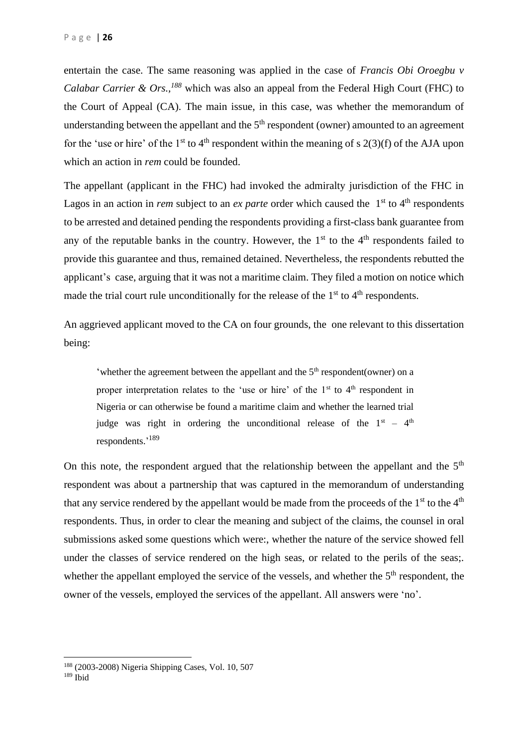entertain the case. The same reasoning was applied in the case of *Francis Obi Oroegbu v Calabar Carrier & Ors.*,[188] which was also an appeal from the Federal High Court (FHC) to the Court of Appeal (CA). The main issue, in this case, was whether the memorandum of understanding between the appellant and the 5th respondent (owner) amounted to an agreement for the 'use or hire' of the 1st to 4th respondent within the meaning of s 2(3)(f) of the AJA upon which an action in *rem* could be founded.

The appellant (applicant in the FHC) had invoked the admiralty jurisdiction of the FHC in Lagos in an action in *rem* subject to an *ex parte* order which caused the 1st to 4th respondents to be arrested and detained pending the respondents providing a first-class bank guarantee from any of the reputable banks in the country. However, the 1st to the 4th respondents failed to provide this guarantee and thus, remained detained. Nevertheless, the respondents rebutted the applicant's case, arguing that it was not a maritime claim. They filed a motion on notice which made the trial court rule unconditionally for the release of the 1st to 4th respondents.

An aggrieved applicant moved to the CA on four grounds, the one relevant to this dissertation being:

> 'whether the agreement between the appellant and the 5th respondent(owner) on a proper interpretation relates to the 'use or hire' of the 1st to 4th respondent in Nigeria or can otherwise be found a maritime claim and whether the learned trial judge was right in ordering the unconditional release of the 1st – 4th respondents.'[189]

On this note, the respondent argued that the relationship between the appellant and the 5th respondent was about a partnership that was captured in the memorandum of understanding that any service rendered by the appellant would be made from the proceeds of the 1st to the 4th respondents. Thus, in order to clear the meaning and subject of the claims, the counsel in oral submissions asked some questions which were:, whether the nature of the service showed fell under the classes of service rendered on the high seas, or related to the perils of the seas;. whether the appellant employed the service of the vessels, and whether the 5th respondent, the owner of the vessels, employed the services of the appellant. All answers were 'no'.

---

[188] (2003-2008) Nigeria Shipping Cases, Vol. 10, 507

[189] Ibid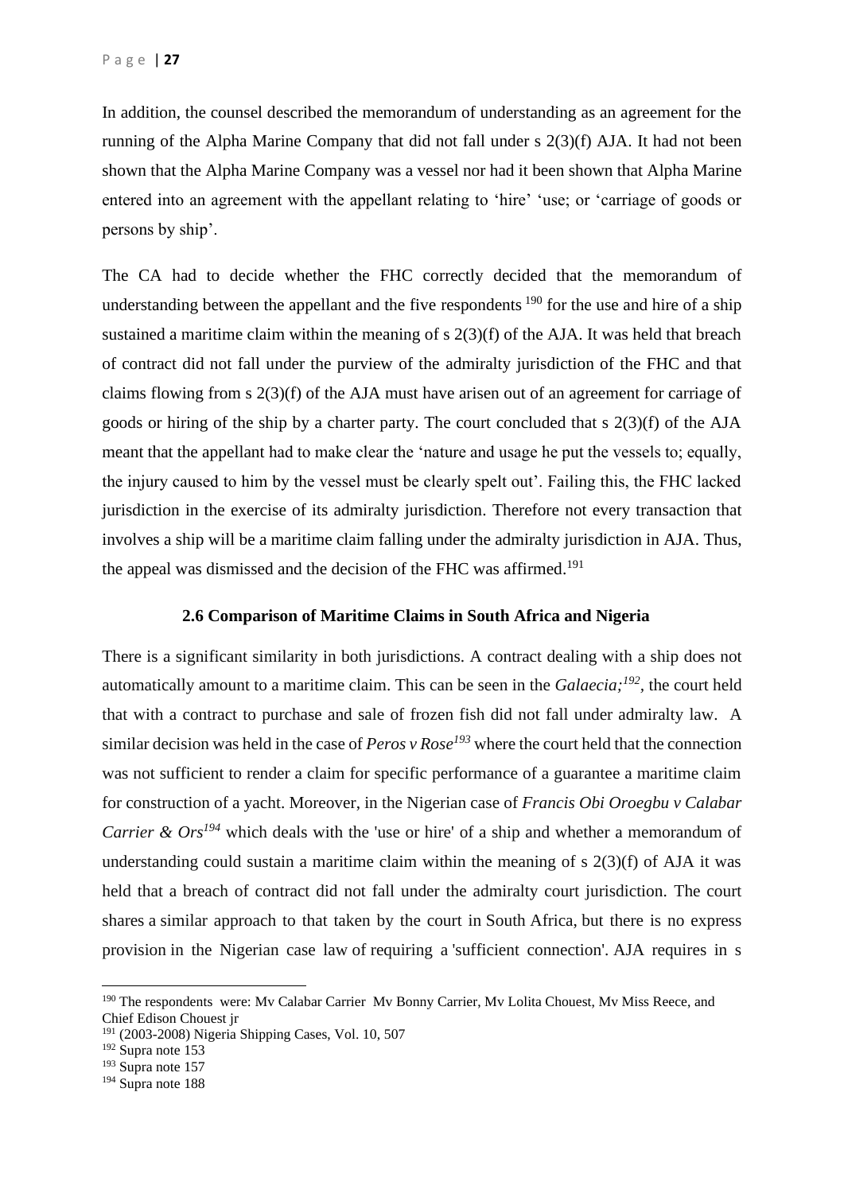In addition, the counsel described the memorandum of understanding as an agreement for the running of the Alpha Marine Company that did not fall under s 2(3)(f) AJA. It had not been shown that the Alpha Marine Company was a vessel nor had it been shown that Alpha Marine entered into an agreement with the appellant relating to 'hire' 'use; or 'carriage of goods or persons by ship'.

The CA had to decide whether the FHC correctly decided that the memorandum of understanding between the appellant and the five respondents [190] for the use and hire of a ship sustained a maritime claim within the meaning of s 2(3)(f) of the AJA. It was held that breach of contract did not fall under the purview of the admiralty jurisdiction of the FHC and that claims flowing from s 2(3)(f) of the AJA must have arisen out of an agreement for carriage of goods or hiring of the ship by a charter party. The court concluded that s 2(3)(f) of the AJA meant that the appellant had to make clear the 'nature and usage he put the vessels to; equally, the injury caused to him by the vessel must be clearly spelt out'. Failing this, the FHC lacked jurisdiction in the exercise of its admiralty jurisdiction. Therefore not every transaction that involves a ship will be a maritime claim falling under the admiralty jurisdiction in AJA. Thus, the appeal was dismissed and the decision of the FHC was affirmed.[191]

### 2.6 Comparison of Maritime Claims in South Africa and Nigeria

There is a significant similarity in both jurisdictions. A contract dealing with a ship does not automatically amount to a maritime claim. This can be seen in the *Galaecia;*[192], the court held that with a contract to purchase and sale of frozen fish did not fall under admiralty law. A similar decision was held in the case of *Peros v Rose*[193] where the court held that the connection was not sufficient to render a claim for specific performance of a guarantee a maritime claim for construction of a yacht. Moreover, in the Nigerian case of *Francis Obi Oroegbu v Calabar Carrier & Ors*[194] which deals with the 'use or hire' of a ship and whether a memorandum of understanding could sustain a maritime claim within the meaning of s 2(3)(f) of AJA it was held that a breach of contract did not fall under the admiralty court jurisdiction. The court shares a similar approach to that taken by the court in South Africa, but there is no express provision in the Nigerian case law of requiring a 'sufficient connection'. AJA requires in s

---

[190] The respondents were: Mv Calabar Carrier Mv Bonny Carrier, Mv Lolita Chouest, Mv Miss Reece, and Chief Edison Chouest jr

[191] (2003-2008) Nigeria Shipping Cases, Vol. 10, 507

[192] Supra note 153

[193] Supra note 157

[194] Supra note 188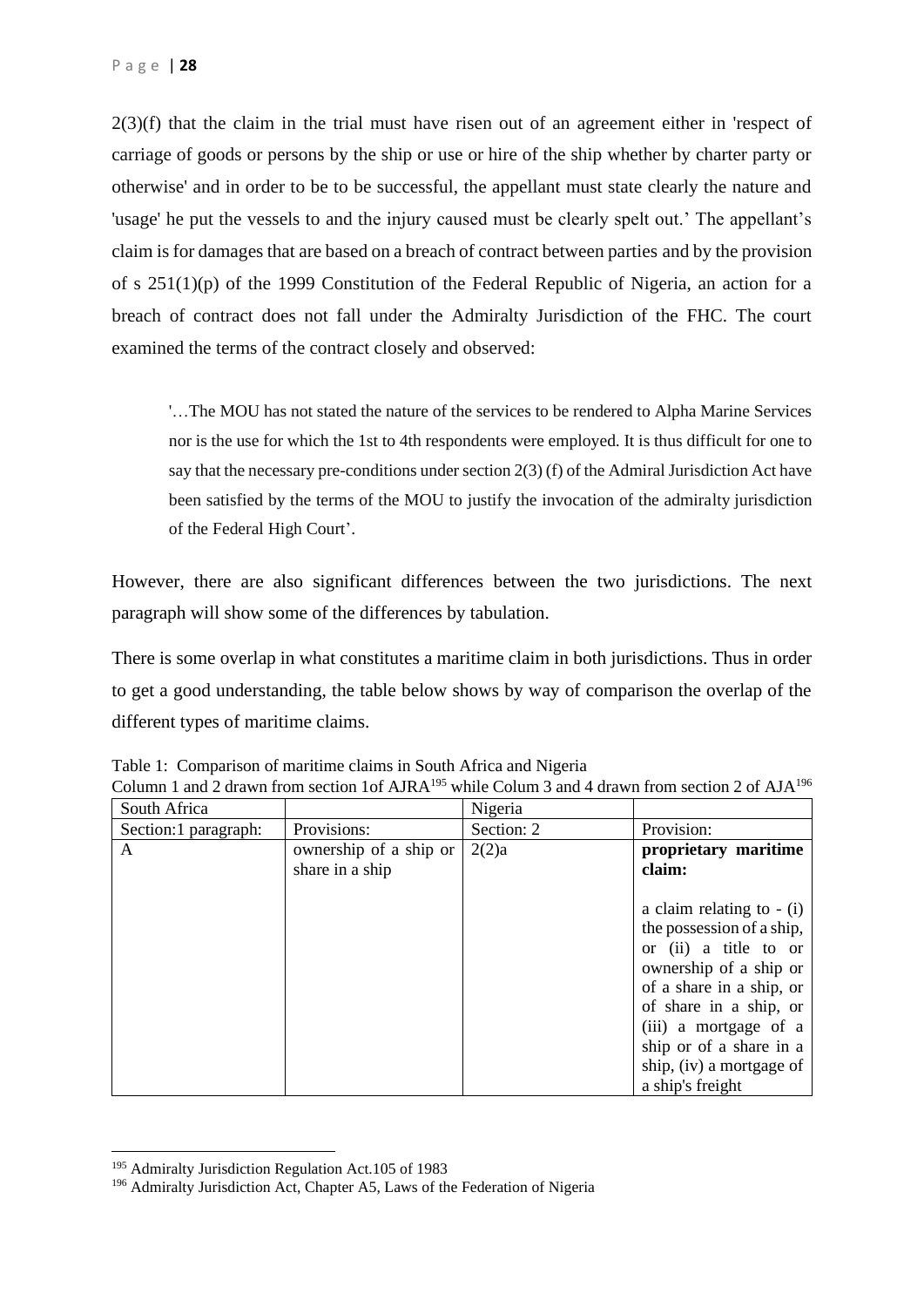2(3)(f) that the claim in the trial must have risen out of an agreement either in 'respect of carriage of goods or persons by the ship or use or hire of the ship whether by charter party or otherwise' and in order to be to be successful, the appellant must state clearly the nature and 'usage' he put the vessels to and the injury caused must be clearly spelt out.' The appellant's claim is for damages that are based on a breach of contract between parties and by the provision of s 251(1)(p) of the 1999 Constitution of the Federal Republic of Nigeria, an action for a breach of contract does not fall under the Admiralty Jurisdiction of the FHC. The court examined the terms of the contract closely and observed:

> '…The MOU has not stated the nature of the services to be rendered to Alpha Marine Services nor is the use for which the 1st to 4th respondents were employed. It is thus difficult for one to say that the necessary pre-conditions under section 2(3) (f) of the Admiral Jurisdiction Act have been satisfied by the terms of the MOU to justify the invocation of the admiralty jurisdiction of the Federal High Court'.

However, there are also significant differences between the two jurisdictions. The next paragraph will show some of the differences by tabulation.

There is some overlap in what constitutes a maritime claim in both jurisdictions. Thus in order to get a good understanding, the table below shows by way of comparison the overlap of the different types of maritime claims.

Table 1: Comparison of maritime claims in South Africa and Nigeria
Column 1 and 2 drawn from section 1of AJRA[195] while Colum 3 and 4 drawn from section 2 of AJA[196]

| South Africa | | Nigeria | |
|---|---|---|---|
| Section:1 paragraph: | Provisions: | Section: 2 | Provision: |
| A | ownership of a ship or share in a ship | 2(2)a | **proprietary maritime claim:** a claim relating to - (i) the possession of a ship, or (ii) a title to or ownership of a ship or of a share in a ship, or of share in a ship, or (iii) a mortgage of a ship or of a share in a ship, (iv) a mortgage of a ship's freight |

[195] Admiralty Jurisdiction Regulation Act.105 of 1983
[196] Admiralty Jurisdiction Act, Chapter A5, Laws of the Federation of Nigeria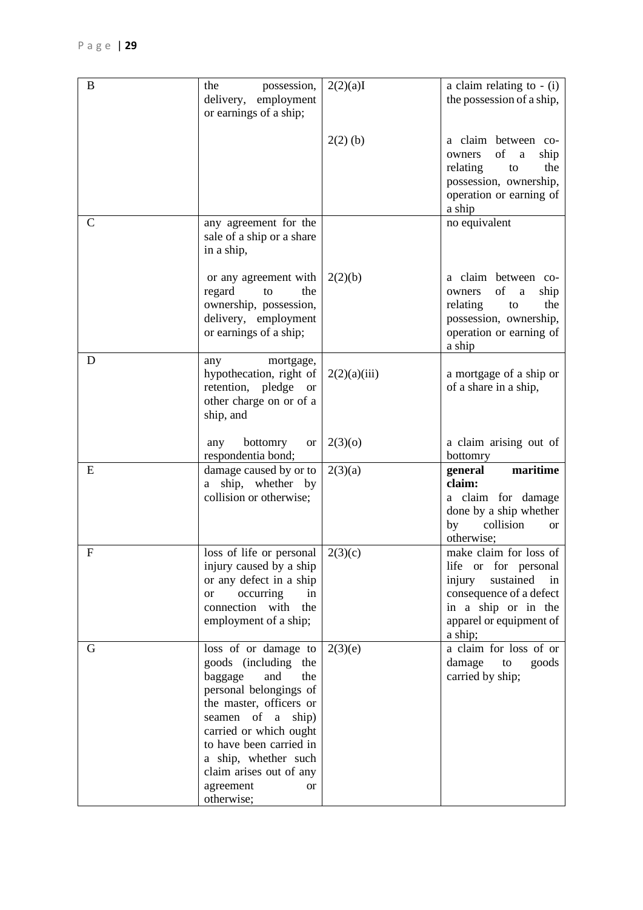| B | the possession, delivery, employment or earnings of a ship; | 2(2)(a)I | a claim relating to - (i) the possession of a ship, |
|---|---|---|---|
| | | 2(2) (b) | a claim between co-owners of a ship relating to the possession, ownership, operation or earning of a ship |
| C | any agreement for the sale of a ship or a share in a ship, | | no equivalent |
| | or any agreement with regard to the ownership, possession, delivery, employment or earnings of a ship; | 2(2)(b) | a claim between co-owners of a ship relating to the possession, ownership, operation or earning of a ship |
| D | any mortgage, hypothecation, right of retention, pledge or other charge on or of a ship, and | 2(2)(a)(iii) | a mortgage of a ship or of a share in a ship, |
| | any bottomry or respondentia bond; | 2(3)(o) | a claim arising out of bottomry |
| E | damage caused by or to a ship, whether by collision or otherwise; | 2(3)(a) | **general maritime claim:** a claim for damage done by a ship whether by collision or otherwise; |
| F | loss of life or personal injury caused by a ship or any defect in a ship or occurring in connection with the employment of a ship; | 2(3)(c) | make claim for loss of life or for personal injury sustained in consequence of a defect in a ship or in the apparel or equipment of a ship; |
| G | loss of or damage to goods (including the baggage and the personal belongings of the master, officers or seamen of a ship) carried or which ought to have been carried in a ship, whether such claim arises out of any agreement or otherwise; | 2(3)(e) | a claim for loss of or damage to goods carried by ship; |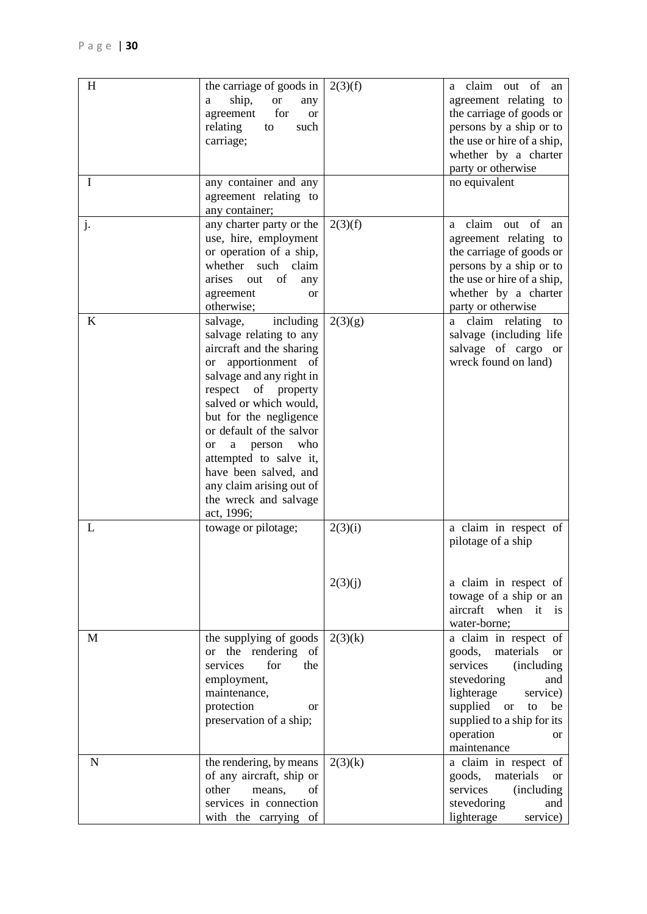| | | | |
|---|---|---|---|
| H | the carriage of goods in a ship, or any agreement for or relating to such carriage; | 2(3)(f) | a claim out of an agreement relating to the carriage of goods or persons by a ship or to the use or hire of a ship, whether by a charter party or otherwise |
| I | any container and any agreement relating to any container; | | no equivalent |
| j. | any charter party or the use, hire, employment or operation of a ship, whether such claim arises out of any agreement or otherwise; | 2(3)(f) | a claim out of an agreement relating to the carriage of goods or persons by a ship or to the use or hire of a ship, whether by a charter party or otherwise |
| K | salvage, including salvage relating to any aircraft and the sharing or apportionment of salvage and any right in respect of property salved or which would, but for the negligence or default of the salvor or a person who attempted to salve it, have been salved, and any claim arising out of the wreck and salvage act, 1996; | 2(3)(g) | a claim relating to salvage (including life salvage of cargo or wreck found on land) |
| L | towage or pilotage; | 2(3)(i)<br><br>2(3)(j) | a claim in respect of pilotage of a ship<br><br>a claim in respect of towage of a ship or an aircraft when it is water-borne; |
| M | the supplying of goods or the rendering of services for the employment, maintenance, protection or preservation of a ship; | 2(3)(k) | a claim in respect of goods, materials or services (including stevedoring and lighterage service) supplied or to be supplied to a ship for its operation or maintenance |
| N | the rendering, by means of any aircraft, ship or other means, of services in connection with the carrying of | 2(3)(k) | a claim in respect of goods, materials or services (including stevedoring and lighterage service) |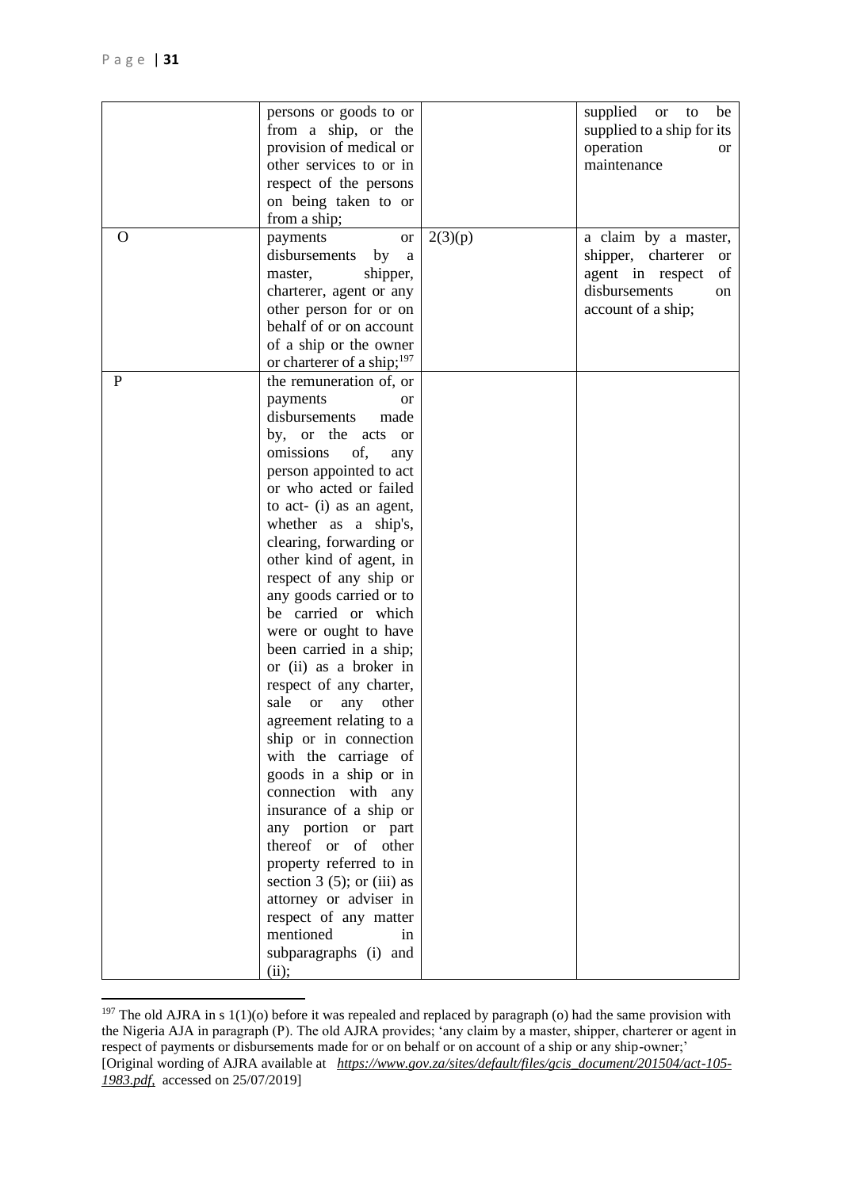| | | | |
|---|---|---|---|
| | persons or goods to or from a ship, or the provision of medical or other services to or in respect of the persons on being taken to or from a ship; | | supplied or to be supplied to a ship for its operation or maintenance |
| O | payments or disbursements by a master, shipper, charterer, agent or any other person for or on behalf of or on account of a ship or the owner or charterer of a ship;[197] | 2(3)(p) | a claim by a master, shipper, charterer or agent in respect of disbursements on account of a ship; |
| P | the remuneration of, or payments or disbursements made by, or the acts or omissions of, any person appointed to act or who acted or failed to act- (i) as an agent, whether as a ship's, clearing, forwarding or other kind of agent, in respect of any ship or any goods carried or to be carried or which were or ought to have been carried in a ship; or (ii) as a broker in respect of any charter, sale or any other agreement relating to a ship or in connection with the carriage of goods in a ship or in connection with any insurance of a ship or any portion or part thereof or of other property referred to in section 3 (5); or (iii) as attorney or adviser in respect of any matter mentioned in subparagraphs (i) and (ii); | | |

[197] The old AJRA in s 1(1)(o) before it was repealed and replaced by paragraph (o) had the same provision with the Nigeria AJA in paragraph (P). The old AJRA provides; 'any claim by a master, shipper, charterer or agent in respect of payments or disbursements made for or on behalf or on account of a ship or any ship-owner;' [Original wording of AJRA available at *https://www.gov.za/sites/default/files/gcis_document/201504/act-105-1983.pdf,* accessed on 25/07/2019]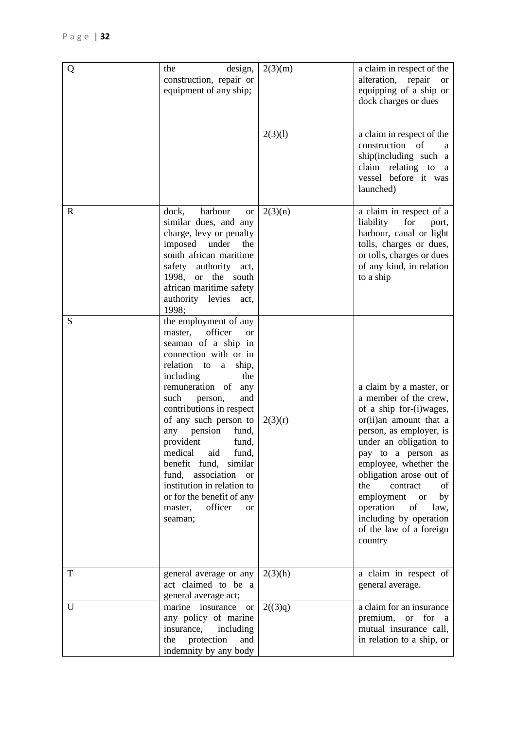| Q | the design, construction, repair or equipment of any ship; | 2(3)(m) | a claim in respect of the alteration, repair or equipping of a ship or dock charges or dues |
|---|---|---|---|
| | | 2(3)(l) | a claim in respect of the construction of a ship(including such a claim relating to a vessel before it was launched) |
| R | dock, harbour or similar dues, and any charge, levy or penalty imposed under the south african maritime safety authority act, 1998, or the south african maritime safety authority levies act, 1998; | 2(3)(n) | a claim in respect of a liability for port, harbour, canal or light tolls, charges or dues, or tolls, charges or dues of any kind, in relation to a ship |
| S | the employment of any master, officer or seaman of a ship in connection with or in relation to a ship, including the remuneration of any such person, and contributions in respect of any such person to any pension fund, provident fund, medical aid fund, benefit fund, similar fund, association or institution in relation to or for the benefit of any master, officer or seaman; | 2(3)(r) | a claim by a master, or a member of the crew, of a ship for-(i)wages, or(ii)an amount that a person, as employer, is under an obligation to pay to a person as employee, whether the obligation arose out of the contract of employment or by operation of law, including by operation of the law of a foreign country |
| T | general average or any act claimed to be a general average act; | 2(3)(h) | a claim in respect of general average. |
| U | marine insurance or any policy of marine insurance, including the protection and indemnity by any body | 2((3)q) | a claim for an insurance premium, or for a mutual insurance call, in relation to a ship, or |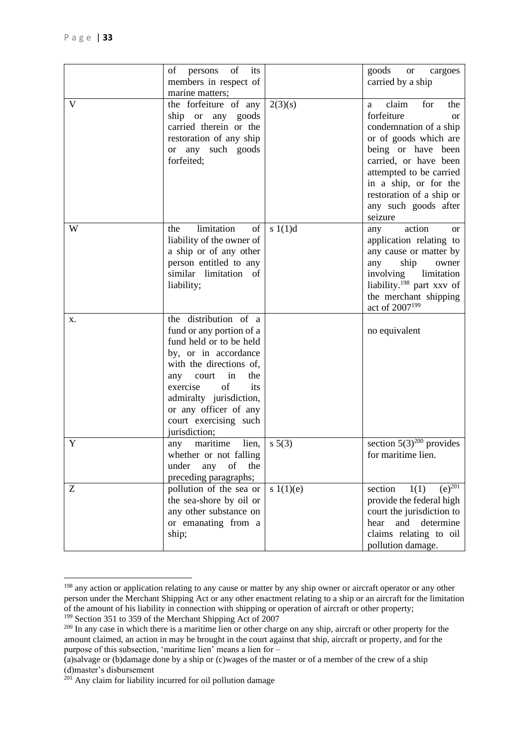| | of persons of its members in respect of marine matters; | | goods or cargoes carried by a ship |
|---|---|---|---|
| V | the forfeiture of any ship or any goods carried therein or the restoration of any ship or any such goods forfeited; | 2(3)(s) | a claim for the forfeiture or condemnation of a ship or of goods which are being or have been carried, or have been attempted to be carried in a ship, or for the restoration of a ship or any such goods after seizure |
| W | the limitation of liability of the owner of a ship or of any other person entitled to any similar limitation of liability; | s 1(1)d | any action or application relating to any cause or matter by any ship owner involving limitation liability.[198] part xxv of the merchant shipping act of 2007[199] |
| x. | the distribution of a fund or any portion of a fund held or to be held by, or in accordance with the directions of, any court in the exercise of its admiralty jurisdiction, or any officer of any court exercising such jurisdiction; | | no equivalent |
| Y | any maritime lien, whether or not falling under any of the preceding paragraphs; | s 5(3) | section 5(3)[200] provides for maritime lien. |
| Z | pollution of the sea or the sea-shore by oil or any other substance on or emanating from a ship; | s 1(1)(e) | section 1(1) (e)[201] provide the federal high court the jurisdiction to hear and determine claims relating to oil pollution damage. |

[198] any action or application relating to any cause or matter by any ship owner or aircraft operator or any other person under the Merchant Shipping Act or any other enactment relating to a ship or an aircraft for the limitation of the amount of his liability in connection with shipping or operation of aircraft or other property;

[199] Section 351 to 359 of the Merchant Shipping Act of 2007

[200] In any case in which there is a maritime lien or other charge on any ship, aircraft or other property for the amount claimed, an action in may be brought in the court against that ship, aircraft or property, and for the purpose of this subsection, 'maritime lien' means a lien for –
(a)salvage or (b)damage done by a ship or (c)wages of the master or of a member of the crew of a ship (d)master's disbursement

[201] Any claim for liability incurred for oil pollution damage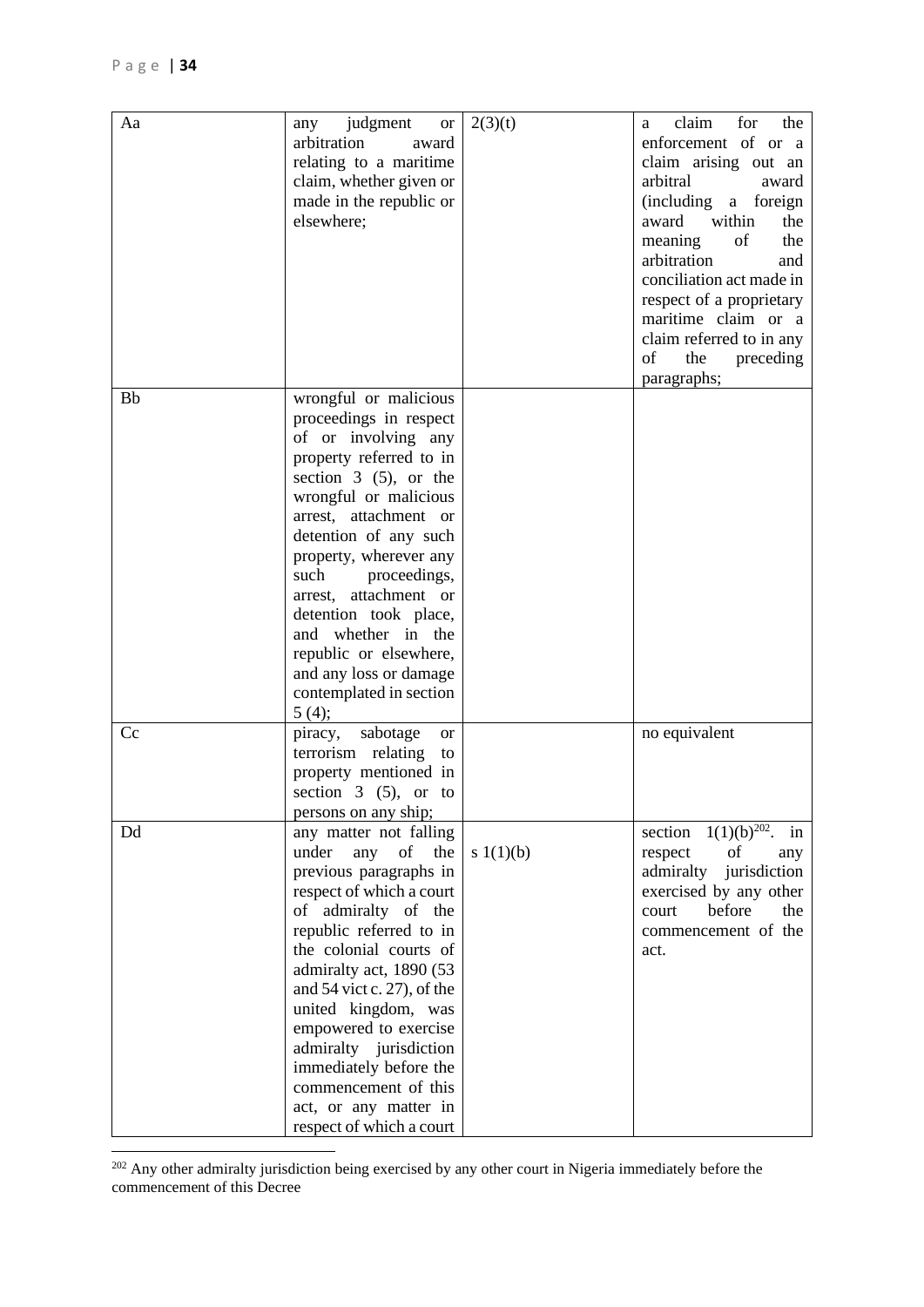| | | | |
|---|---|---|---|
| Aa | any judgment or arbitration award relating to a maritime claim, whether given or made in the republic or elsewhere; | 2(3)(t) | a claim for the enforcement of or a claim arising out an arbitral award (including a foreign award within the meaning of the arbitration and conciliation act made in respect of a proprietary maritime claim or a claim referred to in any of the preceding paragraphs; |
| Bb | wrongful or malicious proceedings in respect of or involving any property referred to in section 3 (5), or the wrongful or malicious arrest, attachment or detention of any such property, wherever any such proceedings, arrest, attachment or detention took place, and whether in the republic or elsewhere, and any loss or damage contemplated in section 5 (4); | | |
| Cc | piracy, sabotage or terrorism relating to property mentioned in section 3 (5), or to persons on any ship; | | no equivalent |
| Dd | any matter not falling under any of the previous paragraphs in respect of which a court of admiralty of the republic referred to in the colonial courts of admiralty act, 1890 (53 and 54 vict c. 27), of the united kingdom, was empowered to exercise admiralty jurisdiction immediately before the commencement of this act, or any matter in respect of which a court | s 1(1)(b) | section 1(1)(b)[202]. in respect of any admiralty jurisdiction exercised by any other court before the commencement of the act. |

[202] Any other admiralty jurisdiction being exercised by any other court in Nigeria immediately before the commencement of this Decree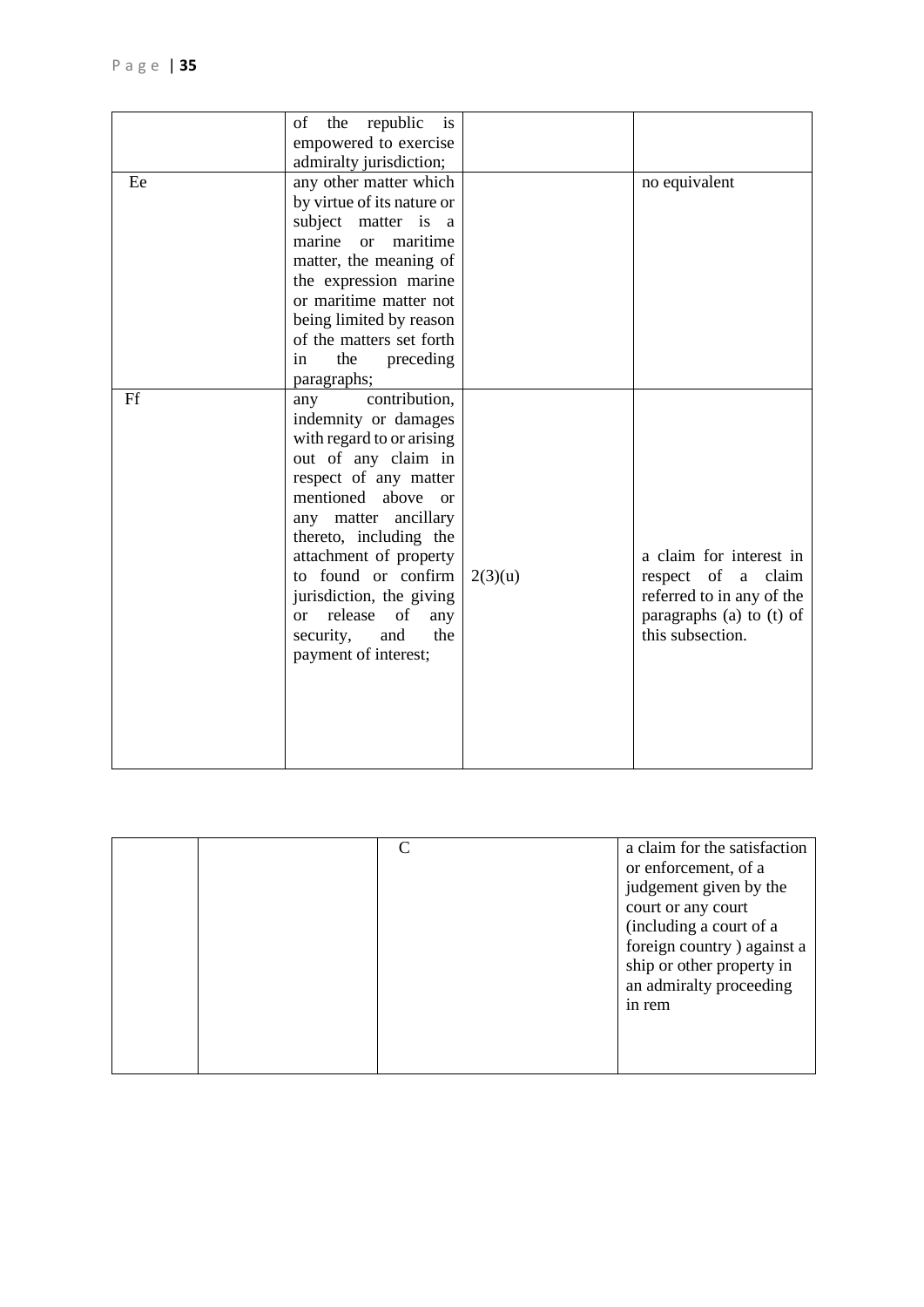|  | of the republic is empowered to exercise admiralty jurisdiction; |  |  |
|---|---|---|---|
| Ee | any other matter which by virtue of its nature or subject matter is a marine or maritime matter, the meaning of the expression marine or maritime matter not being limited by reason of the matters set forth in the preceding paragraphs; |  | no equivalent |
| Ff | any contribution, indemnity or damages with regard to or arising out of any claim in respect of any matter mentioned above or any matter ancillary thereto, including the attachment of property to found or confirm jurisdiction, the giving or release of any security, and the payment of interest; | 2(3)(u) | a claim for interest in respect of a claim referred to in any of the paragraphs (a) to (t) of this subsection. |

|  |  |  |  |
|---|---|---|---|
|  |  | C | a claim for the satisfaction or enforcement, of a judgement given by the court or any court (including a court of a foreign country ) against a ship or other property in an admiralty proceeding in rem |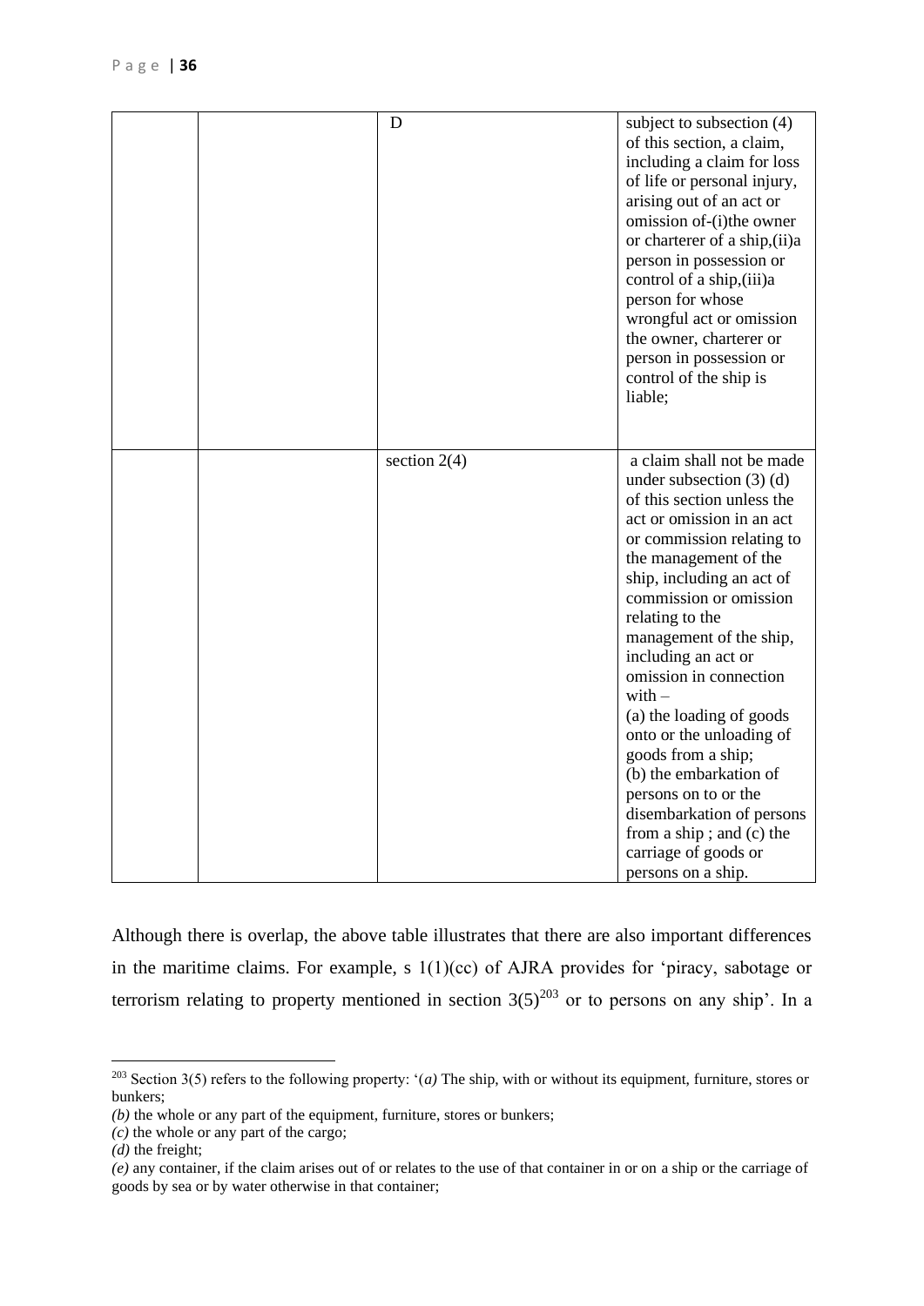| | | D | subject to subsection (4) of this section, a claim, including a claim for loss of life or personal injury, arising out of an act or omission of-(i)the owner or charterer of a ship,(ii)a person in possession or control of a ship,(iii)a person for whose wrongful act or omission the owner, charterer or person in possession or control of the ship is liable; |
|---|---|---|---|
| | | section 2(4) | a claim shall not be made under subsection (3) (d) of this section unless the act or omission in an act or commission relating to the management of the ship, including an act of commission or omission relating to the management of the ship, including an act or omission in connection with – (a) the loading of goods onto or the unloading of goods from a ship; (b) the embarkation of persons on to or the disembarkation of persons from a ship ; and (c) the carriage of goods or persons on a ship. |

Although there is overlap, the above table illustrates that there are also important differences in the maritime claims. For example, s 1(1)(cc) of AJRA provides for 'piracy, sabotage or terrorism relating to property mentioned in section 3(5)[203] or to persons on any ship'. In a

[203] Section 3(5) refers to the following property: '*(a)* The ship, with or without its equipment, furniture, stores or bunkers;
*(b)* the whole or any part of the equipment, furniture, stores or bunkers;
*(c)* the whole or any part of the cargo;
*(d)* the freight;
*(e)* any container, if the claim arises out of or relates to the use of that container in or on a ship or the carriage of goods by sea or by water otherwise in that container;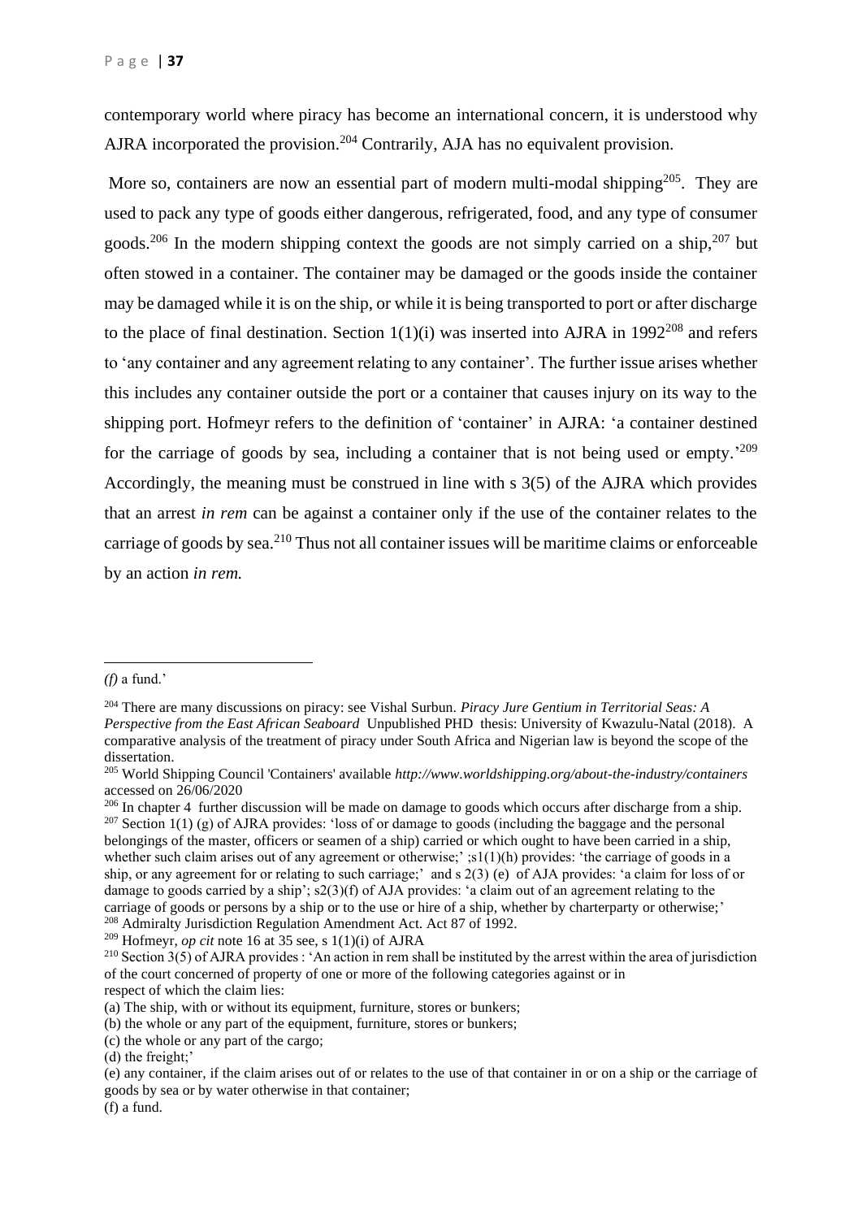contemporary world where piracy has become an international concern, it is understood why AJRA incorporated the provision.[204] Contrarily, AJA has no equivalent provision.

More so, containers are now an essential part of modern multi-modal shipping[205]. They are used to pack any type of goods either dangerous, refrigerated, food, and any type of consumer goods.[206] In the modern shipping context the goods are not simply carried on a ship,[207] but often stowed in a container. The container may be damaged or the goods inside the container may be damaged while it is on the ship, or while it is being transported to port or after discharge to the place of final destination. Section 1(1)(i) was inserted into AJRA in 1992[208] and refers to 'any container and any agreement relating to any container'. The further issue arises whether this includes any container outside the port or a container that causes injury on its way to the shipping port. Hofmeyr refers to the definition of 'container' in AJRA: 'a container destined for the carriage of goods by sea, including a container that is not being used or empty.'[209] Accordingly, the meaning must be construed in line with s 3(5) of the AJRA which provides that an arrest *in rem* can be against a container only if the use of the container relates to the carriage of goods by sea.[210] Thus not all container issues will be maritime claims or enforceable by an action *in rem.*

---

*(f)* a fund.'

[204] There are many discussions on piracy: see Vishal Surbun. *Piracy Jure Gentium in Territorial Seas: A Perspective from the East African Seaboard* Unpublished PHD thesis: University of Kwazulu-Natal (2018). A comparative analysis of the treatment of piracy under South Africa and Nigerian law is beyond the scope of the dissertation.

[205] World Shipping Council 'Containers' available *http://www.worldshipping.org/about-the-industry/containers* accessed on 26/06/2020

[206] In chapter 4 further discussion will be made on damage to goods which occurs after discharge from a ship.

[207] Section 1(1) (g) of AJRA provides: 'loss of or damage to goods (including the baggage and the personal belongings of the master, officers or seamen of a ship) carried or which ought to have been carried in a ship, whether such claim arises out of any agreement or otherwise;' ;s1(1)(h) provides: 'the carriage of goods in a ship, or any agreement for or relating to such carriage;' and s 2(3) (e) of AJA provides: 'a claim for loss of or damage to goods carried by a ship'; s2(3)(f) of AJA provides: 'a claim out of an agreement relating to the carriage of goods or persons by a ship or to the use or hire of a ship, whether by charterparty or otherwise;'

[208] Admiralty Jurisdiction Regulation Amendment Act. Act 87 of 1992.

[209] Hofmeyr, *op cit* note 16 at 35 see, s 1(1)(i) of AJRA

[210] Section 3(5) of AJRA provides : 'An action in rem shall be instituted by the arrest within the area of jurisdiction of the court concerned of property of one or more of the following categories against or in respect of which the claim lies:

(a) The ship, with or without its equipment, furniture, stores or bunkers;

(b) the whole or any part of the equipment, furniture, stores or bunkers;

(c) the whole or any part of the cargo;

(d) the freight;'

(e) any container, if the claim arises out of or relates to the use of that container in or on a ship or the carriage of goods by sea or by water otherwise in that container;

(f) a fund.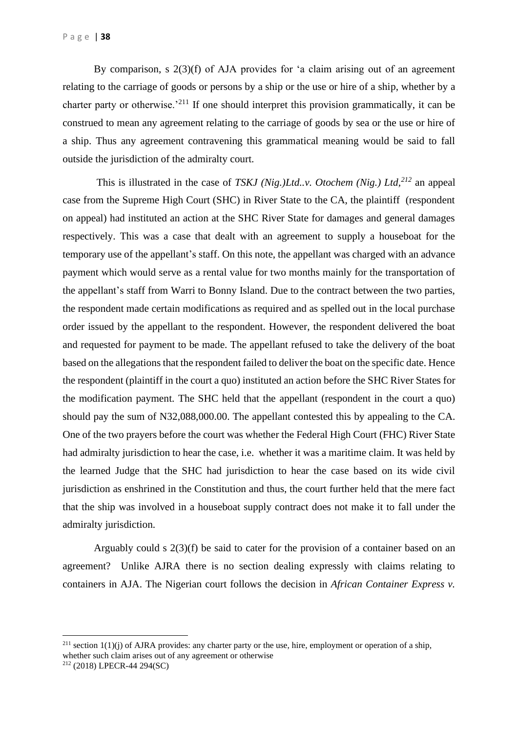By comparison, s 2(3)(f) of AJA provides for 'a claim arising out of an agreement relating to the carriage of goods or persons by a ship or the use or hire of a ship, whether by a charter party or otherwise.'[211] If one should interpret this provision grammatically, it can be construed to mean any agreement relating to the carriage of goods by sea or the use or hire of a ship. Thus any agreement contravening this grammatical meaning would be said to fall outside the jurisdiction of the admiralty court.

This is illustrated in the case of *TSKJ (Nig.)Ltd..v. Otochem (Nig.) Ltd,*[212] an appeal case from the Supreme High Court (SHC) in River State to the CA, the plaintiff (respondent on appeal) had instituted an action at the SHC River State for damages and general damages respectively. This was a case that dealt with an agreement to supply a houseboat for the temporary use of the appellant's staff. On this note, the appellant was charged with an advance payment which would serve as a rental value for two months mainly for the transportation of the appellant's staff from Warri to Bonny Island. Due to the contract between the two parties, the respondent made certain modifications as required and as spelled out in the local purchase order issued by the appellant to the respondent. However, the respondent delivered the boat and requested for payment to be made. The appellant refused to take the delivery of the boat based on the allegations that the respondent failed to deliver the boat on the specific date. Hence the respondent (plaintiff in the court a quo) instituted an action before the SHC River States for the modification payment. The SHC held that the appellant (respondent in the court a quo) should pay the sum of N32,088,000.00. The appellant contested this by appealing to the CA. One of the two prayers before the court was whether the Federal High Court (FHC) River State had admiralty jurisdiction to hear the case, i.e. whether it was a maritime claim. It was held by the learned Judge that the SHC had jurisdiction to hear the case based on its wide civil jurisdiction as enshrined in the Constitution and thus, the court further held that the mere fact that the ship was involved in a houseboat supply contract does not make it to fall under the admiralty jurisdiction.

Arguably could s 2(3)(f) be said to cater for the provision of a container based on an agreement? Unlike AJRA there is no section dealing expressly with claims relating to containers in AJA. The Nigerian court follows the decision in *African Container Express v.*

---

[211] section 1(1)(j) of AJRA provides: any charter party or the use, hire, employment or operation of a ship, whether such claim arises out of any agreement or otherwise

[212] (2018) LPECR-44 294(SC)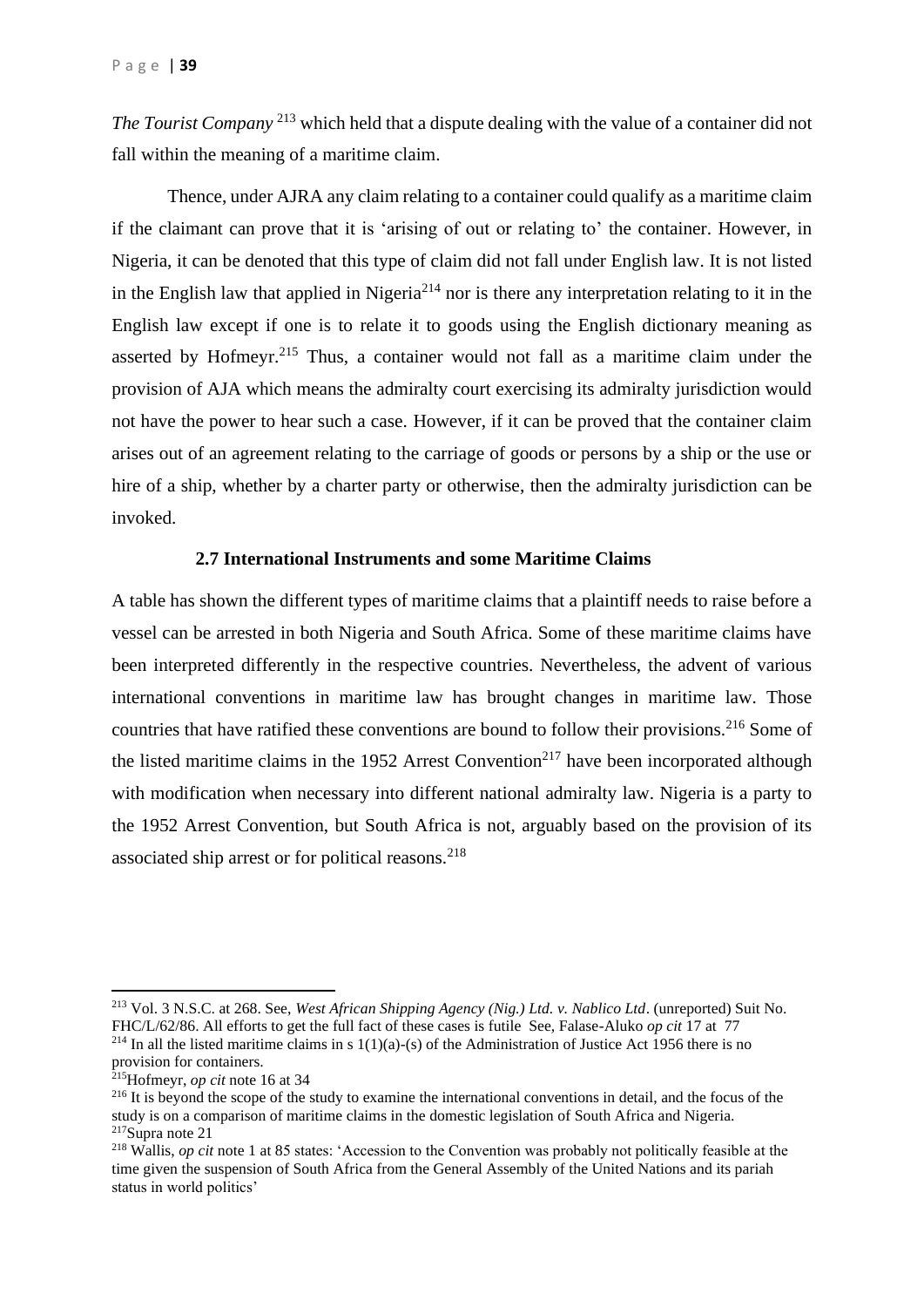*The Tourist Company*[213] which held that a dispute dealing with the value of a container did not fall within the meaning of a maritime claim.

Thence, under AJRA any claim relating to a container could qualify as a maritime claim if the claimant can prove that it is 'arising of out or relating to' the container. However, in Nigeria, it can be denoted that this type of claim did not fall under English law. It is not listed in the English law that applied in Nigeria[214] nor is there any interpretation relating to it in the English law except if one is to relate it to goods using the English dictionary meaning as asserted by Hofmeyr.[215] Thus, a container would not fall as a maritime claim under the provision of AJA which means the admiralty court exercising its admiralty jurisdiction would not have the power to hear such a case. However, if it can be proved that the container claim arises out of an agreement relating to the carriage of goods or persons by a ship or the use or hire of a ship, whether by a charter party or otherwise, then the admiralty jurisdiction can be invoked.

### 2.7 International Instruments and some Maritime Claims

A table has shown the different types of maritime claims that a plaintiff needs to raise before a vessel can be arrested in both Nigeria and South Africa. Some of these maritime claims have been interpreted differently in the respective countries. Nevertheless, the advent of various international conventions in maritime law has brought changes in maritime law. Those countries that have ratified these conventions are bound to follow their provisions.[216] Some of the listed maritime claims in the 1952 Arrest Convention[217] have been incorporated although with modification when necessary into different national admiralty law. Nigeria is a party to the 1952 Arrest Convention, but South Africa is not, arguably based on the provision of its associated ship arrest or for political reasons.[218]

---

[213] Vol. 3 N.S.C. at 268. See, *West African Shipping Agency (Nig.) Ltd. v. Nablico Ltd*. (unreported) Suit No. FHC/L/62/86. All efforts to get the full fact of these cases is futile See, Falase-Aluko *op cit* 17 at 77

[214] In all the listed maritime claims in s 1(1)(a)-(s) of the Administration of Justice Act 1956 there is no provision for containers.

[215] Hofmeyr, *op cit* note 16 at 34

[216] It is beyond the scope of the study to examine the international conventions in detail, and the focus of the study is on a comparison of maritime claims in the domestic legislation of South Africa and Nigeria.

[217] Supra note 21

[218] Wallis, *op cit* note 1 at 85 states: 'Accession to the Convention was probably not politically feasible at the time given the suspension of South Africa from the General Assembly of the United Nations and its pariah status in world politics'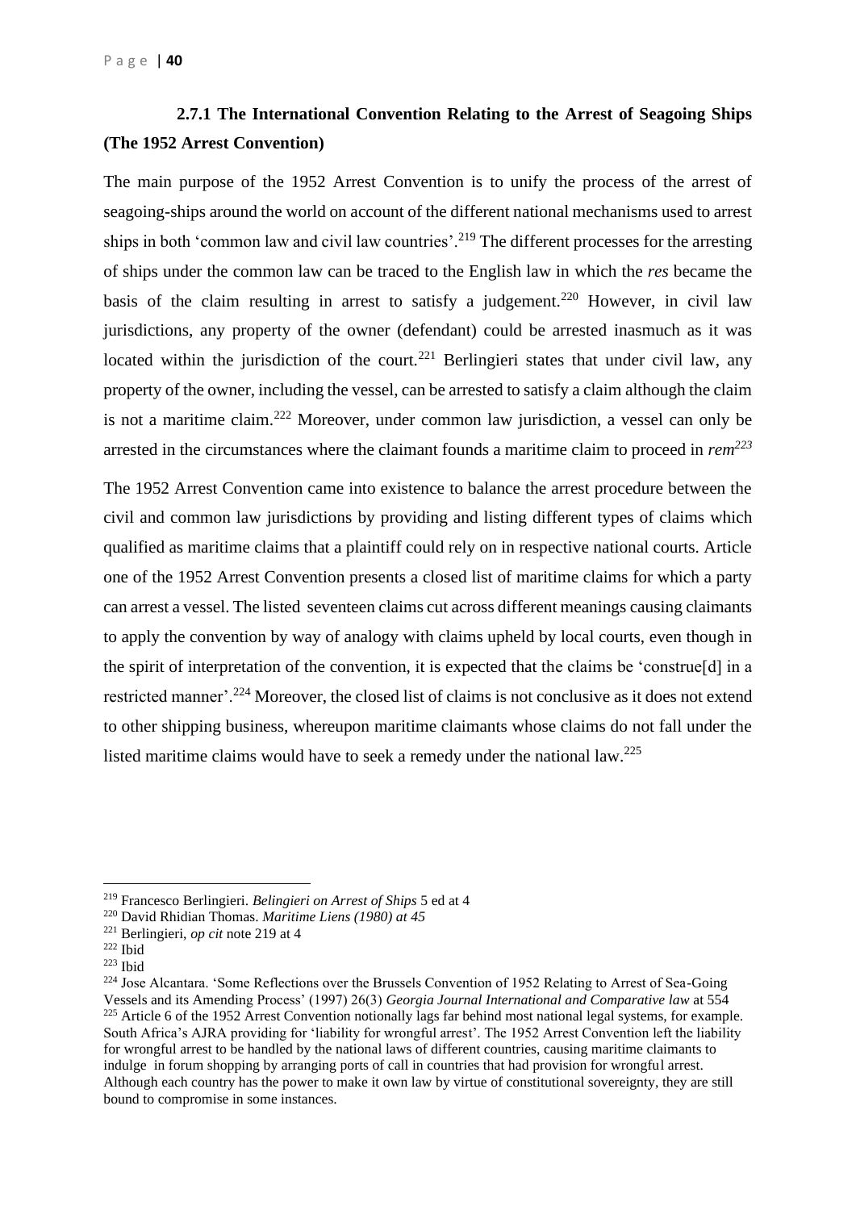### 2.7.1 The International Convention Relating to the Arrest of Seagoing Ships (The 1952 Arrest Convention)

The main purpose of the 1952 Arrest Convention is to unify the process of the arrest of seagoing-ships around the world on account of the different national mechanisms used to arrest ships in both 'common law and civil law countries'.[219] The different processes for the arresting of ships under the common law can be traced to the English law in which the *res* became the basis of the claim resulting in arrest to satisfy a judgement.[220] However, in civil law jurisdictions, any property of the owner (defendant) could be arrested inasmuch as it was located within the jurisdiction of the court.[221] Berlingieri states that under civil law, any property of the owner, including the vessel, can be arrested to satisfy a claim although the claim is not a maritime claim.[222] Moreover, under common law jurisdiction, a vessel can only be arrested in the circumstances where the claimant founds a maritime claim to proceed in *rem*[223]

The 1952 Arrest Convention came into existence to balance the arrest procedure between the civil and common law jurisdictions by providing and listing different types of claims which qualified as maritime claims that a plaintiff could rely on in respective national courts. Article one of the 1952 Arrest Convention presents a closed list of maritime claims for which a party can arrest a vessel. The listed seventeen claims cut across different meanings causing claimants to apply the convention by way of analogy with claims upheld by local courts, even though in the spirit of interpretation of the convention, it is expected that the claims be 'construe[d] in a restricted manner'.[224] Moreover, the closed list of claims is not conclusive as it does not extend to other shipping business, whereupon maritime claimants whose claims do not fall under the listed maritime claims would have to seek a remedy under the national law.[225]

---

[219] Francesco Berlingieri. *Belingieri on Arrest of Ships* 5 ed at 4

[220] David Rhidian Thomas. *Maritime Liens (1980) at 45*

[221] Berlingieri, *op cit* note 219 at 4

[222] Ibid

[223] Ibid

[224] Jose Alcantara. 'Some Reflections over the Brussels Convention of 1952 Relating to Arrest of Sea-Going Vessels and its Amending Process' (1997) 26(3) *Georgia Journal International and Comparative law* at 554

[225] Article 6 of the 1952 Arrest Convention notionally lags far behind most national legal systems, for example. South Africa's AJRA providing for 'liability for wrongful arrest'. The 1952 Arrest Convention left the liability for wrongful arrest to be handled by the national laws of different countries, causing maritime claimants to indulge in forum shopping by arranging ports of call in countries that had provision for wrongful arrest. Although each country has the power to make it own law by virtue of constitutional sovereignty, they are still bound to compromise in some instances.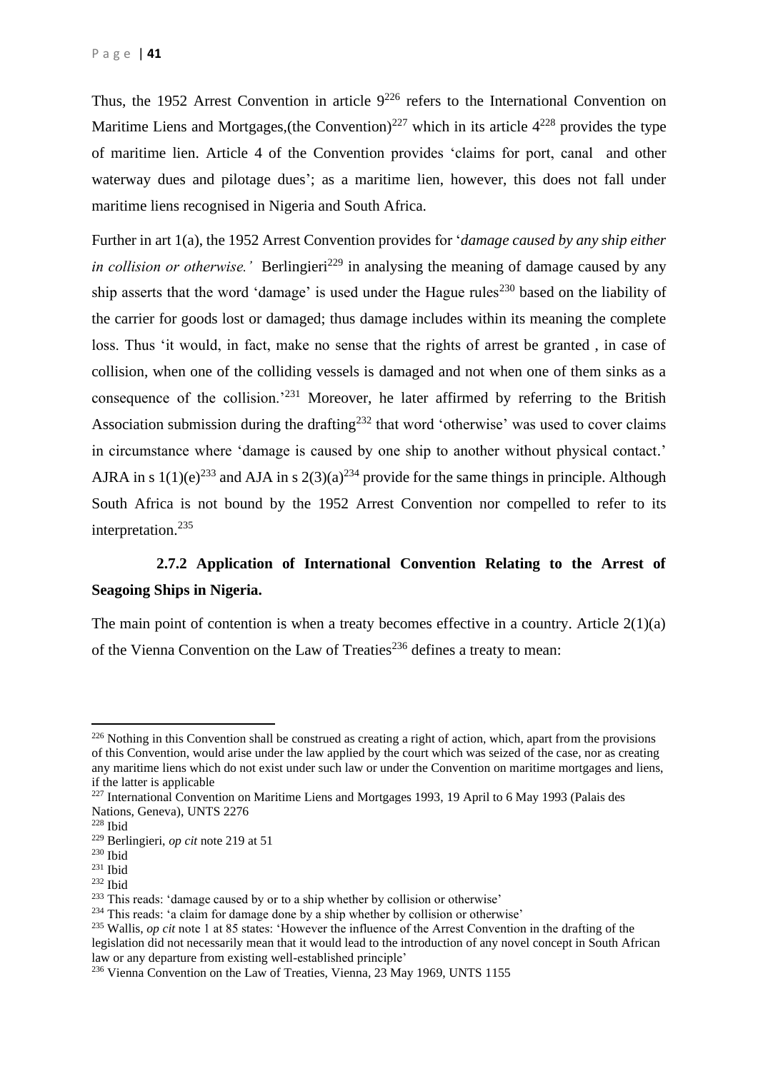Thus, the 1952 Arrest Convention in article 9[226] refers to the International Convention on Maritime Liens and Mortgages,(the Convention)[227] which in its article 4[228] provides the type of maritime lien. Article 4 of the Convention provides 'claims for port, canal and other waterway dues and pilotage dues'; as a maritime lien, however, this does not fall under maritime liens recognised in Nigeria and South Africa.

Further in art 1(a), the 1952 Arrest Convention provides for '*damage caused by any ship either in collision or otherwise.'* Berlingieri[229] in analysing the meaning of damage caused by any ship asserts that the word 'damage' is used under the Hague rules[230] based on the liability of the carrier for goods lost or damaged; thus damage includes within its meaning the complete loss. Thus 'it would, in fact, make no sense that the rights of arrest be granted , in case of collision, when one of the colliding vessels is damaged and not when one of them sinks as a consequence of the collision.'[231] Moreover, he later affirmed by referring to the British Association submission during the drafting[232] that word 'otherwise' was used to cover claims in circumstance where 'damage is caused by one ship to another without physical contact.' AJRA in s 1(1)(e)[233] and AJA in s 2(3)(a)[234] provide for the same things in principle. Although South Africa is not bound by the 1952 Arrest Convention nor compelled to refer to its interpretation.[235]

### 2.7.2 Application of International Convention Relating to the Arrest of Seagoing Ships in Nigeria.

The main point of contention is when a treaty becomes effective in a country. Article 2(1)(a) of the Vienna Convention on the Law of Treaties[236] defines a treaty to mean:

---

[226] Nothing in this Convention shall be construed as creating a right of action, which, apart from the provisions of this Convention, would arise under the law applied by the court which was seized of the case, nor as creating any maritime liens which do not exist under such law or under the Convention on maritime mortgages and liens, if the latter is applicable

[227] International Convention on Maritime Liens and Mortgages 1993, 19 April to 6 May 1993 (Palais des Nations, Geneva), UNTS 2276

[228] Ibid

[229] Berlingieri, *op cit* note 219 at 51

[230] Ibid

[231] Ibid

[232] Ibid

[233] This reads: 'damage caused by or to a ship whether by collision or otherwise'

[234] This reads: 'a claim for damage done by a ship whether by collision or otherwise'

[235] Wallis, *op cit* note 1 at 85 states: 'However the influence of the Arrest Convention in the drafting of the legislation did not necessarily mean that it would lead to the introduction of any novel concept in South African law or any departure from existing well-established principle'

[236] Vienna Convention on the Law of Treaties, Vienna, 23 May 1969, UNTS 1155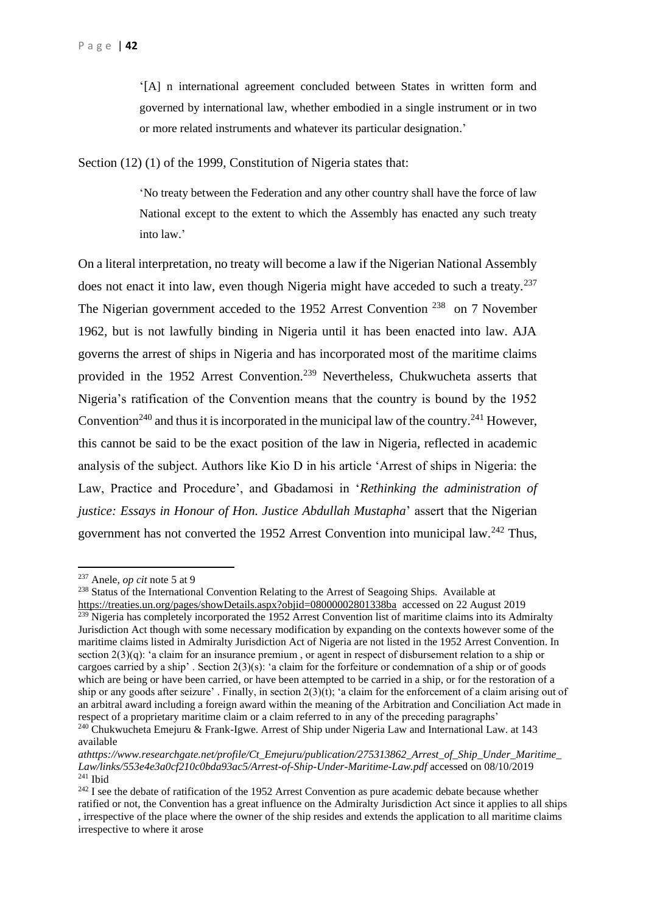> '[A] n international agreement concluded between States in written form and governed by international law, whether embodied in a single instrument or in two or more related instruments and whatever its particular designation.'

Section (12) (1) of the 1999, Constitution of Nigeria states that:

> 'No treaty between the Federation and any other country shall have the force of law National except to the extent to which the Assembly has enacted any such treaty into law.'

On a literal interpretation, no treaty will become a law if the Nigerian National Assembly does not enact it into law, even though Nigeria might have acceded to such a treaty.[237] The Nigerian government acceded to the 1952 Arrest Convention [238] on 7 November 1962, but is not lawfully binding in Nigeria until it has been enacted into law. AJA governs the arrest of ships in Nigeria and has incorporated most of the maritime claims provided in the 1952 Arrest Convention.[239] Nevertheless, Chukwucheta asserts that Nigeria's ratification of the Convention means that the country is bound by the 1952 Convention[240] and thus it is incorporated in the municipal law of the country.[241] However, this cannot be said to be the exact position of the law in Nigeria, reflected in academic analysis of the subject. Authors like Kio D in his article 'Arrest of ships in Nigeria: the Law, Practice and Procedure', and Gbadamosi in '*Rethinking the administration of justice: Essays in Honour of Hon. Justice Abdullah Mustapha*' assert that the Nigerian government has not converted the 1952 Arrest Convention into municipal law.[242] Thus,

---

[237] Anele, *op cit* note 5 at 9

[238] Status of the International Convention Relating to the Arrest of Seagoing Ships. Available at https://treaties.un.org/pages/showDetails.aspx?objid=08000002801338ba accessed on 22 August 2019

[239] Nigeria has completely incorporated the 1952 Arrest Convention list of maritime claims into its Admiralty Jurisdiction Act though with some necessary modification by expanding on the contexts however some of the maritime claims listed in Admiralty Jurisdiction Act of Nigeria are not listed in the 1952 Arrest Convention. In section 2(3)(q): 'a claim for an insurance premium , or agent in respect of disbursement relation to a ship or cargoes carried by a ship' . Section 2(3)(s): 'a claim for the forfeiture or condemnation of a ship or of goods which are being or have been carried, or have been attempted to be carried in a ship, or for the restoration of a ship or any goods after seizure' . Finally, in section 2(3)(t); 'a claim for the enforcement of a claim arising out of an arbitral award including a foreign award within the meaning of the Arbitration and Conciliation Act made in respect of a proprietary maritime claim or a claim referred to in any of the preceding paragraphs'

[240] Chukwucheta Emejuru & Frank-Igwe. Arrest of Ship under Nigeria Law and International Law. at 143 available *athttps://www.researchgate.net/profile/Ct_Emejuru/publication/275313862_Arrest_of_Ship_Under_Maritime_Law/links/553e4e3a0cf210c0bda93ac5/Arrest-of-Ship-Under-Maritime-Law.pdf* accessed on 08/10/2019

[241] Ibid

[242] I see the debate of ratification of the 1952 Arrest Convention as pure academic debate because whether ratified or not, the Convention has a great influence on the Admiralty Jurisdiction Act since it applies to all ships , irrespective of the place where the owner of the ship resides and extends the application to all maritime claims irrespective to where it arose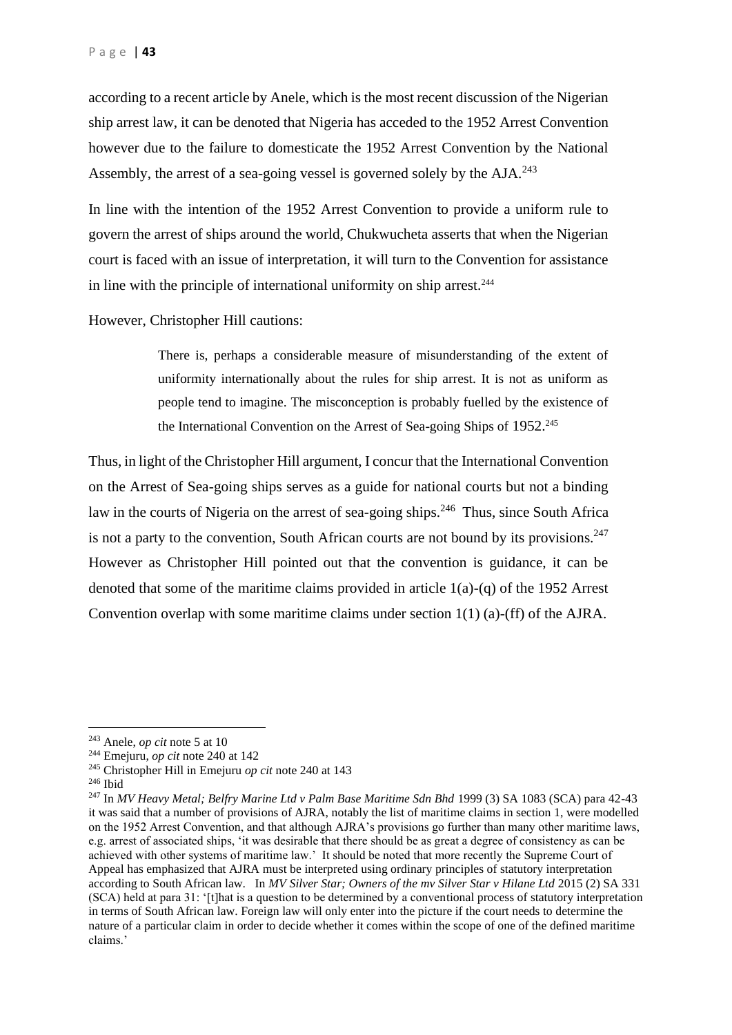according to a recent article by Anele, which is the most recent discussion of the Nigerian ship arrest law, it can be denoted that Nigeria has acceded to the 1952 Arrest Convention however due to the failure to domesticate the 1952 Arrest Convention by the National Assembly, the arrest of a sea-going vessel is governed solely by the AJA.[243]

In line with the intention of the 1952 Arrest Convention to provide a uniform rule to govern the arrest of ships around the world, Chukwucheta asserts that when the Nigerian court is faced with an issue of interpretation, it will turn to the Convention for assistance in line with the principle of international uniformity on ship arrest.[244]

However, Christopher Hill cautions:

> There is, perhaps a considerable measure of misunderstanding of the extent of uniformity internationally about the rules for ship arrest. It is not as uniform as people tend to imagine. The misconception is probably fuelled by the existence of the International Convention on the Arrest of Sea-going Ships of 1952.[245]

Thus, in light of the Christopher Hill argument, I concur that the International Convention on the Arrest of Sea-going ships serves as a guide for national courts but not a binding law in the courts of Nigeria on the arrest of sea-going ships.[246] Thus, since South Africa is not a party to the convention, South African courts are not bound by its provisions.[247] However as Christopher Hill pointed out that the convention is guidance, it can be denoted that some of the maritime claims provided in article 1(a)-(q) of the 1952 Arrest Convention overlap with some maritime claims under section 1(1) (a)-(ff) of the AJRA.

---

[243] Anele, *op cit* note 5 at 10

[244] Emejuru, *op cit* note 240 at 142

[245] Christopher Hill in Emejuru *op cit* note 240 at 143

[246] Ibid

[247] In *MV Heavy Metal; Belfry Marine Ltd v Palm Base Maritime Sdn Bhd* 1999 (3) SA 1083 (SCA) para 42-43 it was said that a number of provisions of AJRA, notably the list of maritime claims in section 1, were modelled on the 1952 Arrest Convention, and that although AJRA's provisions go further than many other maritime laws, e.g. arrest of associated ships, 'it was desirable that there should be as great a degree of consistency as can be achieved with other systems of maritime law.' It should be noted that more recently the Supreme Court of Appeal has emphasized that AJRA must be interpreted using ordinary principles of statutory interpretation according to South African law. In *MV Silver Star; Owners of the mv Silver Star v Hilane Ltd* 2015 (2) SA 331 (SCA) held at para 31: '[t]hat is a question to be determined by a conventional process of statutory interpretation in terms of South African law. Foreign law will only enter into the picture if the court needs to determine the nature of a particular claim in order to decide whether it comes within the scope of one of the defined maritime claims.'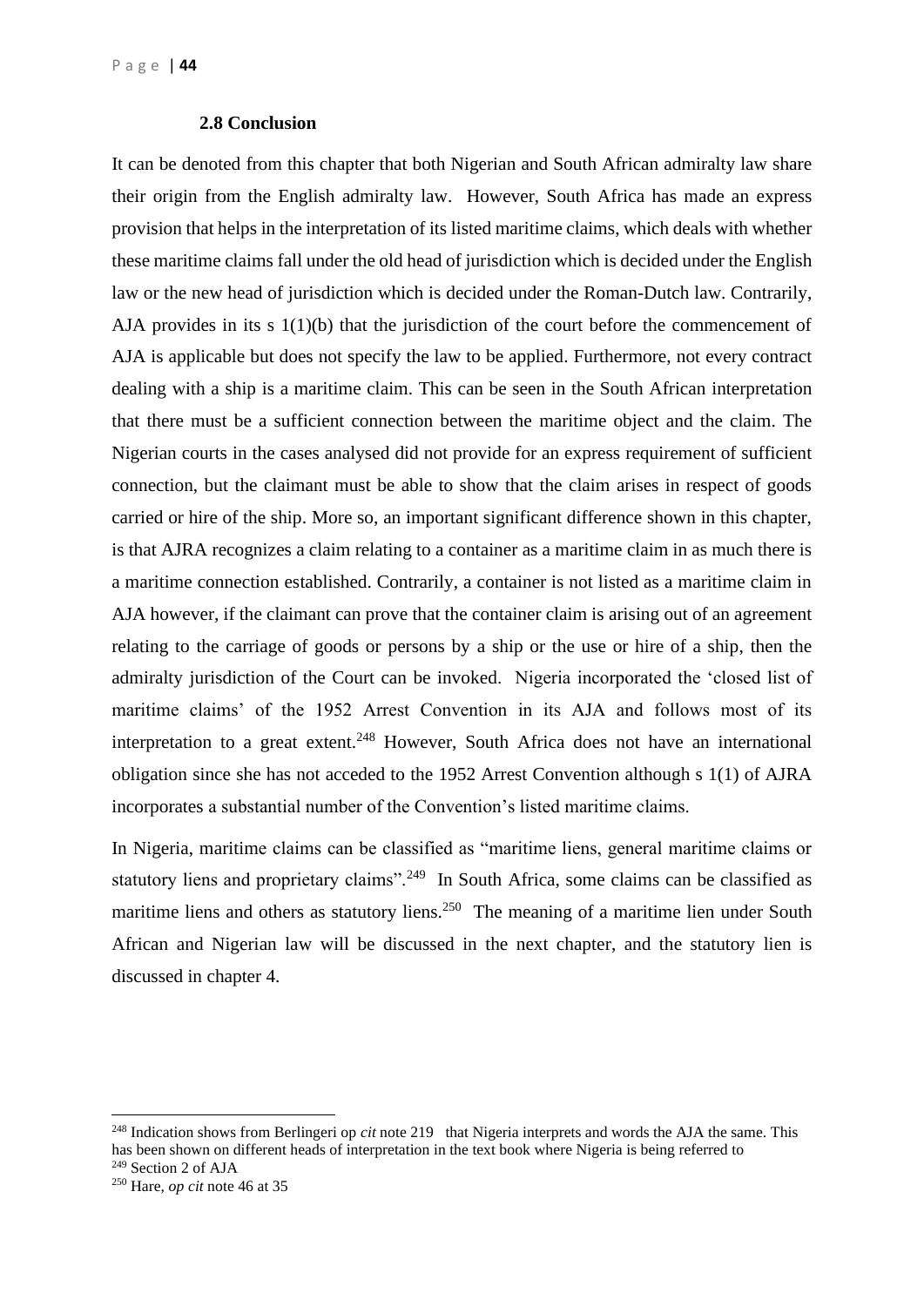### 2.8 Conclusion

It can be denoted from this chapter that both Nigerian and South African admiralty law share their origin from the English admiralty law. However, South Africa has made an express provision that helps in the interpretation of its listed maritime claims, which deals with whether these maritime claims fall under the old head of jurisdiction which is decided under the English law or the new head of jurisdiction which is decided under the Roman-Dutch law. Contrarily, AJA provides in its s 1(1)(b) that the jurisdiction of the court before the commencement of AJA is applicable but does not specify the law to be applied. Furthermore, not every contract dealing with a ship is a maritime claim. This can be seen in the South African interpretation that there must be a sufficient connection between the maritime object and the claim. The Nigerian courts in the cases analysed did not provide for an express requirement of sufficient connection, but the claimant must be able to show that the claim arises in respect of goods carried or hire of the ship. More so, an important significant difference shown in this chapter, is that AJRA recognizes a claim relating to a container as a maritime claim in as much there is a maritime connection established. Contrarily, a container is not listed as a maritime claim in AJA however, if the claimant can prove that the container claim is arising out of an agreement relating to the carriage of goods or persons by a ship or the use or hire of a ship, then the admiralty jurisdiction of the Court can be invoked. Nigeria incorporated the 'closed list of maritime claims' of the 1952 Arrest Convention in its AJA and follows most of its interpretation to a great extent.[248] However, South Africa does not have an international obligation since she has not acceded to the 1952 Arrest Convention although s 1(1) of AJRA incorporates a substantial number of the Convention's listed maritime claims.

In Nigeria, maritime claims can be classified as "maritime liens, general maritime claims or statutory liens and proprietary claims".[249] In South Africa, some claims can be classified as maritime liens and others as statutory liens.[250] The meaning of a maritime lien under South African and Nigerian law will be discussed in the next chapter, and the statutory lien is discussed in chapter 4.

---

[248] Indication shows from Berlingeri op *cit* note 219 that Nigeria interprets and words the AJA the same. This has been shown on different heads of interpretation in the text book where Nigeria is being referred to

[249] Section 2 of AJA

[250] Hare, *op cit* note 46 at 35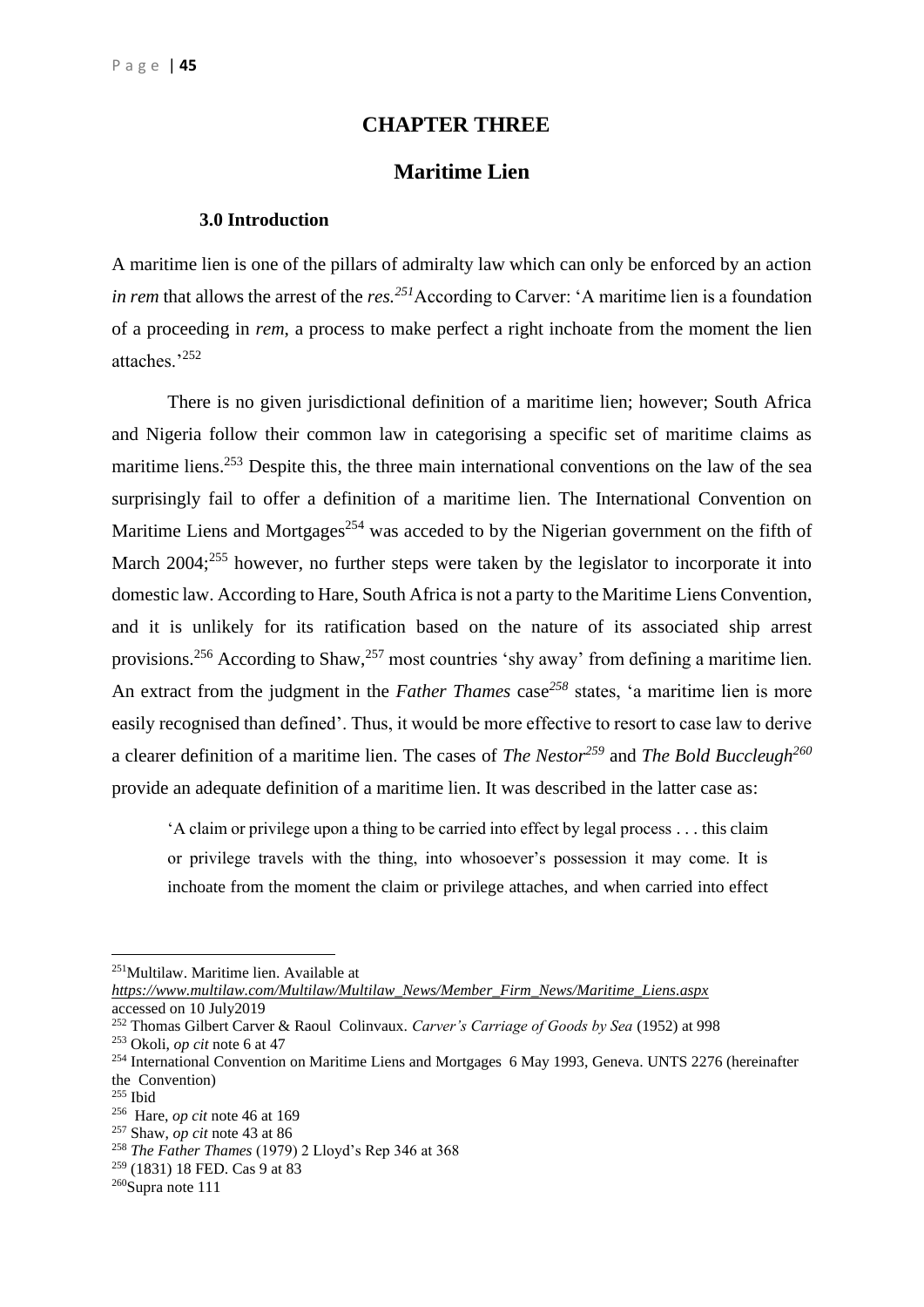# CHAPTER THREE

## Maritime Lien

### 3.0 Introduction

A maritime lien is one of the pillars of admiralty law which can only be enforced by an action *in rem* that allows the arrest of the *res.*[251] According to Carver: 'A maritime lien is a foundation of a proceeding in *rem*, a process to make perfect a right inchoate from the moment the lien attaches.'[252]

There is no given jurisdictional definition of a maritime lien; however; South Africa and Nigeria follow their common law in categorising a specific set of maritime claims as maritime liens.[253] Despite this, the three main international conventions on the law of the sea surprisingly fail to offer a definition of a maritime lien. The International Convention on Maritime Liens and Mortgages[254] was acceded to by the Nigerian government on the fifth of March 2004;[255] however, no further steps were taken by the legislator to incorporate it into domestic law. According to Hare, South Africa is not a party to the Maritime Liens Convention, and it is unlikely for its ratification based on the nature of its associated ship arrest provisions.[256] According to Shaw,[257] most countries 'shy away' from defining a maritime lien. An extract from the judgment in the *Father Thames* case[258] states, 'a maritime lien is more easily recognised than defined'. Thus, it would be more effective to resort to case law to derive a clearer definition of a maritime lien. The cases of *The Nestor*[259] and *The Bold Buccleugh*[260] provide an adequate definition of a maritime lien. It was described in the latter case as:

> 'A claim or privilege upon a thing to be carried into effect by legal process . . . this claim or privilege travels with the thing, into whosoever's possession it may come. It is inchoate from the moment the claim or privilege attaches, and when carried into effect

---

[251] Multilaw. Maritime lien. Available at *https://www.multilaw.com/Multilaw/Multilaw_News/Member_Firm_News/Maritime_Liens.aspx* accessed on 10 July2019

[252] Thomas Gilbert Carver & Raoul Colinvaux. *Carver's Carriage of Goods by Sea* (1952) at 998

[253] Okoli, *op cit* note 6 at 47

[254] International Convention on Maritime Liens and Mortgages 6 May 1993, Geneva. UNTS 2276 (hereinafter the Convention)

[255] Ibid

[256] Hare, *op cit* note 46 at 169

[257] Shaw, *op cit* note 43 at 86

[258] *The Father Thames* (1979) 2 Lloyd's Rep 346 at 368

[259] (1831) 18 FED. Cas 9 at 83

[260] Supra note 111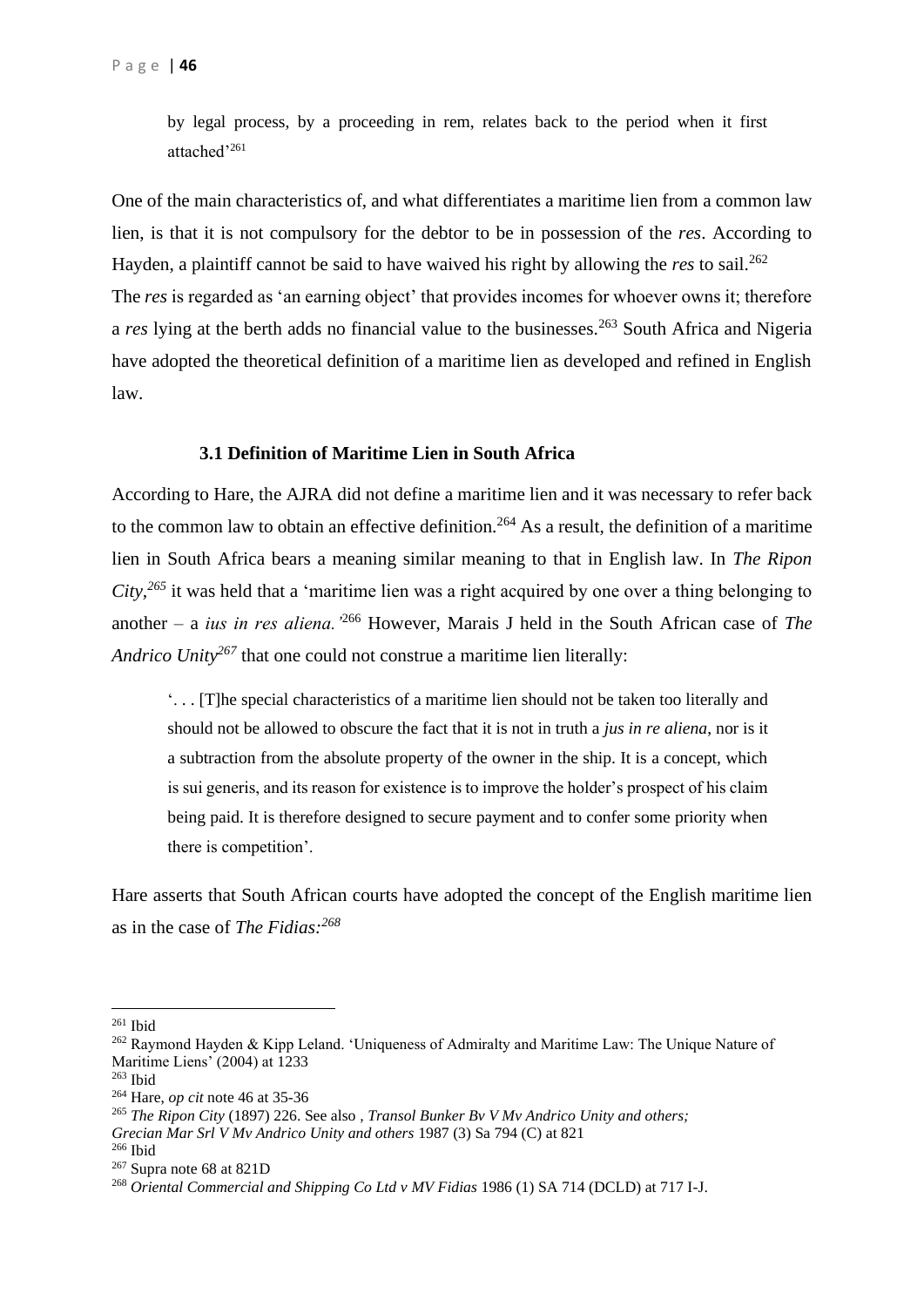by legal process, by a proceeding in rem, relates back to the period when it first attached'[261]

One of the main characteristics of, and what differentiates a maritime lien from a common law lien, is that it is not compulsory for the debtor to be in possession of the *res*. According to Hayden, a plaintiff cannot be said to have waived his right by allowing the *res* to sail.[262] The *res* is regarded as 'an earning object' that provides incomes for whoever owns it; therefore a *res* lying at the berth adds no financial value to the businesses.[263] South Africa and Nigeria have adopted the theoretical definition of a maritime lien as developed and refined in English law.

### 3.1 Definition of Maritime Lien in South Africa

According to Hare, the AJRA did not define a maritime lien and it was necessary to refer back to the common law to obtain an effective definition.[264] As a result, the definition of a maritime lien in South Africa bears a meaning similar meaning to that in English law. In *The Ripon City*,[265] it was held that a 'maritime lien was a right acquired by one over a thing belonging to another – a *ius in res aliena.*'[266] However, Marais J held in the South African case of *The Andrico Unity*[267] that one could not construe a maritime lien literally:

> '. . . [T]he special characteristics of a maritime lien should not be taken too literally and should not be allowed to obscure the fact that it is not in truth a *jus in re aliena*, nor is it a subtraction from the absolute property of the owner in the ship. It is a concept, which is sui generis, and its reason for existence is to improve the holder's prospect of his claim being paid. It is therefore designed to secure payment and to confer some priority when there is competition'.

Hare asserts that South African courts have adopted the concept of the English maritime lien as in the case of *The Fidias*:[268]

---

[261] Ibid

[262] Raymond Hayden & Kipp Leland. 'Uniqueness of Admiralty and Maritime Law: The Unique Nature of Maritime Liens' (2004) at 1233

[263] Ibid

[264] Hare, *op cit* note 46 at 35-36

[265] *The Ripon City* (1897) 226. See also , *Transol Bunker Bv V Mv Andrico Unity and others; Grecian Mar Srl V Mv Andrico Unity and others* 1987 (3) Sa 794 (C) at 821

[266] Ibid

[267] Supra note 68 at 821D

[268] *Oriental Commercial and Shipping Co Ltd v MV Fidias* 1986 (1) SA 714 (DCLD) at 717 I-J.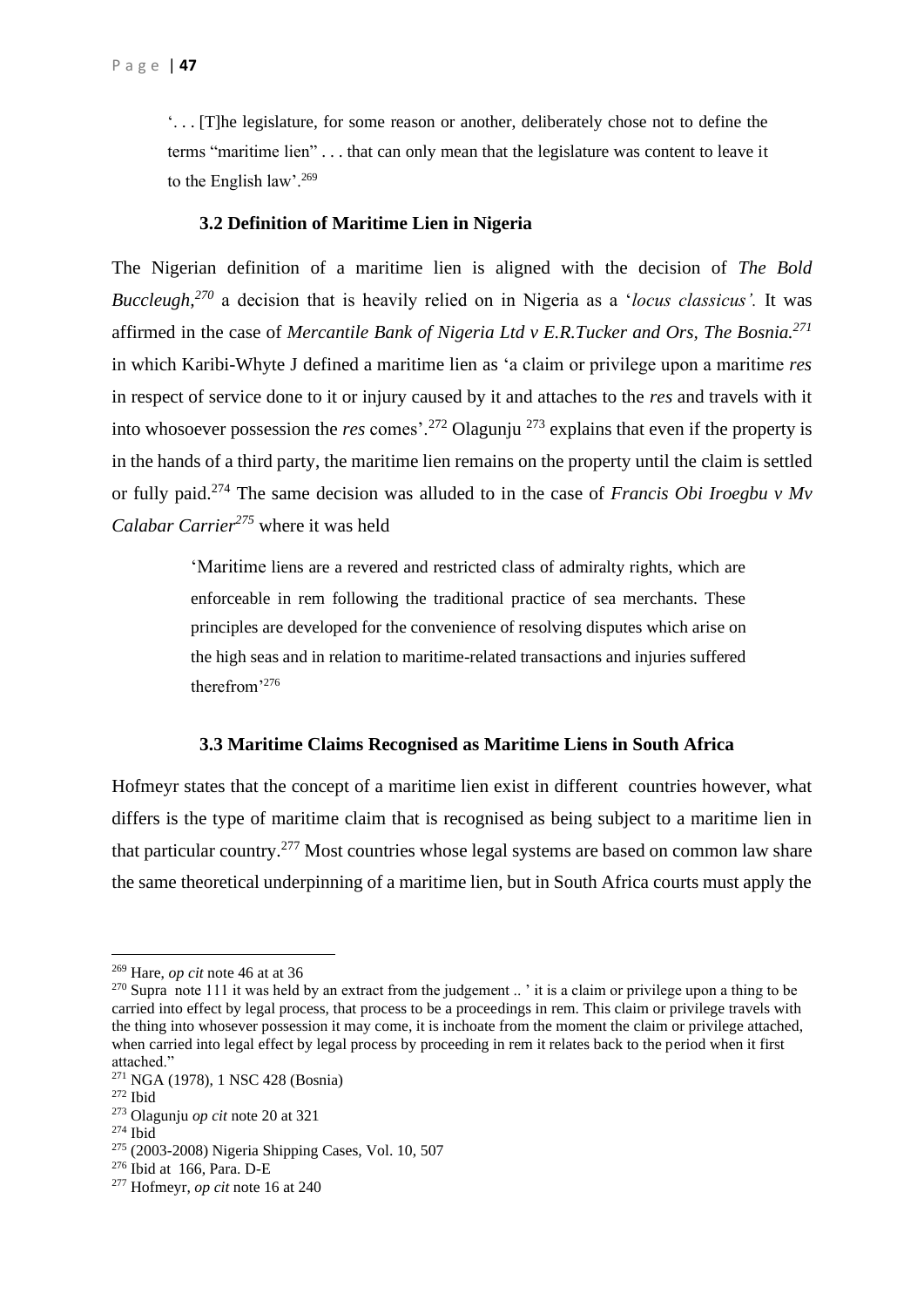'. . . [T]he legislature, for some reason or another, deliberately chose not to define the terms "maritime lien" . . . that can only mean that the legislature was content to leave it to the English law'.[269]

### 3.2 Definition of Maritime Lien in Nigeria

The Nigerian definition of a maritime lien is aligned with the decision of *The Bold Buccleugh,*[270] a decision that is heavily relied on in Nigeria as a '*locus classicus'.* It was affirmed in the case of *Mercantile Bank of Nigeria Ltd v E.R.Tucker and Ors, The Bosnia.*[271] in which Karibi-Whyte J defined a maritime lien as 'a claim or privilege upon a maritime *res* in respect of service done to it or injury caused by it and attaches to the *res* and travels with it into whosoever possession the *res* comes'.[272] Olagunju [273] explains that even if the property is in the hands of a third party, the maritime lien remains on the property until the claim is settled or fully paid.[274] The same decision was alluded to in the case of *Francis Obi Iroegbu v Mv Calabar Carrier*[275] where it was held

> 'Maritime liens are a revered and restricted class of admiralty rights, which are enforceable in rem following the traditional practice of sea merchants. These principles are developed for the convenience of resolving disputes which arise on the high seas and in relation to maritime-related transactions and injuries suffered therefrom'[276]

### 3.3 Maritime Claims Recognised as Maritime Liens in South Africa

Hofmeyr states that the concept of a maritime lien exist in different countries however, what differs is the type of maritime claim that is recognised as being subject to a maritime lien in that particular country.[277] Most countries whose legal systems are based on common law share the same theoretical underpinning of a maritime lien, but in South Africa courts must apply the

---

[269] Hare, *op cit* note 46 at at 36

[270] Supra note 111 it was held by an extract from the judgement .. ' it is a claim or privilege upon a thing to be carried into effect by legal process, that process to be a proceedings in rem. This claim or privilege travels with the thing into whosever possession it may come, it is inchoate from the moment the claim or privilege attached, when carried into legal effect by legal process by proceeding in rem it relates back to the period when it first attached."

[271] NGA (1978), 1 NSC 428 (Bosnia)

[272] Ibid

[273] Olagunju *op cit* note 20 at 321

[274] Ibid

[275] (2003-2008) Nigeria Shipping Cases, Vol. 10, 507

[276] Ibid at 166, Para. D-E

[277] Hofmeyr, *op cit* note 16 at 240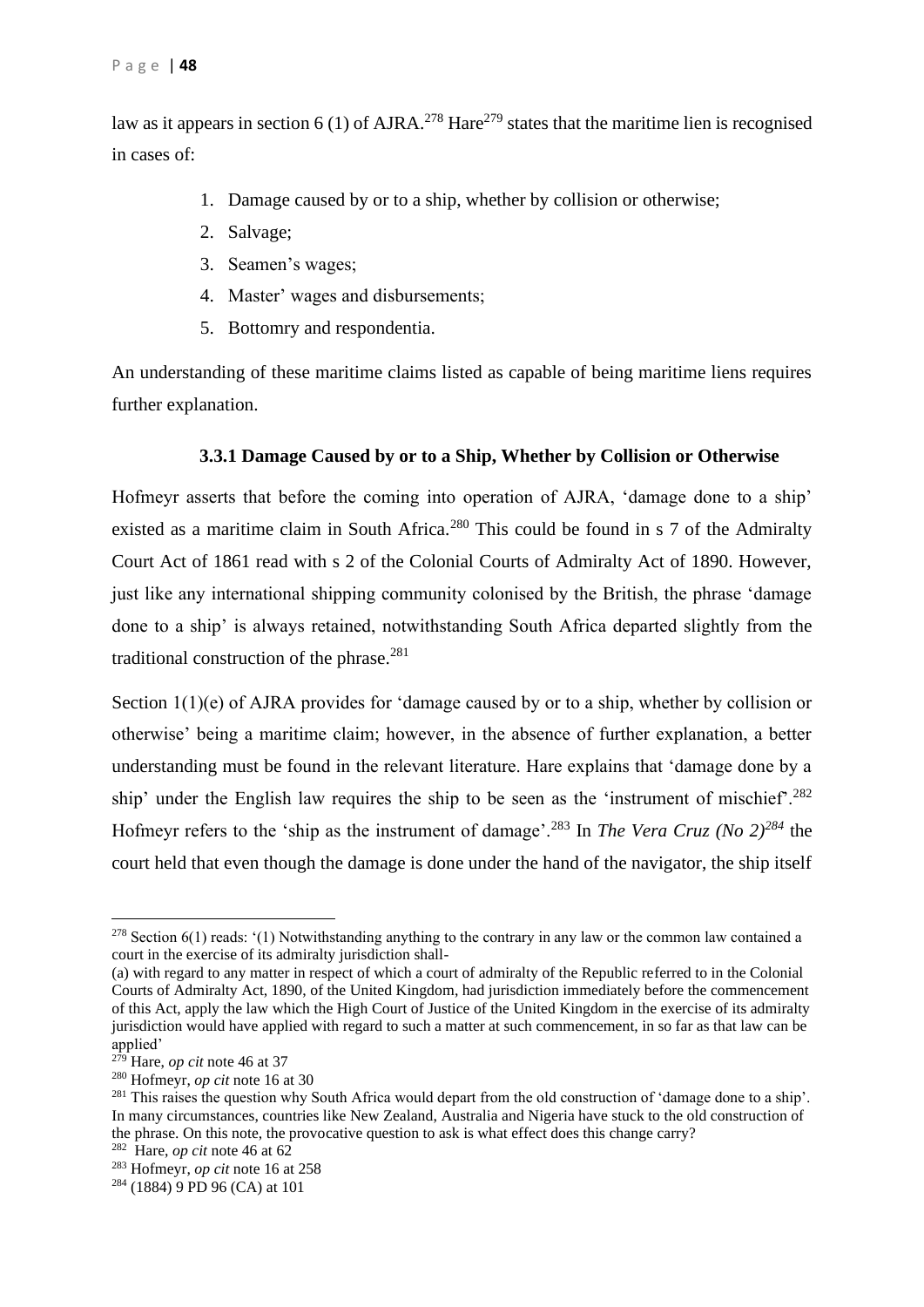law as it appears in section 6 (1) of AJRA.[278] Hare[279] states that the maritime lien is recognised in cases of:

1. Damage caused by or to a ship, whether by collision or otherwise;
2. Salvage;
3. Seamen's wages;
4. Master' wages and disbursements;
5. Bottomry and respondentia.

An understanding of these maritime claims listed as capable of being maritime liens requires further explanation.

### 3.3.1 Damage Caused by or to a Ship, Whether by Collision or Otherwise

Hofmeyr asserts that before the coming into operation of AJRA, 'damage done to a ship' existed as a maritime claim in South Africa.[280] This could be found in s 7 of the Admiralty Court Act of 1861 read with s 2 of the Colonial Courts of Admiralty Act of 1890. However, just like any international shipping community colonised by the British, the phrase 'damage done to a ship' is always retained, notwithstanding South Africa departed slightly from the traditional construction of the phrase.[281]

Section 1(1)(e) of AJRA provides for 'damage caused by or to a ship, whether by collision or otherwise' being a maritime claim; however, in the absence of further explanation, a better understanding must be found in the relevant literature. Hare explains that 'damage done by a ship' under the English law requires the ship to be seen as the 'instrument of mischief'.[282] Hofmeyr refers to the 'ship as the instrument of damage'.[283] In *The Vera Cruz (No 2)*[284] the court held that even though the damage is done under the hand of the navigator, the ship itself

---

[278] Section 6(1) reads: '(1) Notwithstanding anything to the contrary in any law or the common law contained a court in the exercise of its admiralty jurisdiction shall-
(a) with regard to any matter in respect of which a court of admiralty of the Republic referred to in the Colonial Courts of Admiralty Act, 1890, of the United Kingdom, had jurisdiction immediately before the commencement of this Act, apply the law which the High Court of Justice of the United Kingdom in the exercise of its admiralty jurisdiction would have applied with regard to such a matter at such commencement, in so far as that law can be applied'

[279] Hare, *op cit* note 46 at 37

[280] Hofmeyr, *op cit* note 16 at 30

[281] This raises the question why South Africa would depart from the old construction of 'damage done to a ship'. In many circumstances, countries like New Zealand, Australia and Nigeria have stuck to the old construction of the phrase. On this note, the provocative question to ask is what effect does this change carry?

[282] Hare, *op cit* note 46 at 62

[283] Hofmeyr, *op cit* note 16 at 258

[284] (1884) 9 PD 96 (CA) at 101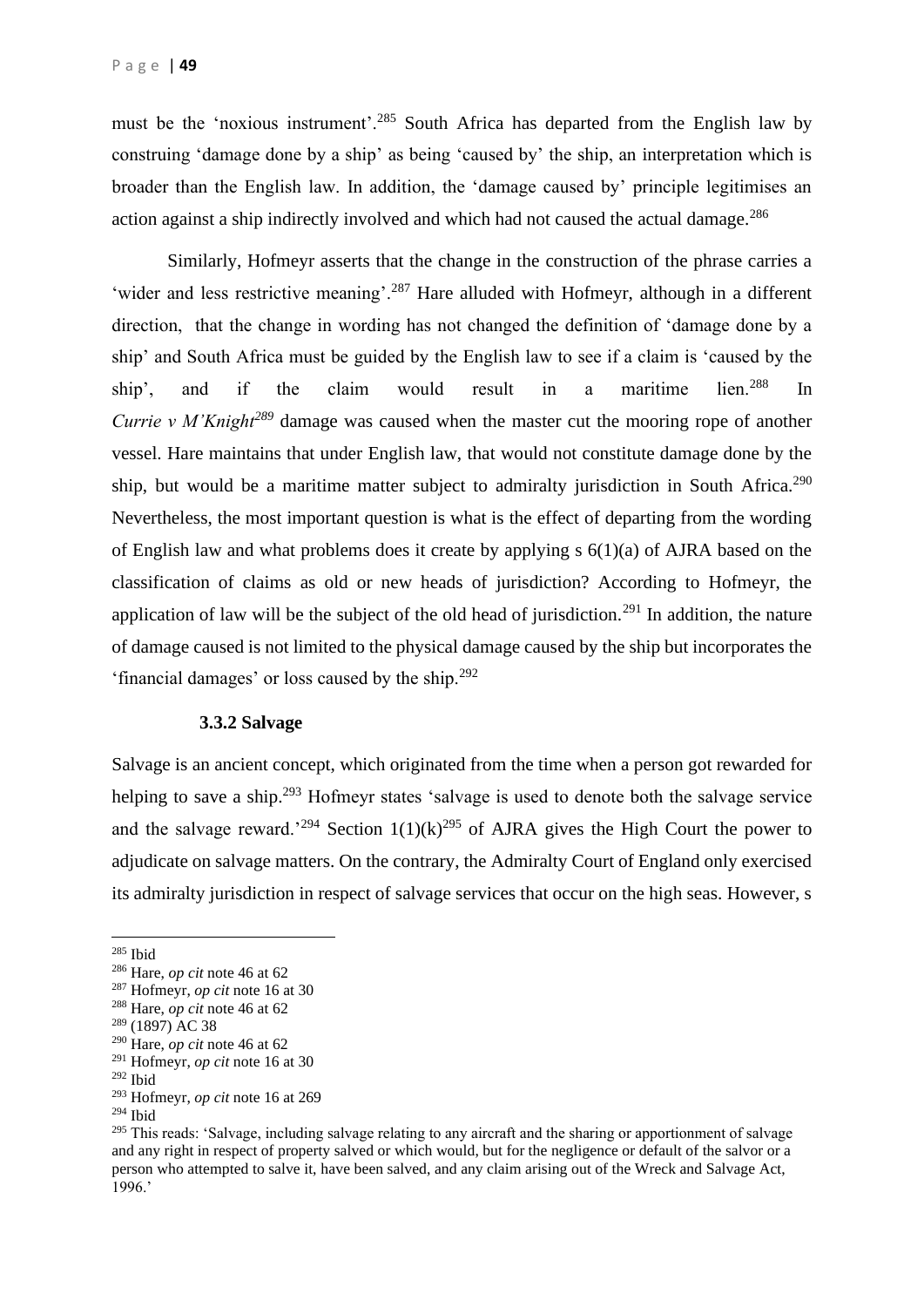must be the 'noxious instrument'.[285] South Africa has departed from the English law by construing 'damage done by a ship' as being 'caused by' the ship, an interpretation which is broader than the English law. In addition, the 'damage caused by' principle legitimises an action against a ship indirectly involved and which had not caused the actual damage.[286]

Similarly, Hofmeyr asserts that the change in the construction of the phrase carries a 'wider and less restrictive meaning'.[287] Hare alluded with Hofmeyr, although in a different direction, that the change in wording has not changed the definition of 'damage done by a ship' and South Africa must be guided by the English law to see if a claim is 'caused by the ship', and if the claim would result in a maritime lien.[288] In *Currie v M'Knight*[289] damage was caused when the master cut the mooring rope of another vessel. Hare maintains that under English law, that would not constitute damage done by the ship, but would be a maritime matter subject to admiralty jurisdiction in South Africa.[290] Nevertheless, the most important question is what is the effect of departing from the wording of English law and what problems does it create by applying s 6(1)(a) of AJRA based on the classification of claims as old or new heads of jurisdiction? According to Hofmeyr, the application of law will be the subject of the old head of jurisdiction.[291] In addition, the nature of damage caused is not limited to the physical damage caused by the ship but incorporates the 'financial damages' or loss caused by the ship.[292]

### 3.3.2 Salvage

Salvage is an ancient concept, which originated from the time when a person got rewarded for helping to save a ship.[293] Hofmeyr states 'salvage is used to denote both the salvage service and the salvage reward.'[294] Section 1(1)(k)[295] of AJRA gives the High Court the power to adjudicate on salvage matters. On the contrary, the Admiralty Court of England only exercised its admiralty jurisdiction in respect of salvage services that occur on the high seas. However, s

---

[285] Ibid

[286] Hare, *op cit* note 46 at 62

[287] Hofmeyr, *op cit* note 16 at 30

[288] Hare, *op cit* note 46 at 62

[289] (1897) AC 38

[290] Hare, *op cit* note 46 at 62

[291] Hofmeyr, *op cit* note 16 at 30

[292] Ibid

[293] Hofmeyr, *op cit* note 16 at 269

[294] Ibid

[295] This reads: 'Salvage, including salvage relating to any aircraft and the sharing or apportionment of salvage and any right in respect of property salved or which would, but for the negligence or default of the salvor or a person who attempted to salve it, have been salved, and any claim arising out of the Wreck and Salvage Act, 1996.'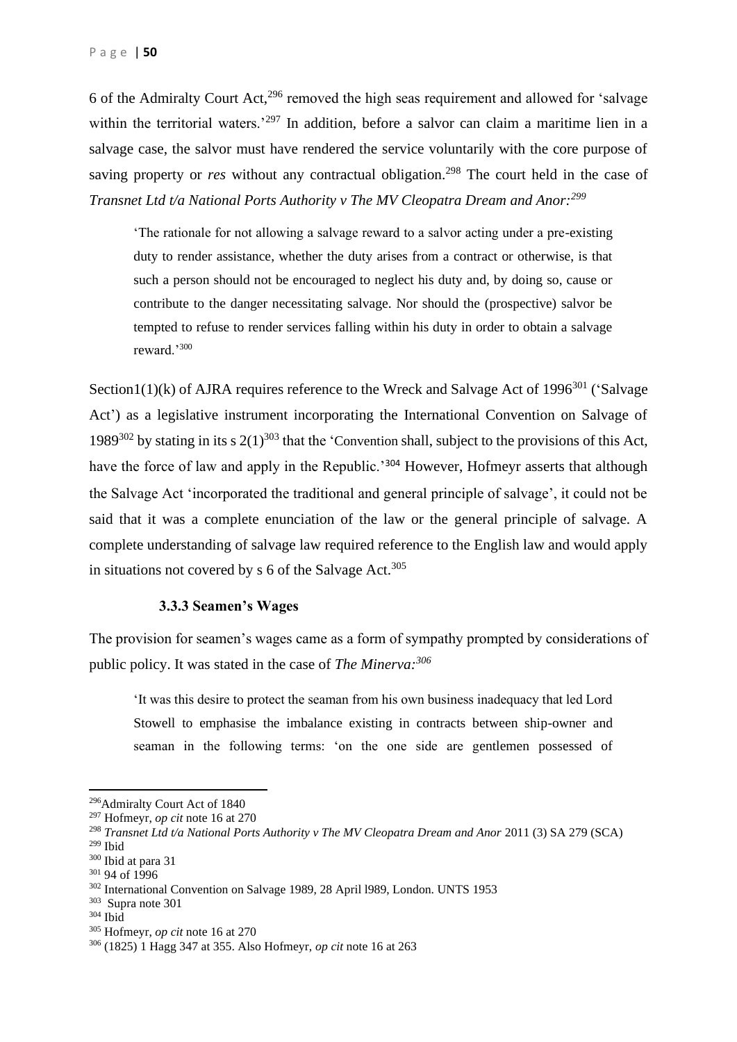6 of the Admiralty Court Act,[296] removed the high seas requirement and allowed for 'salvage within the territorial waters.'[297] In addition, before a salvor can claim a maritime lien in a salvage case, the salvor must have rendered the service voluntarily with the core purpose of saving property or *res* without any contractual obligation.[298] The court held in the case of *Transnet Ltd t/a National Ports Authority v The MV Cleopatra Dream and Anor:*[299]

> 'The rationale for not allowing a salvage reward to a salvor acting under a pre-existing duty to render assistance, whether the duty arises from a contract or otherwise, is that such a person should not be encouraged to neglect his duty and, by doing so, cause or contribute to the danger necessitating salvage. Nor should the (prospective) salvor be tempted to refuse to render services falling within his duty in order to obtain a salvage reward.'[300]

Section1(1)(k) of AJRA requires reference to the Wreck and Salvage Act of 1996[301] ('Salvage Act') as a legislative instrument incorporating the International Convention on Salvage of 1989[302] by stating in its s 2(1)[303] that the 'Convention shall, subject to the provisions of this Act, have the force of law and apply in the Republic.'[304] However, Hofmeyr asserts that although the Salvage Act 'incorporated the traditional and general principle of salvage', it could not be said that it was a complete enunciation of the law or the general principle of salvage. A complete understanding of salvage law required reference to the English law and would apply in situations not covered by s 6 of the Salvage Act.[305]

### 3.3.3 Seamen's Wages

The provision for seamen's wages came as a form of sympathy prompted by considerations of public policy. It was stated in the case of *The Minerva:*[306]

> 'It was this desire to protect the seaman from his own business inadequacy that led Lord Stowell to emphasise the imbalance existing in contracts between ship-owner and seaman in the following terms: 'on the one side are gentlemen possessed of

---

[296] Admiralty Court Act of 1840

[297] Hofmeyr, *op cit* note 16 at 270

[298] *Transnet Ltd t/a National Ports Authority v The MV Cleopatra Dream and Anor* 2011 (3) SA 279 (SCA)

[299] Ibid

[300] Ibid at para 31

[301] 94 of 1996

[302] International Convention on Salvage 1989, 28 April l989, London. UNTS 1953

[303] Supra note 301

[304] Ibid

[305] Hofmeyr, *op cit* note 16 at 270

[306] (1825) 1 Hagg 347 at 355. Also Hofmeyr, *op cit* note 16 at 263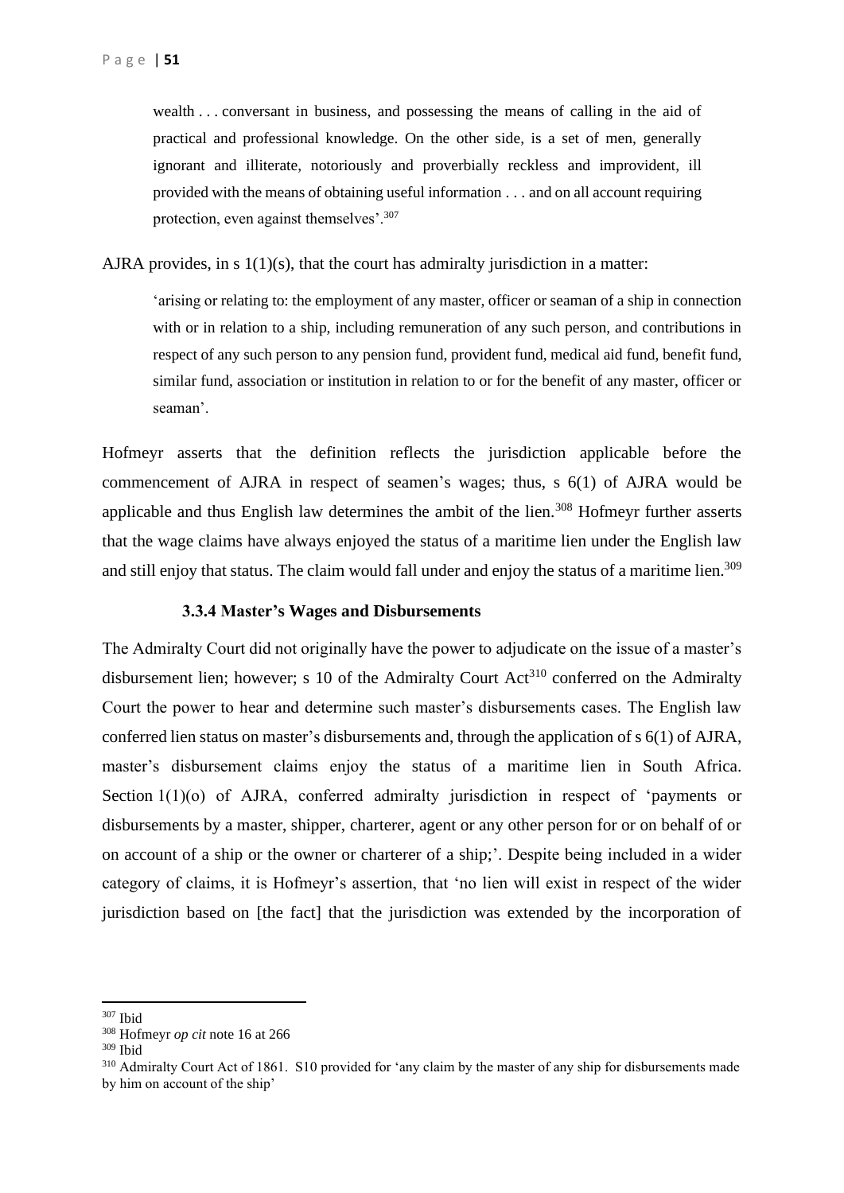> wealth . . . conversant in business, and possessing the means of calling in the aid of practical and professional knowledge. On the other side, is a set of men, generally ignorant and illiterate, notoriously and proverbially reckless and improvident, ill provided with the means of obtaining useful information . . . and on all account requiring protection, even against themselves'.[307]

AJRA provides, in s 1(1)(s), that the court has admiralty jurisdiction in a matter:

> 'arising or relating to: the employment of any master, officer or seaman of a ship in connection with or in relation to a ship, including remuneration of any such person, and contributions in respect of any such person to any pension fund, provident fund, medical aid fund, benefit fund, similar fund, association or institution in relation to or for the benefit of any master, officer or seaman'.

Hofmeyr asserts that the definition reflects the jurisdiction applicable before the commencement of AJRA in respect of seamen's wages; thus, s 6(1) of AJRA would be applicable and thus English law determines the ambit of the lien.[308] Hofmeyr further asserts that the wage claims have always enjoyed the status of a maritime lien under the English law and still enjoy that status. The claim would fall under and enjoy the status of a maritime lien.[309]

### 3.3.4 Master's Wages and Disbursements

The Admiralty Court did not originally have the power to adjudicate on the issue of a master's disbursement lien; however; s 10 of the Admiralty Court Act[310] conferred on the Admiralty Court the power to hear and determine such master's disbursements cases. The English law conferred lien status on master's disbursements and, through the application of s 6(1) of AJRA, master's disbursement claims enjoy the status of a maritime lien in South Africa. Section 1(1)(o) of AJRA, conferred admiralty jurisdiction in respect of 'payments or disbursements by a master, shipper, charterer, agent or any other person for or on behalf of or on account of a ship or the owner or charterer of a ship;'. Despite being included in a wider category of claims, it is Hofmeyr's assertion, that 'no lien will exist in respect of the wider jurisdiction based on [the fact] that the jurisdiction was extended by the incorporation of

---

[307] Ibid

[308] Hofmeyr *op cit* note 16 at 266

[309] Ibid

[310] Admiralty Court Act of 1861. S10 provided for 'any claim by the master of any ship for disbursements made by him on account of the ship'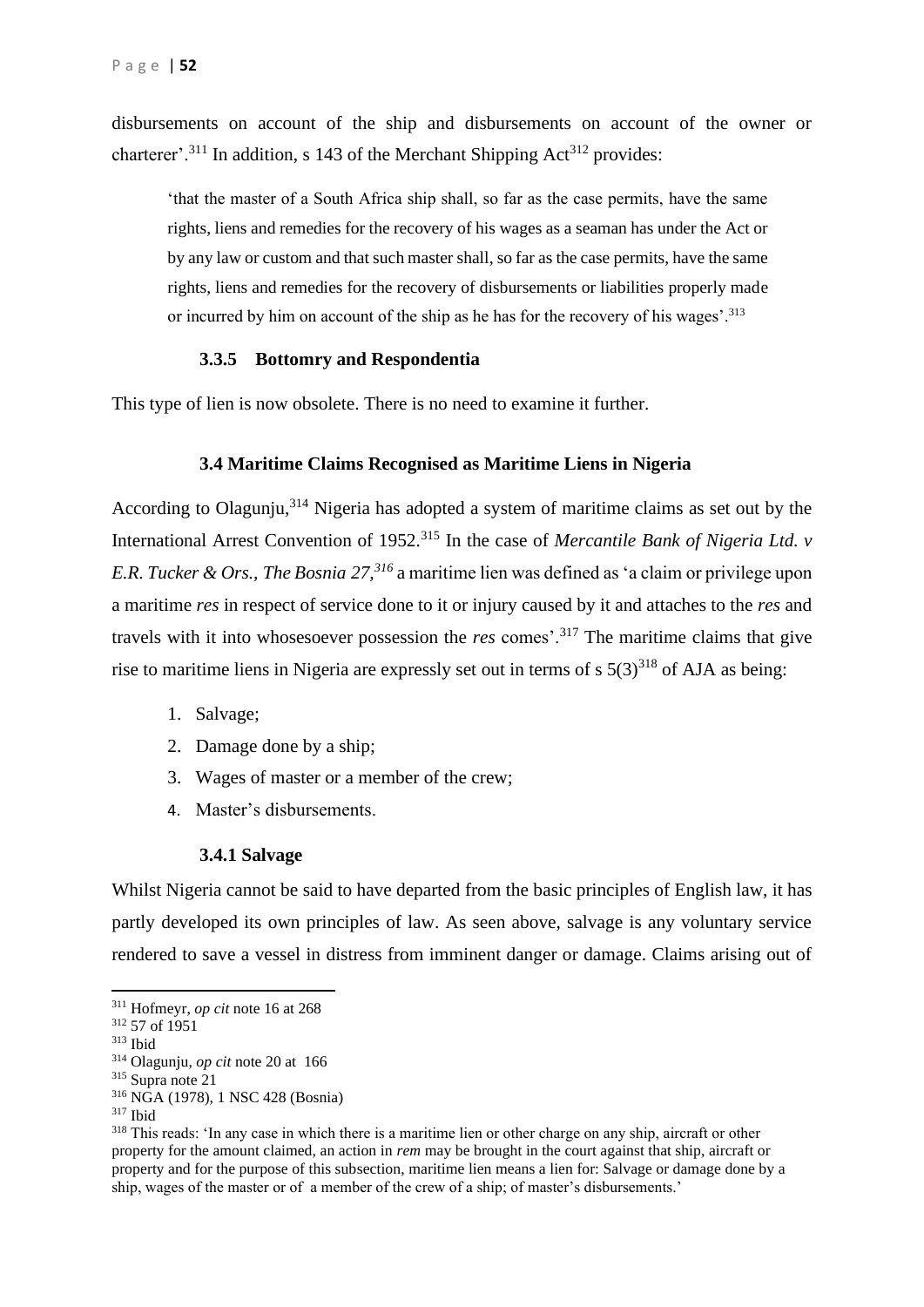disbursements on account of the ship and disbursements on account of the owner or charterer'.[311] In addition, s 143 of the Merchant Shipping Act[312] provides:

> 'that the master of a South Africa ship shall, so far as the case permits, have the same rights, liens and remedies for the recovery of his wages as a seaman has under the Act or by any law or custom and that such master shall, so far as the case permits, have the same rights, liens and remedies for the recovery of disbursements or liabilities properly made or incurred by him on account of the ship as he has for the recovery of his wages'.[313]

#### 3.3.5 Bottomry and Respondentia

This type of lien is now obsolete. There is no need to examine it further.

### 3.4 Maritime Claims Recognised as Maritime Liens in Nigeria

According to Olagunju,[314] Nigeria has adopted a system of maritime claims as set out by the International Arrest Convention of 1952.[315] In the case of *Mercantile Bank of Nigeria Ltd. v E.R. Tucker & Ors., The Bosnia 27,*[316] a maritime lien was defined as 'a claim or privilege upon a maritime *res* in respect of service done to it or injury caused by it and attaches to the *res* and travels with it into whosesoever possession the *res* comes'.[317] The maritime claims that give rise to maritime liens in Nigeria are expressly set out in terms of s 5(3)[318] of AJA as being:

1. Salvage;
2. Damage done by a ship;
3. Wages of master or a member of the crew;
4. Master's disbursements.

#### 3.4.1 Salvage

Whilst Nigeria cannot be said to have departed from the basic principles of English law, it has partly developed its own principles of law. As seen above, salvage is any voluntary service rendered to save a vessel in distress from imminent danger or damage. Claims arising out of

---

[311] Hofmeyr, *op cit* note 16 at 268

[312] 57 of 1951

[313] Ibid

[314] Olagunju, *op cit* note 20 at 166

[315] Supra note 21

[316] NGA (1978), 1 NSC 428 (Bosnia)

[317] Ibid

[318] This reads: 'In any case in which there is a maritime lien or other charge on any ship, aircraft or other property for the amount claimed, an action in *rem* may be brought in the court against that ship, aircraft or property and for the purpose of this subsection, maritime lien means a lien for: Salvage or damage done by a ship, wages of the master or of a member of the crew of a ship; of master's disbursements.'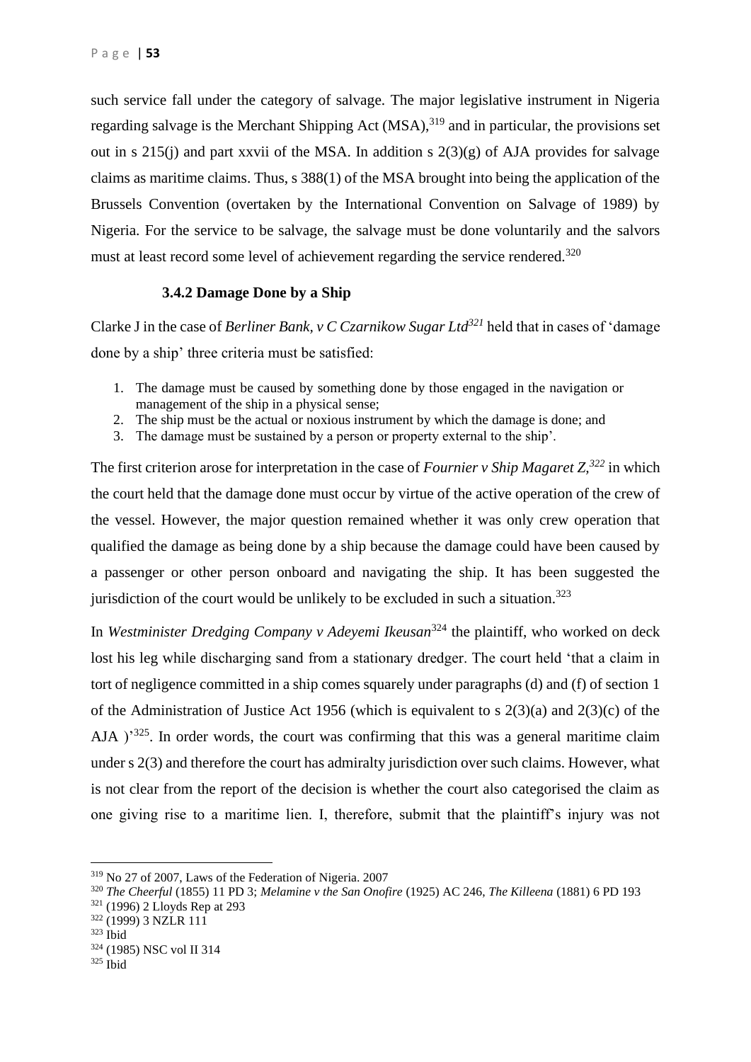such service fall under the category of salvage. The major legislative instrument in Nigeria regarding salvage is the Merchant Shipping Act (MSA),[319] and in particular, the provisions set out in s 215(j) and part xxvii of the MSA. In addition s 2(3)(g) of AJA provides for salvage claims as maritime claims. Thus, s 388(1) of the MSA brought into being the application of the Brussels Convention (overtaken by the International Convention on Salvage of 1989) by Nigeria. For the service to be salvage, the salvage must be done voluntarily and the salvors must at least record some level of achievement regarding the service rendered.[320]

### 3.4.2 Damage Done by a Ship

Clarke J in the case of *Berliner Bank, v C Czarnikow Sugar Ltd*[321] held that in cases of 'damage done by a ship' three criteria must be satisfied:

1. The damage must be caused by something done by those engaged in the navigation or management of the ship in a physical sense;
2. The ship must be the actual or noxious instrument by which the damage is done; and
3. The damage must be sustained by a person or property external to the ship'.

The first criterion arose for interpretation in the case of *Fournier v Ship Magaret Z,*[322] in which the court held that the damage done must occur by virtue of the active operation of the crew of the vessel. However, the major question remained whether it was only crew operation that qualified the damage as being done by a ship because the damage could have been caused by a passenger or other person onboard and navigating the ship. It has been suggested the jurisdiction of the court would be unlikely to be excluded in such a situation.[323]

In *Westminister Dredging Company v Adeyemi Ikeusan*[324] the plaintiff, who worked on deck lost his leg while discharging sand from a stationary dredger. The court held 'that a claim in tort of negligence committed in a ship comes squarely under paragraphs (d) and (f) of section 1 of the Administration of Justice Act 1956 (which is equivalent to s 2(3)(a) and 2(3)(c) of the AJA )'[325]. In order words, the court was confirming that this was a general maritime claim under s 2(3) and therefore the court has admiralty jurisdiction over such claims. However, what is not clear from the report of the decision is whether the court also categorised the claim as one giving rise to a maritime lien. I, therefore, submit that the plaintiff's injury was not

---

[319] No 27 of 2007, Laws of the Federation of Nigeria. 2007

[320] *The Cheerful* (1855) 11 PD 3; *Melamine v the San Onofire* (1925) AC 246, *The Killeena* (1881) 6 PD 193

[321] (1996) 2 Lloyds Rep at 293

[322] (1999) 3 NZLR 111

[323] Ibid

[324] (1985) NSC vol II 314

[325] Ibid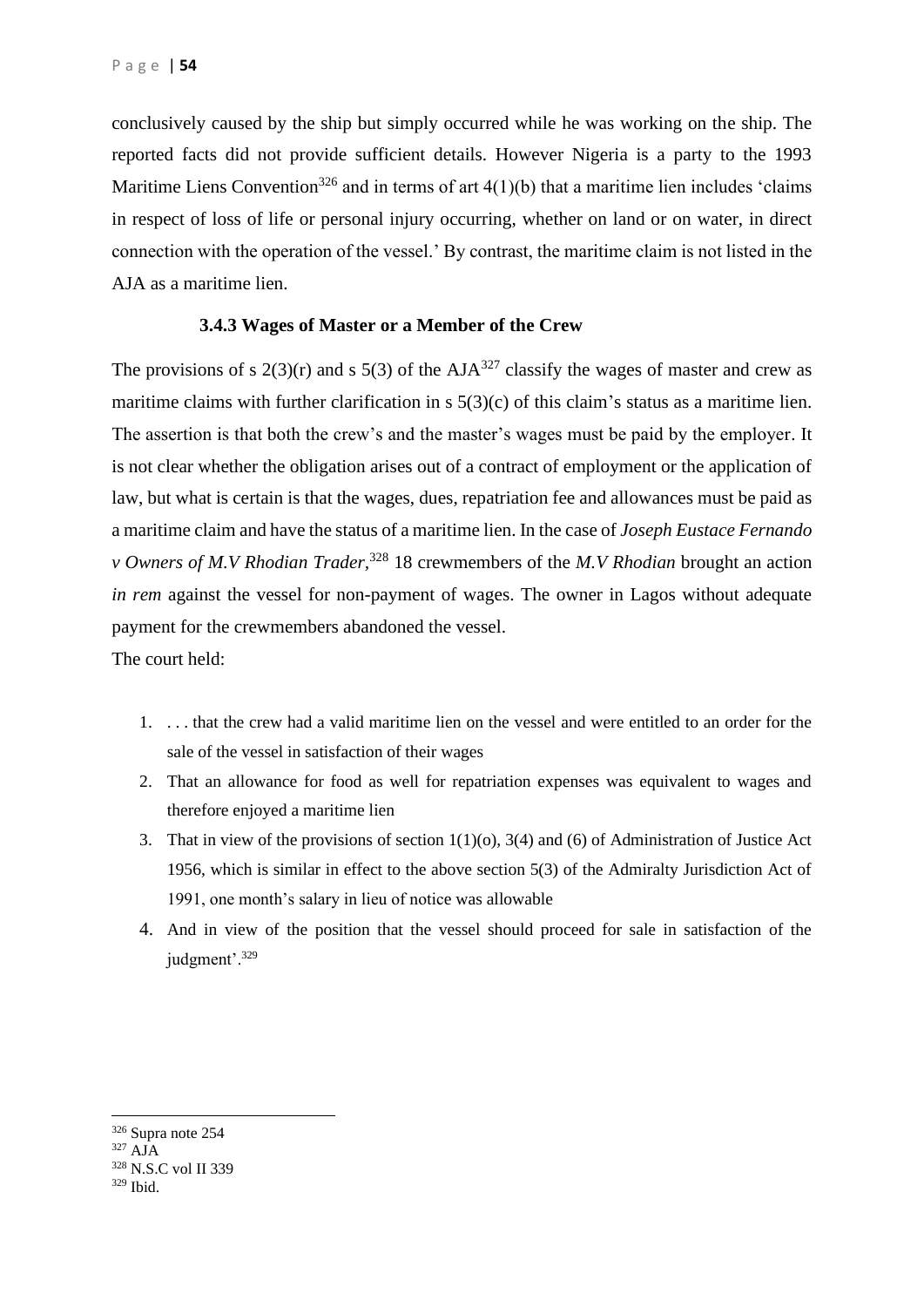conclusively caused by the ship but simply occurred while he was working on the ship. The reported facts did not provide sufficient details. However Nigeria is a party to the 1993 Maritime Liens Convention[326] and in terms of art 4(1)(b) that a maritime lien includes 'claims in respect of loss of life or personal injury occurring, whether on land or on water, in direct connection with the operation of the vessel.' By contrast, the maritime claim is not listed in the AJA as a maritime lien.

### 3.4.3 Wages of Master or a Member of the Crew

The provisions of s 2(3)(r) and s 5(3) of the AJA[327] classify the wages of master and crew as maritime claims with further clarification in s 5(3)(c) of this claim's status as a maritime lien. The assertion is that both the crew's and the master's wages must be paid by the employer. It is not clear whether the obligation arises out of a contract of employment or the application of law, but what is certain is that the wages, dues, repatriation fee and allowances must be paid as a maritime claim and have the status of a maritime lien. In the case of *Joseph Eustace Fernando v Owners of M.V Rhodian Trader*,[328] 18 crewmembers of the *M.V Rhodian* brought an action *in rem* against the vessel for non-payment of wages. The owner in Lagos without adequate payment for the crewmembers abandoned the vessel.

The court held:

1. . . . that the crew had a valid maritime lien on the vessel and were entitled to an order for the sale of the vessel in satisfaction of their wages
2. That an allowance for food as well for repatriation expenses was equivalent to wages and therefore enjoyed a maritime lien
3. That in view of the provisions of section 1(1)(o), 3(4) and (6) of Administration of Justice Act 1956, which is similar in effect to the above section 5(3) of the Admiralty Jurisdiction Act of 1991, one month's salary in lieu of notice was allowable
4. And in view of the position that the vessel should proceed for sale in satisfaction of the judgment'.[329]

---

[326] Supra note 254

[327] AJA

[328] N.S.C vol II 339

[329] Ibid.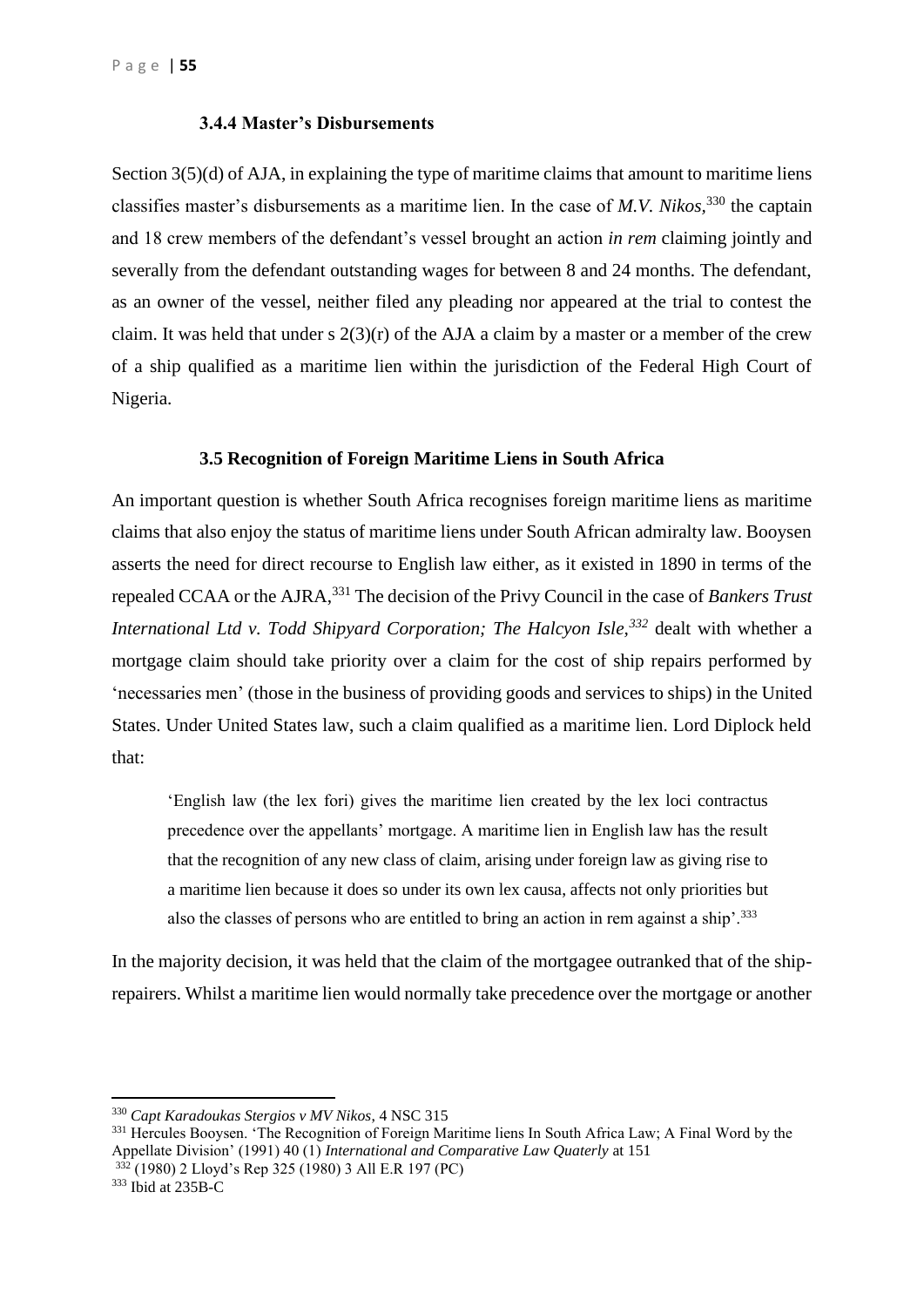### 3.4.4 Master's Disbursements

Section 3(5)(d) of AJA, in explaining the type of maritime claims that amount to maritime liens classifies master's disbursements as a maritime lien. In the case of *M.V. Nikos*,[330] the captain and 18 crew members of the defendant's vessel brought an action *in rem* claiming jointly and severally from the defendant outstanding wages for between 8 and 24 months. The defendant, as an owner of the vessel, neither filed any pleading nor appeared at the trial to contest the claim. It was held that under s 2(3)(r) of the AJA a claim by a master or a member of the crew of a ship qualified as a maritime lien within the jurisdiction of the Federal High Court of Nigeria.

### 3.5 Recognition of Foreign Maritime Liens in South Africa

An important question is whether South Africa recognises foreign maritime liens as maritime claims that also enjoy the status of maritime liens under South African admiralty law. Booysen asserts the need for direct recourse to English law either, as it existed in 1890 in terms of the repealed CCAA or the AJRA,[331] The decision of the Privy Council in the case of *Bankers Trust International Ltd v. Todd Shipyard Corporation; The Halcyon Isle,*[332] dealt with whether a mortgage claim should take priority over a claim for the cost of ship repairs performed by 'necessaries men' (those in the business of providing goods and services to ships) in the United States. Under United States law, such a claim qualified as a maritime lien. Lord Diplock held that:

> 'English law (the lex fori) gives the maritime lien created by the lex loci contractus precedence over the appellants' mortgage. A maritime lien in English law has the result that the recognition of any new class of claim, arising under foreign law as giving rise to a maritime lien because it does so under its own lex causa, affects not only priorities but also the classes of persons who are entitled to bring an action in rem against a ship'.[333]

In the majority decision, it was held that the claim of the mortgagee outranked that of the ship-repairers. Whilst a maritime lien would normally take precedence over the mortgage or another

---

[330] *Capt Karadoukas Stergios v MV Nikos*, 4 NSC 315

[331] Hercules Booysen. 'The Recognition of Foreign Maritime liens In South Africa Law; A Final Word by the Appellate Division' (1991) 40 (1) *International and Comparative Law Quaterly* at 151

[332] (1980) 2 Lloyd's Rep 325 (1980) 3 All E.R 197 (PC)

[333] Ibid at 235B-C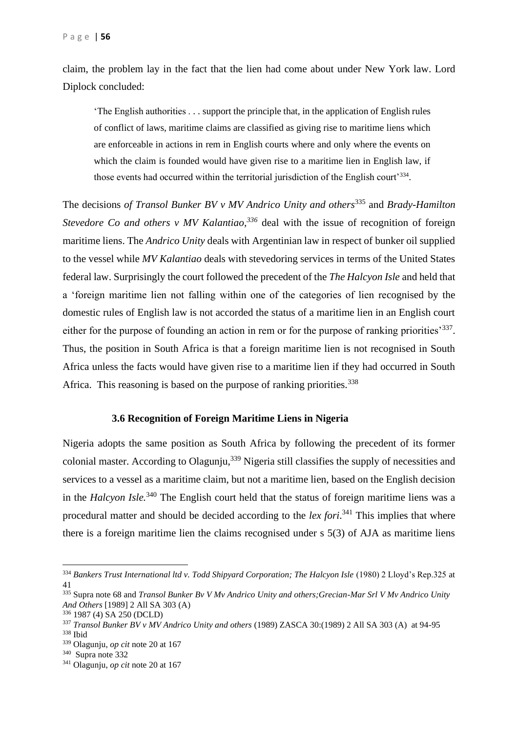claim, the problem lay in the fact that the lien had come about under New York law. Lord Diplock concluded:

> 'The English authorities . . . support the principle that, in the application of English rules of conflict of laws, maritime claims are classified as giving rise to maritime liens which are enforceable in actions in rem in English courts where and only where the events on which the claim is founded would have given rise to a maritime lien in English law, if those events had occurred within the territorial jurisdiction of the English court'[334].

The decisions *of Transol Bunker BV v MV Andrico Unity and others*[335] and *Brady-Hamilton Stevedore Co and others v MV Kalantiao,*[336] deal with the issue of recognition of foreign maritime liens. The *Andrico Unity* deals with Argentinian law in respect of bunker oil supplied to the vessel while *MV Kalantiao* deals with stevedoring services in terms of the United States federal law. Surprisingly the court followed the precedent of the *The Halcyon Isle* and held that a 'foreign maritime lien not falling within one of the categories of lien recognised by the domestic rules of English law is not accorded the status of a maritime lien in an English court either for the purpose of founding an action in rem or for the purpose of ranking priorities'[337]. Thus, the position in South Africa is that a foreign maritime lien is not recognised in South Africa unless the facts would have given rise to a maritime lien if they had occurred in South Africa. This reasoning is based on the purpose of ranking priorities.[338]

### 3.6 Recognition of Foreign Maritime Liens in Nigeria

Nigeria adopts the same position as South Africa by following the precedent of its former colonial master. According to Olagunju,[339] Nigeria still classifies the supply of necessities and services to a vessel as a maritime claim, but not a maritime lien, based on the English decision in the *Halcyon Isle.*[340] The English court held that the status of foreign maritime liens was a procedural matter and should be decided according to the *lex fori*.[341] This implies that where there is a foreign maritime lien the claims recognised under s 5(3) of AJA as maritime liens

---

[334] *Bankers Trust International ltd v. Todd Shipyard Corporation; The Halcyon Isle* (1980) 2 Lloyd's Rep.325 at 41

[335] Supra note 68 and *Transol Bunker Bv V Mv Andrico Unity and others;Grecian-Mar Srl V Mv Andrico Unity And Others* [1989] 2 All SA 303 (A)

[336] 1987 (4) SA 250 (DCLD)

[337] *Transol Bunker BV v MV Andrico Unity and others* (1989) ZASCA 30:(1989) 2 All SA 303 (A) at 94-95

[338] Ibid

[339] Olagunju, *op cit* note 20 at 167

[340] Supra note 332

[341] Olagunju, *op cit* note 20 at 167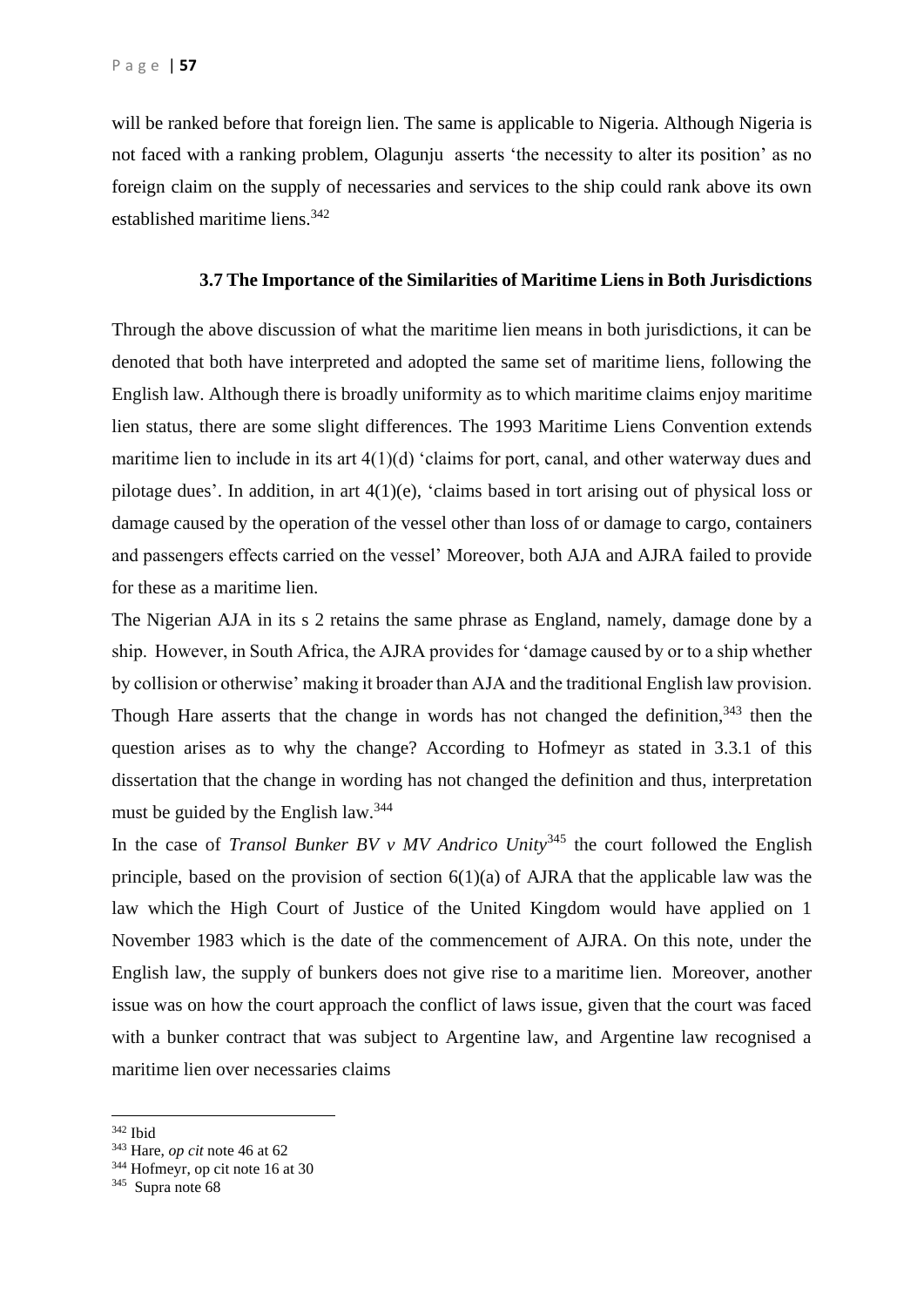will be ranked before that foreign lien. The same is applicable to Nigeria. Although Nigeria is not faced with a ranking problem, Olagunju asserts 'the necessity to alter its position' as no foreign claim on the supply of necessaries and services to the ship could rank above its own established maritime liens.[342]

### 3.7 The Importance of the Similarities of Maritime Liens in Both Jurisdictions

Through the above discussion of what the maritime lien means in both jurisdictions, it can be denoted that both have interpreted and adopted the same set of maritime liens, following the English law. Although there is broadly uniformity as to which maritime claims enjoy maritime lien status, there are some slight differences. The 1993 Maritime Liens Convention extends maritime lien to include in its art 4(1)(d) 'claims for port, canal, and other waterway dues and pilotage dues'. In addition, in art 4(1)(e), 'claims based in tort arising out of physical loss or damage caused by the operation of the vessel other than loss of or damage to cargo, containers and passengers effects carried on the vessel' Moreover, both AJA and AJRA failed to provide for these as a maritime lien.

The Nigerian AJA in its s 2 retains the same phrase as England, namely, damage done by a ship. However, in South Africa, the AJRA provides for 'damage caused by or to a ship whether by collision or otherwise' making it broader than AJA and the traditional English law provision. Though Hare asserts that the change in words has not changed the definition,[343] then the question arises as to why the change? According to Hofmeyr as stated in 3.3.1 of this dissertation that the change in wording has not changed the definition and thus, interpretation must be guided by the English law.[344]

In the case of *Transol Bunker BV v MV Andrico Unity*[345] the court followed the English principle, based on the provision of section 6(1)(a) of AJRA that the applicable law was the law which the High Court of Justice of the United Kingdom would have applied on 1 November 1983 which is the date of the commencement of AJRA. On this note, under the English law, the supply of bunkers does not give rise to a maritime lien. Moreover, another issue was on how the court approach the conflict of laws issue, given that the court was faced with a bunker contract that was subject to Argentine law, and Argentine law recognised a maritime lien over necessaries claims

---

[342] Ibid

[343] Hare, *op cit* note 46 at 62

[344] Hofmeyr, op cit note 16 at 30

[345] Supra note 68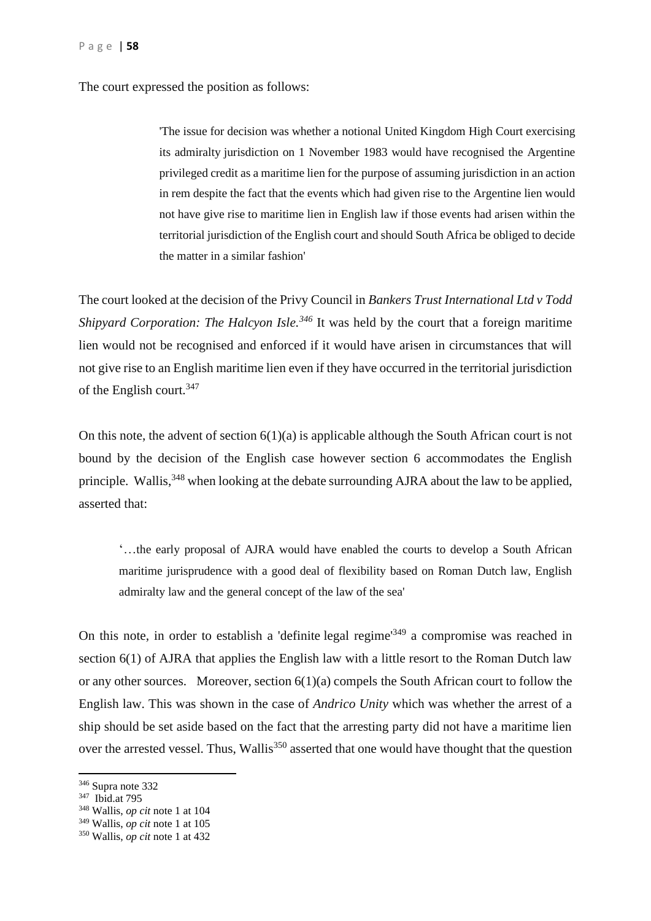The court expressed the position as follows:

> 'The issue for decision was whether a notional United Kingdom High Court exercising its admiralty jurisdiction on 1 November 1983 would have recognised the Argentine privileged credit as a maritime lien for the purpose of assuming jurisdiction in an action in rem despite the fact that the events which had given rise to the Argentine lien would not have give rise to maritime lien in English law if those events had arisen within the territorial jurisdiction of the English court and should South Africa be obliged to decide the matter in a similar fashion'

The court looked at the decision of the Privy Council in *Bankers Trust International Ltd v Todd Shipyard Corporation: The Halcyon Isle.*[346] It was held by the court that a foreign maritime lien would not be recognised and enforced if it would have arisen in circumstances that will not give rise to an English maritime lien even if they have occurred in the territorial jurisdiction of the English court.[347]

On this note, the advent of section 6(1)(a) is applicable although the South African court is not bound by the decision of the English case however section 6 accommodates the English principle. Wallis,[348] when looking at the debate surrounding AJRA about the law to be applied, asserted that:

> '…the early proposal of AJRA would have enabled the courts to develop a South African maritime jurisprudence with a good deal of flexibility based on Roman Dutch law, English admiralty law and the general concept of the law of the sea'

On this note, in order to establish a 'definite legal regime'[349] a compromise was reached in section 6(1) of AJRA that applies the English law with a little resort to the Roman Dutch law or any other sources. Moreover, section 6(1)(a) compels the South African court to follow the English law. This was shown in the case of *Andrico Unity* which was whether the arrest of a ship should be set aside based on the fact that the arresting party did not have a maritime lien over the arrested vessel. Thus, Wallis[350] asserted that one would have thought that the question

---

[346] Supra note 332
[347] Ibid.at 795
[348] Wallis, *op cit* note 1 at 104
[349] Wallis, *op cit* note 1 at 105
[350] Wallis, *op cit* note 1 at 432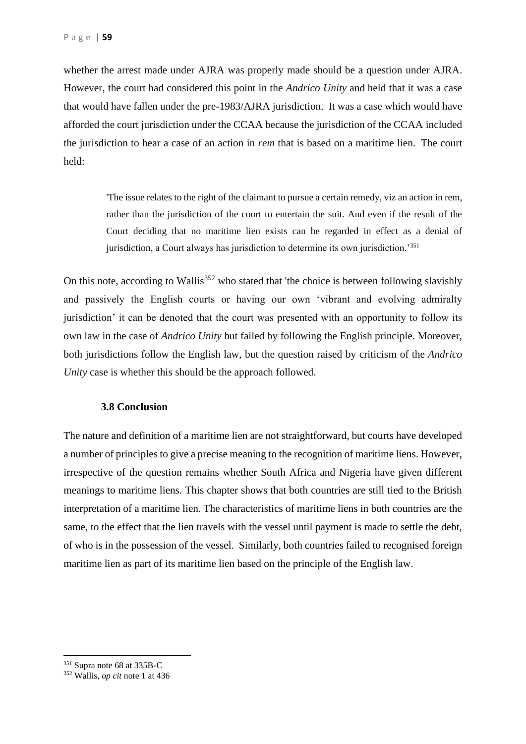whether the arrest made under AJRA was properly made should be a question under AJRA. However, the court had considered this point in the *Andrico Unity* and held that it was a case that would have fallen under the pre-1983/AJRA jurisdiction. It was a case which would have afforded the court jurisdiction under the CCAA because the jurisdiction of the CCAA included the jurisdiction to hear a case of an action in *rem* that is based on a maritime lien. The court held:

> 'The issue relates to the right of the claimant to pursue a certain remedy, viz an action in rem, rather than the jurisdiction of the court to entertain the suit. And even if the result of the Court deciding that no maritime lien exists can be regarded in effect as a denial of jurisdiction, a Court always has jurisdiction to determine its own jurisdiction.'[351]

On this note, according to Wallis[352] who stated that 'the choice is between following slavishly and passively the English courts or having our own 'vibrant and evolving admiralty jurisdiction' it can be denoted that the court was presented with an opportunity to follow its own law in the case of *Andrico Unity* but failed by following the English principle. Moreover, both jurisdictions follow the English law, but the question raised by criticism of the *Andrico Unity* case is whether this should be the approach followed.

### 3.8 Conclusion

The nature and definition of a maritime lien are not straightforward, but courts have developed a number of principles to give a precise meaning to the recognition of maritime liens. However, irrespective of the question remains whether South Africa and Nigeria have given different meanings to maritime liens. This chapter shows that both countries are still tied to the British interpretation of a maritime lien. The characteristics of maritime liens in both countries are the same, to the effect that the lien travels with the vessel until payment is made to settle the debt, of who is in the possession of the vessel. Similarly, both countries failed to recognised foreign maritime lien as part of its maritime lien based on the principle of the English law.

---

[351] Supra note 68 at 335B-C

[352] Wallis, *op cit* note 1 at 436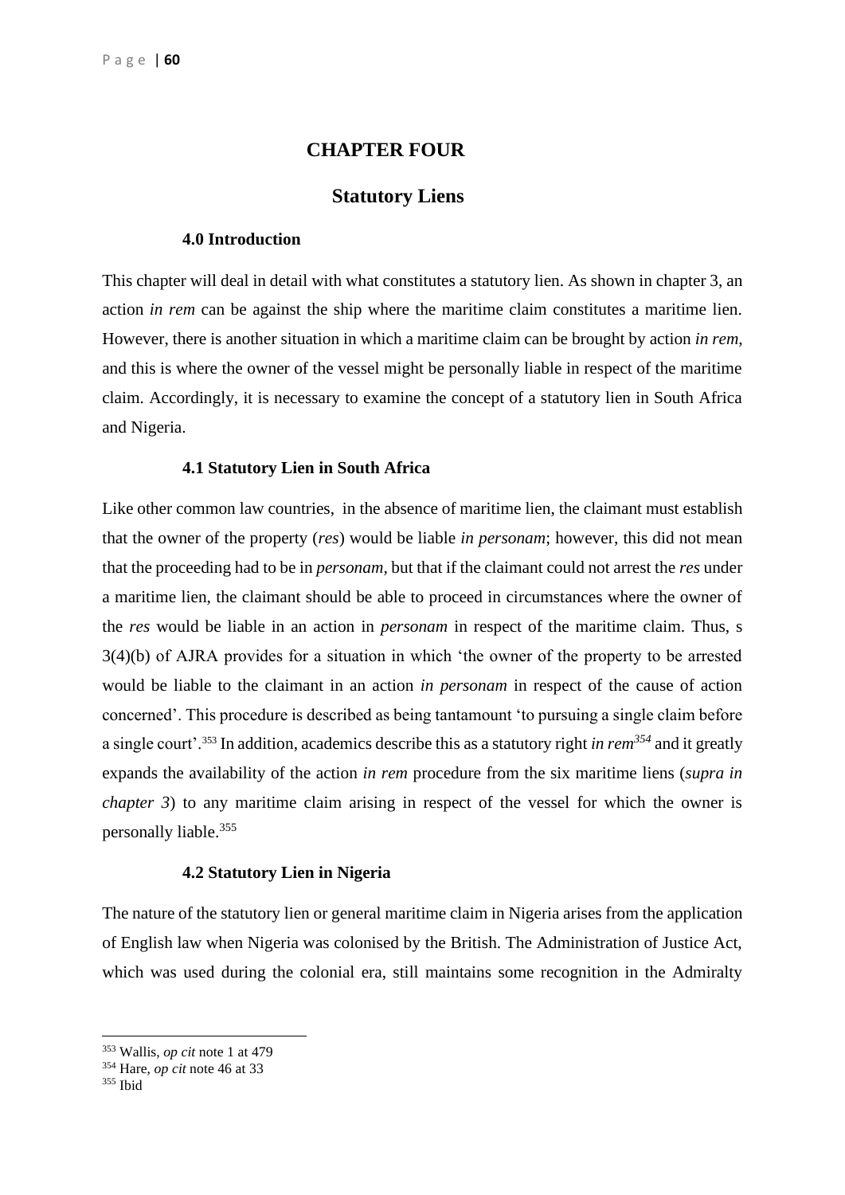# CHAPTER FOUR

## Statutory Liens

### 4.0 Introduction

This chapter will deal in detail with what constitutes a statutory lien. As shown in chapter 3, an action *in rem* can be against the ship where the maritime claim constitutes a maritime lien. However, there is another situation in which a maritime claim can be brought by action *in rem*, and this is where the owner of the vessel might be personally liable in respect of the maritime claim. Accordingly, it is necessary to examine the concept of a statutory lien in South Africa and Nigeria.

### 4.1 Statutory Lien in South Africa

Like other common law countries, in the absence of maritime lien, the claimant must establish that the owner of the property (*res*) would be liable *in personam*; however, this did not mean that the proceeding had to be in *personam,* but that if the claimant could not arrest the *res* under a maritime lien, the claimant should be able to proceed in circumstances where the owner of the *res* would be liable in an action in *personam* in respect of the maritime claim. Thus, s 3(4)(b) of AJRA provides for a situation in which 'the owner of the property to be arrested would be liable to the claimant in an action *in personam* in respect of the cause of action concerned'. This procedure is described as being tantamount 'to pursuing a single claim before a single court'.[353] In addition, academics describe this as a statutory right *in rem*[354] and it greatly expands the availability of the action *in rem* procedure from the six maritime liens (*supra in chapter 3*) to any maritime claim arising in respect of the vessel for which the owner is personally liable.[355]

### 4.2 Statutory Lien in Nigeria

The nature of the statutory lien or general maritime claim in Nigeria arises from the application of English law when Nigeria was colonised by the British. The Administration of Justice Act, which was used during the colonial era, still maintains some recognition in the Admiralty

---

[353] Wallis, *op cit* note 1 at 479

[354] Hare, *op cit* note 46 at 33

[355] Ibid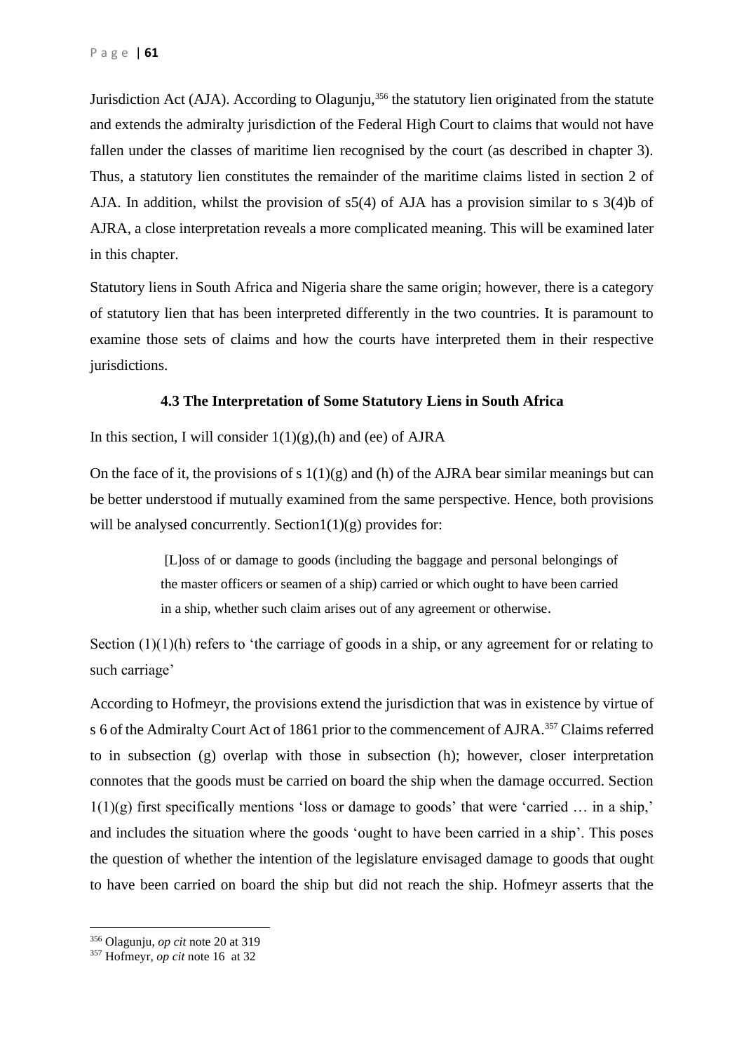Jurisdiction Act (AJA). According to Olagunju,[356] the statutory lien originated from the statute and extends the admiralty jurisdiction of the Federal High Court to claims that would not have fallen under the classes of maritime lien recognised by the court (as described in chapter 3). Thus, a statutory lien constitutes the remainder of the maritime claims listed in section 2 of AJA. In addition, whilst the provision of s5(4) of AJA has a provision similar to s 3(4)b of AJRA, a close interpretation reveals a more complicated meaning. This will be examined later in this chapter.

Statutory liens in South Africa and Nigeria share the same origin; however, there is a category of statutory lien that has been interpreted differently in the two countries. It is paramount to examine those sets of claims and how the courts have interpreted them in their respective jurisdictions.

### 4.3 The Interpretation of Some Statutory Liens in South Africa

In this section, I will consider 1(1)(g),(h) and (ee) of AJRA

On the face of it, the provisions of s 1(1)(g) and (h) of the AJRA bear similar meanings but can be better understood if mutually examined from the same perspective. Hence, both provisions will be analysed concurrently. Section1(1)(g) provides for:

> [L]oss of or damage to goods (including the baggage and personal belongings of the master officers or seamen of a ship) carried or which ought to have been carried in a ship, whether such claim arises out of any agreement or otherwise.

Section (1)(1)(h) refers to 'the carriage of goods in a ship, or any agreement for or relating to such carriage'

According to Hofmeyr, the provisions extend the jurisdiction that was in existence by virtue of s 6 of the Admiralty Court Act of 1861 prior to the commencement of AJRA.[357] Claims referred to in subsection (g) overlap with those in subsection (h); however, closer interpretation connotes that the goods must be carried on board the ship when the damage occurred. Section 1(1)(g) first specifically mentions 'loss or damage to goods' that were 'carried … in a ship,' and includes the situation where the goods 'ought to have been carried in a ship'. This poses the question of whether the intention of the legislature envisaged damage to goods that ought to have been carried on board the ship but did not reach the ship. Hofmeyr asserts that the

---

[356] Olagunju, *op cit* note 20 at 319

[357] Hofmeyr, *op cit* note 16 at 32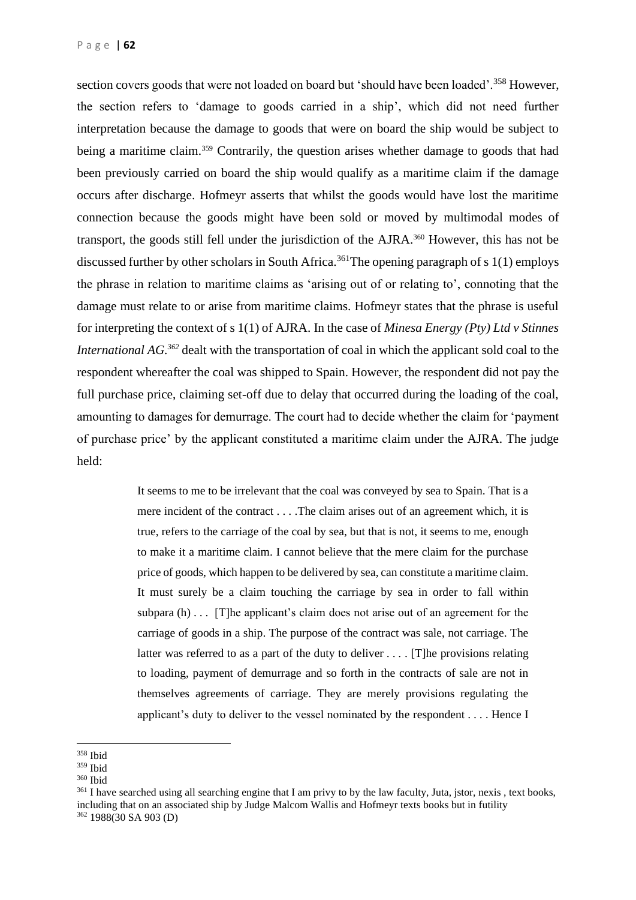section covers goods that were not loaded on board but 'should have been loaded'.[358] However, the section refers to 'damage to goods carried in a ship', which did not need further interpretation because the damage to goods that were on board the ship would be subject to being a maritime claim.[359] Contrarily, the question arises whether damage to goods that had been previously carried on board the ship would qualify as a maritime claim if the damage occurs after discharge. Hofmeyr asserts that whilst the goods would have lost the maritime connection because the goods might have been sold or moved by multimodal modes of transport, the goods still fell under the jurisdiction of the AJRA.[360] However, this has not be discussed further by other scholars in South Africa.[361]The opening paragraph of s 1(1) employs the phrase in relation to maritime claims as 'arising out of or relating to', connoting that the damage must relate to or arise from maritime claims. Hofmeyr states that the phrase is useful for interpreting the context of s 1(1) of AJRA. In the case of *Minesa Energy (Pty) Ltd v Stinnes International AG.[362]* dealt with the transportation of coal in which the applicant sold coal to the respondent whereafter the coal was shipped to Spain. However, the respondent did not pay the full purchase price, claiming set-off due to delay that occurred during the loading of the coal, amounting to damages for demurrage. The court had to decide whether the claim for 'payment of purchase price' by the applicant constituted a maritime claim under the AJRA. The judge held:

> It seems to me to be irrelevant that the coal was conveyed by sea to Spain. That is a mere incident of the contract . . . .The claim arises out of an agreement which, it is true, refers to the carriage of the coal by sea, but that is not, it seems to me, enough to make it a maritime claim. I cannot believe that the mere claim for the purchase price of goods, which happen to be delivered by sea, can constitute a maritime claim. It must surely be a claim touching the carriage by sea in order to fall within subpara (h) . . . [T]he applicant's claim does not arise out of an agreement for the carriage of goods in a ship. The purpose of the contract was sale, not carriage. The latter was referred to as a part of the duty to deliver . . . . [T]he provisions relating to loading, payment of demurrage and so forth in the contracts of sale are not in themselves agreements of carriage. They are merely provisions regulating the applicant's duty to deliver to the vessel nominated by the respondent . . . . Hence I

---

[358] Ibid

[359] Ibid

[360] Ibid

[361] I have searched using all searching engine that I am privy to by the law faculty, Juta, jstor, nexis , text books, including that on an associated ship by Judge Malcom Wallis and Hofmeyr texts books but in futility

[362] 1988(30 SA 903 (D)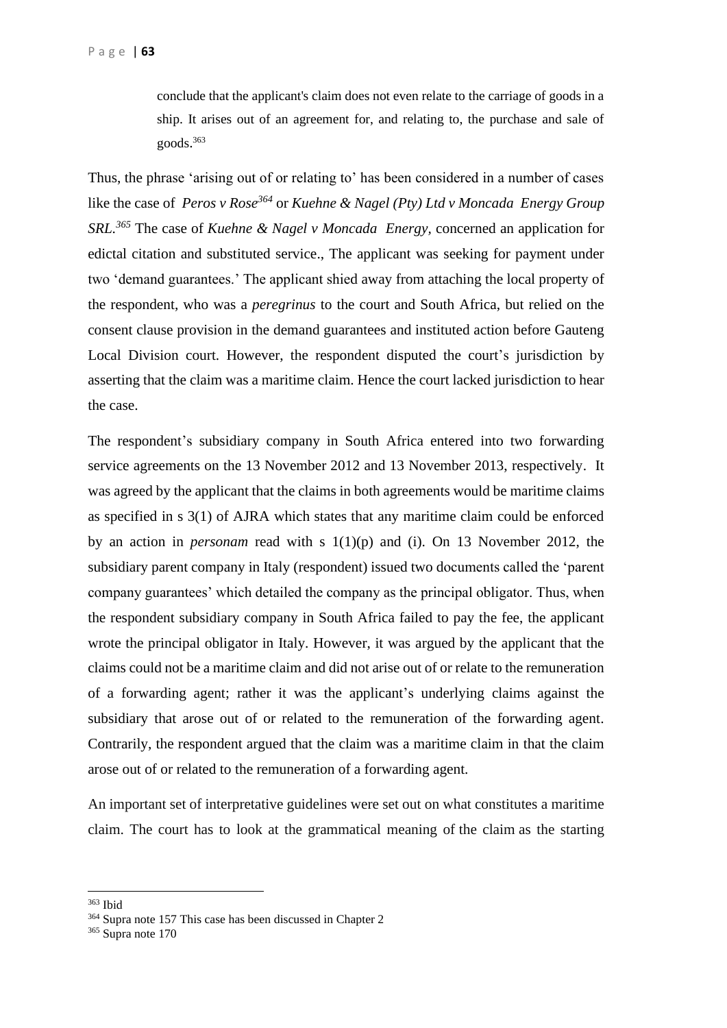> conclude that the applicant's claim does not even relate to the carriage of goods in a ship. It arises out of an agreement for, and relating to, the purchase and sale of goods.[363]

Thus, the phrase 'arising out of or relating to' has been considered in a number of cases like the case of *Peros v Rose*[364] or *Kuehne & Nagel (Pty) Ltd v Moncada Energy Group SRL.*[365] The case of *Kuehne & Nagel v Moncada Energy*, concerned an application for edictal citation and substituted service., The applicant was seeking for payment under two 'demand guarantees.' The applicant shied away from attaching the local property of the respondent, who was a *peregrinus* to the court and South Africa, but relied on the consent clause provision in the demand guarantees and instituted action before Gauteng Local Division court. However, the respondent disputed the court's jurisdiction by asserting that the claim was a maritime claim. Hence the court lacked jurisdiction to hear the case.

The respondent's subsidiary company in South Africa entered into two forwarding service agreements on the 13 November 2012 and 13 November 2013, respectively. It was agreed by the applicant that the claims in both agreements would be maritime claims as specified in s 3(1) of AJRA which states that any maritime claim could be enforced by an action in *personam* read with s 1(1)(p) and (i). On 13 November 2012, the subsidiary parent company in Italy (respondent) issued two documents called the 'parent company guarantees' which detailed the company as the principal obligator. Thus, when the respondent subsidiary company in South Africa failed to pay the fee, the applicant wrote the principal obligator in Italy. However, it was argued by the applicant that the claims could not be a maritime claim and did not arise out of or relate to the remuneration of a forwarding agent; rather it was the applicant's underlying claims against the subsidiary that arose out of or related to the remuneration of the forwarding agent. Contrarily, the respondent argued that the claim was a maritime claim in that the claim arose out of or related to the remuneration of a forwarding agent.

An important set of interpretative guidelines were set out on what constitutes a maritime claim. The court has to look at the grammatical meaning of the claim as the starting

---

[363] Ibid

[364] Supra note 157 This case has been discussed in Chapter 2

[365] Supra note 170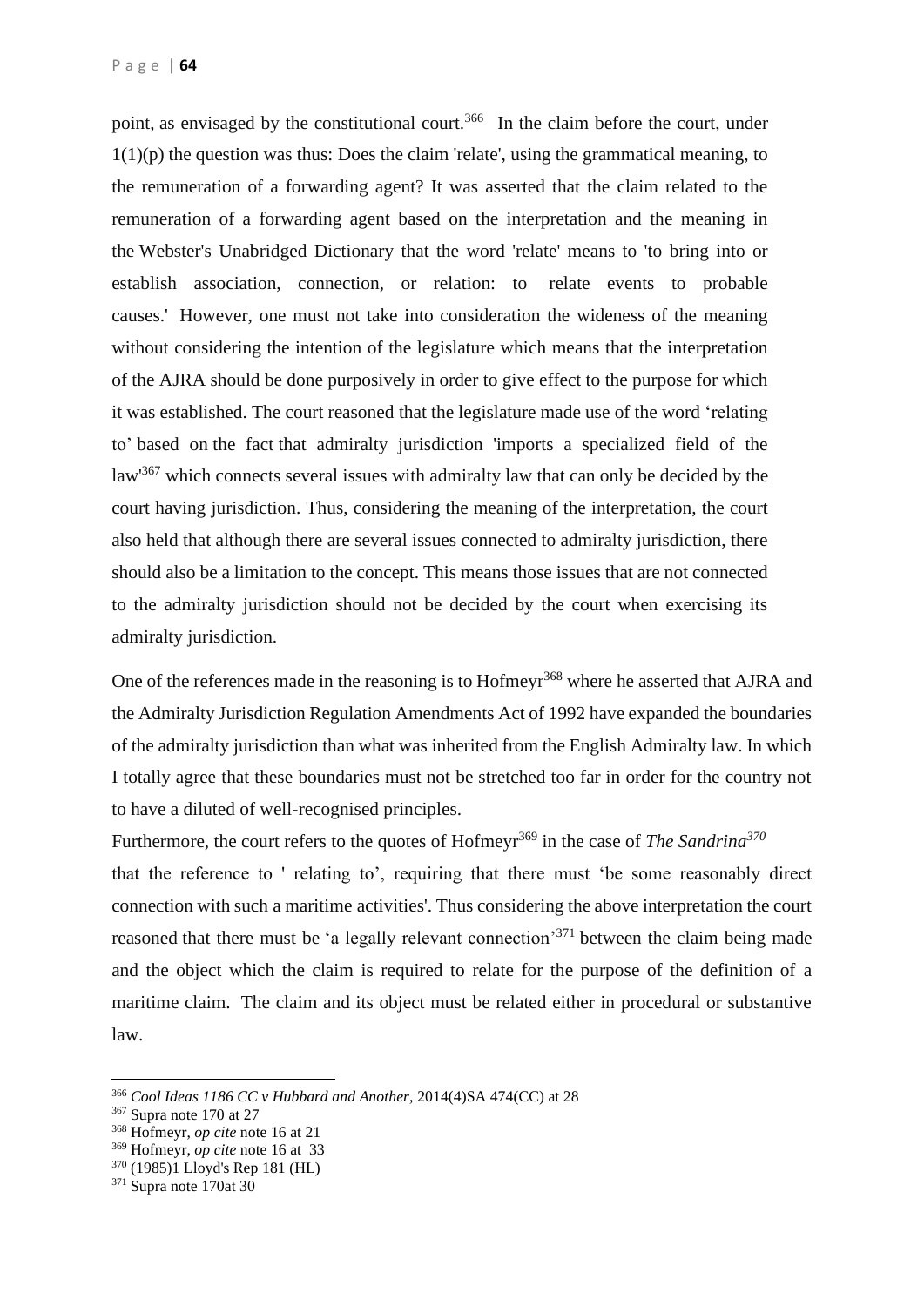point, as envisaged by the constitutional court.[366] In the claim before the court, under 1(1)(p) the question was thus: Does the claim 'relate', using the grammatical meaning, to the remuneration of a forwarding agent? It was asserted that the claim related to the remuneration of a forwarding agent based on the interpretation and the meaning in the Webster's Unabridged Dictionary that the word 'relate' means to 'to bring into or establish association, connection, or relation: to relate events to probable causes.' However, one must not take into consideration the wideness of the meaning without considering the intention of the legislature which means that the interpretation of the AJRA should be done purposively in order to give effect to the purpose for which it was established. The court reasoned that the legislature made use of the word 'relating to' based on the fact that admiralty jurisdiction 'imports a specialized field of the law'[367] which connects several issues with admiralty law that can only be decided by the court having jurisdiction. Thus, considering the meaning of the interpretation, the court also held that although there are several issues connected to admiralty jurisdiction, there should also be a limitation to the concept. This means those issues that are not connected to the admiralty jurisdiction should not be decided by the court when exercising its admiralty jurisdiction.

One of the references made in the reasoning is to Hofmeyr[368] where he asserted that AJRA and the Admiralty Jurisdiction Regulation Amendments Act of 1992 have expanded the boundaries of the admiralty jurisdiction than what was inherited from the English Admiralty law. In which I totally agree that these boundaries must not be stretched too far in order for the country not to have a diluted of well-recognised principles.

Furthermore, the court refers to the quotes of Hofmeyr[369] in the case of *The Sandrina*[370] that the reference to ' relating to', requiring that there must 'be some reasonably direct connection with such a maritime activities'. Thus considering the above interpretation the court reasoned that there must be 'a legally relevant connection'[371] between the claim being made and the object which the claim is required to relate for the purpose of the definition of a maritime claim. The claim and its object must be related either in procedural or substantive law.

---

[366] *Cool Ideas 1186 CC v Hubbard and Another,* 2014(4)SA 474(CC) at 28

[367] Supra note 170 at 27

[368] Hofmeyr, *op cite* note 16 at 21

[369] Hofmeyr, *op cite* note 16 at 33

[370] (1985)1 Lloyd's Rep 181 (HL)

[371] Supra note 170at 30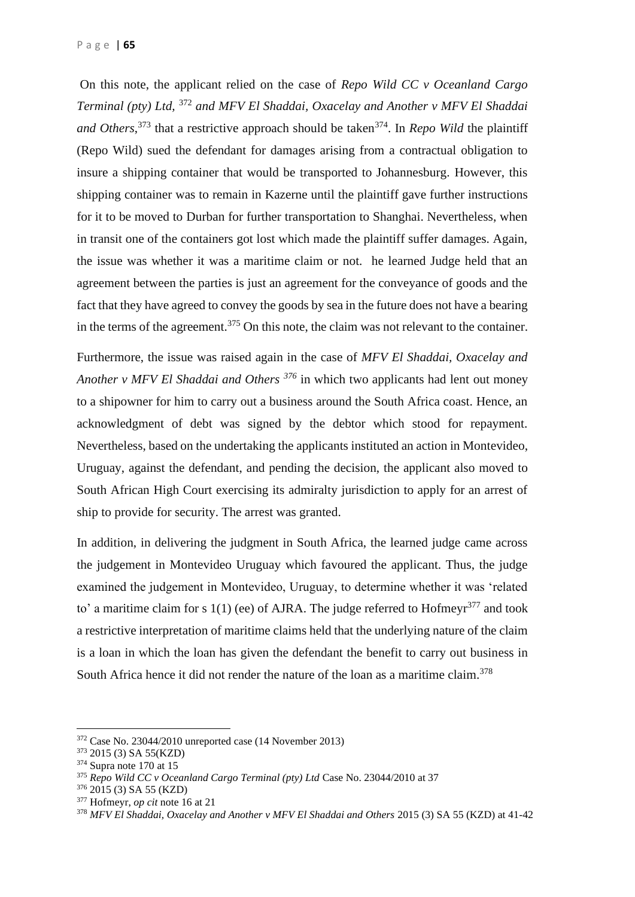On this note, the applicant relied on the case of *Repo Wild CC v Oceanland Cargo Terminal (pty) Ltd,* [372] *and MFV El Shaddai, Oxacelay and Another v MFV El Shaddai and Others*,[373] that a restrictive approach should be taken[374]. In *Repo Wild* the plaintiff (Repo Wild) sued the defendant for damages arising from a contractual obligation to insure a shipping container that would be transported to Johannesburg. However, this shipping container was to remain in Kazerne until the plaintiff gave further instructions for it to be moved to Durban for further transportation to Shanghai. Nevertheless, when in transit one of the containers got lost which made the plaintiff suffer damages. Again, the issue was whether it was a maritime claim or not. he learned Judge held that an agreement between the parties is just an agreement for the conveyance of goods and the fact that they have agreed to convey the goods by sea in the future does not have a bearing in the terms of the agreement.[375] On this note, the claim was not relevant to the container.

Furthermore, the issue was raised again in the case of *MFV El Shaddai, Oxacelay and Another v MFV El Shaddai and Others* [376] in which two applicants had lent out money to a shipowner for him to carry out a business around the South Africa coast. Hence, an acknowledgment of debt was signed by the debtor which stood for repayment. Nevertheless, based on the undertaking the applicants instituted an action in Montevideo, Uruguay, against the defendant, and pending the decision, the applicant also moved to South African High Court exercising its admiralty jurisdiction to apply for an arrest of ship to provide for security. The arrest was granted.

In addition, in delivering the judgment in South Africa, the learned judge came across the judgement in Montevideo Uruguay which favoured the applicant. Thus, the judge examined the judgement in Montevideo, Uruguay, to determine whether it was 'related to' a maritime claim for s 1(1) (ee) of AJRA. The judge referred to Hofmeyr[377] and took a restrictive interpretation of maritime claims held that the underlying nature of the claim is a loan in which the loan has given the defendant the benefit to carry out business in South Africa hence it did not render the nature of the loan as a maritime claim.[378]

---

[372] Case No. 23044/2010 unreported case (14 November 2013)
[373] 2015 (3) SA 55(KZD)
[374] Supra note 170 at 15
[375] *Repo Wild CC v Oceanland Cargo Terminal (pty) Ltd* Case No. 23044/2010 at 37
[376] 2015 (3) SA 55 (KZD)
[377] Hofmeyr, *op cit* note 16 at 21
[378] *MFV El Shaddai, Oxacelay and Another v MFV El Shaddai and Others* 2015 (3) SA 55 (KZD) at 41-42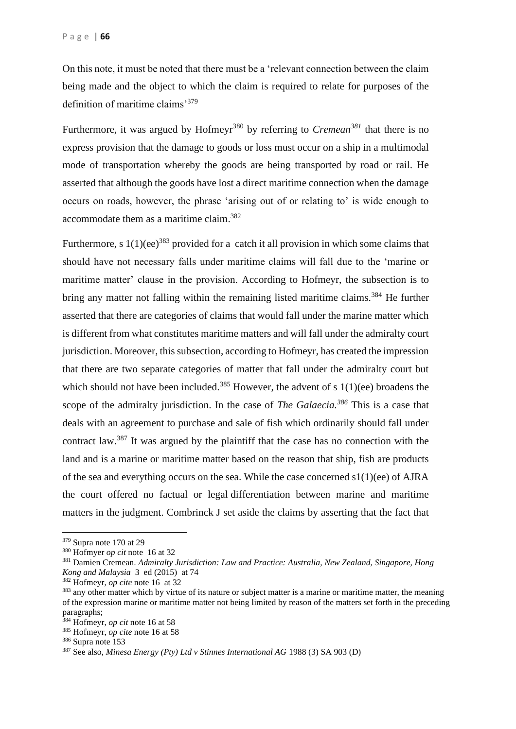On this note, it must be noted that there must be a 'relevant connection between the claim being made and the object to which the claim is required to relate for purposes of the definition of maritime claims'[379]

Furthermore, it was argued by Hofmeyr[380] by referring to *Cremean[381]* that there is no express provision that the damage to goods or loss must occur on a ship in a multimodal mode of transportation whereby the goods are being transported by road or rail. He asserted that although the goods have lost a direct maritime connection when the damage occurs on roads, however, the phrase 'arising out of or relating to' is wide enough to accommodate them as a maritime claim.[382]

Furthermore, s 1(1)(ee)[383] provided for a catch it all provision in which some claims that should have not necessary falls under maritime claims will fall due to the 'marine or maritime matter' clause in the provision. According to Hofmeyr, the subsection is to bring any matter not falling within the remaining listed maritime claims.[384] He further asserted that there are categories of claims that would fall under the marine matter which is different from what constitutes maritime matters and will fall under the admiralty court jurisdiction. Moreover, this subsection, according to Hofmeyr, has created the impression that there are two separate categories of matter that fall under the admiralty court but which should not have been included.[385] However, the advent of s 1(1)(ee) broadens the scope of the admiralty jurisdiction. In the case of *The Galaecia.[386]* This is a case that deals with an agreement to purchase and sale of fish which ordinarily should fall under contract law.[387] It was argued by the plaintiff that the case has no connection with the land and is a marine or maritime matter based on the reason that ship, fish are products of the sea and everything occurs on the sea. While the case concerned s1(1)(ee) of AJRA the court offered no factual or legal differentiation between marine and maritime matters in the judgment. Combrinck J set aside the claims by asserting that the fact that

---

[379] Supra note 170 at 29

[380] Hofmyer *op cit* note 16 at 32

[381] Damien Cremean. *Admiralty Jurisdiction: Law and Practice: Australia, New Zealand, Singapore, Hong Kong and Malaysia* 3 ed (2015) at 74

[382] Hofmeyr, *op cite* note 16 at 32

[383] any other matter which by virtue of its nature or subject matter is a marine or maritime matter, the meaning of the expression marine or maritime matter not being limited by reason of the matters set forth in the preceding paragraphs;

[384] Hofmeyr, *op cit* note 16 at 58

[385] Hofmeyr, *op cite* note 16 at 58

[386] Supra note 153

[387] See also, *Minesa Energy (Pty) Ltd v Stinnes International AG* 1988 (3) SA 903 (D)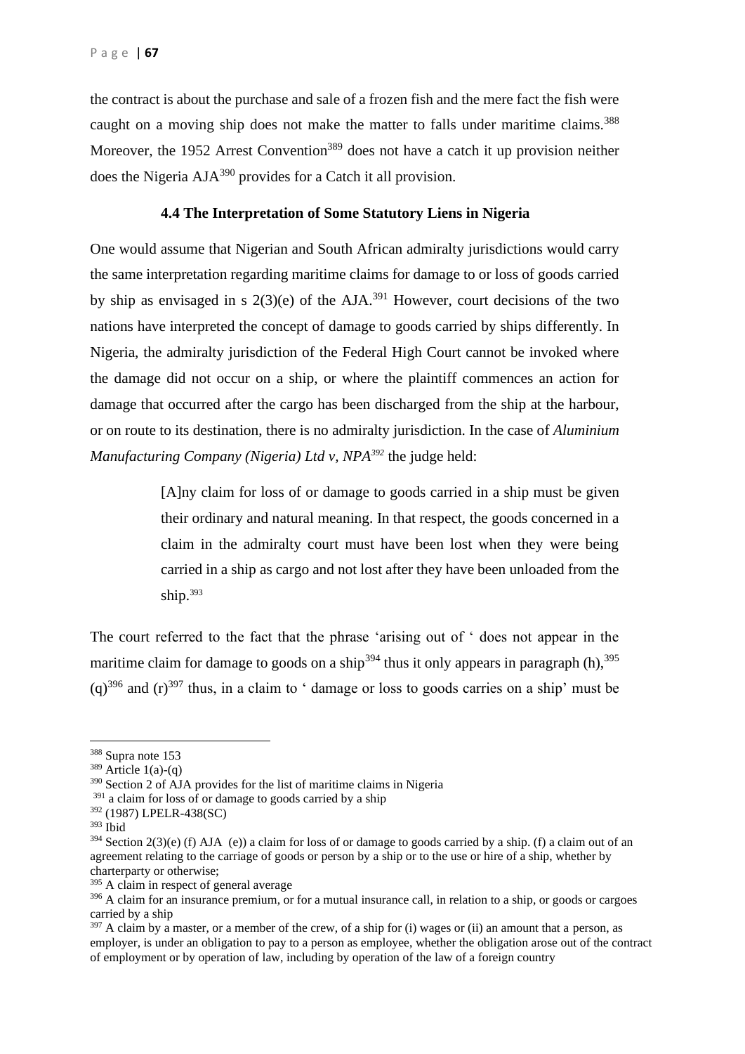the contract is about the purchase and sale of a frozen fish and the mere fact the fish were caught on a moving ship does not make the matter to falls under maritime claims.[388] Moreover, the 1952 Arrest Convention[389] does not have a catch it up provision neither does the Nigeria AJA[390] provides for a Catch it all provision.

### 4.4 The Interpretation of Some Statutory Liens in Nigeria

One would assume that Nigerian and South African admiralty jurisdictions would carry the same interpretation regarding maritime claims for damage to or loss of goods carried by ship as envisaged in s 2(3)(e) of the AJA.[391] However, court decisions of the two nations have interpreted the concept of damage to goods carried by ships differently. In Nigeria, the admiralty jurisdiction of the Federal High Court cannot be invoked where the damage did not occur on a ship, or where the plaintiff commences an action for damage that occurred after the cargo has been discharged from the ship at the harbour, or on route to its destination, there is no admiralty jurisdiction. In the case of *Aluminium Manufacturing Company (Nigeria) Ltd v, NPA*[392] the judge held:

> [A]ny claim for loss of or damage to goods carried in a ship must be given their ordinary and natural meaning. In that respect, the goods concerned in a claim in the admiralty court must have been lost when they were being carried in a ship as cargo and not lost after they have been unloaded from the ship.[393]

The court referred to the fact that the phrase 'arising out of ' does not appear in the maritime claim for damage to goods on a ship[394] thus it only appears in paragraph (h),[395] (q)[396] and (r)[397] thus, in a claim to ' damage or loss to goods carries on a ship' must be

---

[388] Supra note 153

[389] Article 1(a)-(q)

[390] Section 2 of AJA provides for the list of maritime claims in Nigeria

[391] a claim for loss of or damage to goods carried by a ship

[392] (1987) LPELR-438(SC)

[393] Ibid

[394] Section 2(3)(e) (f) AJA (e)) a claim for loss of or damage to goods carried by a ship. (f) a claim out of an agreement relating to the carriage of goods or person by a ship or to the use or hire of a ship, whether by charterparty or otherwise;

[395] A claim in respect of general average

[396] A claim for an insurance premium, or for a mutual insurance call, in relation to a ship, or goods or cargoes carried by a ship

[397] A claim by a master, or a member of the crew, of a ship for (i) wages or (ii) an amount that a person, as employer, is under an obligation to pay to a person as employee, whether the obligation arose out of the contract of employment or by operation of law, including by operation of the law of a foreign country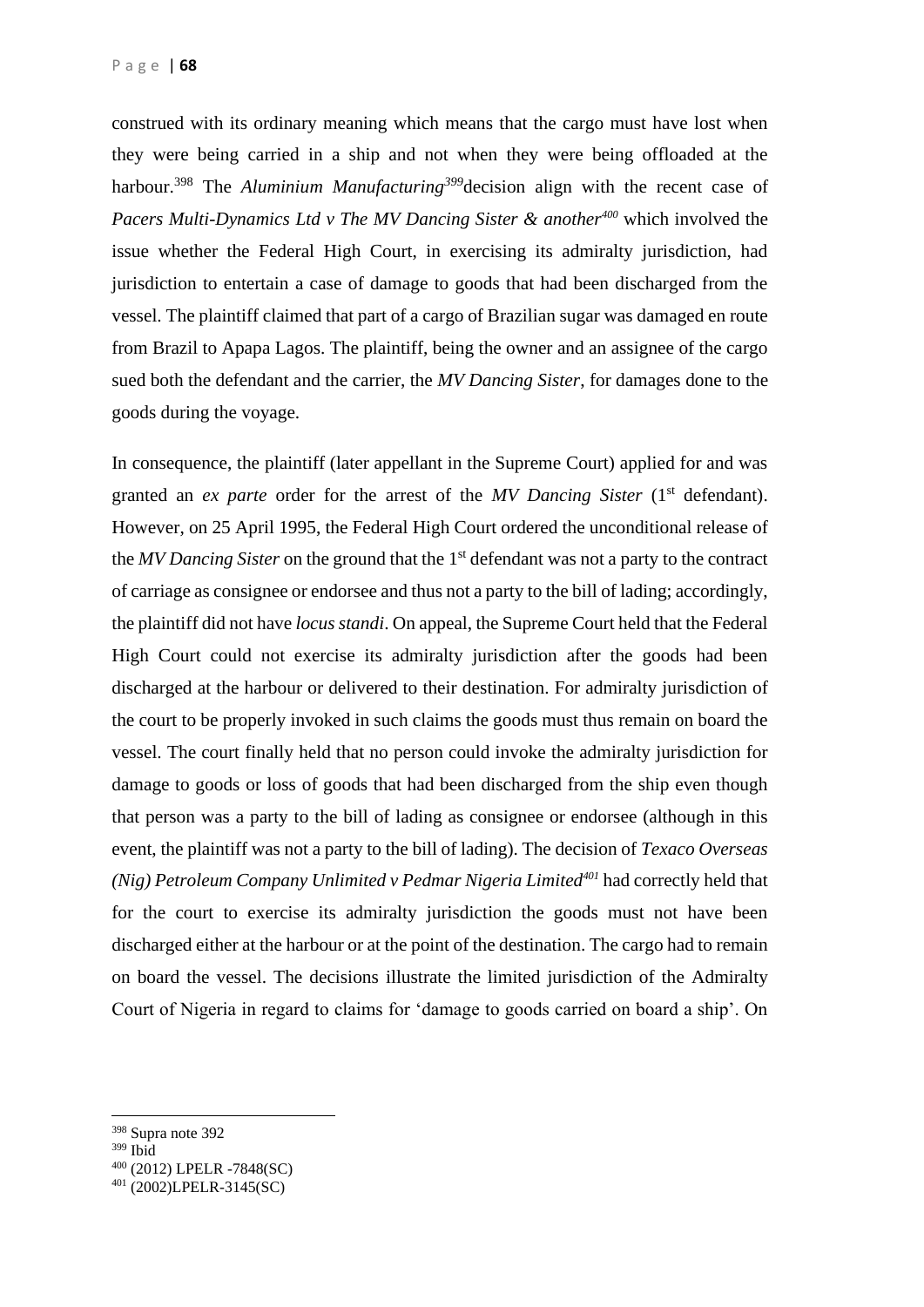construed with its ordinary meaning which means that the cargo must have lost when they were being carried in a ship and not when they were being offloaded at the harbour.[398] The *Aluminium Manufacturing*[399] decision align with the recent case of *Pacers Multi-Dynamics Ltd v The MV Dancing Sister & another*[400] which involved the issue whether the Federal High Court, in exercising its admiralty jurisdiction, had jurisdiction to entertain a case of damage to goods that had been discharged from the vessel. The plaintiff claimed that part of a cargo of Brazilian sugar was damaged en route from Brazil to Apapa Lagos. The plaintiff, being the owner and an assignee of the cargo sued both the defendant and the carrier, the *MV Dancing Sister*, for damages done to the goods during the voyage.

In consequence, the plaintiff (later appellant in the Supreme Court) applied for and was granted an *ex parte* order for the arrest of the *MV Dancing Sister* (1st defendant). However, on 25 April 1995, the Federal High Court ordered the unconditional release of the *MV Dancing Sister* on the ground that the 1st defendant was not a party to the contract of carriage as consignee or endorsee and thus not a party to the bill of lading; accordingly, the plaintiff did not have *locus standi*. On appeal, the Supreme Court held that the Federal High Court could not exercise its admiralty jurisdiction after the goods had been discharged at the harbour or delivered to their destination. For admiralty jurisdiction of the court to be properly invoked in such claims the goods must thus remain on board the vessel. The court finally held that no person could invoke the admiralty jurisdiction for damage to goods or loss of goods that had been discharged from the ship even though that person was a party to the bill of lading as consignee or endorsee (although in this event, the plaintiff was not a party to the bill of lading). The decision of *Texaco Overseas (Nig) Petroleum Company Unlimited v Pedmar Nigeria Limited*[401] had correctly held that for the court to exercise its admiralty jurisdiction the goods must not have been discharged either at the harbour or at the point of the destination. The cargo had to remain on board the vessel. The decisions illustrate the limited jurisdiction of the Admiralty Court of Nigeria in regard to claims for 'damage to goods carried on board a ship'. On

---

[398] Supra note 392

[399] Ibid

[400] (2012) LPELR -7848(SC)

[401] (2002)LPELR-3145(SC)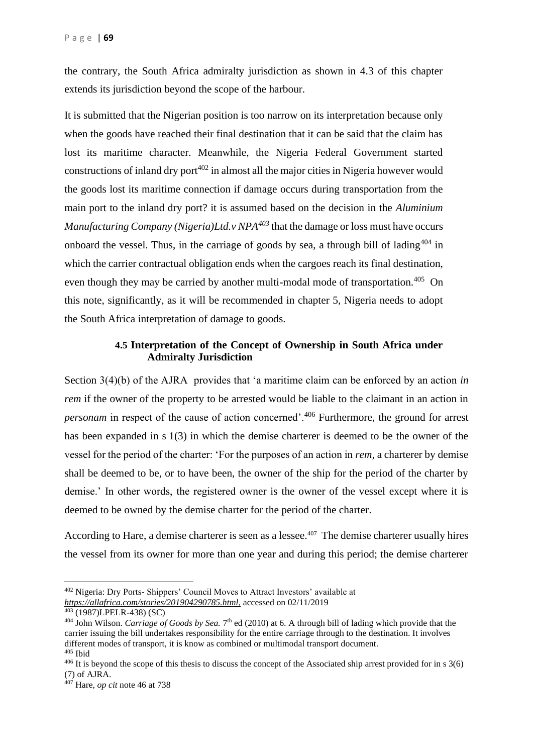the contrary, the South Africa admiralty jurisdiction as shown in 4.3 of this chapter extends its jurisdiction beyond the scope of the harbour.

It is submitted that the Nigerian position is too narrow on its interpretation because only when the goods have reached their final destination that it can be said that the claim has lost its maritime character. Meanwhile, the Nigeria Federal Government started constructions of inland dry port[402] in almost all the major cities in Nigeria however would the goods lost its maritime connection if damage occurs during transportation from the main port to the inland dry port? it is assumed based on the decision in the *Aluminium Manufacturing Company (Nigeria)Ltd.v NPA*[403] that the damage or loss must have occurs onboard the vessel. Thus, in the carriage of goods by sea, a through bill of lading[404] in which the carrier contractual obligation ends when the cargoes reach its final destination, even though they may be carried by another multi-modal mode of transportation.[405] On this note, significantly, as it will be recommended in chapter 5, Nigeria needs to adopt the South Africa interpretation of damage to goods.

### 4.5 Interpretation of the Concept of Ownership in South Africa under Admiralty Jurisdiction

Section 3(4)(b) of the AJRA provides that 'a maritime claim can be enforced by an action *in rem* if the owner of the property to be arrested would be liable to the claimant in an action in *personam* in respect of the cause of action concerned'.[406] Furthermore, the ground for arrest has been expanded in s 1(3) in which the demise charterer is deemed to be the owner of the vessel for the period of the charter: 'For the purposes of an action in *rem*, a charterer by demise shall be deemed to be, or to have been, the owner of the ship for the period of the charter by demise.' In other words, the registered owner is the owner of the vessel except where it is deemed to be owned by the demise charter for the period of the charter.

According to Hare, a demise charterer is seen as a lessee.[407] The demise charterer usually hires the vessel from its owner for more than one year and during this period; the demise charterer

---

[402] Nigeria: Dry Ports- Shippers' Council Moves to Attract Investors' available at *https://allafrica.com/stories/201904290785.html*, accessed on 02/11/2019

[403] (1987)LPELR-438) (SC)

[404] John Wilson. *Carriage of Goods by Sea.* 7th ed (2010) at 6. A through bill of lading which provide that the carrier issuing the bill undertakes responsibility for the entire carriage through to the destination. It involves different modes of transport, it is know as combined or multimodal transport document.

[405] Ibid

[406] It is beyond the scope of this thesis to discuss the concept of the Associated ship arrest provided for in s 3(6) (7) of AJRA.

[407] Hare, *op cit* note 46 at 738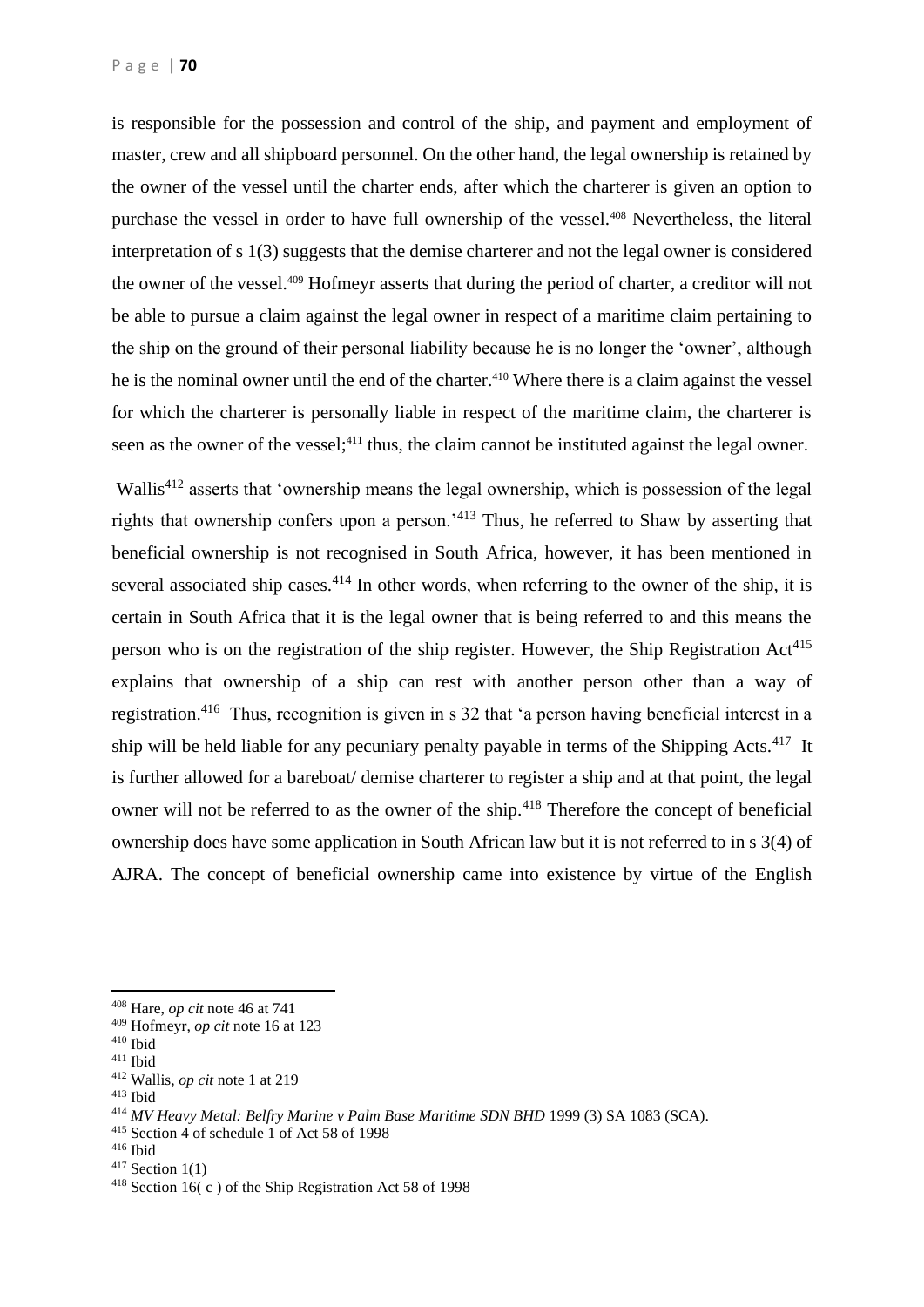is responsible for the possession and control of the ship, and payment and employment of master, crew and all shipboard personnel. On the other hand, the legal ownership is retained by the owner of the vessel until the charter ends, after which the charterer is given an option to purchase the vessel in order to have full ownership of the vessel.[408] Nevertheless, the literal interpretation of s 1(3) suggests that the demise charterer and not the legal owner is considered the owner of the vessel.[409] Hofmeyr asserts that during the period of charter, a creditor will not be able to pursue a claim against the legal owner in respect of a maritime claim pertaining to the ship on the ground of their personal liability because he is no longer the 'owner', although he is the nominal owner until the end of the charter.[410] Where there is a claim against the vessel for which the charterer is personally liable in respect of the maritime claim, the charterer is seen as the owner of the vessel;[411] thus, the claim cannot be instituted against the legal owner.

Wallis[412] asserts that 'ownership means the legal ownership, which is possession of the legal rights that ownership confers upon a person.'[413] Thus, he referred to Shaw by asserting that beneficial ownership is not recognised in South Africa, however, it has been mentioned in several associated ship cases.[414] In other words, when referring to the owner of the ship, it is certain in South Africa that it is the legal owner that is being referred to and this means the person who is on the registration of the ship register. However, the Ship Registration Act[415] explains that ownership of a ship can rest with another person other than a way of registration.[416] Thus, recognition is given in s 32 that 'a person having beneficial interest in a ship will be held liable for any pecuniary penalty payable in terms of the Shipping Acts.[417] It is further allowed for a bareboat/ demise charterer to register a ship and at that point, the legal owner will not be referred to as the owner of the ship.[418] Therefore the concept of beneficial ownership does have some application in South African law but it is not referred to in s 3(4) of AJRA. The concept of beneficial ownership came into existence by virtue of the English

---

[408] Hare, *op cit* note 46 at 741
[409] Hofmeyr, *op cit* note 16 at 123
[410] Ibid
[411] Ibid
[412] Wallis, *op cit* note 1 at 219
[413] Ibid
[414] *MV Heavy Metal: Belfry Marine v Palm Base Maritime SDN BHD* 1999 (3) SA 1083 (SCA).
[415] Section 4 of schedule 1 of Act 58 of 1998
[416] Ibid
[417] Section 1(1)
[418] Section 16( c ) of the Ship Registration Act 58 of 1998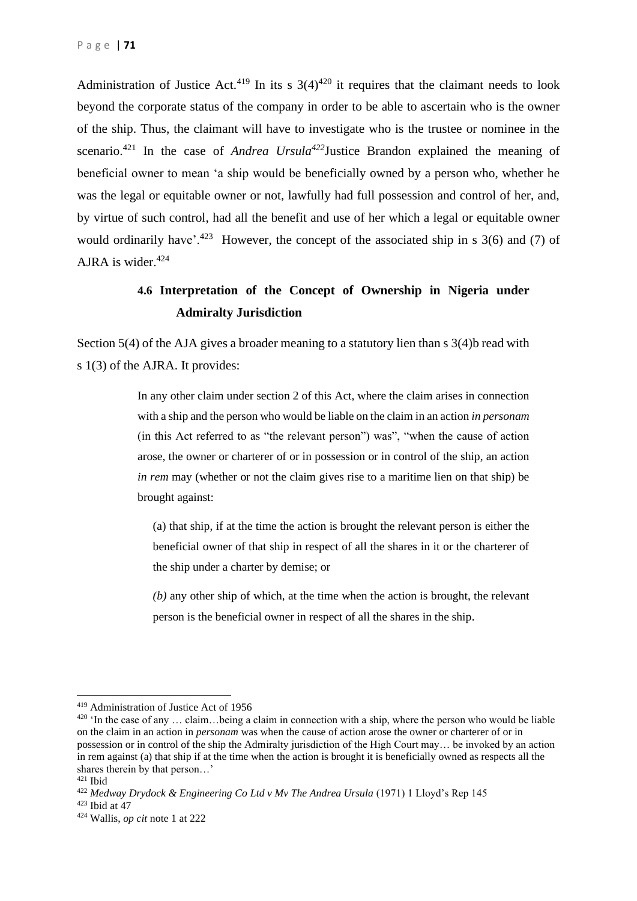Administration of Justice Act.[419] In its s 3(4)[420] it requires that the claimant needs to look beyond the corporate status of the company in order to be able to ascertain who is the owner of the ship. Thus, the claimant will have to investigate who is the trustee or nominee in the scenario.[421] In the case of *Andrea Ursula*[422] Justice Brandon explained the meaning of beneficial owner to mean 'a ship would be beneficially owned by a person who, whether he was the legal or equitable owner or not, lawfully had full possession and control of her, and, by virtue of such control, had all the benefit and use of her which a legal or equitable owner would ordinarily have'.[423] However, the concept of the associated ship in s 3(6) and (7) of AJRA is wider.[424]

### 4.6 Interpretation of the Concept of Ownership in Nigeria under Admiralty Jurisdiction

Section 5(4) of the AJA gives a broader meaning to a statutory lien than s 3(4)b read with s 1(3) of the AJRA. It provides:

> In any other claim under section 2 of this Act, where the claim arises in connection with a ship and the person who would be liable on the claim in an action *in personam* (in this Act referred to as "the relevant person") was", "when the cause of action arose, the owner or charterer of or in possession or in control of the ship, an action *in rem* may (whether or not the claim gives rise to a maritime lien on that ship) be brought against:
>
> (a) that ship, if at the time the action is brought the relevant person is either the beneficial owner of that ship in respect of all the shares in it or the charterer of the ship under a charter by demise; or
>
> *(b)* any other ship of which, at the time when the action is brought, the relevant person is the beneficial owner in respect of all the shares in the ship.

---

[419] Administration of Justice Act of 1956

[420] 'In the case of any … claim…being a claim in connection with a ship, where the person who would be liable on the claim in an action in *personam* was when the cause of action arose the owner or charterer of or in possession or in control of the ship the Admiralty jurisdiction of the High Court may… be invoked by an action in rem against (a) that ship if at the time when the action is brought it is beneficially owned as respects all the shares therein by that person…'

[421] Ibid

[422] *Medway Drydock & Engineering Co Ltd v Mv The Andrea Ursula* (1971) 1 Lloyd's Rep 145

[423] Ibid at 47

[424] Wallis, *op cit* note 1 at 222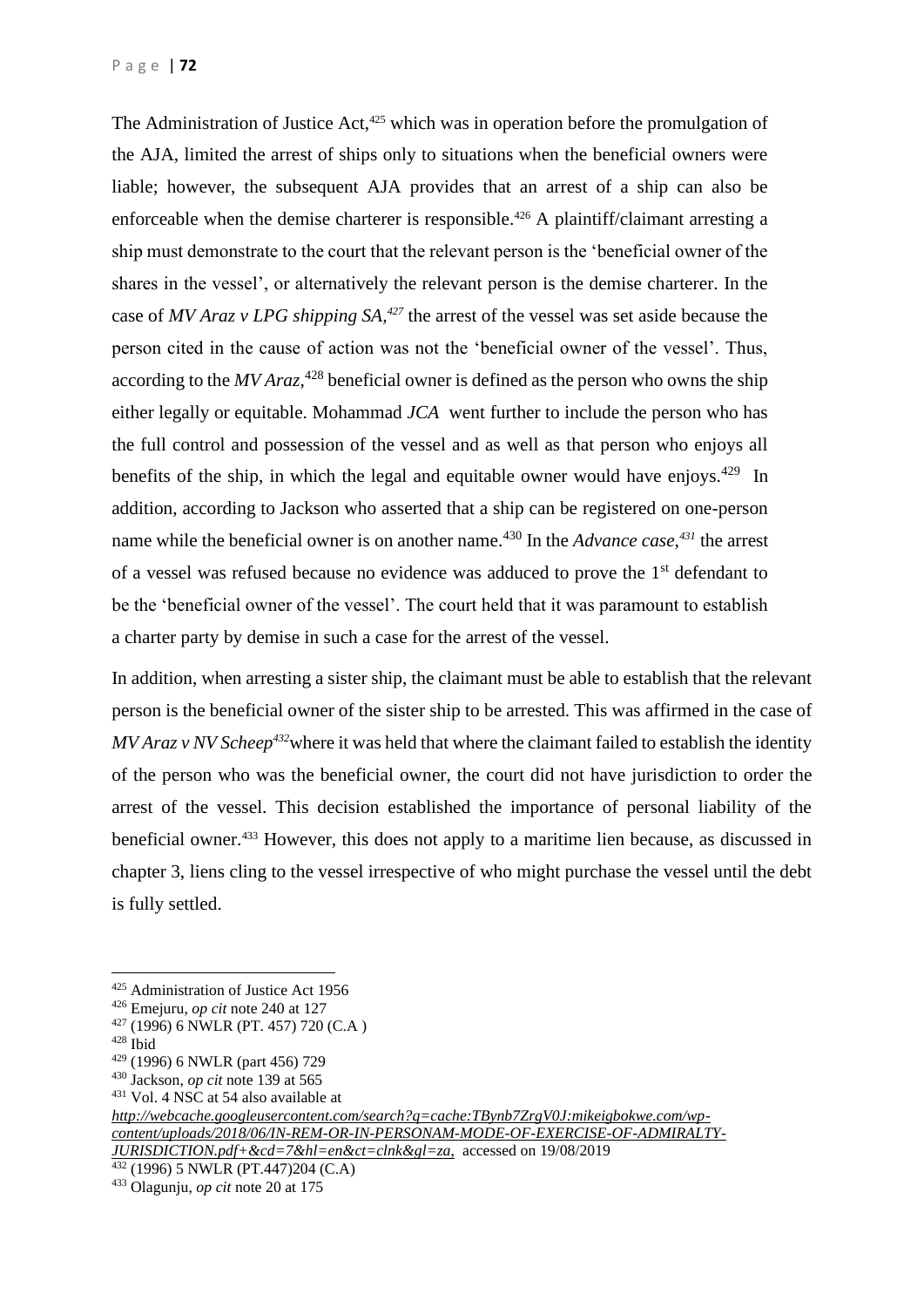The Administration of Justice Act,[425] which was in operation before the promulgation of the AJA, limited the arrest of ships only to situations when the beneficial owners were liable; however, the subsequent AJA provides that an arrest of a ship can also be enforceable when the demise charterer is responsible.[426] A plaintiff/claimant arresting a ship must demonstrate to the court that the relevant person is the 'beneficial owner of the shares in the vessel', or alternatively the relevant person is the demise charterer. In the case of *MV Araz v LPG shipping SA,*[427] the arrest of the vessel was set aside because the person cited in the cause of action was not the 'beneficial owner of the vessel'. Thus, according to the *MV Araz,*[428] beneficial owner is defined as the person who owns the ship either legally or equitable. Mohammad *JCA* went further to include the person who has the full control and possession of the vessel and as well as that person who enjoys all benefits of the ship, in which the legal and equitable owner would have enjoys.[429] In addition, according to Jackson who asserted that a ship can be registered on one-person name while the beneficial owner is on another name.[430] In the *Advance case,*[431] the arrest of a vessel was refused because no evidence was adduced to prove the 1st defendant to be the 'beneficial owner of the vessel'. The court held that it was paramount to establish a charter party by demise in such a case for the arrest of the vessel.

In addition, when arresting a sister ship, the claimant must be able to establish that the relevant person is the beneficial owner of the sister ship to be arrested. This was affirmed in the case of *MV Araz v NV Scheep*[432]where it was held that where the claimant failed to establish the identity of the person who was the beneficial owner, the court did not have jurisdiction to order the arrest of the vessel. This decision established the importance of personal liability of the beneficial owner.[433] However, this does not apply to a maritime lien because, as discussed in chapter 3, liens cling to the vessel irrespective of who might purchase the vessel until the debt is fully settled.

---

[425] Administration of Justice Act 1956

[426] Emejuru, *op cit* note 240 at 127

[427] (1996) 6 NWLR (PT. 457) 720 (C.A )

[428] Ibid

[429] (1996) 6 NWLR (part 456) 729

[430] Jackson, *op cit* note 139 at 565

[431] Vol. 4 NSC at 54 also available at *http://webcache.googleusercontent.com/search?q=cache:TBynb7ZrgV0J:mikeigbokwe.com/wp-content/uploads/2018/06/IN-REM-OR-IN-PERSONAM-MODE-OF-EXERCISE-OF-ADMIRALTY-JURISDICTION.pdf+&cd=7&hl=en&ct=clnk&gl=za,* accessed on 19/08/2019

[432] (1996) 5 NWLR (PT.447)204 (C.A)

[433] Olagunju, *op cit* note 20 at 175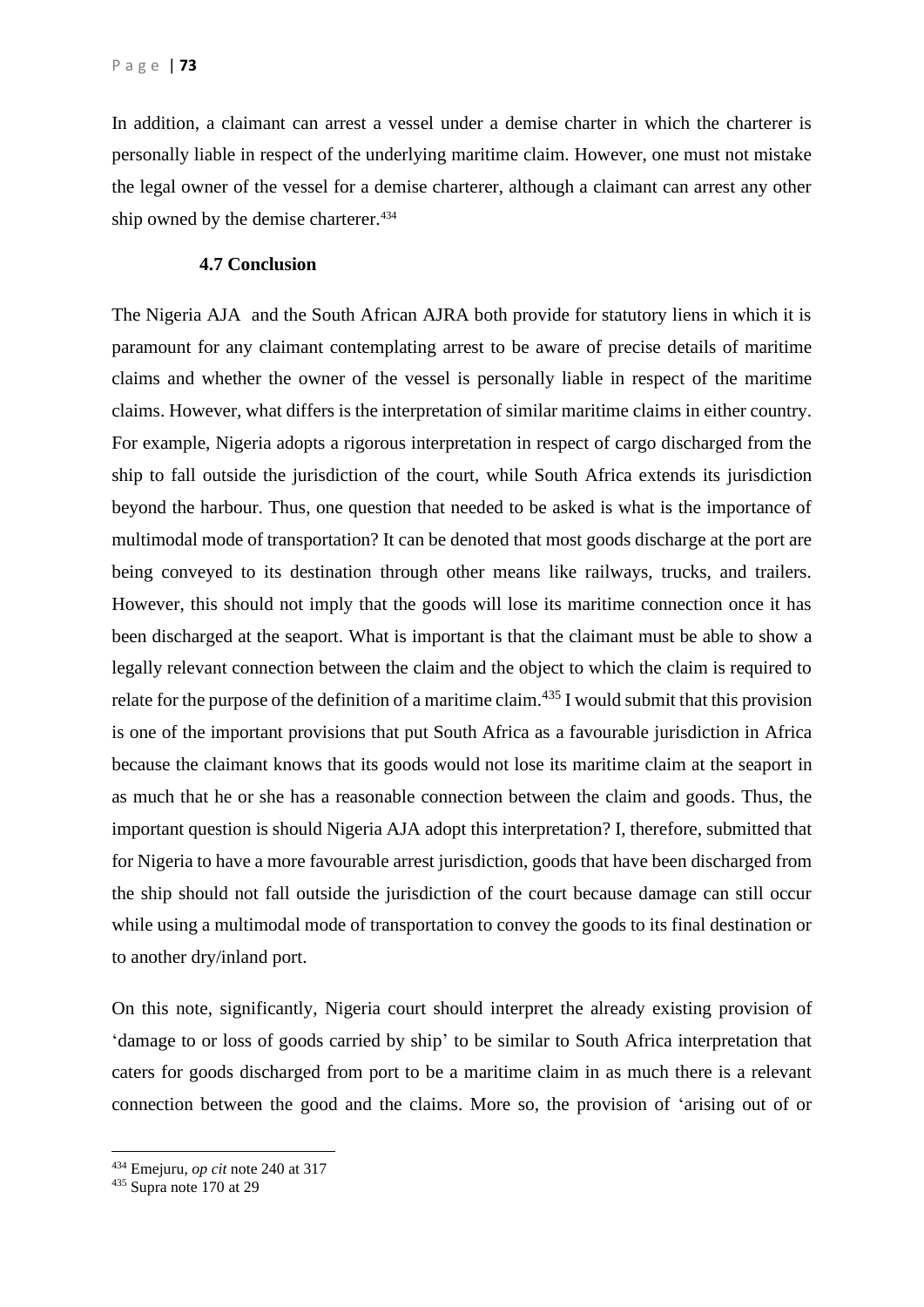In addition, a claimant can arrest a vessel under a demise charter in which the charterer is personally liable in respect of the underlying maritime claim. However, one must not mistake the legal owner of the vessel for a demise charterer, although a claimant can arrest any other ship owned by the demise charterer.[434]

### 4.7 Conclusion

The Nigeria AJA and the South African AJRA both provide for statutory liens in which it is paramount for any claimant contemplating arrest to be aware of precise details of maritime claims and whether the owner of the vessel is personally liable in respect of the maritime claims. However, what differs is the interpretation of similar maritime claims in either country. For example, Nigeria adopts a rigorous interpretation in respect of cargo discharged from the ship to fall outside the jurisdiction of the court, while South Africa extends its jurisdiction beyond the harbour. Thus, one question that needed to be asked is what is the importance of multimodal mode of transportation? It can be denoted that most goods discharge at the port are being conveyed to its destination through other means like railways, trucks, and trailers. However, this should not imply that the goods will lose its maritime connection once it has been discharged at the seaport. What is important is that the claimant must be able to show a legally relevant connection between the claim and the object to which the claim is required to relate for the purpose of the definition of a maritime claim.[435] I would submit that this provision is one of the important provisions that put South Africa as a favourable jurisdiction in Africa because the claimant knows that its goods would not lose its maritime claim at the seaport in as much that he or she has a reasonable connection between the claim and goods. Thus, the important question is should Nigeria AJA adopt this interpretation? I, therefore, submitted that for Nigeria to have a more favourable arrest jurisdiction, goods that have been discharged from the ship should not fall outside the jurisdiction of the court because damage can still occur while using a multimodal mode of transportation to convey the goods to its final destination or to another dry/inland port.

On this note, significantly, Nigeria court should interpret the already existing provision of 'damage to or loss of goods carried by ship' to be similar to South Africa interpretation that caters for goods discharged from port to be a maritime claim in as much there is a relevant connection between the good and the claims. More so, the provision of 'arising out of or

---

[434] Emejuru, *op cit* note 240 at 317

[435] Supra note 170 at 29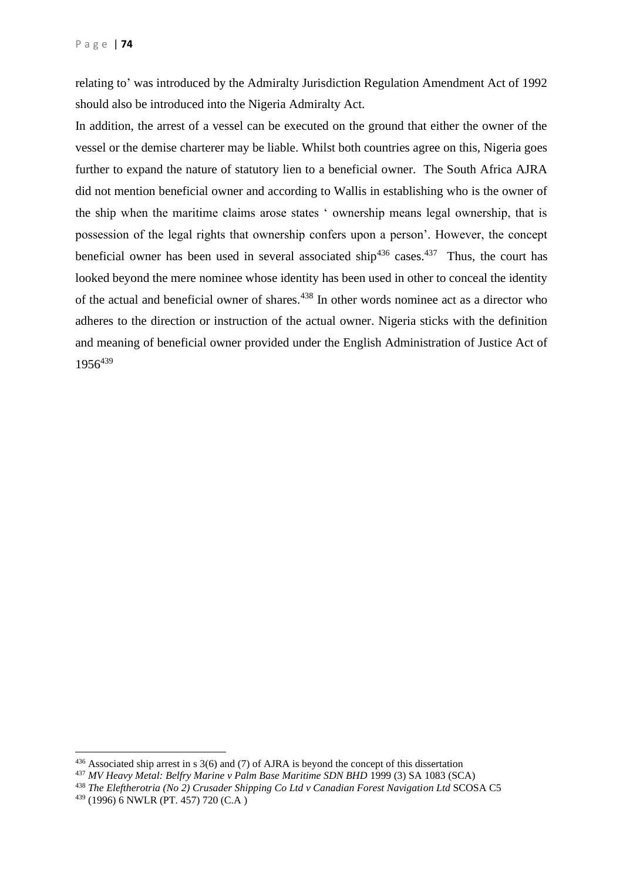relating to' was introduced by the Admiralty Jurisdiction Regulation Amendment Act of 1992 should also be introduced into the Nigeria Admiralty Act.

In addition, the arrest of a vessel can be executed on the ground that either the owner of the vessel or the demise charterer may be liable. Whilst both countries agree on this, Nigeria goes further to expand the nature of statutory lien to a beneficial owner. The South Africa AJRA did not mention beneficial owner and according to Wallis in establishing who is the owner of the ship when the maritime claims arose states ' ownership means legal ownership, that is possession of the legal rights that ownership confers upon a person'. However, the concept beneficial owner has been used in several associated ship[436] cases.[437] Thus, the court has looked beyond the mere nominee whose identity has been used in other to conceal the identity of the actual and beneficial owner of shares.[438] In other words nominee act as a director who adheres to the direction or instruction of the actual owner. Nigeria sticks with the definition and meaning of beneficial owner provided under the English Administration of Justice Act of 1956[439]

---

[436] Associated ship arrest in s 3(6) and (7) of AJRA is beyond the concept of this dissertation

[437] *MV Heavy Metal: Belfry Marine v Palm Base Maritime SDN BHD* 1999 (3) SA 1083 (SCA)

[438] *The Eleftherotria (No 2) Crusader Shipping Co Ltd v Canadian Forest Navigation Ltd* SCOSA C5

[439] (1996) 6 NWLR (PT. 457) 720 (C.A )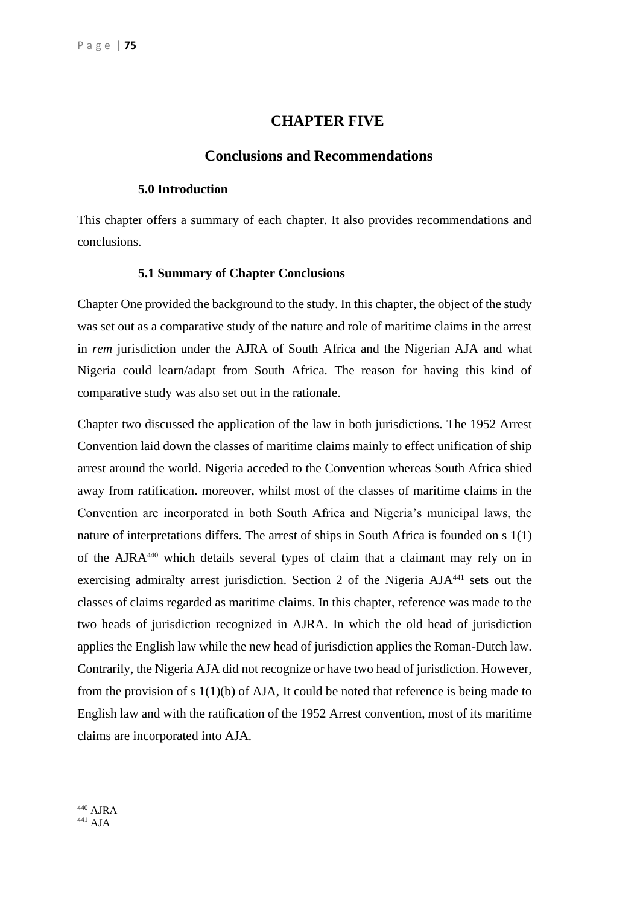# CHAPTER FIVE

## Conclusions and Recommendations

### 5.0 Introduction

This chapter offers a summary of each chapter. It also provides recommendations and conclusions.

### 5.1 Summary of Chapter Conclusions

Chapter One provided the background to the study. In this chapter, the object of the study was set out as a comparative study of the nature and role of maritime claims in the arrest in *rem* jurisdiction under the AJRA of South Africa and the Nigerian AJA and what Nigeria could learn/adapt from South Africa. The reason for having this kind of comparative study was also set out in the rationale.

Chapter two discussed the application of the law in both jurisdictions. The 1952 Arrest Convention laid down the classes of maritime claims mainly to effect unification of ship arrest around the world. Nigeria acceded to the Convention whereas South Africa shied away from ratification. moreover, whilst most of the classes of maritime claims in the Convention are incorporated in both South Africa and Nigeria's municipal laws, the nature of interpretations differs. The arrest of ships in South Africa is founded on s 1(1) of the AJRA[440] which details several types of claim that a claimant may rely on in exercising admiralty arrest jurisdiction. Section 2 of the Nigeria AJA[441] sets out the classes of claims regarded as maritime claims. In this chapter, reference was made to the two heads of jurisdiction recognized in AJRA. In which the old head of jurisdiction applies the English law while the new head of jurisdiction applies the Roman-Dutch law. Contrarily, the Nigeria AJA did not recognize or have two head of jurisdiction. However, from the provision of s 1(1)(b) of AJA, It could be noted that reference is being made to English law and with the ratification of the 1952 Arrest convention, most of its maritime claims are incorporated into AJA.

---

[440] AJRA

[441] AJA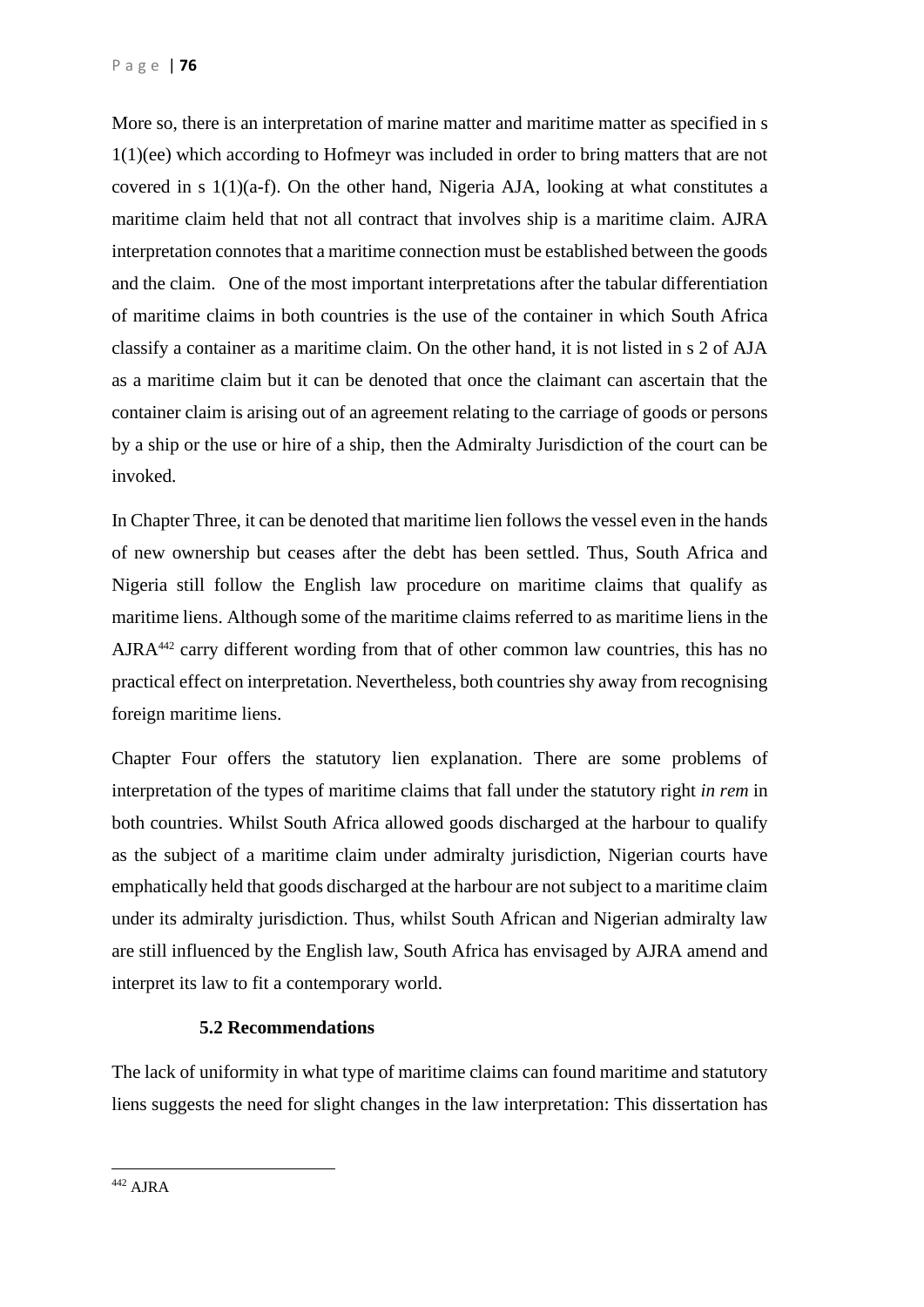More so, there is an interpretation of marine matter and maritime matter as specified in s 1(1)(ee) which according to Hofmeyr was included in order to bring matters that are not covered in s 1(1)(a-f). On the other hand, Nigeria AJA, looking at what constitutes a maritime claim held that not all contract that involves ship is a maritime claim. AJRA interpretation connotes that a maritime connection must be established between the goods and the claim. One of the most important interpretations after the tabular differentiation of maritime claims in both countries is the use of the container in which South Africa classify a container as a maritime claim. On the other hand, it is not listed in s 2 of AJA as a maritime claim but it can be denoted that once the claimant can ascertain that the container claim is arising out of an agreement relating to the carriage of goods or persons by a ship or the use or hire of a ship, then the Admiralty Jurisdiction of the court can be invoked.

In Chapter Three, it can be denoted that maritime lien follows the vessel even in the hands of new ownership but ceases after the debt has been settled. Thus, South Africa and Nigeria still follow the English law procedure on maritime claims that qualify as maritime liens. Although some of the maritime claims referred to as maritime liens in the AJRA[442] carry different wording from that of other common law countries, this has no practical effect on interpretation. Nevertheless, both countries shy away from recognising foreign maritime liens.

Chapter Four offers the statutory lien explanation. There are some problems of interpretation of the types of maritime claims that fall under the statutory right *in rem* in both countries. Whilst South Africa allowed goods discharged at the harbour to qualify as the subject of a maritime claim under admiralty jurisdiction, Nigerian courts have emphatically held that goods discharged at the harbour are not subject to a maritime claim under its admiralty jurisdiction. Thus, whilst South African and Nigerian admiralty law are still influenced by the English law, South Africa has envisaged by AJRA amend and interpret its law to fit a contemporary world.

### 5.2 Recommendations

The lack of uniformity in what type of maritime claims can found maritime and statutory liens suggests the need for slight changes in the law interpretation: This dissertation has

[442] AJRA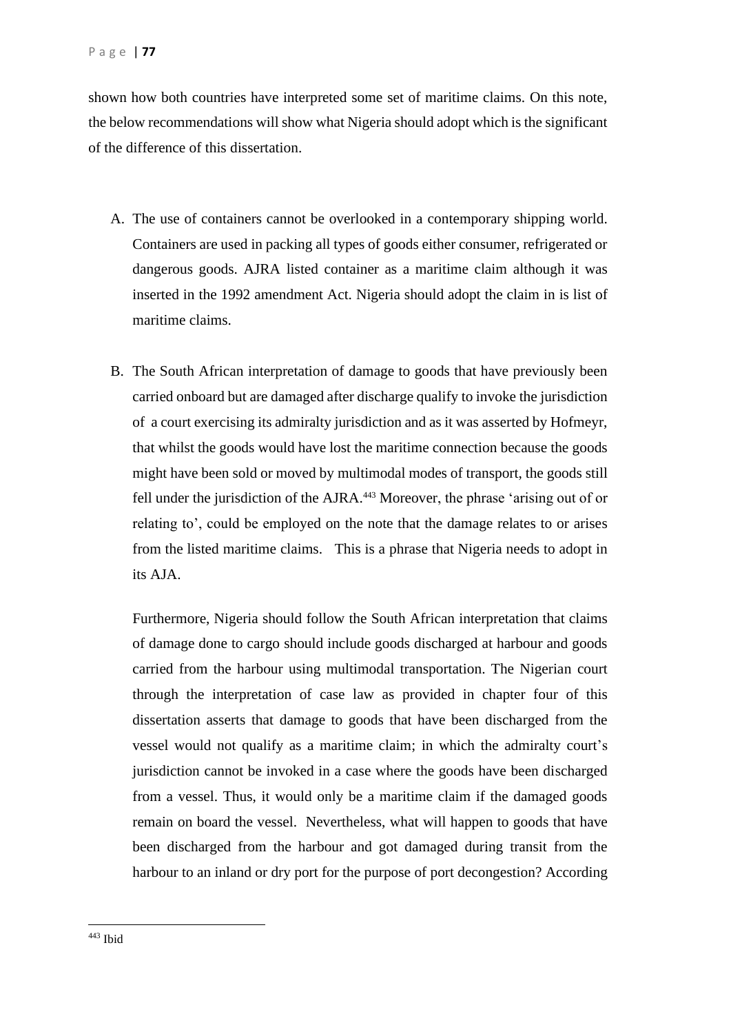shown how both countries have interpreted some set of maritime claims. On this note, the below recommendations will show what Nigeria should adopt which is the significant of the difference of this dissertation.

A. The use of containers cannot be overlooked in a contemporary shipping world. Containers are used in packing all types of goods either consumer, refrigerated or dangerous goods. AJRA listed container as a maritime claim although it was inserted in the 1992 amendment Act. Nigeria should adopt the claim in is list of maritime claims.

B. The South African interpretation of damage to goods that have previously been carried onboard but are damaged after discharge qualify to invoke the jurisdiction of a court exercising its admiralty jurisdiction and as it was asserted by Hofmeyr, that whilst the goods would have lost the maritime connection because the goods might have been sold or moved by multimodal modes of transport, the goods still fell under the jurisdiction of the AJRA.[443] Moreover, the phrase 'arising out of or relating to', could be employed on the note that the damage relates to or arises from the listed maritime claims. This is a phrase that Nigeria needs to adopt in its AJA.

   Furthermore, Nigeria should follow the South African interpretation that claims of damage done to cargo should include goods discharged at harbour and goods carried from the harbour using multimodal transportation. The Nigerian court through the interpretation of case law as provided in chapter four of this dissertation asserts that damage to goods that have been discharged from the vessel would not qualify as a maritime claim; in which the admiralty court's jurisdiction cannot be invoked in a case where the goods have been discharged from a vessel. Thus, it would only be a maritime claim if the damaged goods remain on board the vessel. Nevertheless, what will happen to goods that have been discharged from the harbour and got damaged during transit from the harbour to an inland or dry port for the purpose of port decongestion? According

[443] Ibid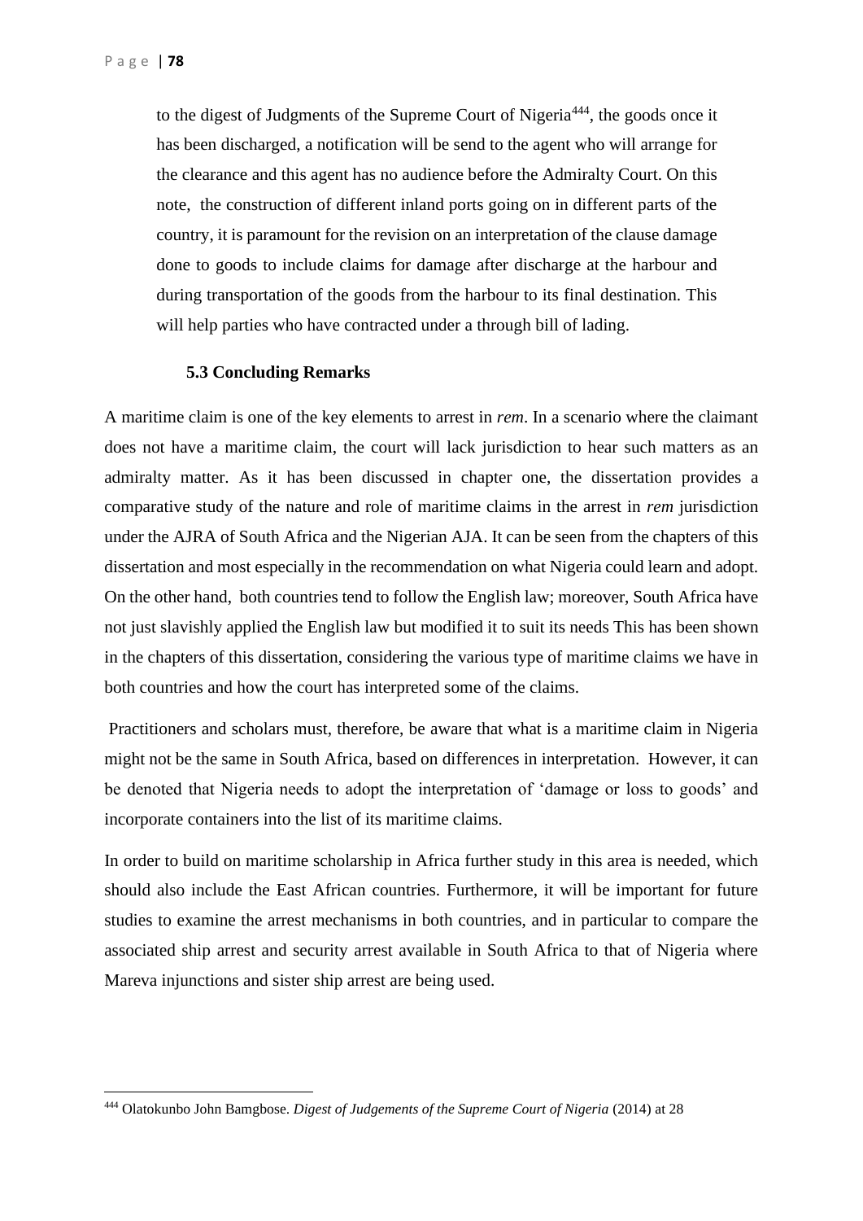to the digest of Judgments of the Supreme Court of Nigeria[444], the goods once it has been discharged, a notification will be send to the agent who will arrange for the clearance and this agent has no audience before the Admiralty Court. On this note, the construction of different inland ports going on in different parts of the country, it is paramount for the revision on an interpretation of the clause damage done to goods to include claims for damage after discharge at the harbour and during transportation of the goods from the harbour to its final destination. This will help parties who have contracted under a through bill of lading.

### 5.3 Concluding Remarks

A maritime claim is one of the key elements to arrest in *rem*. In a scenario where the claimant does not have a maritime claim, the court will lack jurisdiction to hear such matters as an admiralty matter. As it has been discussed in chapter one, the dissertation provides a comparative study of the nature and role of maritime claims in the arrest in *rem* jurisdiction under the AJRA of South Africa and the Nigerian AJA. It can be seen from the chapters of this dissertation and most especially in the recommendation on what Nigeria could learn and adopt. On the other hand, both countries tend to follow the English law; moreover, South Africa have not just slavishly applied the English law but modified it to suit its needs This has been shown in the chapters of this dissertation, considering the various type of maritime claims we have in both countries and how the court has interpreted some of the claims.

Practitioners and scholars must, therefore, be aware that what is a maritime claim in Nigeria might not be the same in South Africa, based on differences in interpretation. However, it can be denoted that Nigeria needs to adopt the interpretation of 'damage or loss to goods' and incorporate containers into the list of its maritime claims.

In order to build on maritime scholarship in Africa further study in this area is needed, which should also include the East African countries. Furthermore, it will be important for future studies to examine the arrest mechanisms in both countries, and in particular to compare the associated ship arrest and security arrest available in South Africa to that of Nigeria where Mareva injunctions and sister ship arrest are being used.

---

[444] Olatokunbo John Bamgbose. *Digest of Judgements of the Supreme Court of Nigeria* (2014) at 28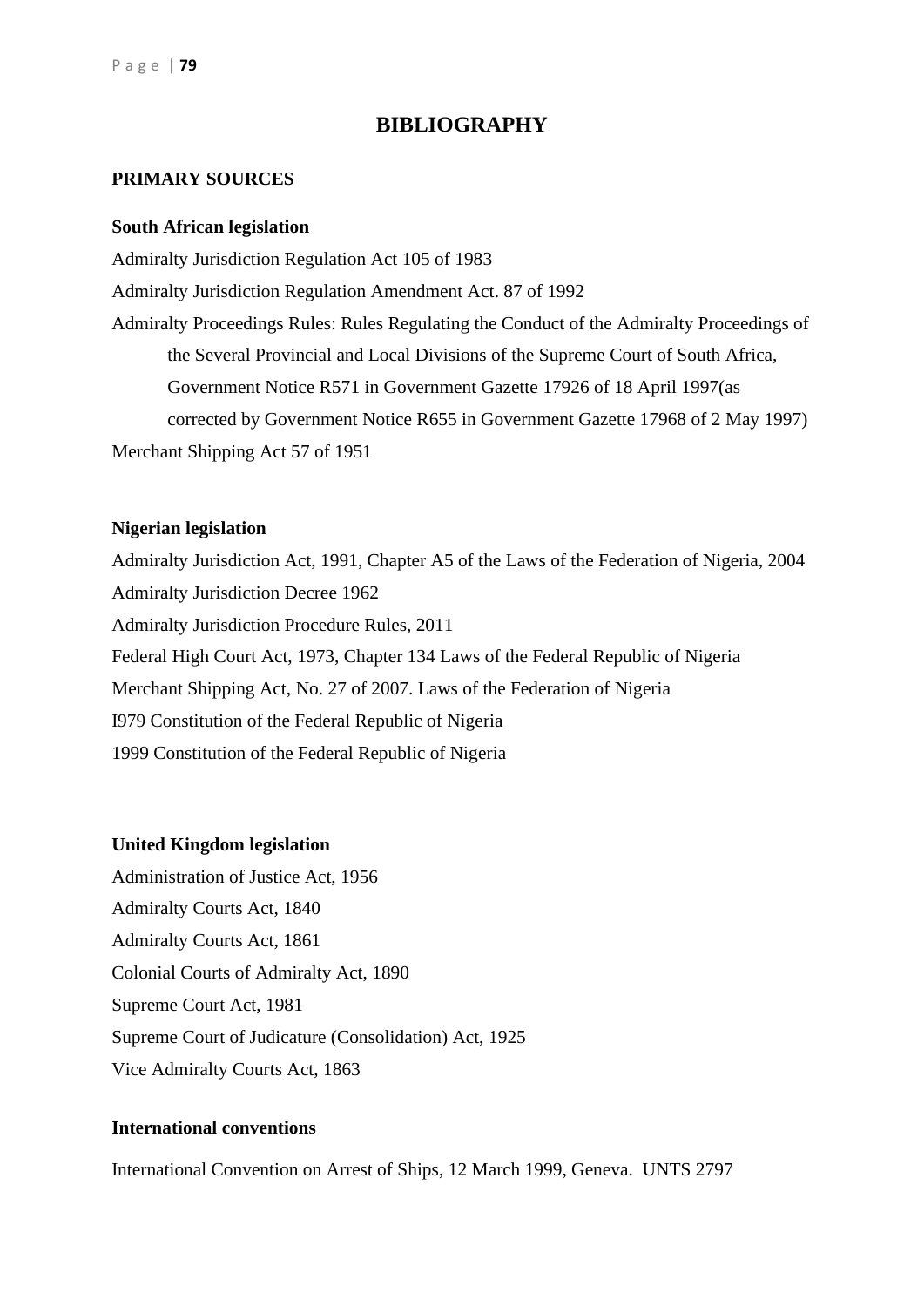# BIBLIOGRAPHY

## PRIMARY SOURCES

### South African legislation

Admiralty Jurisdiction Regulation Act 105 of 1983

Admiralty Jurisdiction Regulation Amendment Act. 87 of 1992

Admiralty Proceedings Rules: Rules Regulating the Conduct of the Admiralty Proceedings of the Several Provincial and Local Divisions of the Supreme Court of South Africa, Government Notice R571 in Government Gazette 17926 of 18 April 1997(as corrected by Government Notice R655 in Government Gazette 17968 of 2 May 1997)

Merchant Shipping Act 57 of 1951

### Nigerian legislation

Admiralty Jurisdiction Act, 1991, Chapter A5 of the Laws of the Federation of Nigeria, 2004

Admiralty Jurisdiction Decree 1962

Admiralty Jurisdiction Procedure Rules, 2011

Federal High Court Act, 1973, Chapter 134 Laws of the Federal Republic of Nigeria

Merchant Shipping Act, No. 27 of 2007. Laws of the Federation of Nigeria

I979 Constitution of the Federal Republic of Nigeria

1999 Constitution of the Federal Republic of Nigeria

### United Kingdom legislation

Administration of Justice Act, 1956

Admiralty Courts Act, 1840

Admiralty Courts Act, 1861

Colonial Courts of Admiralty Act, 1890

Supreme Court Act, 1981

Supreme Court of Judicature (Consolidation) Act, 1925

Vice Admiralty Courts Act, 1863

### International conventions

International Convention on Arrest of Ships, 12 March 1999, Geneva. UNTS 2797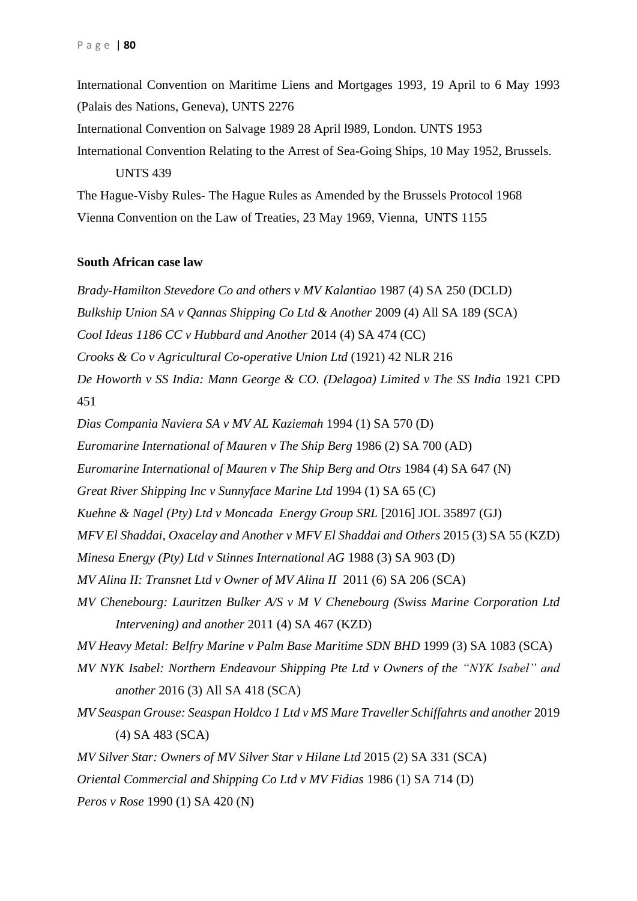International Convention on Maritime Liens and Mortgages 1993, 19 April to 6 May 1993 (Palais des Nations, Geneva), UNTS 2276

International Convention on Salvage 1989 28 April l989, London. UNTS 1953

International Convention Relating to the Arrest of Sea-Going Ships, 10 May 1952, Brussels. UNTS 439

The Hague-Visby Rules- The Hague Rules as Amended by the Brussels Protocol 1968

Vienna Convention on the Law of Treaties, 23 May 1969, Vienna, UNTS 1155

**South African case law**

*Brady-Hamilton Stevedore Co and others v MV Kalantiao* 1987 (4) SA 250 (DCLD)

*Bulkship Union SA v Qannas Shipping Co Ltd & Another* 2009 (4) All SA 189 (SCA)

*Cool Ideas 1186 CC v Hubbard and Another* 2014 (4) SA 474 (CC)

*Crooks & Co v Agricultural Co-operative Union Ltd* (1921) 42 NLR 216

*De Howorth v SS India: Mann George & CO. (Delagoa) Limited v The SS India* 1921 CPD 451

*Dias Compania Naviera SA v MV AL Kaziemah* 1994 (1) SA 570 (D)

*Euromarine International of Mauren v The Ship Berg* 1986 (2) SA 700 (AD)

*Euromarine International of Mauren v The Ship Berg and Otrs* 1984 (4) SA 647 (N)

*Great River Shipping Inc v Sunnyface Marine Ltd* 1994 (1) SA 65 (C)

*Kuehne & Nagel (Pty) Ltd v Moncada Energy Group SRL* [2016] JOL 35897 (GJ)

*MFV El Shaddai, Oxacelay and Another v MFV El Shaddai and Others* 2015 (3) SA 55 (KZD)

*Minesa Energy (Pty) Ltd v Stinnes International AG* 1988 (3) SA 903 (D)

*MV Alina II: Transnet Ltd v Owner of MV Alina II* 2011 (6) SA 206 (SCA)

*MV Chenebourg: Lauritzen Bulker A/S v M V Chenebourg (Swiss Marine Corporation Ltd Intervening) and another* 2011 (4) SA 467 (KZD)

*MV Heavy Metal: Belfry Marine v Palm Base Maritime SDN BHD* 1999 (3) SA 1083 (SCA)

*MV NYK Isabel: Northern Endeavour Shipping Pte Ltd v Owners of the "NYK Isabel" and another* 2016 (3) All SA 418 (SCA)

*MV Seaspan Grouse: Seaspan Holdco 1 Ltd v MS Mare Traveller Schiffahrts and another* 2019 (4) SA 483 (SCA)

*MV Silver Star: Owners of MV Silver Star v Hilane Ltd* 2015 (2) SA 331 (SCA)

*Oriental Commercial and Shipping Co Ltd v MV Fidias* 1986 (1) SA 714 (D)

*Peros v Rose* 1990 (1) SA 420 (N)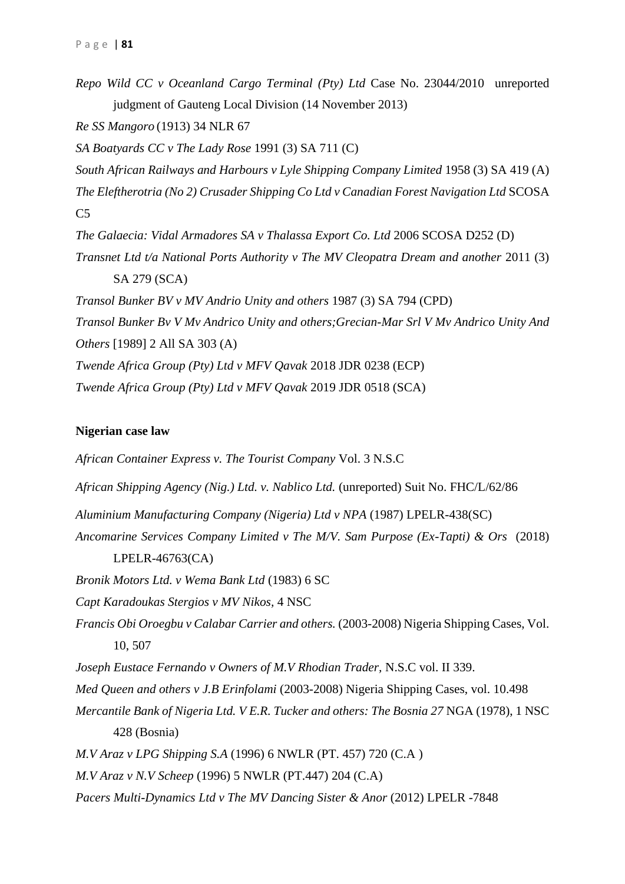*Repo Wild CC v Oceanland Cargo Terminal (Pty) Ltd* Case No. 23044/2010 unreported judgment of Gauteng Local Division (14 November 2013)

*Re SS Mangoro* (1913) 34 NLR 67

*SA Boatyards CC v The Lady Rose* 1991 (3) SA 711 (C)

*South African Railways and Harbours v Lyle Shipping Company Limited* 1958 (3) SA 419 (A)

*The Eleftherotria (No 2) Crusader Shipping Co Ltd v Canadian Forest Navigation Ltd* SCOSA C5

*The Galaecia: Vidal Armadores SA v Thalassa Export Co. Ltd* 2006 SCOSA D252 (D)

*Transnet Ltd t/a National Ports Authority v The MV Cleopatra Dream and another* 2011 (3) SA 279 (SCA)

*Transol Bunker BV v MV Andrio Unity and others* 1987 (3) SA 794 (CPD)

*Transol Bunker Bv V Mv Andrico Unity and others;Grecian-Mar Srl V Mv Andrico Unity And Others* [1989] 2 All SA 303 (A)

*Twende Africa Group (Pty) Ltd v MFV Qavak* 2018 JDR 0238 (ECP)

*Twende Africa Group (Pty) Ltd v MFV Qavak* 2019 JDR 0518 (SCA)

**Nigerian case law**

*African Container Express v. The Tourist Company* Vol. 3 N.S.C

*African Shipping Agency (Nig.) Ltd. v. Nablico Ltd.* (unreported) Suit No. FHC/L/62/86

*Aluminium Manufacturing Company (Nigeria) Ltd v NPA* (1987) LPELR-438(SC)

*Ancomarine Services Company Limited v The M/V. Sam Purpose (Ex-Tapti) & Ors* (2018) LPELR-46763(CA)

*Bronik Motors Ltd. v Wema Bank Ltd* (1983) 6 SC

*Capt Karadoukas Stergios v MV Nikos*, 4 NSC

*Francis Obi Oroegbu v Calabar Carrier and others.* (2003-2008) Nigeria Shipping Cases, Vol. 10, 507

*Joseph Eustace Fernando v Owners of M.V Rhodian Trader,* N.S.C vol. II 339.

*Med Queen and others v J.B Erinfolami* (2003-2008) Nigeria Shipping Cases, vol. 10.498

*Mercantile Bank of Nigeria Ltd. V E.R. Tucker and others: The Bosnia 27* NGA (1978), 1 NSC 428 (Bosnia)

*M.V Araz v LPG Shipping S.A* (1996) 6 NWLR (PT. 457) 720 (C.A )

*M.V Araz v N.V Scheep* (1996) 5 NWLR (PT.447) 204 (C.A)

*Pacers Multi-Dynamics Ltd v The MV Dancing Sister & Anor* (2012) LPELR -7848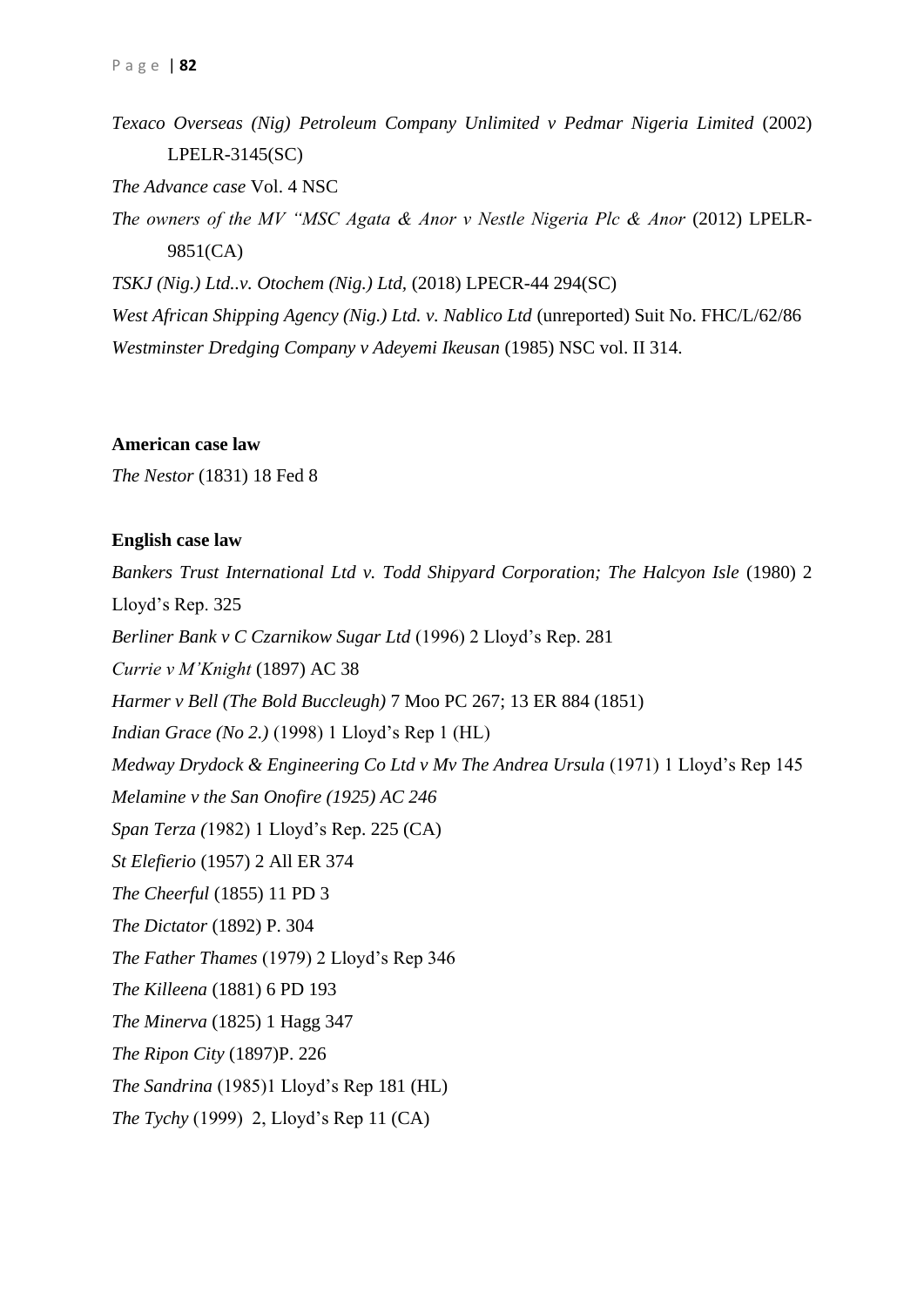*Texaco Overseas (Nig) Petroleum Company Unlimited v Pedmar Nigeria Limited* (2002) LPELR-3145(SC)

*The Advance case* Vol. 4 NSC

*The owners of the MV "MSC Agata & Anor v Nestle Nigeria Plc & Anor* (2012) LPELR-9851(CA)

*TSKJ (Nig.) Ltd..v. Otochem (Nig.) Ltd,* (2018) LPECR-44 294(SC)

*West African Shipping Agency (Nig.) Ltd. v. Nablico Ltd* (unreported) Suit No. FHC/L/62/86

*Westminster Dredging Company v Adeyemi Ikeusan* (1985) NSC vol. II 314.

**American case law**

*The Nestor* (1831) 18 Fed 8

**English case law**

*Bankers Trust International Ltd v. Todd Shipyard Corporation; The Halcyon Isle* (1980) 2 Lloyd's Rep. 325

*Berliner Bank v C Czarnikow Sugar Ltd* (1996) 2 Lloyd's Rep. 281

*Currie v M'Knight* (1897) AC 38

*Harmer v Bell (The Bold Buccleugh)* 7 Moo PC 267; 13 ER 884 (1851)

*Indian Grace (No 2.)* (1998) 1 Lloyd's Rep 1 (HL)

*Medway Drydock & Engineering Co Ltd v Mv The Andrea Ursula* (1971) 1 Lloyd's Rep 145

*Melamine v the San Onofire (1925) AC 246*

*Span Terza (*1982) 1 Lloyd's Rep. 225 (CA)

*St Elefierio* (1957) 2 All ER 374

*The Cheerful* (1855) 11 PD 3

*The Dictator* (1892) P. 304

*The Father Thames* (1979) 2 Lloyd's Rep 346

*The Killeena* (1881) 6 PD 193

*The Minerva* (1825) 1 Hagg 347

*The Ripon City* (1897)P. 226

*The Sandrina* (1985)1 Lloyd's Rep 181 (HL)

*The Tychy* (1999) 2, Lloyd's Rep 11 (CA)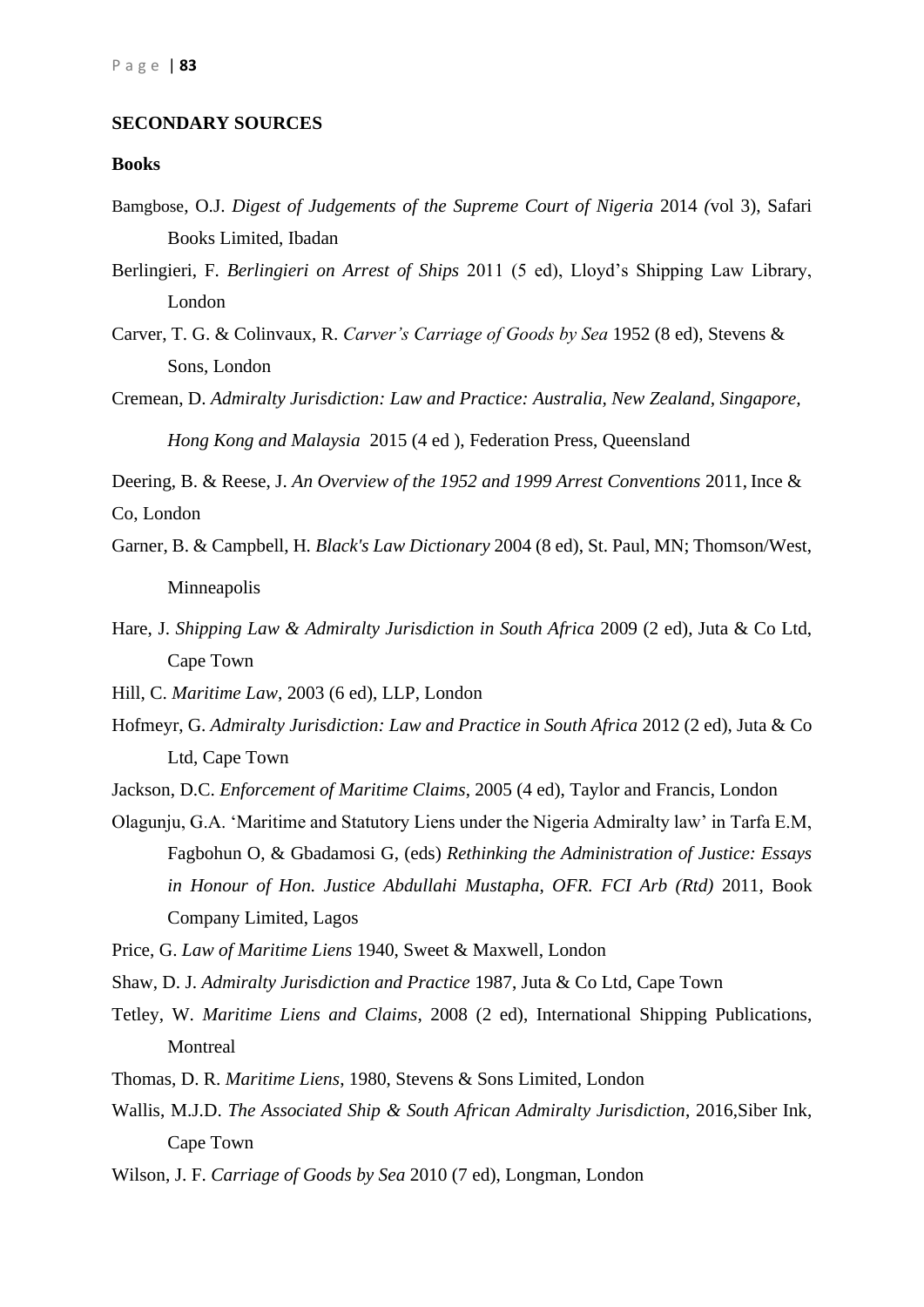## SECONDARY SOURCES

### Books

Bamgbose, O.J. *Digest of Judgements of the Supreme Court of Nigeria* 2014 (vol 3), Safari Books Limited, Ibadan

Berlingieri, F. *Berlingieri on Arrest of Ships* 2011 (5 ed), Lloyd's Shipping Law Library, London

Carver, T. G. & Colinvaux, R. *Carver's Carriage of Goods by Sea* 1952 (8 ed), Stevens & Sons, London

Cremean, D. *Admiralty Jurisdiction: Law and Practice: Australia, New Zealand, Singapore, Hong Kong and Malaysia* 2015 (4 ed ), Federation Press, Queensland

Deering, B. & Reese, J. *An Overview of the 1952 and 1999 Arrest Conventions* 2011, Ince & Co, London

Garner, B. & Campbell, H. *Black's Law Dictionary* 2004 (8 ed), St. Paul, MN; Thomson/West, Minneapolis

Hare, J. *Shipping Law & Admiralty Jurisdiction in South Africa* 2009 (2 ed), Juta & Co Ltd, Cape Town

Hill, C. *Maritime Law*, 2003 (6 ed), LLP, London

Hofmeyr, G. *Admiralty Jurisdiction: Law and Practice in South Africa* 2012 (2 ed), Juta & Co Ltd, Cape Town

Jackson, D.C. *Enforcement of Maritime Claims*, 2005 (4 ed), Taylor and Francis, London

Olagunju, G.A. 'Maritime and Statutory Liens under the Nigeria Admiralty law' in Tarfa E.M, Fagbohun O, & Gbadamosi G, (eds) *Rethinking the Administration of Justice: Essays in Honour of Hon. Justice Abdullahi Mustapha, OFR. FCI Arb (Rtd)* 2011, Book Company Limited, Lagos

Price, G. *Law of Maritime Liens* 1940, Sweet & Maxwell, London

Shaw, D. J. *Admiralty Jurisdiction and Practice* 1987, Juta & Co Ltd, Cape Town

Tetley, W. *Maritime Liens and Claims*, 2008 (2 ed), International Shipping Publications, Montreal

Thomas, D. R. *Maritime Liens*, 1980, Stevens & Sons Limited, London

Wallis, M.J.D. *The Associated Ship & South African Admiralty Jurisdiction*, 2016,Siber Ink, Cape Town

Wilson, J. F. *Carriage of Goods by Sea* 2010 (7 ed), Longman, London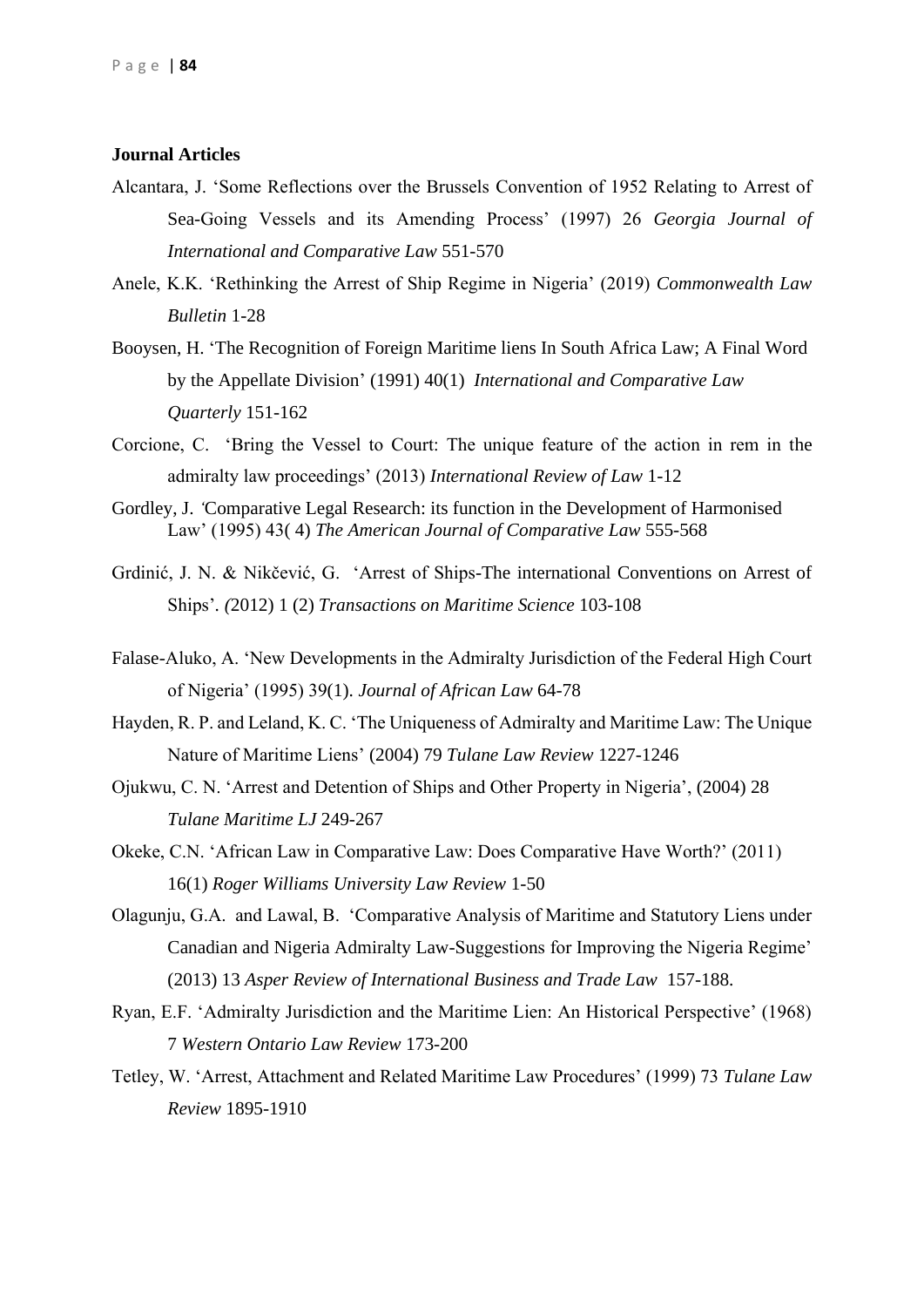**Journal Articles**

Alcantara, J. 'Some Reflections over the Brussels Convention of 1952 Relating to Arrest of Sea-Going Vessels and its Amending Process' (1997) 26 *Georgia Journal of International and Comparative Law* 551-570

Anele, K.K. 'Rethinking the Arrest of Ship Regime in Nigeria' (2019) *Commonwealth Law Bulletin* 1-28

Booysen, H. 'The Recognition of Foreign Maritime liens In South Africa Law; A Final Word by the Appellate Division' (1991) 40(1) *International and Comparative Law Quarterly* 151-162

Corcione, C. 'Bring the Vessel to Court: The unique feature of the action in rem in the admiralty law proceedings' (2013) *International Review of Law* 1-12

Gordley, J. *'*Comparative Legal Research: its function in the Development of Harmonised Law' (1995) 43( 4) *The American Journal of Comparative Law* 555-568

Grdinić, J. N. & Nikčević, G. 'Arrest of Ships-The international Conventions on Arrest of Ships'. *(*2012) 1 (2) *Transactions on Maritime Science* 103-108

Falase-Aluko, A. 'New Developments in the Admiralty Jurisdiction of the Federal High Court of Nigeria' (1995) 39(1). *Journal of African Law* 64-78

Hayden, R. P. and Leland, K. C. 'The Uniqueness of Admiralty and Maritime Law: The Unique Nature of Maritime Liens' (2004) 79 *Tulane Law Review* 1227-1246

Ojukwu, C. N. 'Arrest and Detention of Ships and Other Property in Nigeria', (2004) 28 *Tulane Maritime LJ* 249-267

Okeke, C.N. 'African Law in Comparative Law: Does Comparative Have Worth?' (2011) 16(1) *Roger Williams University Law Review* 1-50

Olagunju, G.A. and Lawal, B. 'Comparative Analysis of Maritime and Statutory Liens under Canadian and Nigeria Admiralty Law-Suggestions for Improving the Nigeria Regime' (2013) 13 *Asper Review of International Business and Trade Law* 157-188.

Ryan, E.F. 'Admiralty Jurisdiction and the Maritime Lien: An Historical Perspective' (1968) 7 *Western Ontario Law Review* 173-200

Tetley, W. 'Arrest, Attachment and Related Maritime Law Procedures' (1999) 73 *Tulane Law Review* 1895-1910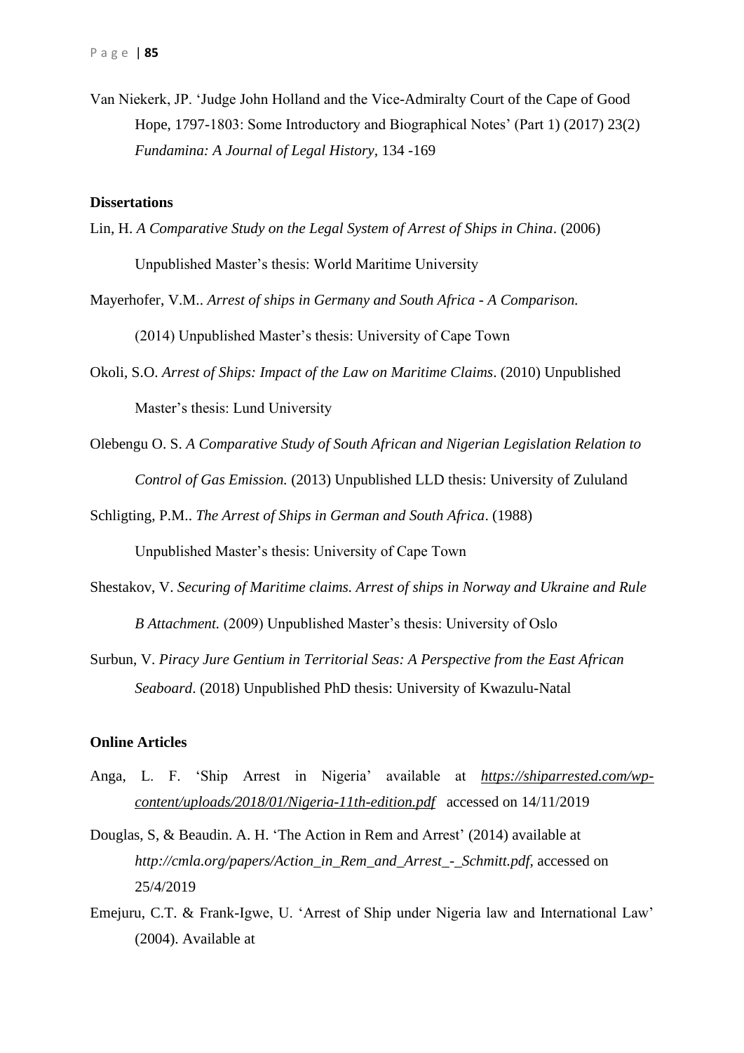Van Niekerk, JP. 'Judge John Holland and the Vice-Admiralty Court of the Cape of Good Hope, 1797-1803: Some Introductory and Biographical Notes' (Part 1) (2017) 23(2) *Fundamina: A Journal of Legal History*, 134 -169

**Dissertations**

Lin, H. *A Comparative Study on the Legal System of Arrest of Ships in China*. (2006) Unpublished Master's thesis: World Maritime University

Mayerhofer, V.M.. *Arrest of ships in Germany and South Africa - A Comparison.* (2014) Unpublished Master's thesis: University of Cape Town

Okoli, S.O. *Arrest of Ships: Impact of the Law on Maritime Claims*. (2010) Unpublished Master's thesis: Lund University

Olebengu O. S. *A Comparative Study of South African and Nigerian Legislation Relation to Control of Gas Emission.* (2013) Unpublished LLD thesis: University of Zululand

Schligting, P.M.. *The Arrest of Ships in German and South Africa*. (1988) Unpublished Master's thesis: University of Cape Town

Shestakov, V. *Securing of Maritime claims. Arrest of ships in Norway and Ukraine and Rule B Attachment.* (2009) Unpublished Master's thesis: University of Oslo

Surbun, V. *Piracy Jure Gentium in Territorial Seas: A Perspective from the East African Seaboard*. (2018) Unpublished PhD thesis: University of Kwazulu-Natal

**Online Articles**

Anga, L. F. 'Ship Arrest in Nigeria' available at *https://shiparrested.com/wp-content/uploads/2018/01/Nigeria-11th-edition.pdf* accessed on 14/11/2019

Douglas, S, & Beaudin. A. H. 'The Action in Rem and Arrest' (2014) available at *http://cmla.org/papers/Action_in_Rem_and_Arrest_-_Schmitt.pdf,* accessed on 25/4/2019

Emejuru, C.T. & Frank-Igwe, U. 'Arrest of Ship under Nigeria law and International Law' (2004). Available at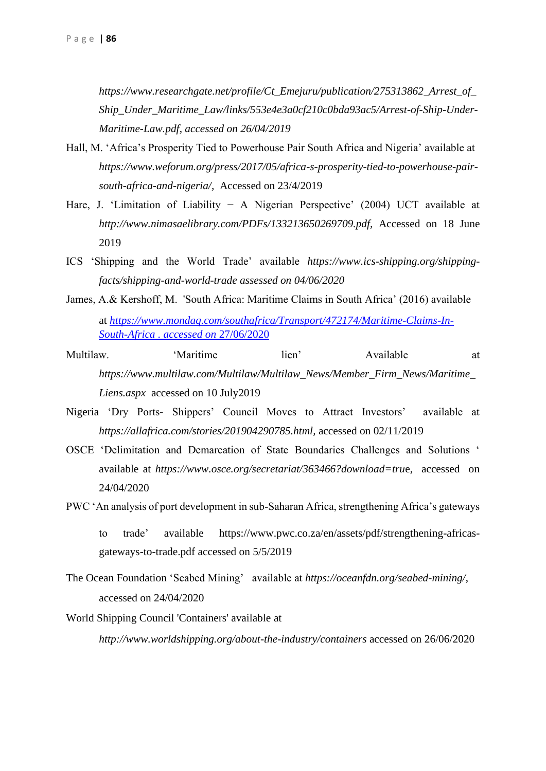*https://www.researchgate.net/profile/Ct_Emejuru/publication/275313862_Arrest_of_Ship_Under_Maritime_Law/links/553e4e3a0cf210c0bda93ac5/Arrest-of-Ship-Under-Maritime-Law.pdf, accessed on 26/04/2019*

Hall, M. 'Africa's Prosperity Tied to Powerhouse Pair South Africa and Nigeria' available at *https://www.weforum.org/press/2017/05/africa-s-prosperity-tied-to-powerhouse-pair-south-africa-and-nigeria/,* Accessed on 23/4/2019

Hare, J. 'Limitation of Liability − A Nigerian Perspective' (2004) UCT available at *http://www.nimasaelibrary.com/PDFs/133213650269709.pdf,* Accessed on 18 June 2019

ICS 'Shipping and the World Trade' available *https://www.ics-shipping.org/shipping-facts/shipping-and-world-trade assessed on 04/06/2020*

James, A.& Kershoff, M. 'South Africa: Maritime Claims in South Africa' (2016) available at *https://www.mondaq.com/southafrica/Transport/472174/Maritime-Claims-In-South-Africa . accessed on* 27/06/2020

Multilaw. 'Maritime lien' Available at *https://www.multilaw.com/Multilaw/Multilaw_News/Member_Firm_News/Maritime_Liens.aspx* accessed on 10 July2019

Nigeria 'Dry Ports- Shippers' Council Moves to Attract Investors' available at *https://allafrica.com/stories/201904290785.html,* accessed on 02/11/2019

OSCE 'Delimitation and Demarcation of State Boundaries Challenges and Solutions ' available at *https://www.osce.org/secretariat/363466?download=true*, accessed on 24/04/2020

PWC 'An analysis of port development in sub-Saharan Africa, strengthening Africa's gateways to trade' available https://www.pwc.co.za/en/assets/pdf/strengthening-africas-gateways-to-trade.pdf accessed on 5/5/2019

The Ocean Foundation 'Seabed Mining' available at *https://oceanfdn.org/seabed-mining/,* accessed on 24/04/2020

World Shipping Council 'Containers' available at *http://www.worldshipping.org/about-the-industry/containers* accessed on 26/06/2020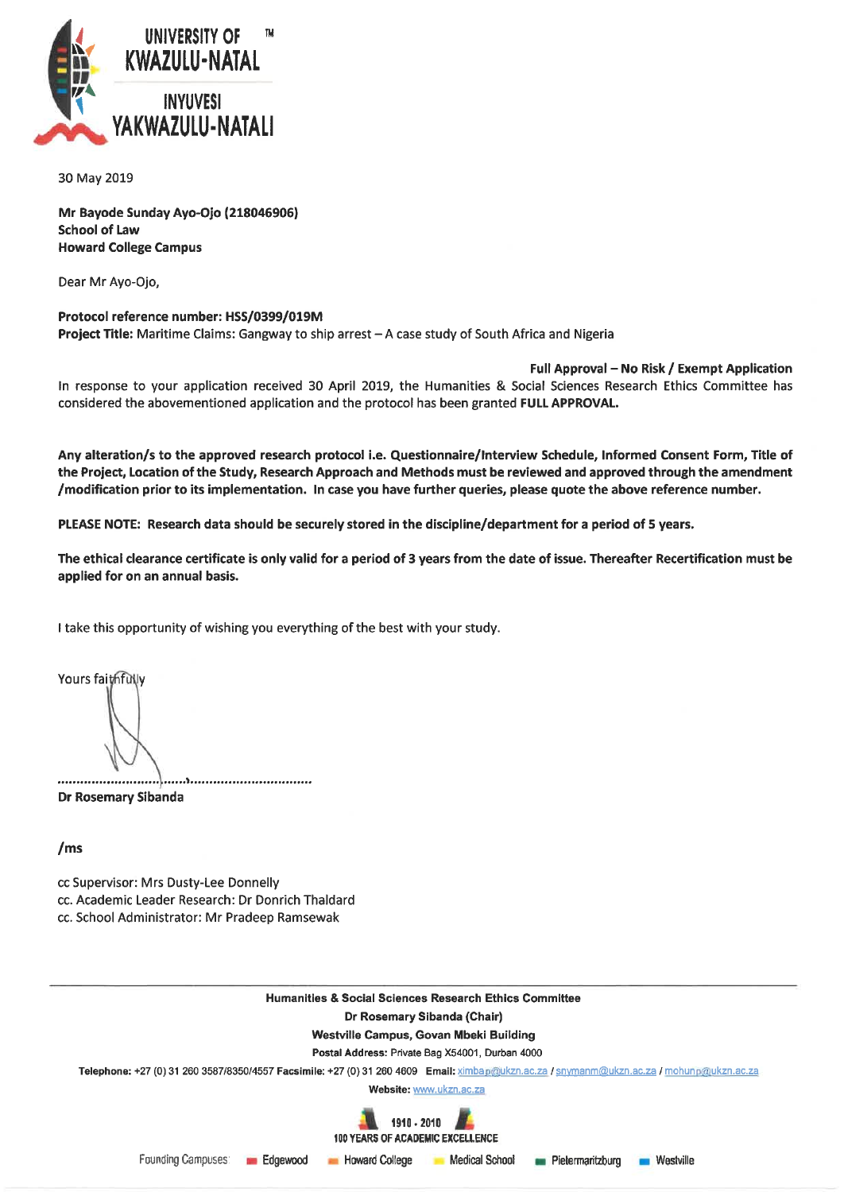UNIVERSITY OF KWAZULU-NATAL™

INYUVESI YAKWAZULU-NATALI

30 May 2019

**Mr Bayode Sunday Ayo-Ojo (218046906)**
**School of Law**
**Howard College Campus**

Dear Mr Ayo-Ojo,

**Protocol reference number: HSS/0399/019M**
**Project Title:** Maritime Claims: Gangway to ship arrest – A case study of South Africa and Nigeria

**Full Approval – No Risk / Exempt Application**

In response to your application received 30 April 2019, the Humanities & Social Sciences Research Ethics Committee has considered the abovementioned application and the protocol has been granted **FULL APPROVAL.**

**Any alteration/s to the approved research protocol i.e. Questionnaire/Interview Schedule, Informed Consent Form, Title of the Project, Location of the Study, Research Approach and Methods must be reviewed and approved through the amendment /modification prior to its implementation. In case you have further queries, please quote the above reference number.**

**PLEASE NOTE: Research data should be securely stored in the discipline/department for a period of 5 years.**

**The ethical clearance certificate is only valid for a period of 3 years from the date of issue. Thereafter Recertification must be applied for on an annual basis.**

I take this opportunity of wishing you everything of the best with your study.

Yours faithfully

..............................................................

**Dr Rosemary Sibanda**

**/ms**

cc Supervisor: Mrs Dusty-Lee Donnelly
cc. Academic Leader Research: Dr Donrich Thaldard
cc. School Administrator: Mr Pradeep Ramsewak

---

**Humanities & Social Sciences Research Ethics Committee**
**Dr Rosemary Sibanda (Chair)**
**Westville Campus, Govan Mbeki Building**
**Postal Address:** Private Bag X54001, Durban 4000
**Telephone:** +27 (0) 31 260 3587/8350/4557 **Facsimile:** +27 (0) 31 260 4609 **Email:** ximbap@ukzn.ac.za / snymanm@ukzn.ac.za / mohunp@ukzn.ac.za
**Website:** www.ukzn.ac.za

1910 - 2010
100 YEARS OF ACADEMIC EXCELLENCE

Founding Campuses: Edgewood · Howard College · Medical School · Pietermaritzburg · Westville